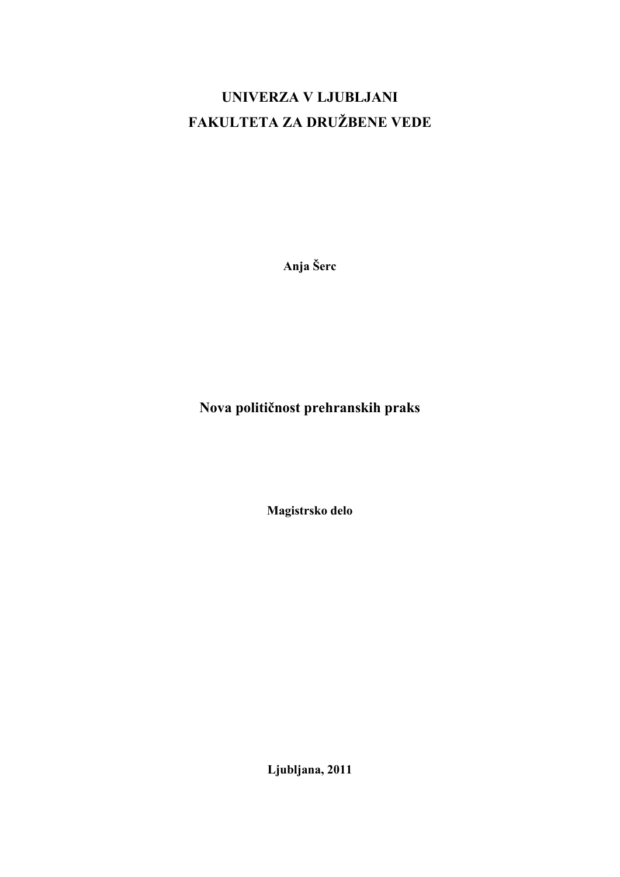**UNIVERZA V LJUBLJANI**
**FAKULTETA ZA DRUŽBENE VEDE**

**Anja Šerc**

# Nova političnost prehranskih praks

**Magistrsko delo**

**Ljubljana, 2011**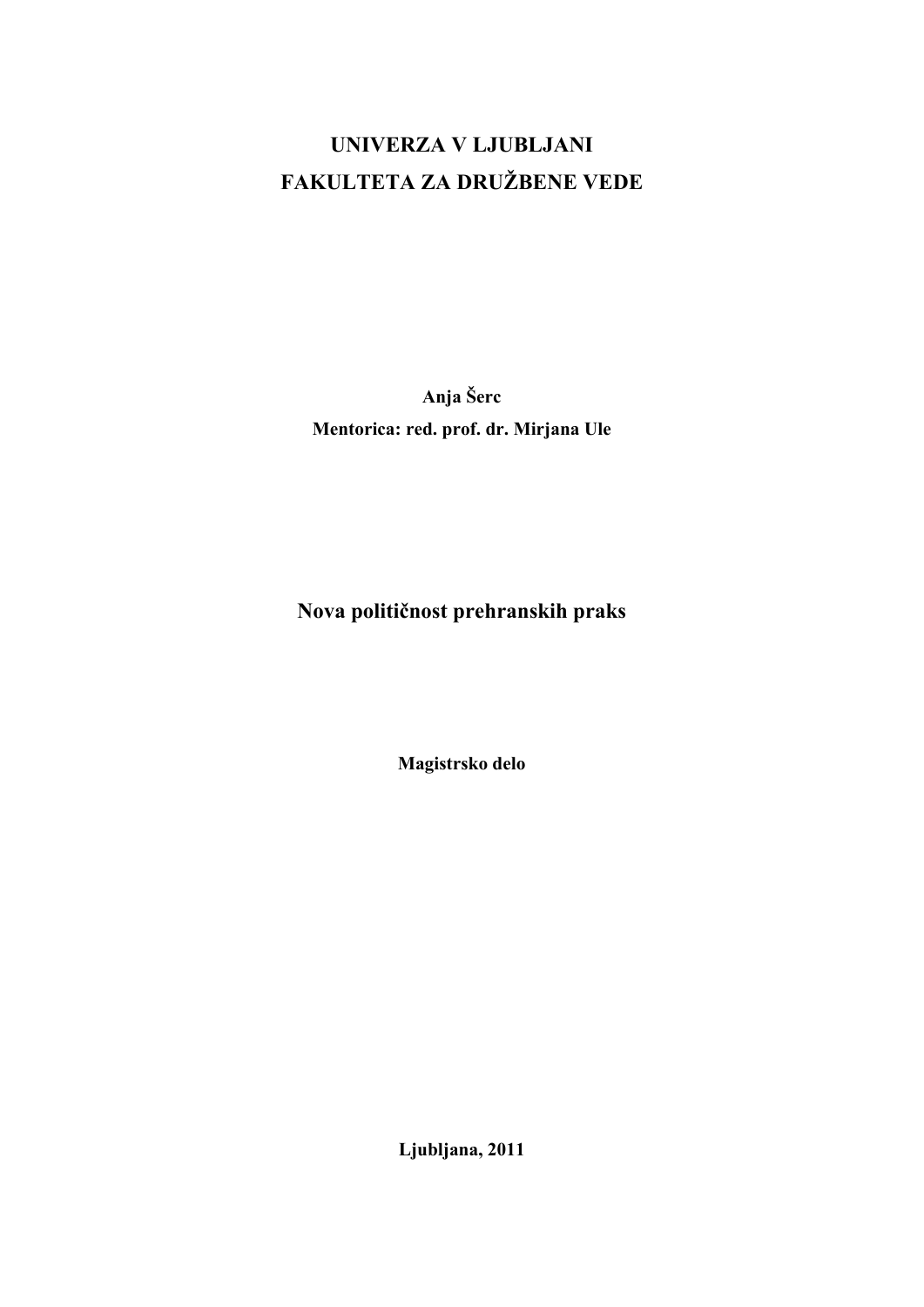**UNIVERZA V LJUBLJANI**
**FAKULTETA ZA DRUŽBENE VEDE**

**Anja Šerc**

**Mentorica: red. prof. dr. Mirjana Ule**

# Nova političnost prehranskih praks

**Magistrsko delo**

**Ljubljana, 2011**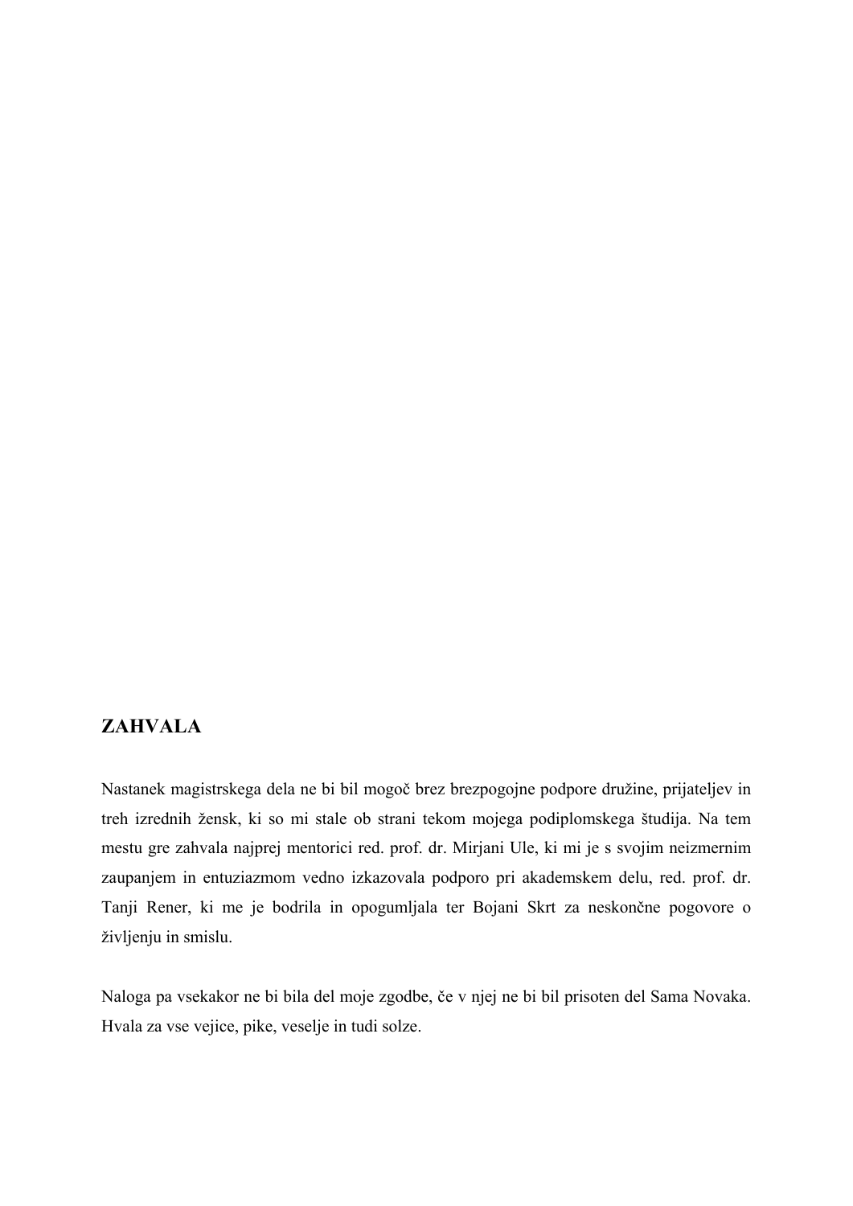## ZAHVALA

Nastanek magistrskega dela ne bi bil mogoč brez brezpogojne podpore družine, prijateljev in treh izrednih žensk, ki so mi stale ob strani tekom mojega podiplomskega študija. Na tem mestu gre zahvala najprej mentorici red. prof. dr. Mirjani Ule, ki mi je s svojim neizmernim zaupanjem in entuziazmom vedno izkazovala podporo pri akademskem delu, red. prof. dr. Tanji Rener, ki me je bodrila in opogumljala ter Bojani Skrt za neskončne pogovore o življenju in smislu.

Naloga pa vsekakor ne bi bila del moje zgodbe, če v njej ne bi bil prisoten del Sama Novaka. Hvala za vse vejice, pike, veselje in tudi solze.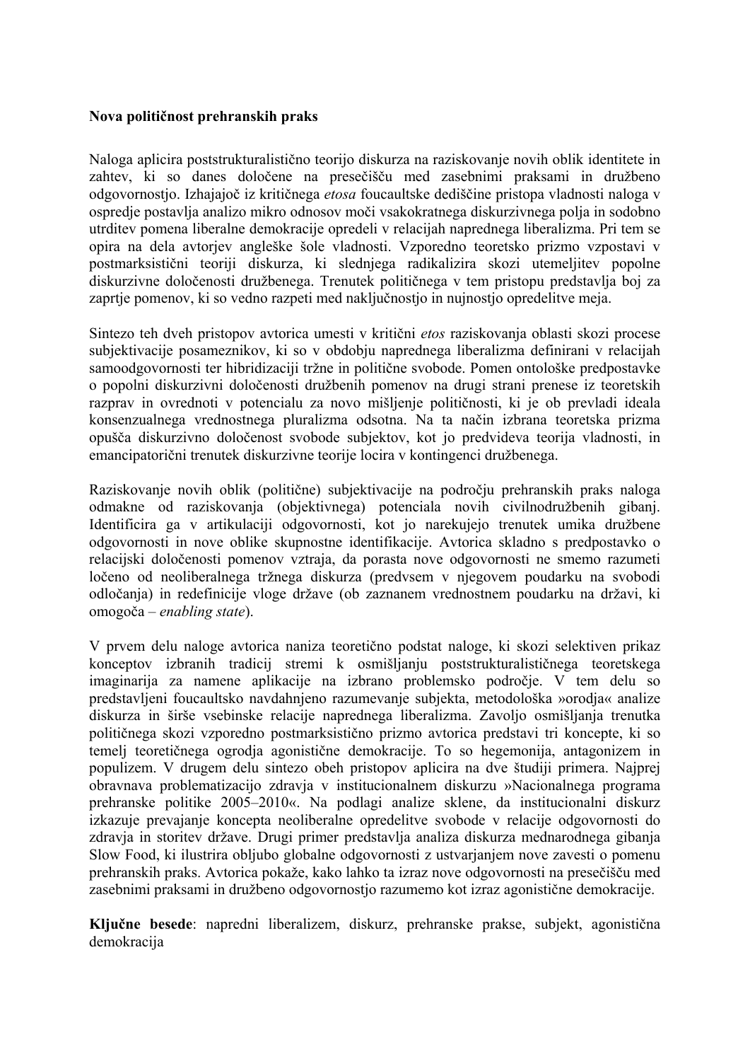**Nova političnost prehranskih praks**

Naloga aplicira poststrukturalistično teorijo diskurza na raziskovanje novih oblik identitete in zahtev, ki so danes določene na presečišču med zasebnimi praksami in družbeno odgovornostjo. Izhajajoč iz kritičnega *etosa* foucaultske dediščine pristopa vladnosti naloga v ospredje postavlja analizo mikro odnosov moči vsakokratnega diskurzivnega polja in sodobno utrditev pomena liberalne demokracije opredeli v relacijah naprednega liberalizma. Pri tem se opira na dela avtorjev angleške šole vladnosti. Vzporedno teoretsko prizmo vzpostavi v postmarksistični teoriji diskurza, ki slednjega radikalizira skozi utemeljitev popolne diskurzivne določenosti družbenega. Trenutek političnega v tem pristopu predstavlja boj za zaprtje pomenov, ki so vedno razpeti med naključnostjo in nujnostjo opredelitve meja.

Sintezo teh dveh pristopov avtorica umesti v kritični *etos* raziskovanja oblasti skozi procese subjektivacije posameznikov, ki so v obdobju naprednega liberalizma definirani v relacijah samoodgovornosti ter hibridizaciji tržne in politične svobode. Pomen ontološke predpostavke o popolni diskurzivni določenosti družbenih pomenov na drugi strani prenese iz teoretskih razprav in ovrednoti v potencialu za novo mišljenje političnosti, ki je ob prevladi ideala konsenzualnega vrednostnega pluralizma odsotna. Na ta način izbrana teoretska prizma opušča diskurzivno določenost svobode subjektov, kot jo predvideva teorija vladnosti, in emancipatorični trenutek diskurzivne teorije locira v kontingenci družbenega.

Raziskovanje novih oblik (politične) subjektivacije na področju prehranskih praks naloga odmakne od raziskovanja (objektivnega) potenciala novih civilnodružbenih gibanj. Identificira ga v artikulaciji odgovornosti, kot jo narekujejo trenutek umika družbene odgovornosti in nove oblike skupnostne identifikacije. Avtorica skladno s predpostavko o relacijski določenosti pomenov vztraja, da porasta nove odgovornosti ne smemo razumeti ločeno od neoliberalnega tržnega diskurza (predvsem v njegovem poudarku na svobodi odločanja) in redefinicije vloge države (ob zaznanem vrednostnem poudarku na državi, ki omogoča – *enabling state*).

V prvem delu naloge avtorica naniza teoretično podstat naloge, ki skozi selektiven prikaz konceptov izbranih tradicij stremi k osmišljanju poststrukturalističnega teoretskega imaginarija za namene aplikacije na izbrano problemsko področje. V tem delu so predstavljeni foucaultsko navdahnjeno razumevanje subjekta, metodološka »orodja« analize diskurza in širše vsebinske relacije naprednega liberalizma. Zavoljo osmišljanja trenutka političnega skozi vzporedno postmarksistično prizmo avtorica predstavi tri koncepte, ki so temelj teoretičnega ogrodja agonistične demokracije. To so hegemonija, antagonizem in populizem. V drugem delu sintezo obeh pristopov aplicira na dve študiji primera. Najprej obravnava problematizacijo zdravja v institucionalnem diskurzu »Nacionalnega programa prehranske politike 2005–2010«. Na podlagi analize sklene, da institucionalni diskurz izkazuje prevajanje koncepta neoliberalne opredelitve svobode v relacije odgovornosti do zdravja in storitev države. Drugi primer predstavlja analiza diskurza mednarodnega gibanja Slow Food, ki ilustrira obljubo globalne odgovornosti z ustvarjanjem nove zavesti o pomenu prehranskih praks. Avtorica pokaže, kako lahko ta izraz nove odgovornosti na presečišču med zasebnimi praksami in družbeno odgovornostjo razumemo kot izraz agonistične demokracije.

**Ključne besede**: napredni liberalizem, diskurz, prehranske prakse, subjekt, agonistična demokracija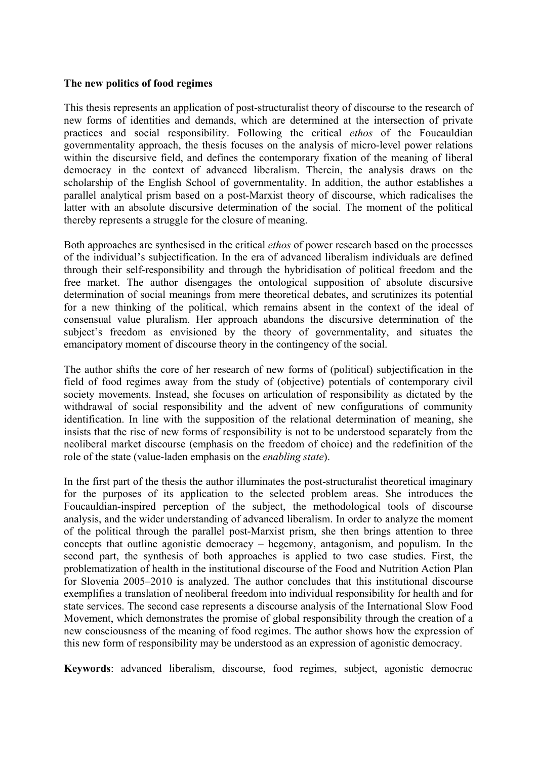**The new politics of food regimes**

This thesis represents an application of post-structuralist theory of discourse to the research of new forms of identities and demands, which are determined at the intersection of private practices and social responsibility. Following the critical *ethos* of the Foucauldian governmentality approach, the thesis focuses on the analysis of micro-level power relations within the discursive field, and defines the contemporary fixation of the meaning of liberal democracy in the context of advanced liberalism. Therein, the analysis draws on the scholarship of the English School of governmentality. In addition, the author establishes a parallel analytical prism based on a post-Marxist theory of discourse, which radicalises the latter with an absolute discursive determination of the social. The moment of the political thereby represents a struggle for the closure of meaning.

Both approaches are synthesised in the critical *ethos* of power research based on the processes of the individual's subjectification. In the era of advanced liberalism individuals are defined through their self-responsibility and through the hybridisation of political freedom and the free market. The author disengages the ontological supposition of absolute discursive determination of social meanings from mere theoretical debates, and scrutinizes its potential for a new thinking of the political, which remains absent in the context of the ideal of consensual value pluralism. Her approach abandons the discursive determination of the subject's freedom as envisioned by the theory of governmentality, and situates the emancipatory moment of discourse theory in the contingency of the social.

The author shifts the core of her research of new forms of (political) subjectification in the field of food regimes away from the study of (objective) potentials of contemporary civil society movements. Instead, she focuses on articulation of responsibility as dictated by the withdrawal of social responsibility and the advent of new configurations of community identification. In line with the supposition of the relational determination of meaning, she insists that the rise of new forms of responsibility is not to be understood separately from the neoliberal market discourse (emphasis on the freedom of choice) and the redefinition of the role of the state (value-laden emphasis on the *enabling state*).

In the first part of the thesis the author illuminates the post-structuralist theoretical imaginary for the purposes of its application to the selected problem areas. She introduces the Foucauldian-inspired perception of the subject, the methodological tools of discourse analysis, and the wider understanding of advanced liberalism. In order to analyze the moment of the political through the parallel post-Marxist prism, she then brings attention to three concepts that outline agonistic democracy – hegemony, antagonism, and populism. In the second part, the synthesis of both approaches is applied to two case studies. First, the problematization of health in the institutional discourse of the Food and Nutrition Action Plan for Slovenia 2005–2010 is analyzed. The author concludes that this institutional discourse exemplifies a translation of neoliberal freedom into individual responsibility for health and for state services. The second case represents a discourse analysis of the International Slow Food Movement, which demonstrates the promise of global responsibility through the creation of a new consciousness of the meaning of food regimes. The author shows how the expression of this new form of responsibility may be understood as an expression of agonistic democracy.

**Keywords**: advanced liberalism, discourse, food regimes, subject, agonistic democrac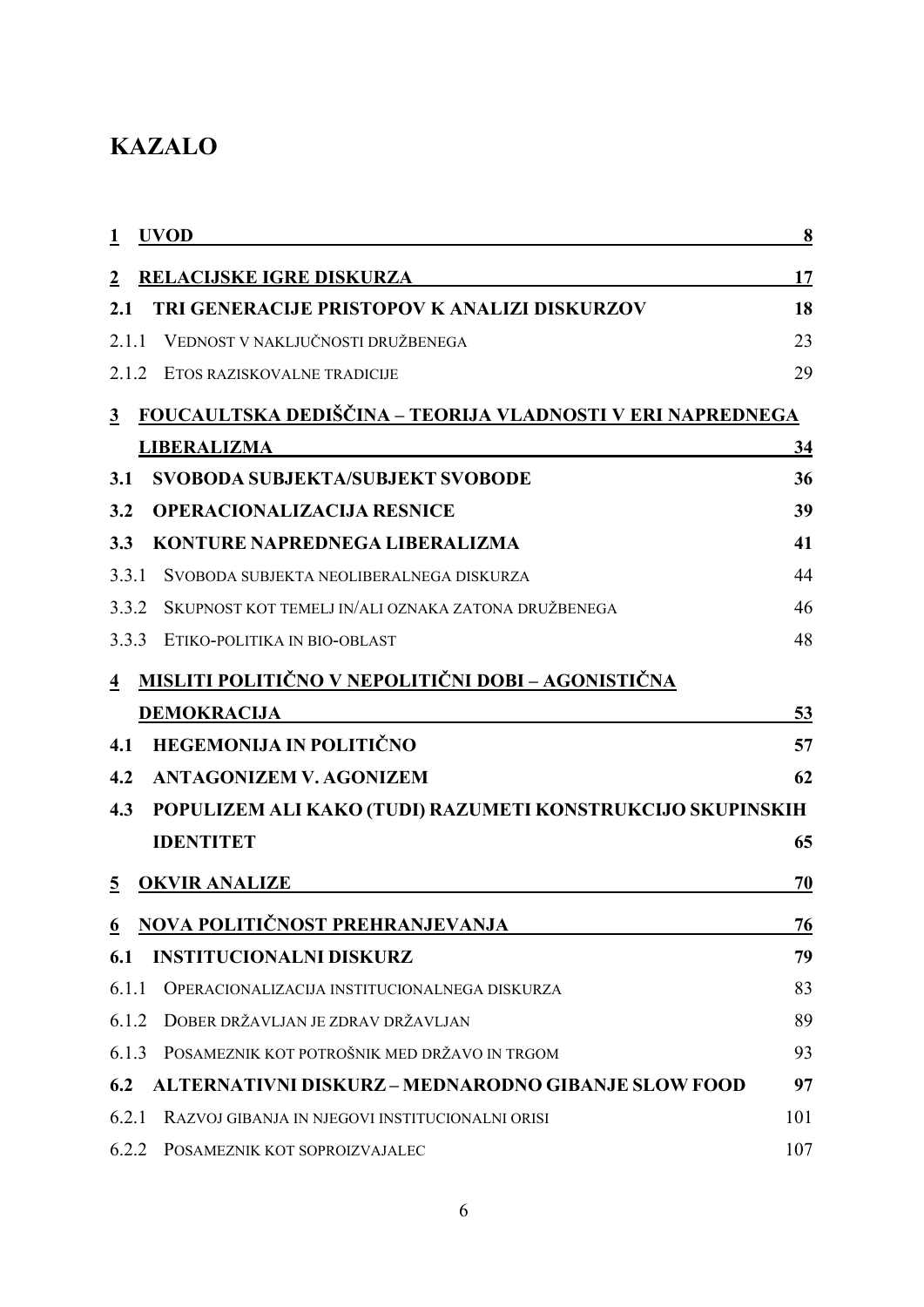# KAZALO

| | | |
|---|---|---|
| **1** | **UVOD** | **8** |
| **2** | **RELACIJSKE IGRE DISKURZA** | **17** |
| **2.1** | **TRI GENERACIJE PRISTOPOV K ANALIZI DISKURZOV** | **18** |
| 2.1.1 | VEDNOST V NAKLJUČNOSTI DRUŽBENEGA | 23 |
| 2.1.2 | ETOS RAZISKOVALNE TRADICIJE | 29 |
| **3** | **FOUCAULTSKA DEDIŠČINA – TEORIJA VLADNOSTI V ERI NAPREDNEGA LIBERALIZMA** | **34** |
| **3.1** | **SVOBODA SUBJEKTA/SUBJEKT SVOBODE** | **36** |
| **3.2** | **OPERACIONALIZACIJA RESNICE** | **39** |
| **3.3** | **KONTURE NAPREDNEGA LIBERALIZMA** | **41** |
| 3.3.1 | SVOBODA SUBJEKTA NEOLIBERALNEGA DISKURZA | 44 |
| 3.3.2 | SKUPNOST KOT TEMELJ IN/ALI OZNAKA ZATONA DRUŽBENEGA | 46 |
| 3.3.3 | ETIKO-POLITIKA IN BIO-OBLAST | 48 |
| **4** | **MISLITI POLITIČNO V NEPOLITIČNI DOBI – AGONISTIČNA DEMOKRACIJA** | **53** |
| **4.1** | **HEGEMONIJA IN POLITIČNO** | **57** |
| **4.2** | **ANTAGONIZEM V. AGONIZEM** | **62** |
| **4.3** | **POPULIZEM ALI KAKO (TUDI) RAZUMETI KONSTRUKCIJO SKUPINSKIH IDENTITET** | **65** |
| **5** | **OKVIR ANALIZE** | **70** |
| **6** | **NOVA POLITIČNOST PREHRANJEVANJA** | **76** |
| **6.1** | **INSTITUCIONALNI DISKURZ** | **79** |
| 6.1.1 | OPERACIONALIZACIJA INSTITUCIONALNEGA DISKURZA | 83 |
| 6.1.2 | DOBER DRŽAVLJAN JE ZDRAV DRŽAVLJAN | 89 |
| 6.1.3 | POSAMEZNIK KOT POTROŠNIK MED DRŽAVO IN TRGOM | 93 |
| **6.2** | **ALTERNATIVNI DISKURZ – MEDNARODNO GIBANJE SLOW FOOD** | **97** |
| 6.2.1 | RAZVOJ GIBANJA IN NJEGOVI INSTITUCIONALNI ORISI | 101 |
| 6.2.2 | POSAMEZNIK KOT SOPROIZVAJALEC | 107 |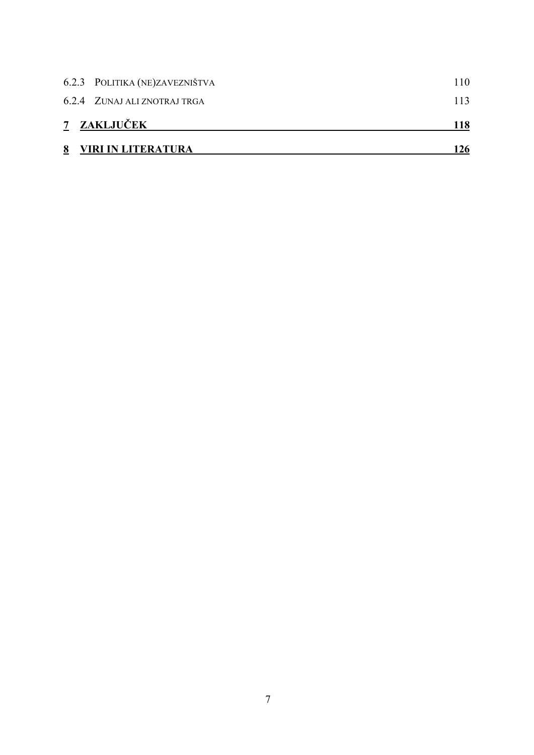6.2.3 POLITIKA (NE)ZAVEZNIŠTVA 110

6.2.4 ZUNAJ ALI ZNOTRAJ TRGA 113

**7 ZAKLJUČEK 118**

**8 VIRI IN LITERATURA 126**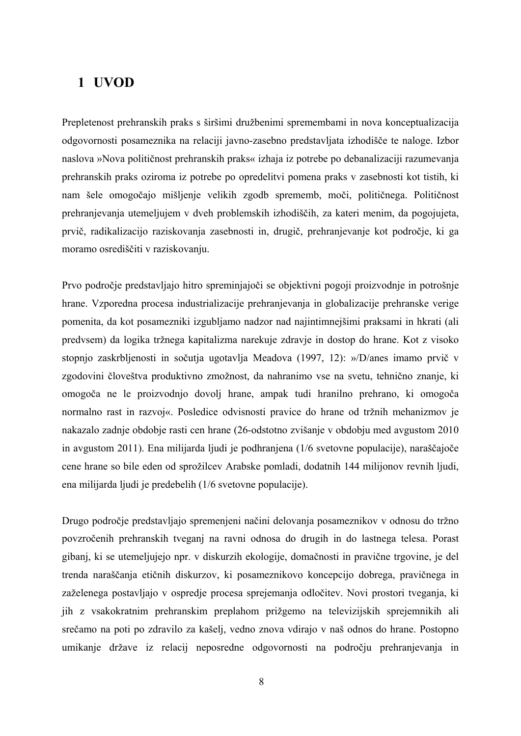# 1 UVOD

Prepletenost prehranskih praks s širšimi družbenimi spremembami in nova konceptualizacija odgovornosti posameznika na relaciji javno-zasebno predstavljata izhodišče te naloge. Izbor naslova »Nova političnost prehranskih praks« izhaja iz potrebe po debanalizaciji razumevanja prehranskih praks oziroma iz potrebe po opredelitvi pomena praks v zasebnosti kot tistih, ki nam šele omogočajo mišljenje velikih zgodb sprememb, moči, političnega. Političnost prehranjevanja utemeljujem v dveh problemskih izhodiščih, za kateri menim, da pogojujeta, prvič, radikalizacijo raziskovanja zasebnosti in, drugič, prehranjevanje kot področje, ki ga moramo osrediščiti v raziskovanju.

Prvo področje predstavljajo hitro spreminjajoči se objektivni pogoji proizvodnje in potrošnje hrane. Vzporedna procesa industrializacije prehranjevanja in globalizacije prehranske verige pomenita, da kot posamezniki izgubljamo nadzor nad najintimnejšimi praksami in hkrati (ali predvsem) da logika tržnega kapitalizma narekuje zdravje in dostop do hrane. Kot z visoko stopnjo zaskrbljenosti in sočutja ugotavlja Meadova (1997, 12): »/D/anes imamo prvič v zgodovini človeštva produktivno zmožnost, da nahranimo vse na svetu, tehnično znanje, ki omogoča ne le proizvodnjo dovolj hrane, ampak tudi hranilno prehrano, ki omogoča normalno rast in razvoj«. Posledice odvisnosti pravice do hrane od tržnih mehanizmov je nakazalo zadnje obdobje rasti cen hrane (26-odstotno zvišanje v obdobju med avgustom 2010 in avgustom 2011). Ena milijarda ljudi je podhranjena (1/6 svetovne populacije), naraščajoče cene hrane so bile eden od sprožilcev Arabske pomladi, dodatnih 144 milijonov revnih ljudi, ena milijarda ljudi je predebelih (1/6 svetovne populacije).

Drugo področje predstavljajo spremenjeni načini delovanja posameznikov v odnosu do tržno povzročenih prehranskih tveganj na ravni odnosa do drugih in do lastnega telesa. Porast gibanj, ki se utemeljujejo npr. v diskurzih ekologije, domačnosti in pravične trgovine, je del trenda naraščanja etičnih diskurzov, ki posameznikovo koncepcijo dobrega, pravičnega in zaželenega postavljajo v ospredje procesa sprejemanja odločitev. Novi prostori tveganja, ki jih z vsakokratnim prehranskim preplahom prižgemo na televizijskih sprejemnikih ali srečamo na poti po zdravilo za kašelj, vedno znova vdirajo v naš odnos do hrane. Postopno umikanje države iz relacij neposredne odgovornosti na področju prehranjevanja in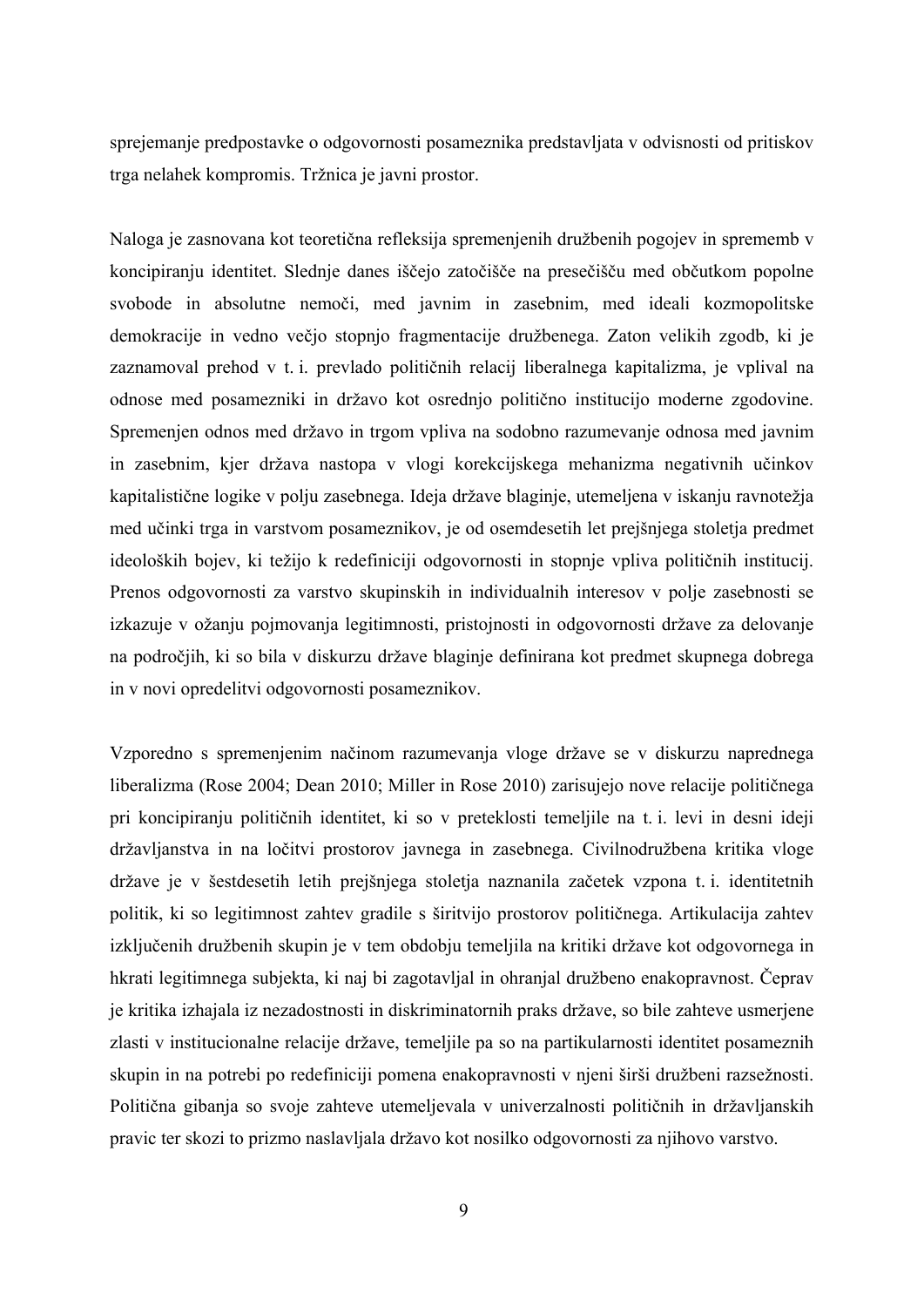sprejemanje predpostavke o odgovornosti posameznika predstavljata v odvisnosti od pritiskov trga nelahek kompromis. Tržnica je javni prostor.

Naloga je zasnovana kot teoretična refleksija spremenjenih družbenih pogojev in sprememb v koncipiranju identitet. Slednje danes iščejo zatočišče na presečišču med občutkom popolne svobode in absolutne nemoči, med javnim in zasebnim, med ideali kozmopolitske demokracije in vedno večjo stopnjo fragmentacije družbenega. Zaton velikih zgodb, ki je zaznamoval prehod v t. i. prevlado političnih relacij liberalnega kapitalizma, je vplival na odnose med posamezniki in državo kot osrednjo politično institucijo moderne zgodovine. Spremenjen odnos med državo in trgom vpliva na sodobno razumevanje odnosa med javnim in zasebnim, kjer država nastopa v vlogi korekcijskega mehanizma negativnih učinkov kapitalistične logike v polju zasebnega. Ideja države blaginje, utemeljena v iskanju ravnotežja med učinki trga in varstvom posameznikov, je od osemdesetih let prejšnjega stoletja predmet ideoloških bojev, ki težijo k redefiniciji odgovornosti in stopnje vpliva političnih institucij. Prenos odgovornosti za varstvo skupinskih in individualnih interesov v polje zasebnosti se izkazuje v ožanju pojmovanja legitimnosti, pristojnosti in odgovornosti države za delovanje na področjih, ki so bila v diskurzu države blaginje definirana kot predmet skupnega dobrega in v novi opredelitvi odgovornosti posameznikov.

Vzporedno s spremenjenim načinom razumevanja vloge države se v diskurzu naprednega liberalizma (Rose 2004; Dean 2010; Miller in Rose 2010) zarisujejo nove relacije političnega pri koncipiranju političnih identitet, ki so v preteklosti temeljile na t. i. levi in desni ideji državljanstva in na ločitvi prostorov javnega in zasebnega. Civilnodružbena kritika vloge države je v šestdesetih letih prejšnjega stoletja naznanila začetek vzpona t. i. identitetnih politik, ki so legitimnost zahtev gradile s širitvijo prostorov političnega. Artikulacija zahtev izključenih družbenih skupin je v tem obdobju temeljila na kritiki države kot odgovornega in hkrati legitimnega subjekta, ki naj bi zagotavljal in ohranjal družbeno enakopravnost. Čeprav je kritika izhajala iz nezadostnosti in diskriminatornih praks države, so bile zahteve usmerjene zlasti v institucionalne relacije države, temeljile pa so na partikularnosti identitet posameznih skupin in na potrebi po redefiniciji pomena enakopravnosti v njeni širši družbeni razsežnosti. Politična gibanja so svoje zahteve utemeljevala v univerzalnosti političnih in državljanskih pravic ter skozi to prizmo naslavljala državo kot nosilko odgovornosti za njihovo varstvo.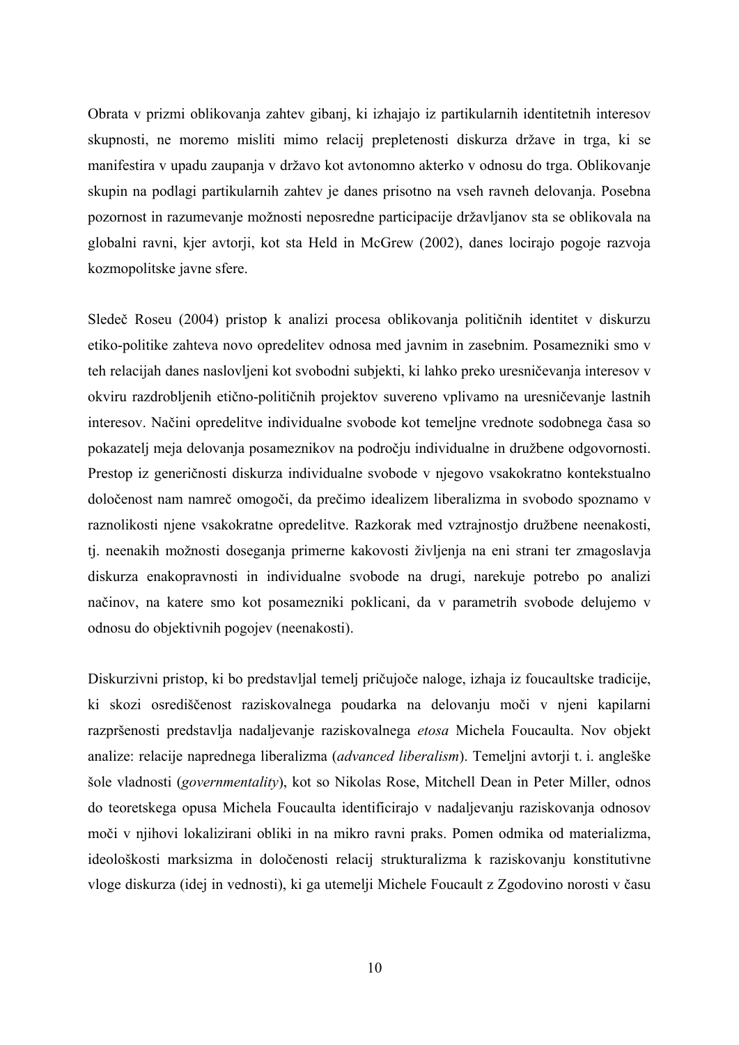Obrata v prizmi oblikovanja zahtev gibanj, ki izhajajo iz partikularnih identitetnih interesov skupnosti, ne moremo misliti mimo relacij prepletenosti diskurza države in trga, ki se manifestira v upadu zaupanja v državo kot avtonomno akterko v odnosu do trga. Oblikovanje skupin na podlagi partikularnih zahtev je danes prisotno na vseh ravneh delovanja. Posebna pozornost in razumevanje možnosti neposredne participacije državljanov sta se oblikovala na globalni ravni, kjer avtorji, kot sta Held in McGrew (2002), danes locirajo pogoje razvoja kozmopolitske javne sfere.

Sledeč Roseu (2004) pristop k analizi procesa oblikovanja političnih identitet v diskurzu etiko-politike zahteva novo opredelitev odnosa med javnim in zasebnim. Posamezniki smo v teh relacijah danes naslovljeni kot svobodni subjekti, ki lahko preko uresničevanja interesov v okviru razdrobljenih etično-političnih projektov suvereno vplivamo na uresničevanje lastnih interesov. Načini opredelitve individualne svobode kot temeljne vrednote sodobnega časa so pokazatelj meja delovanja posameznikov na področju individualne in družbene odgovornosti. Prestop iz generičnosti diskurza individualne svobode v njegovo vsakokratno kontekstualno določenost nam namreč omogoči, da prečimo idealizem liberalizma in svobodo spoznamo v raznolikosti njene vsakokratne opredelitve. Razkorak med vztrajnostjo družbene neenakosti, tj. neenakih možnosti doseganja primerne kakovosti življenja na eni strani ter zmagoslavja diskurza enakopravnosti in individualne svobode na drugi, narekuje potrebo po analizi načinov, na katere smo kot posamezniki poklicani, da v parametrih svobode delujemo v odnosu do objektivnih pogojev (neenakosti).

Diskurzivni pristop, ki bo predstavljal temelj pričujoče naloge, izhaja iz foucaultske tradicije, ki skozi osrediščenost raziskovalnega poudarka na delovanju moči v njeni kapilarni razpršenosti predstavlja nadaljevanje raziskovalnega *etosa* Michela Foucaulta. Nov objekt analize: relacije naprednega liberalizma (*advanced liberalism*). Temeljni avtorji t. i. angleške šole vladnosti (*governmentality*), kot so Nikolas Rose, Mitchell Dean in Peter Miller, odnos do teoretskega opusa Michela Foucaulta identificirajo v nadaljevanju raziskovanja odnosov moči v njihovi lokalizirani obliki in na mikro ravni praks. Pomen odmika od materializma, ideološkosti marksizma in določenosti relacij strukturalizma k raziskovanju konstitutivne vloge diskurza (idej in vednosti), ki ga utemelji Michele Foucault z Zgodovino norosti v času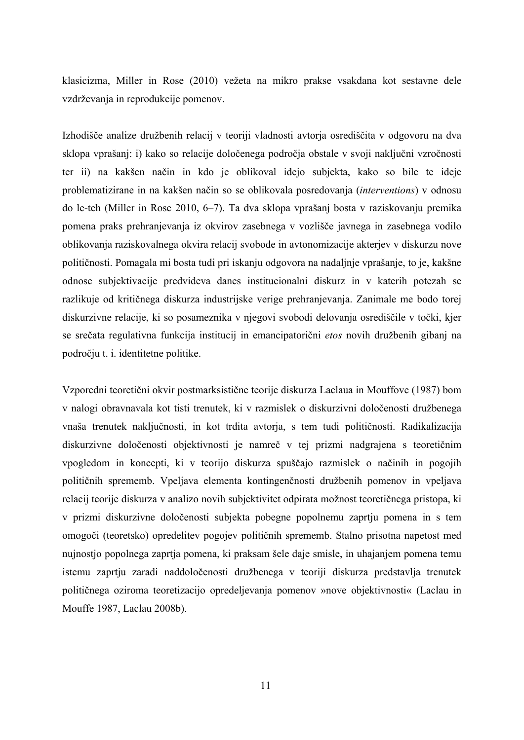klasicizma, Miller in Rose (2010) vežeta na mikro prakse vsakdana kot sestavne dele vzdrževanja in reprodukcije pomenov.

Izhodišče analize družbenih relacij v teoriji vladnosti avtorja osrediščita v odgovoru na dva sklopa vprašanj: i) kako so relacije določenega področja obstale v svoji naključni vzročnosti ter ii) na kakšen način in kdo je oblikoval idejo subjekta, kako so bile te ideje problematizirane in na kakšen način so se oblikovala posredovanja (*interventions*) v odnosu do le-teh (Miller in Rose 2010, 6–7). Ta dva sklopa vprašanj bosta v raziskovanju premika pomena praks prehranjevanja iz okvirov zasebnega v vozlišče javnega in zasebnega vodilo oblikovanja raziskovalnega okvira relacij svobode in avtonomizacije akterjev v diskurzu nove političnosti. Pomagala mi bosta tudi pri iskanju odgovora na nadaljnje vprašanje, to je, kakšne odnose subjektivacije predvideva danes institucionalni diskurz in v katerih potezah se razlikuje od kritičnega diskurza industrijske verige prehranjevanja. Zanimale me bodo torej diskurzivne relacije, ki so posameznika v njegovi svobodi delovanja osrediščile v točki, kjer se srečata regulativna funkcija institucij in emancipatorični *etos* novih družbenih gibanj na področju t. i. identitetne politike.

Vzporedni teoretični okvir postmarksistične teorije diskurza Laclaua in Mouffove (1987) bom v nalogi obravnavala kot tisti trenutek, ki v razmislek o diskurzivni določenosti družbenega vnaša trenutek naključnosti, in kot trdita avtorja, s tem tudi političnosti. Radikalizacija diskurzivne določenosti objektivnosti je namreč v tej prizmi nadgrajena s teoretičnim vpogledom in koncepti, ki v teorijo diskurza spuščajo razmislek o načinih in pogojih političnih sprememb. Vpeljava elementa kontingenčnosti družbenih pomenov in vpeljava relacij teorije diskurza v analizo novih subjektivitet odpirata možnost teoretičnega pristopa, ki v prizmi diskurzivne določenosti subjekta pobegne popolnemu zaprtju pomena in s tem omogoči (teoretsko) opredelitev pogojev političnih sprememb. Stalno prisotna napetost med nujnostjo popolnega zaprtja pomena, ki praksam šele daje smisle, in uhajanjem pomena temu istemu zaprtju zaradi naddoločenosti družbenega v teoriji diskurza predstavlja trenutek političnega oziroma teoretizacijo opredeljevanja pomenov »nove objektivnosti« (Laclau in Mouffe 1987, Laclau 2008b).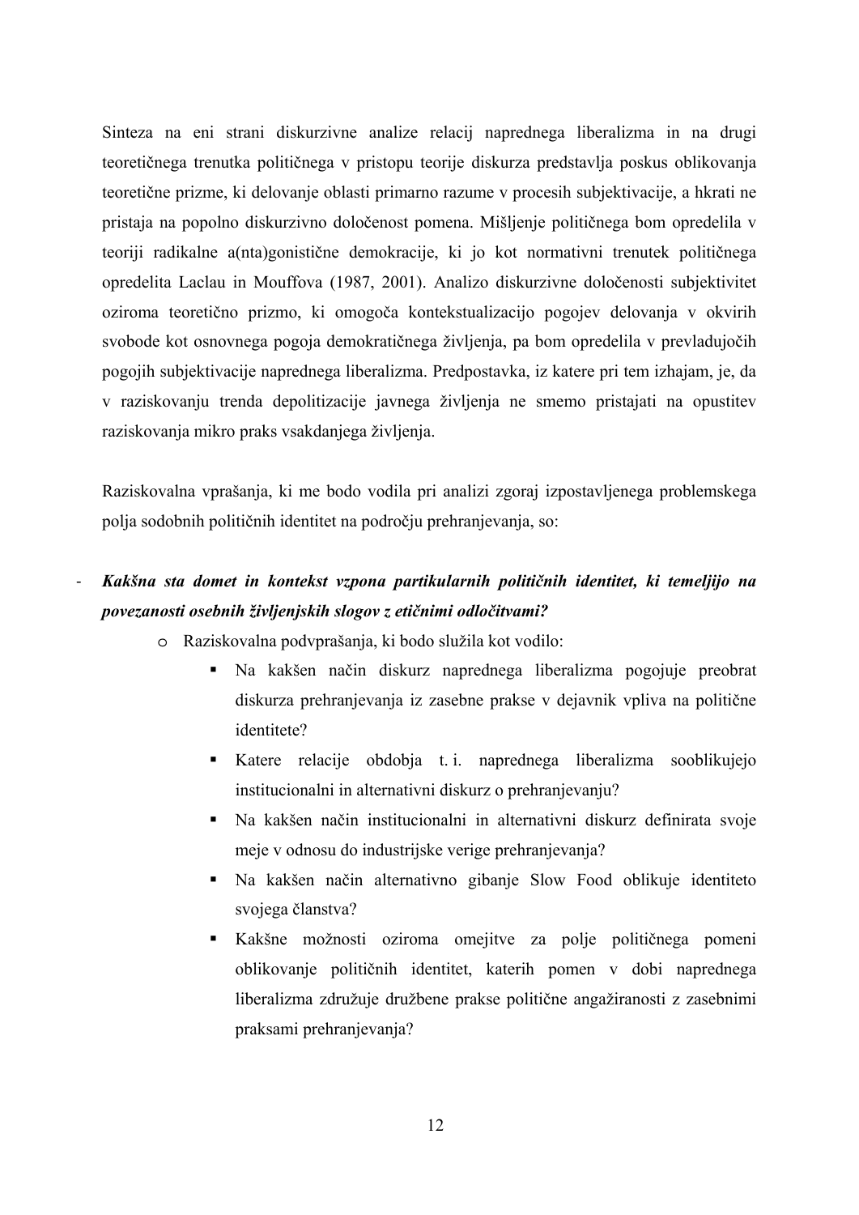Sinteza na eni strani diskurzivne analize relacij naprednega liberalizma in na drugi teoretičnega trenutka političnega v pristopu teorije diskurza predstavlja poskus oblikovanja teoretične prizme, ki delovanje oblasti primarno razume v procesih subjektivacije, a hkrati ne pristaja na popolno diskurzivno določenost pomena. Mišljenje političnega bom opredelila v teoriji radikalne a(nta)gonistične demokracije, ki jo kot normativni trenutek političnega opredelita Laclau in Mouffova (1987, 2001). Analizo diskurzivne določenosti subjektivitet oziroma teoretično prizmo, ki omogoča kontekstualizacijo pogojev delovanja v okvirih svobode kot osnovnega pogoja demokratičnega življenja, pa bom opredelila v prevladujočih pogojih subjektivacije naprednega liberalizma. Predpostavka, iz katere pri tem izhajam, je, da v raziskovanju trenda depolitizacije javnega življenja ne smemo pristajati na opustitev raziskovanja mikro praks vsakdanjega življenja.

Raziskovalna vprašanja, ki me bodo vodila pri analizi zgoraj izpostavljenega problemskega polja sodobnih političnih identitet na področju prehranjevanja, so:

- ***Kakšna sta domet in kontekst vzpona partikularnih političnih identitet, ki temeljijo na povezanosti osebnih življenjskih slogov z etičnimi odločitvami?***
    - Raziskovalna podvprašanja, ki bodo služila kot vodilo:
        - Na kakšen način diskurz naprednega liberalizma pogojuje preobrat diskurza prehranjevanja iz zasebne prakse v dejavnik vpliva na politične identitete?
        - Katere relacije obdobja t. i. naprednega liberalizma sooblikujejo institucionalni in alternativni diskurz o prehranjevanju?
        - Na kakšen način institucionalni in alternativni diskurz definirata svoje meje v odnosu do industrijske verige prehranjevanja?
        - Na kakšen način alternativno gibanje Slow Food oblikuje identiteto svojega članstva?
        - Kakšne možnosti oziroma omejitve za polje političnega pomeni oblikovanje političnih identitet, katerih pomen v dobi naprednega liberalizma združuje družbene prakse politične angažiranosti z zasebnimi praksami prehranjevanja?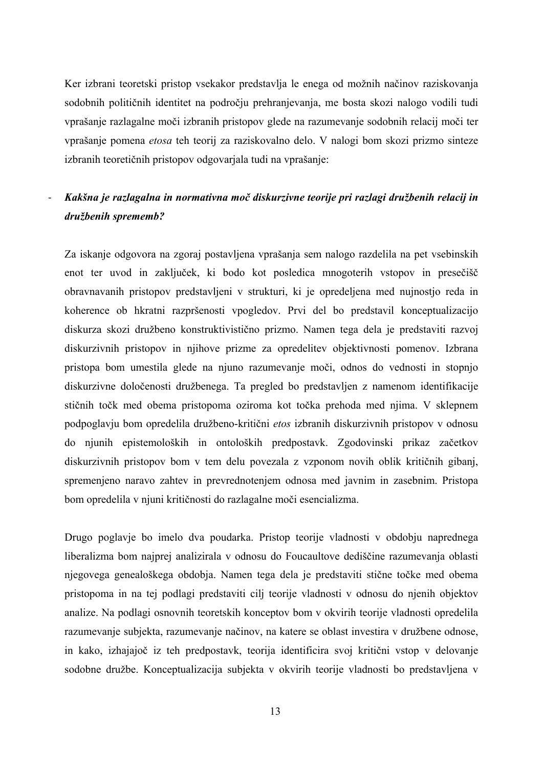Ker izbrani teoretski pristop vsekakor predstavlja le enega od možnih načinov raziskovanja sodobnih političnih identitet na področju prehranjevanja, me bosta skozi nalogo vodili tudi vprašanje razlagalne moči izbranih pristopov glede na razumevanje sodobnih relacij moči ter vprašanje pomena *etosa* teh teorij za raziskovalno delo. V nalogi bom skozi prizmo sinteze izbranih teoretičnih pristopov odgovarjala tudi na vprašanje:

- ***Kakšna je razlagalna in normativna moč diskurzivne teorije pri razlagi družbenih relacij in družbenih sprememb?***

Za iskanje odgovora na zgoraj postavljena vprašanja sem nalogo razdelila na pet vsebinskih enot ter uvod in zaključek, ki bodo kot posledica mnogoterih vstopov in presečišč obravnavanih pristopov predstavljeni v strukturi, ki je opredeljena med nujnostjo reda in koherence ob hkratni razpršenosti vpogledov. Prvi del bo predstavil konceptualizacijo diskurza skozi družbeno konstruktivistično prizmo. Namen tega dela je predstaviti razvoj diskurzivnih pristopov in njihove prizme za opredelitev objektivnosti pomenov. Izbrana pristopa bom umestila glede na njuno razumevanje moči, odnos do vednosti in stopnjo diskurzivne določenosti družbenega. Ta pregled bo predstavljen z namenom identifikacije stičnih točk med obema pristopoma oziroma kot točka prehoda med njima. V sklepnem podpoglavju bom opredelila družbeno-kritični *etos* izbranih diskurzivnih pristopov v odnosu do njunih epistemoloških in ontoloških predpostavk. Zgodovinski prikaz začetkov diskurzivnih pristopov bom v tem delu povezala z vzponom novih oblik kritičnih gibanj, spremenjeno naravo zahtev in prevrednotenjem odnosa med javnim in zasebnim. Pristopa bom opredelila v njuni kritičnosti do razlagalne moči esencializma.

Drugo poglavje bo imelo dva poudarka. Pristop teorije vladnosti v obdobju naprednega liberalizma bom najprej analizirala v odnosu do Foucaultove dediščine razumevanja oblasti njegovega genealoškega obdobja. Namen tega dela je predstaviti stične točke med obema pristopoma in na tej podlagi predstaviti cilj teorije vladnosti v odnosu do njenih objektov analize. Na podlagi osnovnih teoretskih konceptov bom v okvirih teorije vladnosti opredelila razumevanje subjekta, razumevanje načinov, na katere se oblast investira v družbene odnose, in kako, izhajajoč iz teh predpostavk, teorija identificira svoj kritični vstop v delovanje sodobne družbe. Konceptualizacija subjekta v okvirih teorije vladnosti bo predstavljena v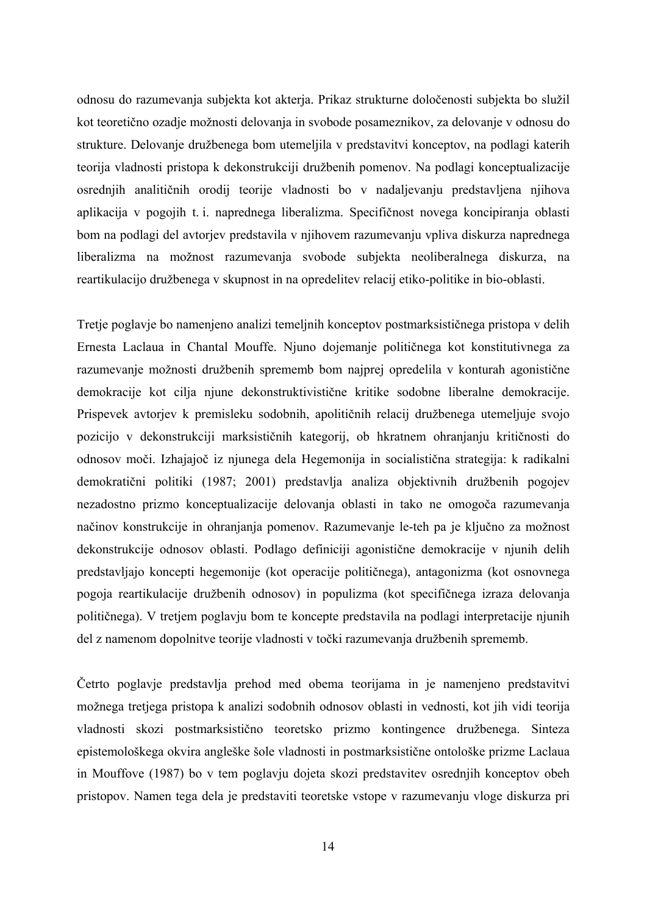odnosu do razumevanja subjekta kot akterja. Prikaz strukturne določenosti subjekta bo služil kot teoretično ozadje možnosti delovanja in svobode posameznikov, za delovanje v odnosu do strukture. Delovanje družbenega bom utemeljila v predstavitvi konceptov, na podlagi katerih teorija vladnosti pristopa k dekonstrukciji družbenih pomenov. Na podlagi konceptualizacije osrednjih analitičnih orodij teorije vladnosti bo v nadaljevanju predstavljena njihova aplikacija v pogojih t. i. naprednega liberalizma. Specifičnost novega koncipiranja oblasti bom na podlagi del avtorjev predstavila v njihovem razumevanju vpliva diskurza naprednega liberalizma na možnost razumevanja svobode subjekta neoliberalnega diskurza, na reartikulacijo družbenega v skupnost in na opredelitev relacij etiko-politike in bio-oblasti.

Tretje poglavje bo namenjeno analizi temeljnih konceptov postmarksističnega pristopa v delih Ernesta Laclaua in Chantal Mouffe. Njuno dojemanje političnega kot konstitutivnega za razumevanje možnosti družbenih sprememb bom najprej opredelila v konturah agonistične demokracije kot cilja njune dekonstruktivistične kritike sodobne liberalne demokracije. Prispevek avtorjev k premisleku sodobnih, apolitičnih relacij družbenega utemeljuje svojo pozicijo v dekonstrukciji marksističnih kategorij, ob hkratnem ohranjanju kritičnosti do odnosov moči. Izhajajoč iz njunega dela Hegemonija in socialistična strategija: k radikalni demokratični politiki (1987; 2001) predstavlja analiza objektivnih družbenih pogojev nezadostno prizmo konceptualizacije delovanja oblasti in tako ne omogoča razumevanja načinov konstrukcije in ohranjanja pomenov. Razumevanje le-teh pa je ključno za možnost dekonstrukcije odnosov oblasti. Podlago definiciji agonistične demokracije v njunih delih predstavljajo koncepti hegemonije (kot operacije političnega), antagonizma (kot osnovnega pogoja reartikulacije družbenih odnosov) in populizma (kot specifičnega izraza delovanja političnega). V tretjem poglavju bom te koncepte predstavila na podlagi interpretacije njunih del z namenom dopolnitve teorije vladnosti v točki razumevanja družbenih sprememb.

Četrto poglavje predstavlja prehod med obema teorijama in je namenjeno predstavitvi možnega tretjega pristopa k analizi sodobnih odnosov oblasti in vednosti, kot jih vidi teorija vladnosti skozi postmarksistično teoretsko prizmo kontingence družbenega. Sinteza epistemološkega okvira angleške šole vladnosti in postmarksistične ontološke prizme Laclaua in Mouffove (1987) bo v tem poglavju dojeta skozi predstavitev osrednjih konceptov obeh pristopov. Namen tega dela je predstaviti teoretske vstope v razumevanju vloge diskurza pri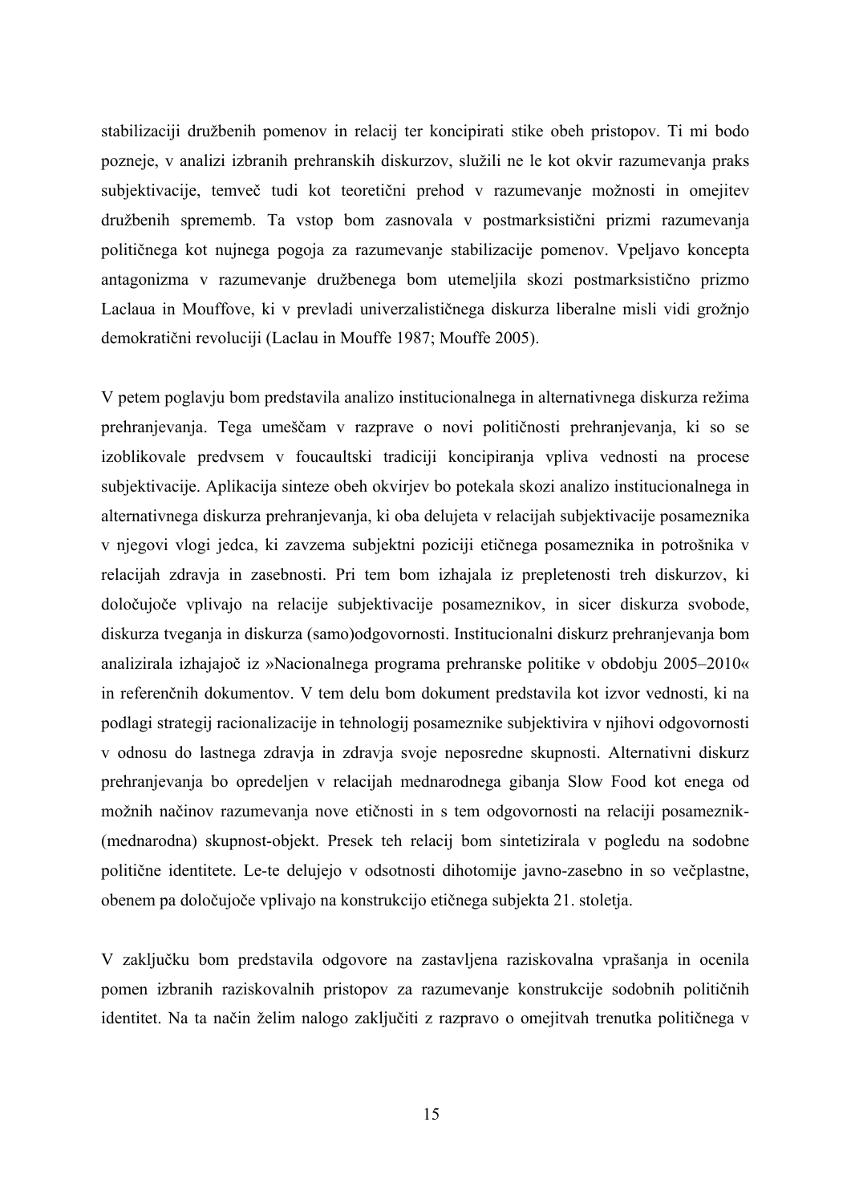stabilizaciji družbenih pomenov in relacij ter koncipirati stike obeh pristopov. Ti mi bodo pozneje, v analizi izbranih prehranskih diskurzov, služili ne le kot okvir razumevanja praks subjektivacije, temveč tudi kot teoretični prehod v razumevanje možnosti in omejitev družbenih sprememb. Ta vstop bom zasnovala v postmarksistični prizmi razumevanja političnega kot nujnega pogoja za razumevanje stabilizacije pomenov. Vpeljavo koncepta antagonizma v razumevanje družbenega bom utemeljila skozi postmarksistično prizmo Laclaua in Mouffove, ki v prevladi univerzalističnega diskurza liberalne misli vidi grožnjo demokratični revoluciji (Laclau in Mouffe 1987; Mouffe 2005).

V petem poglavju bom predstavila analizo institucionalnega in alternativnega diskurza režima prehranjevanja. Tega umeščam v razprave o novi političnosti prehranjevanja, ki so se izoblikovale predvsem v foucaultski tradiciji koncipiranja vpliva vednosti na procese subjektivacije. Aplikacija sinteze obeh okvirjev bo potekala skozi analizo institucionalnega in alternativnega diskurza prehranjevanja, ki oba delujeta v relacijah subjektivacije posameznika v njegovi vlogi jedca, ki zavzema subjektni poziciji etičnega posameznika in potrošnika v relacijah zdravja in zasebnosti. Pri tem bom izhajala iz prepletenosti treh diskurzov, ki določujoče vplivajo na relacije subjektivacije posameznikov, in sicer diskurza svobode, diskurza tveganja in diskurza (samo)odgovornosti. Institucionalni diskurz prehranjevanja bom analizirala izhajajoč iz »Nacionalnega programa prehranske politike v obdobju 2005–2010« in referenčnih dokumentov. V tem delu bom dokument predstavila kot izvor vednosti, ki na podlagi strategij racionalizacije in tehnologij posameznike subjektivira v njihovi odgovornosti v odnosu do lastnega zdravja in zdravja svoje neposredne skupnosti. Alternativni diskurz prehranjevanja bo opredeljen v relacijah mednarodnega gibanja Slow Food kot enega od možnih načinov razumevanja nove etičnosti in s tem odgovornosti na relaciji posameznik-(mednarodna) skupnost-objekt. Presek teh relacij bom sintetizirala v pogledu na sodobne politične identitete. Le-te delujejo v odsotnosti dihotomije javno-zasebno in so večplastne, obenem pa določujoče vplivajo na konstrukcijo etičnega subjekta 21. stoletja.

V zaključku bom predstavila odgovore na zastavljena raziskovalna vprašanja in ocenila pomen izbranih raziskovalnih pristopov za razumevanje konstrukcije sodobnih političnih identitet. Na ta način želim nalogo zaključiti z razpravo o omejitvah trenutka političnega v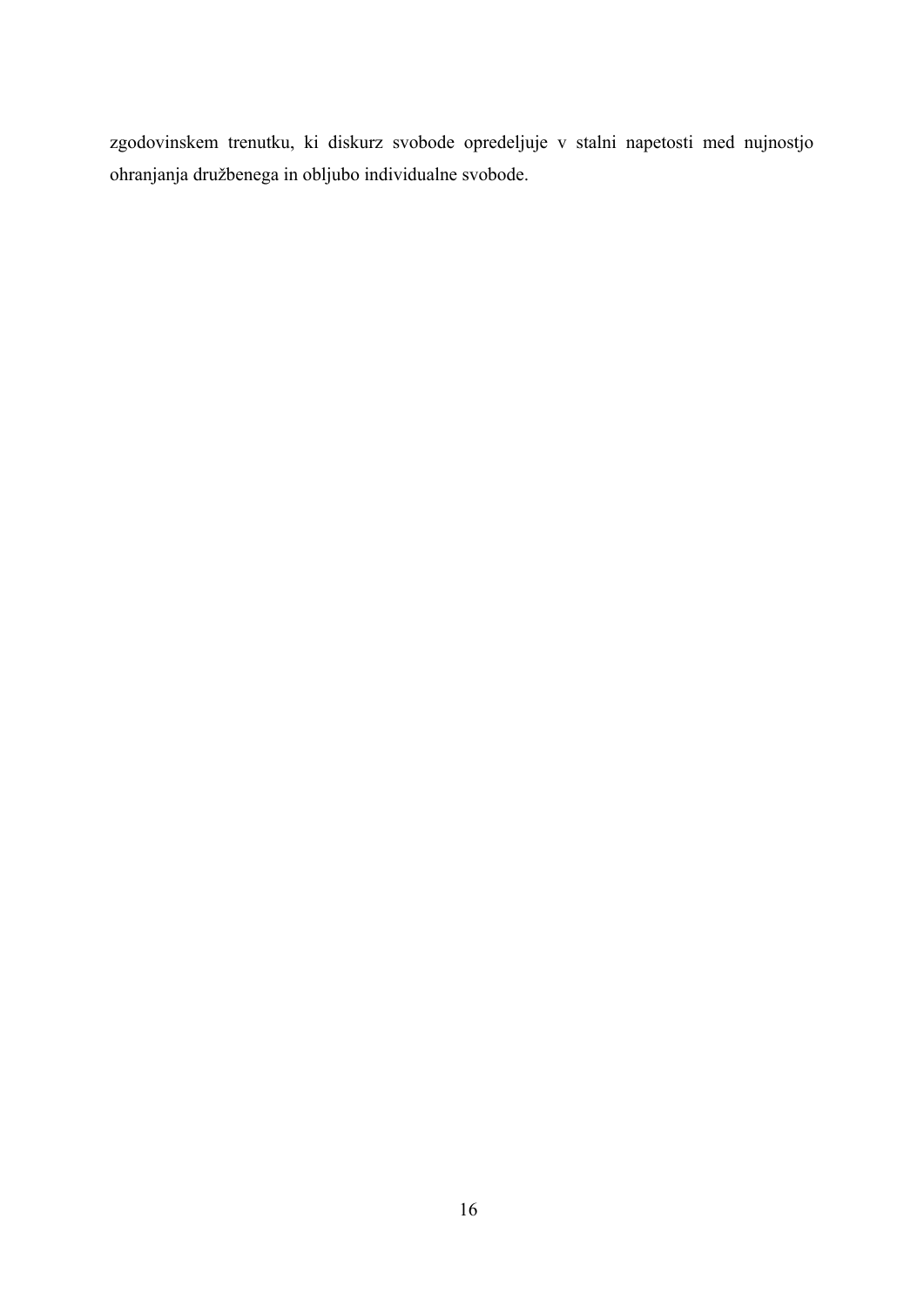zgodovinskem trenutku, ki diskurz svobode opredeljuje v stalni napetosti med nujnostjo ohranjanja družbenega in obljubo individualne svobode.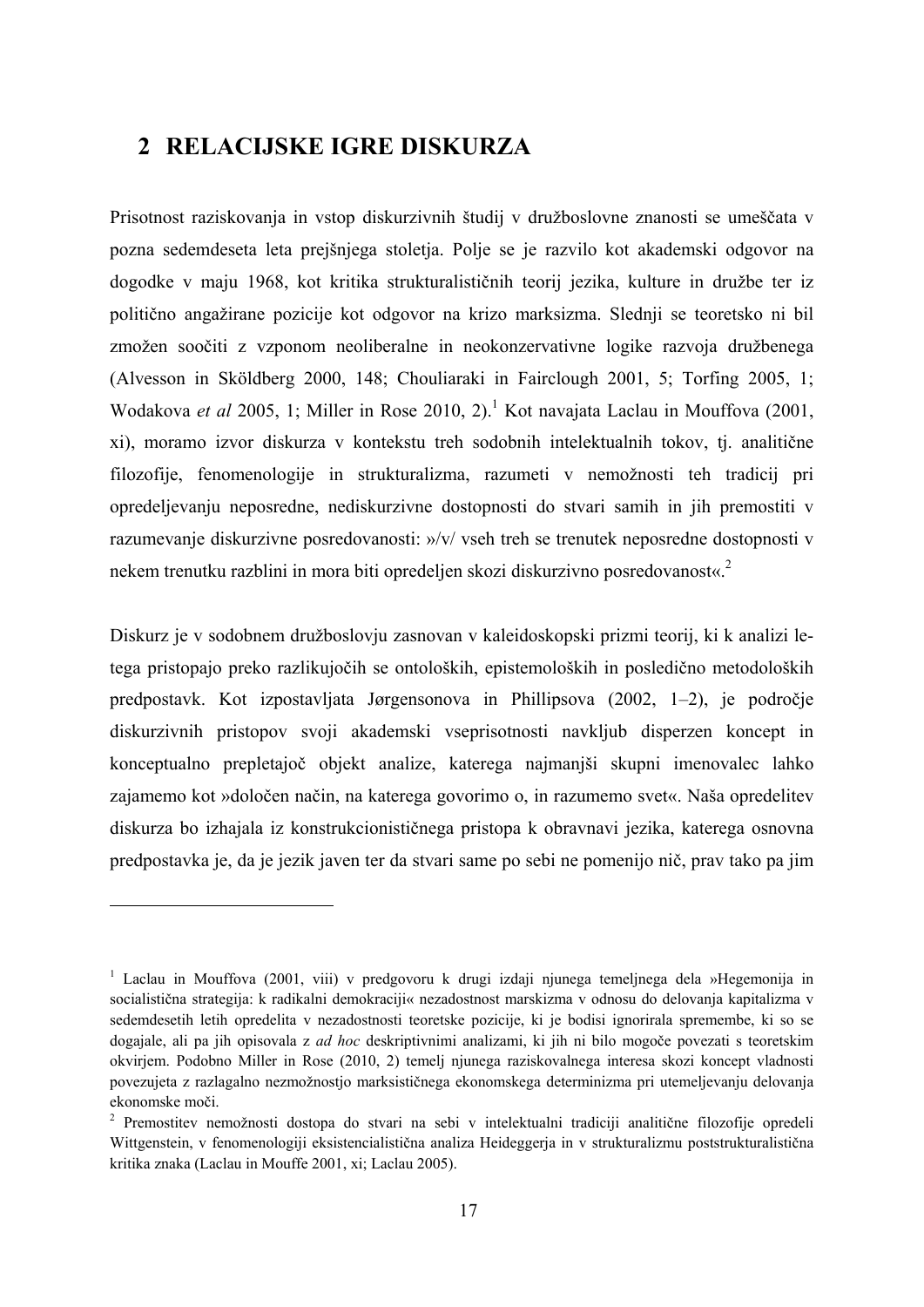# 2 RELACIJSKE IGRE DISKURZA

Prisotnost raziskovanja in vstop diskurzivnih študij v družboslovne znanosti se umeščata v pozna sedemdeseta leta prejšnjega stoletja. Polje se je razvilo kot akademski odgovor na dogodke v maju 1968, kot kritika strukturalističnih teorij jezika, kulture in družbe ter iz politično angažirane pozicije kot odgovor na krizo marksizma. Slednji se teoretsko ni bil zmožen soočiti z vzponom neoliberalne in neokonzervativne logike razvoja družbenega (Alvesson in Sköldberg 2000, 148; Chouliaraki in Fairclough 2001, 5; Torfing 2005, 1; Wodakova *et al* 2005, 1; Miller in Rose 2010, 2).[1] Kot navajata Laclau in Mouffova (2001, xi), moramo izvor diskurza v kontekstu treh sodobnih intelektualnih tokov, tj. analitične filozofije, fenomenologije in strukturalizma, razumeti v nemožnosti teh tradicij pri opredeljevanju neposredne, nediskurzivne dostopnosti do stvari samih in jih premostiti v razumevanje diskurzivne posredovanosti: »/v/ vseh treh se trenutek neposredne dostopnosti v nekem trenutku razblini in mora biti opredeljen skozi diskurzivno posredovanost«.[2]

Diskurz je v sodobnem družboslovju zasnovan v kaleidoskopski prizmi teorij, ki k analizi le-tega pristopajo preko razlikujočih se ontoloških, epistemoloških in posledično metodoloških predpostavk. Kot izpostavljata Jørgensonova in Phillipsova (2002, 1–2), je področje diskurzivnih pristopov svoji akademski vseprisotnosti navkljub disperzen koncept in konceptualno prepletajoč objekt analize, katerega najmanjši skupni imenovalec lahko zajamemo kot »določen način, na katerega govorimo o, in razumemo svet«. Naša opredelitev diskurza bo izhajala iz konstrukcionističnega pristopa k obravnavi jezika, katerega osnovna predpostavka je, da je jezik javen ter da stvari same po sebi ne pomenijo nič, prav tako pa jim

---

[1] Laclau in Mouffova (2001, viii) v predgovoru k drugi izdaji njunega temeljnega dela »Hegemonija in socialistična strategija: k radikalni demokraciji« nezadostnost marskizma v odnosu do delovanja kapitalizma v sedemdesetih letih opredelita v nezadostnosti teoretske pozicije, ki je bodisi ignorirala spremembe, ki so se dogajale, ali pa jih opisovala z *ad hoc* deskriptivnimi analizami, ki jih ni bilo mogoče povezati s teoretskim okvirjem. Podobno Miller in Rose (2010, 2) temelj njunega raziskovalnega interesa skozi koncept vladnosti povezujeta z razlagalno nezmožnostjo marksističnega ekonomskega determinizma pri utemeljevanju delovanja ekonomske moči.

[2] Premostitev nemožnosti dostopa do stvari na sebi v intelektualni tradiciji analitične filozofije opredeli Wittgenstein, v fenomenologiji eksistencialistična analiza Heideggerja in v strukturalizmu poststrukturalistična kritika znaka (Laclau in Mouffe 2001, xi; Laclau 2005).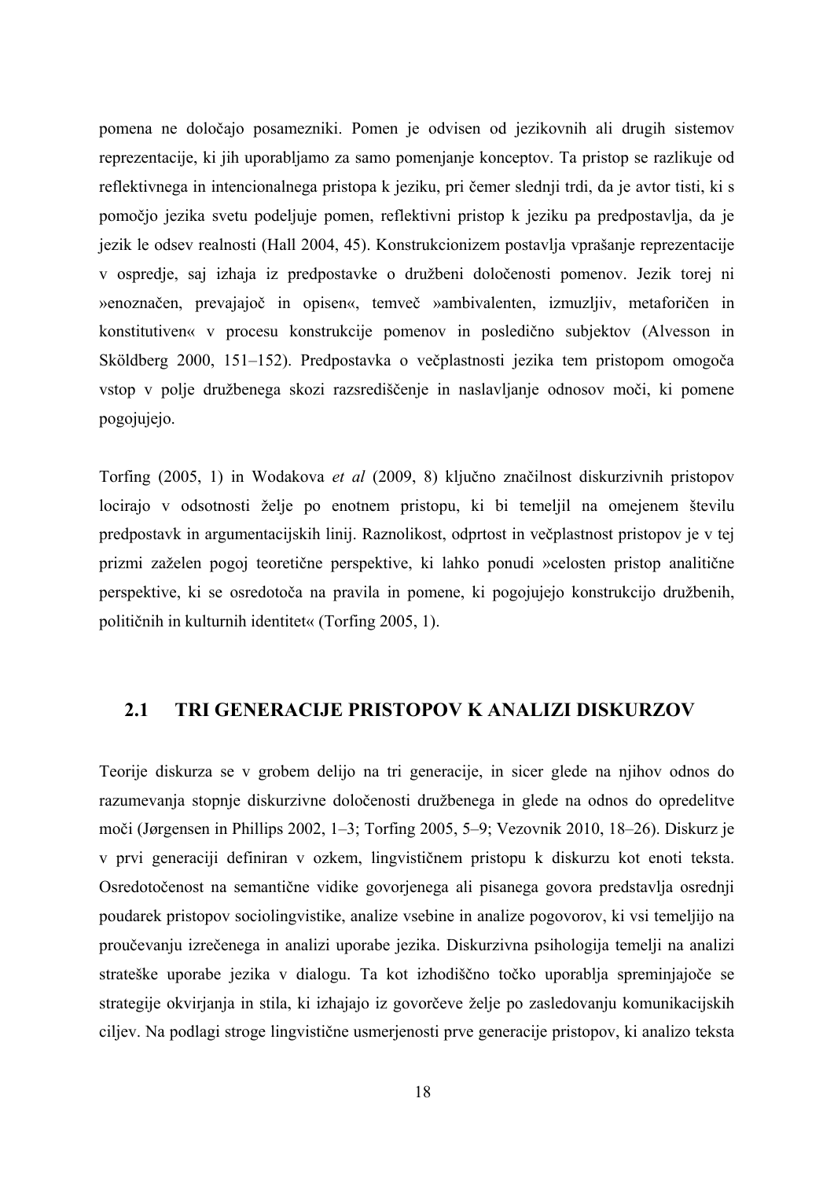pomena ne določajo posamezniki. Pomen je odvisen od jezikovnih ali drugih sistemov reprezentacije, ki jih uporabljamo za samo pomenjanje konceptov. Ta pristop se razlikuje od reflektivnega in intencionalnega pristopa k jeziku, pri čemer slednji trdi, da je avtor tisti, ki s pomočjo jezika svetu podeljuje pomen, reflektivni pristop k jeziku pa predpostavlja, da je jezik le odsev realnosti (Hall 2004, 45). Konstrukcionizem postavlja vprašanje reprezentacije v ospredje, saj izhaja iz predpostavke o družbeni določenosti pomenov. Jezik torej ni »enoznačen, prevajajoč in opisen«, temveč »ambivalenten, izmuzljiv, metaforičen in konstitutiven« v procesu konstrukcije pomenov in posledično subjektov (Alvesson in Sköldberg 2000, 151–152). Predpostavka o večplastnosti jezika tem pristopom omogoča vstop v polje družbenega skozi razsrediščenje in naslavljanje odnosov moči, ki pomene pogojujejo.

Torfing (2005, 1) in Wodakova *et al* (2009, 8) ključno značilnost diskurzivnih pristopov locirajo v odsotnosti želje po enotnem pristopu, ki bi temeljil na omejenem številu predpostavk in argumentacijskih linij. Raznolikost, odprtost in večplastnost pristopov je v tej prizmi zaželen pogoj teoretične perspektive, ki lahko ponudi »celosten pristop analitične perspektive, ki se osredotoča na pravila in pomene, ki pogojujejo konstrukcijo družbenih, političnih in kulturnih identitet« (Torfing 2005, 1).

## 2.1 TRI GENERACIJE PRISTOPOV K ANALIZI DISKURZOV

Teorije diskurza se v grobem delijo na tri generacije, in sicer glede na njihov odnos do razumevanja stopnje diskurzivne določenosti družbenega in glede na odnos do opredelitve moči (Jørgensen in Phillips 2002, 1–3; Torfing 2005, 5–9; Vezovnik 2010, 18–26). Diskurz je v prvi generaciji definiran v ozkem, lingvističnem pristopu k diskurzu kot enoti teksta. Osredotočenost na semantične vidike govorjenega ali pisanega govora predstavlja osrednji poudarek pristopov sociolingvistike, analize vsebine in analize pogovorov, ki vsi temeljijo na proučevanju izrečenega in analizi uporabe jezika. Diskurzivna psihologija temelji na analizi strateške uporabe jezika v dialogu. Ta kot izhodiščno točko uporablja spreminjajoče se strategije okvirjanja in stila, ki izhajajo iz govorčeve želje po zasledovanju komunikacijskih ciljev. Na podlagi stroge lingvistične usmerjenosti prve generacije pristopov, ki analizo teksta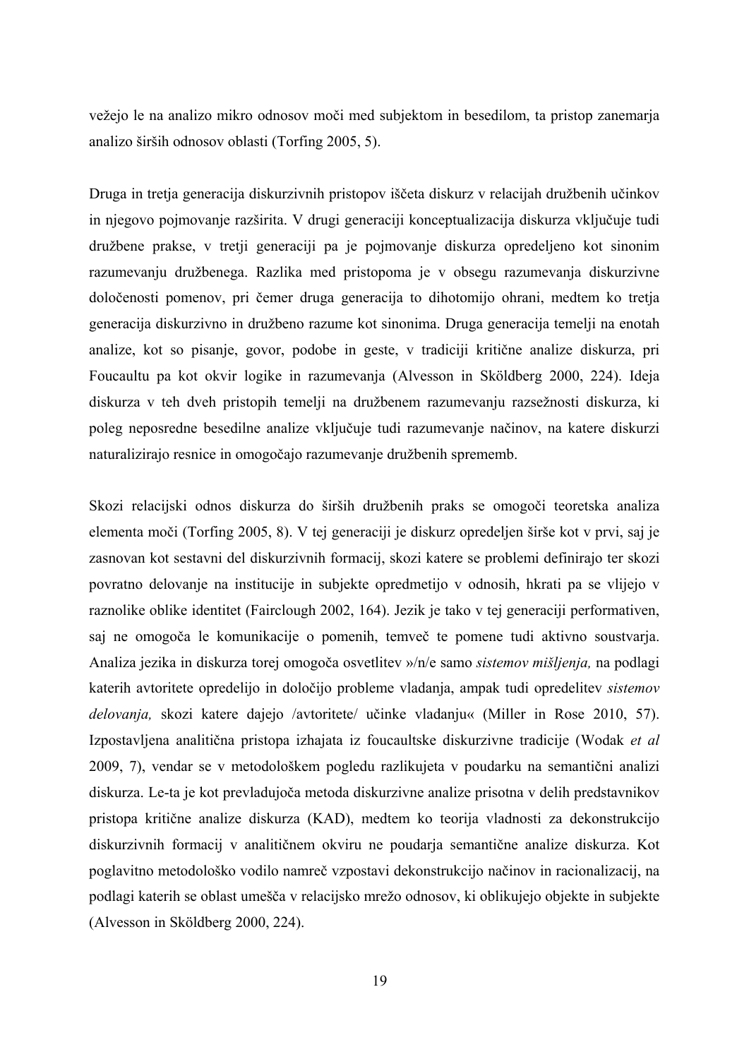vežejo le na analizo mikro odnosov moči med subjektom in besedilom, ta pristop zanemarja analizo širših odnosov oblasti (Torfing 2005, 5).

Druga in tretja generacija diskurzivnih pristopov iščeta diskurz v relacijah družbenih učinkov in njegovo pojmovanje razširita. V drugi generaciji konceptualizacija diskurza vključuje tudi družbene prakse, v tretji generaciji pa je pojmovanje diskurza opredeljeno kot sinonim razumevanju družbenega. Razlika med pristopoma je v obsegu razumevanja diskurzivne določenosti pomenov, pri čemer druga generacija to dihotomijo ohrani, medtem ko tretja generacija diskurzivno in družbeno razume kot sinonima. Druga generacija temelji na enotah analize, kot so pisanje, govor, podobe in geste, v tradiciji kritične analize diskurza, pri Foucaultu pa kot okvir logike in razumevanja (Alvesson in Sköldberg 2000, 224). Ideja diskurza v teh dveh pristopih temelji na družbenem razumevanju razsežnosti diskurza, ki poleg neposredne besedilne analize vključuje tudi razumevanje načinov, na katere diskurzi naturalizirajo resnice in omogočajo razumevanje družbenih sprememb.

Skozi relacijski odnos diskurza do širših družbenih praks se omogoči teoretska analiza elementa moči (Torfing 2005, 8). V tej generaciji je diskurz opredeljen širše kot v prvi, saj je zasnovan kot sestavni del diskurzivnih formacij, skozi katere se problemi definirajo ter skozi povratno delovanje na institucije in subjekte opredmetijo v odnosih, hkrati pa se vlijejo v raznolike oblike identitet (Fairclough 2002, 164). Jezik je tako v tej generaciji performativen, saj ne omogoča le komunikacije o pomenih, temveč te pomene tudi aktivno soustvarja. Analiza jezika in diskurza torej omogoča osvetlitev »/n/e samo *sistemov mišljenja,* na podlagi katerih avtoritete opredelijo in določijo probleme vladanja, ampak tudi opredelitev *sistemov delovanja,* skozi katere dajejo /avtoritete/ učinke vladanju« (Miller in Rose 2010, 57). Izpostavljena analitična pristopa izhajata iz foucaultske diskurzivne tradicije (Wodak *et al* 2009, 7), vendar se v metodološkem pogledu razlikujeta v poudarku na semantični analizi diskurza. Le-ta je kot prevladujoča metoda diskurzivne analize prisotna v delih predstavnikov pristopa kritične analize diskurza (KAD), medtem ko teorija vladnosti za dekonstrukcijo diskurzivnih formacij v analitičnem okviru ne poudarja semantične analize diskurza. Kot poglavitno metodološko vodilo namreč vzpostavi dekonstrukcijo načinov in racionalizacij, na podlagi katerih se oblast umešča v relacijsko mrežo odnosov, ki oblikujejo objekte in subjekte (Alvesson in Sköldberg 2000, 224).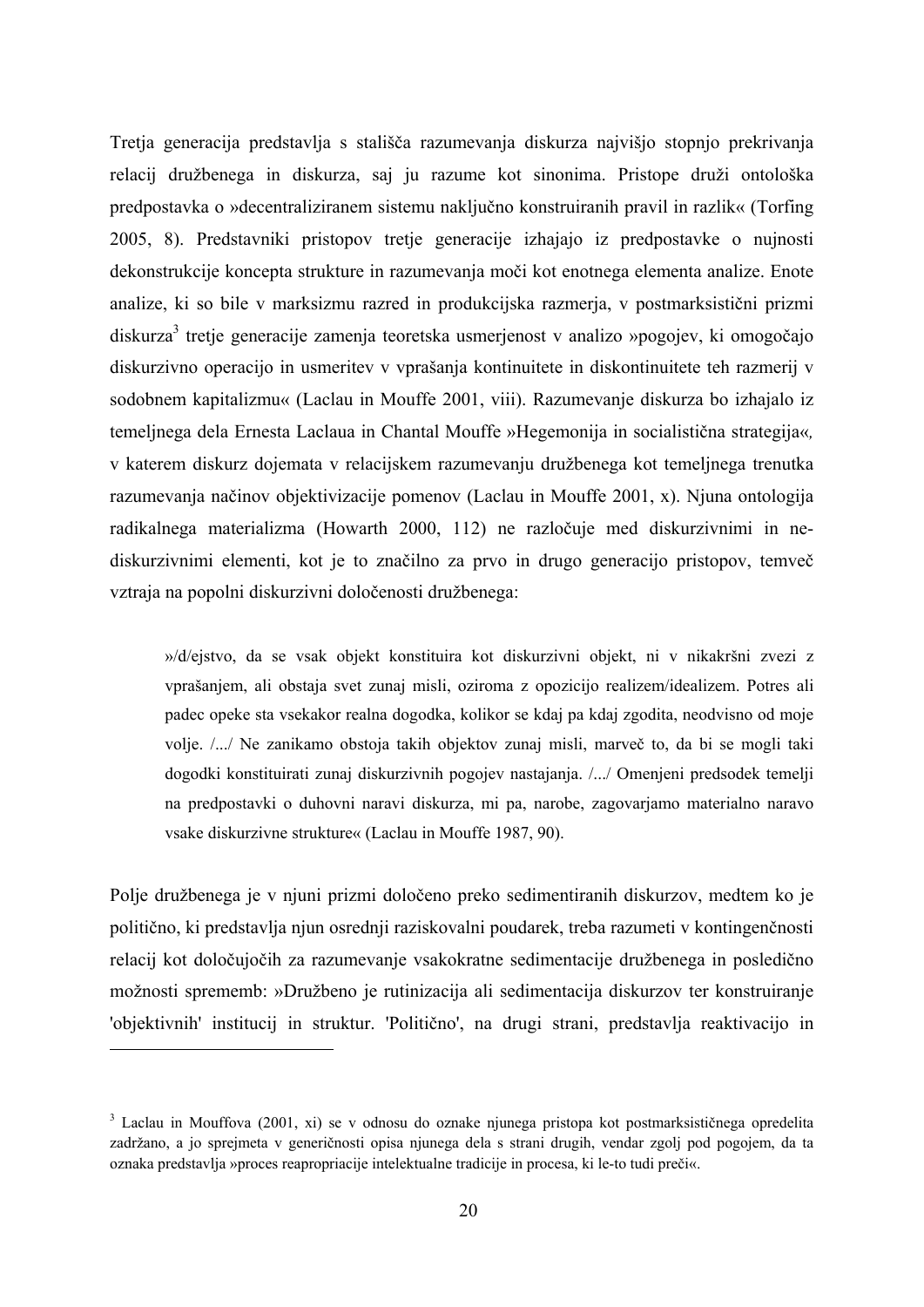Tretja generacija predstavlja s stališča razumevanja diskurza najvišjo stopnjo prekrivanja relacij družbenega in diskurza, saj ju razume kot sinonima. Pristope druži ontološka predpostavka o »decentraliziranem sistemu naključno konstruiranih pravil in razlik« (Torfing 2005, 8). Predstavniki pristopov tretje generacije izhajajo iz predpostavke o nujnosti dekonstrukcije koncepta strukture in razumevanja moči kot enotnega elementa analize. Enote analize, ki so bile v marksizmu razred in produkcijska razmerja, v postmarksistični prizmi diskurza[3] tretje generacije zamenja teoretska usmerjenost v analizo »pogojev, ki omogočajo diskurzivno operacijo in usmeritev v vprašanja kontinuitete in diskontinuitete teh razmerij v sodobnem kapitalizmu« (Laclau in Mouffe 2001, viii). Razumevanje diskurza bo izhajalo iz temeljnega dela Ernesta Laclaua in Chantal Mouffe »Hegemonija in socialistična strategija«, v katerem diskurz dojemata v relacijskem razumevanju družbenega kot temeljnega trenutka razumevanja načinov objektivizacije pomenov (Laclau in Mouffe 2001, x). Njuna ontologija radikalnega materializma (Howarth 2000, 112) ne razločuje med diskurzivnimi in ne-diskurzivnimi elementi, kot je to značilno za prvo in drugo generacijo pristopov, temveč vztraja na popolni diskurzivni določenosti družbenega:

> »/d/ejstvo, da se vsak objekt konstituira kot diskurzivni objekt, ni v nikakršni zvezi z vprašanjem, ali obstaja svet zunaj misli, oziroma z opozicijo realizem/idealizem. Potres ali padec opeke sta vsekakor realna dogodka, kolikor se kdaj pa kdaj zgodita, neodvisno od moje volje. /.../ Ne zanikamo obstoja takih objektov zunaj misli, marveč to, da bi se mogli taki dogodki konstituirati zunaj diskurzivnih pogojev nastajanja. /.../ Omenjeni predsodek temelji na predpostavki o duhovni naravi diskurza, mi pa, narobe, zagovarjamo materialno naravo vsake diskurzivne strukture« (Laclau in Mouffe 1987, 90).

Polje družbenega je v njuni prizmi določeno preko sedimentiranih diskurzov, medtem ko je politično, ki predstavlja njun osrednji raziskovalni poudarek, treba razumeti v kontingenčnosti relacij kot določujočih za razumevanje vsakokratne sedimentacije družbenega in posledično možnosti sprememb: »Družbeno je rutinizacija ali sedimentacija diskurzov ter konstruiranje 'objektivnih' institucij in struktur. 'Politično', na drugi strani, predstavlja reaktivacijo in

---

[3] Laclau in Mouffova (2001, xi) se v odnosu do oznake njunega pristopa kot postmarksističnega opredelita zadržano, a jo sprejmeta v generičnosti opisa njunega dela s strani drugih, vendar zgolj pod pogojem, da ta oznaka predstavlja »proces reapropriacije intelektualne tradicije in procesa, ki le-to tudi preči«.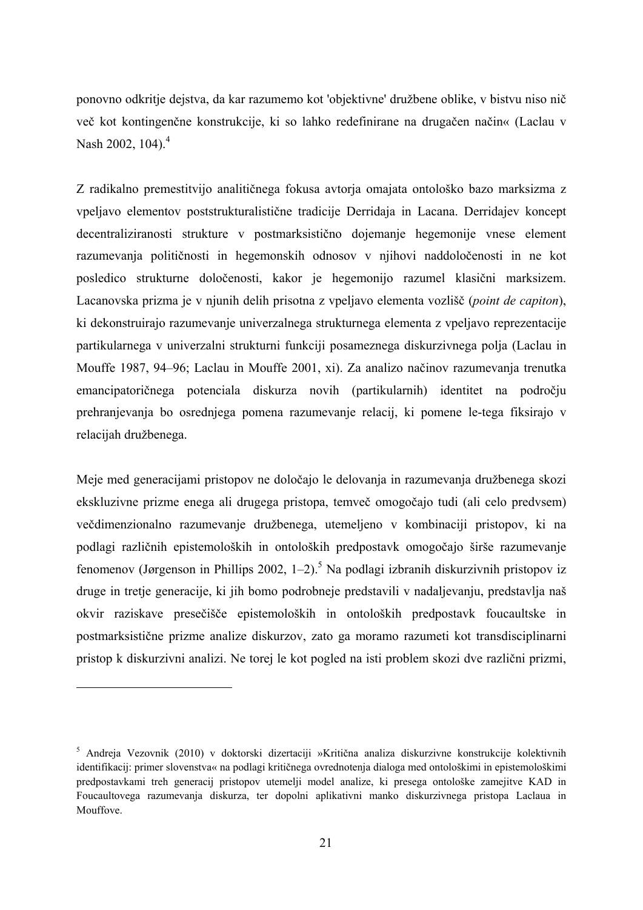ponovno odkritje dejstva, da kar razumemo kot 'objektivne' družbene oblike, v bistvu niso nič več kot kontingenčne konstrukcije, ki so lahko redefinirane na drugačen način« (Laclau v Nash 2002, 104).[4]

Z radikalno premestitvijo analitičnega fokusa avtorja omajata ontološko bazo marksizma z vpeljavo elementov poststrukturalistične tradicije Derridaja in Lacana. Derridajev koncept decentraliziranosti strukture v postmarksistično dojemanje hegemonije vnese element razumevanja političnosti in hegemonskih odnosov v njihovi naddoločenosti in ne kot posledico strukturne določenosti, kakor je hegemonijo razumel klasični marksizem. Lacanovska prizma je v njunih delih prisotna z vpeljavo elementa vozlišč (*point de capiton*), ki dekonstruirajo razumevanje univerzalnega strukturnega elementa z vpeljavo reprezentacije partikularnega v univerzalni strukturni funkciji posameznega diskurzivnega polja (Laclau in Mouffe 1987, 94–96; Laclau in Mouffe 2001, xi). Za analizo načinov razumevanja trenutka emancipatoričnega potenciala diskurza novih (partikularnih) identitet na področju prehranjevanja bo osrednjega pomena razumevanje relacij, ki pomene le-tega fiksirajo v relacijah družbenega.

Meje med generacijami pristopov ne določajo le delovanja in razumevanja družbenega skozi ekskluzivne prizme enega ali drugega pristopa, temveč omogočajo tudi (ali celo predvsem) večdimenzionalno razumevanje družbenega, utemeljeno v kombinaciji pristopov, ki na podlagi različnih epistemoloških in ontoloških predpostavk omogočajo širše razumevanje fenomenov (Jørgenson in Phillips 2002, 1–2).[5] Na podlagi izbranih diskurzivnih pristopov iz druge in tretje generacije, ki jih bomo podrobneje predstavili v nadaljevanju, predstavlja naš okvir raziskave presečišče epistemoloških in ontoloških predpostavk foucaultske in postmarksistične prizme analize diskurzov, zato ga moramo razumeti kot transdisciplinarni pristop k diskurzivni analizi. Ne torej le kot pogled na isti problem skozi dve različni prizmi,

---

[5] Andreja Vezovnik (2010) v doktorski dizertaciji »Kritična analiza diskurzivne konstrukcije kolektivnih identifikacij: primer slovenstva« na podlagi kritičnega ovrednotenja dialoga med ontološkimi in epistemološkimi predpostavkami treh generacij pristopov utemelji model analize, ki presega ontološke zamejitve KAD in Foucaultovega razumevanja diskurza, ter dopolni aplikativni manko diskurzivnega pristopa Laclaua in Mouffove.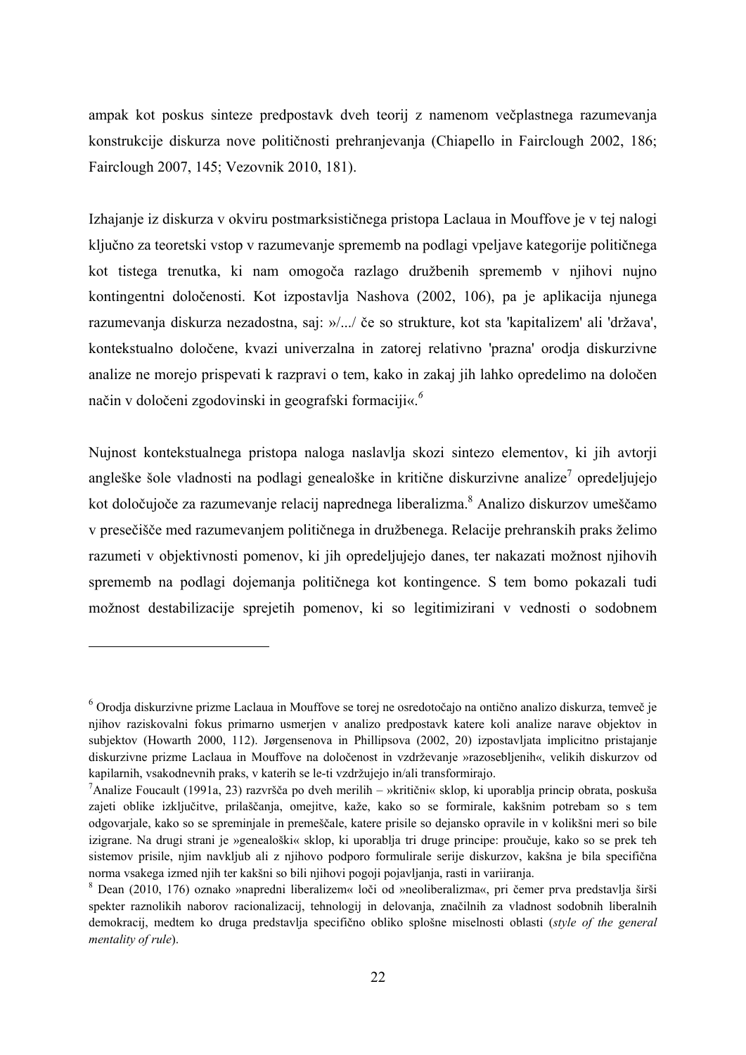ampak kot poskus sinteze predpostavk dveh teorij z namenom večplastnega razumevanja konstrukcije diskurza nove političnosti prehranjevanja (Chiapello in Fairclough 2002, 186; Fairclough 2007, 145; Vezovnik 2010, 181).

Izhajanje iz diskurza v okviru postmarksističnega pristopa Laclaua in Mouffove je v tej nalogi ključno za teoretski vstop v razumevanje sprememb na podlagi vpeljave kategorije političnega kot tistega trenutka, ki nam omogoča razlago družbenih sprememb v njihovi nujno kontingentni določenosti. Kot izpostavlja Nashova (2002, 106), pa je aplikacija njunega razumevanja diskurza nezadostna, saj: »/.../ če so strukture, kot sta 'kapitalizem' ali 'država', kontekstualno določene, kvazi univerzalna in zatorej relativno 'prazna' orodja diskurzivne analize ne morejo prispevati k razpravi o tem, kako in zakaj jih lahko opredelimo na določen način v določeni zgodovinski in geografski formaciji«.[6]

Nujnost kontekstualnega pristopa naloga naslavlja skozi sintezo elementov, ki jih avtorji angleške šole vladnosti na podlagi genealoške in kritične diskurzivne analize[7] opredeljujejo kot določujoče za razumevanje relacij naprednega liberalizma.[8] Analizo diskurzov umeščamo v presečišče med razumevanjem političnega in družbenega. Relacije prehranskih praks želimo razumeti v objektivnosti pomenov, ki jih opredeljujejo danes, ter nakazati možnost njihovih sprememb na podlagi dojemanja političnega kot kontingence. S tem bomo pokazali tudi možnost destabilizacije sprejetih pomenov, ki so legitimizirani v vednosti o sodobnem

---

[6] Orodja diskurzivne prizme Laclaua in Mouffove se torej ne osredotočajo na ontično analizo diskurza, temveč je njihov raziskovalni fokus primarno usmerjen v analizo predpostavk katere koli analize narave objektov in subjektov (Howarth 2000, 112). Jørgensenova in Phillipsova (2002, 20) izpostavljata implicitno pristajanje diskurzivne prizme Laclaua in Mouffove na določenost in vzdrževanje »razosebljenih«, velikih diskurzov od kapilarnih, vsakodnevnih praks, v katerih se le-ti vzdržujejo in/ali transformirajo.

[7] Analize Foucault (1991a, 23) razvršča po dveh merilih – »kritični« sklop, ki uporablja princip obrata, poskuša zajeti oblike izključitve, prilaščanja, omejitve, kaže, kako so se formirale, kakšnim potrebam so s tem odgovarjale, kako so se spreminjale in premeščale, katere prisile so dejansko opravile in v kolikšni meri so bile izigrane. Na drugi strani je »genealoški« sklop, ki uporablja tri druge principe: proučuje, kako so se prek teh sistemov prisile, njim navkljub ali z njihovo podporo formulirale serije diskurzov, kakšna je bila specifična norma vsakega izmed njih ter kakšni so bili njihovi pogoji pojavljanja, rasti in variiranja.

[8] Dean (2010, 176) oznako »napredni liberalizem« loči od »neoliberalizma«, pri čemer prva predstavlja širši spekter raznolikih naborov racionalizacij, tehnologij in delovanja, značilnih za vladnost sodobnih liberalnih demokracij, medtem ko druga predstavlja specifično obliko splošne miselnosti oblasti (*style of the general mentality of rule*).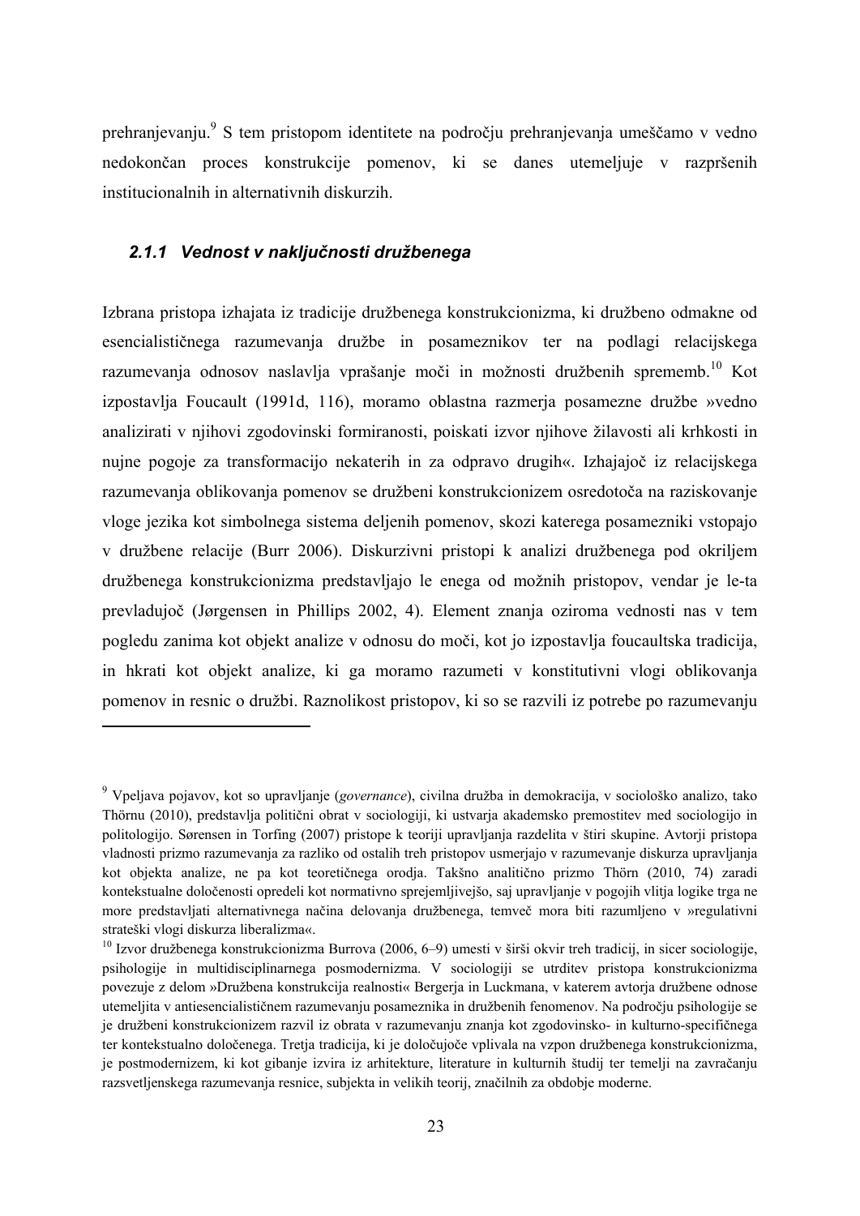prehranjevanju.[9] S tem pristopom identitete na področju prehranjevanja umeščamo v vedno nedokončan proces konstrukcije pomenov, ki se danes utemeljuje v razpršenih institucionalnih in alternativnih diskurzih.

### *2.1.1 Vednost v naključnosti družbenega*

Izbrana pristopa izhajata iz tradicije družbenega konstrukcionizma, ki družbeno odmakne od esencialističnega razumevanja družbe in posameznikov ter na podlagi relacijskega razumevanja odnosov naslavlja vprašanje moči in možnosti družbenih sprememb.[10] Kot izpostavlja Foucault (1991d, 116), moramo oblastna razmerja posamezne družbe »vedno analizirati v njihovi zgodovinski formiranosti, poiskati izvor njihove žilavosti ali krhkosti in nujne pogoje za transformacijo nekaterih in za odpravo drugih«. Izhajajoč iz relacijskega razumevanja oblikovanja pomenov se družbeni konstrukcionizem osredotoča na raziskovanje vloge jezika kot simbolnega sistema deljenih pomenov, skozi katerega posamezniki vstopajo v družbene relacije (Burr 2006). Diskurzivni pristopi k analizi družbenega pod okriljem družbenega konstrukcionizma predstavljajo le enega od možnih pristopov, vendar je le-ta prevladujoč (Jørgensen in Phillips 2002, 4). Element znanja oziroma vednosti nas v tem pogledu zanima kot objekt analize v odnosu do moči, kot jo izpostavlja foucaultska tradicija, in hkrati kot objekt analize, ki ga moramo razumeti v konstitutivni vlogi oblikovanja pomenov in resnic o družbi. Raznolikost pristopov, ki so se razvili iz potrebe po razumevanju

---

[9] Vpeljava pojavov, kot so upravljanje (*governance*), civilna družba in demokracija, v sociološko analizo, tako Thörnu (2010), predstavlja politični obrat v sociologiji, ki ustvarja akademsko premostitev med sociologijo in politologijo. Sørensen in Torfing (2007) pristope k teoriji upravljanja razdelita v štiri skupine. Avtorji pristopa vladnosti prizmo razumevanja za razliko od ostalih treh pristopov usmerjajo v razumevanje diskurza upravljanja kot objekta analize, ne pa kot teoretičnega orodja. Takšno analitično prizmo Thörn (2010, 74) zaradi kontekstualne določenosti opredeli kot normativno sprejemljivejšo, saj upravljanje v pogojih vlitja logike trga ne more predstavljati alternativnega načina delovanja družbenega, temveč mora biti razumljeno v »regulativni strateški vlogi diskurza liberalizma«.

[10] Izvor družbenega konstrukcionizma Burrova (2006, 6–9) umesti v širši okvir treh tradicij, in sicer sociologije, psihologije in multidisciplinarnega posmodernizma. V sociologiji se utrditev pristopa konstrukcionizma povezuje z delom »Družbena konstrukcija realnosti« Bergerja in Luckmana, v katerem avtorja družbene odnose utemeljita v antiesencialističnem razumevanju posameznika in družbenih fenomenov. Na področju psihologije se je družbeni konstrukcionizem razvil iz obrata v razumevanju znanja kot zgodovinsko- in kulturno-specifičnega ter kontekstualno določenega. Tretja tradicija, ki je določujoče vplivala na vzpon družbenega konstrukcionizma, je postmodernizem, ki kot gibanje izvira iz arhitekture, literature in kulturnih študij ter temelji na zavračanju razsvetljenskega razumevanja resnice, subjekta in velikih teorij, značilnih za obdobje moderne.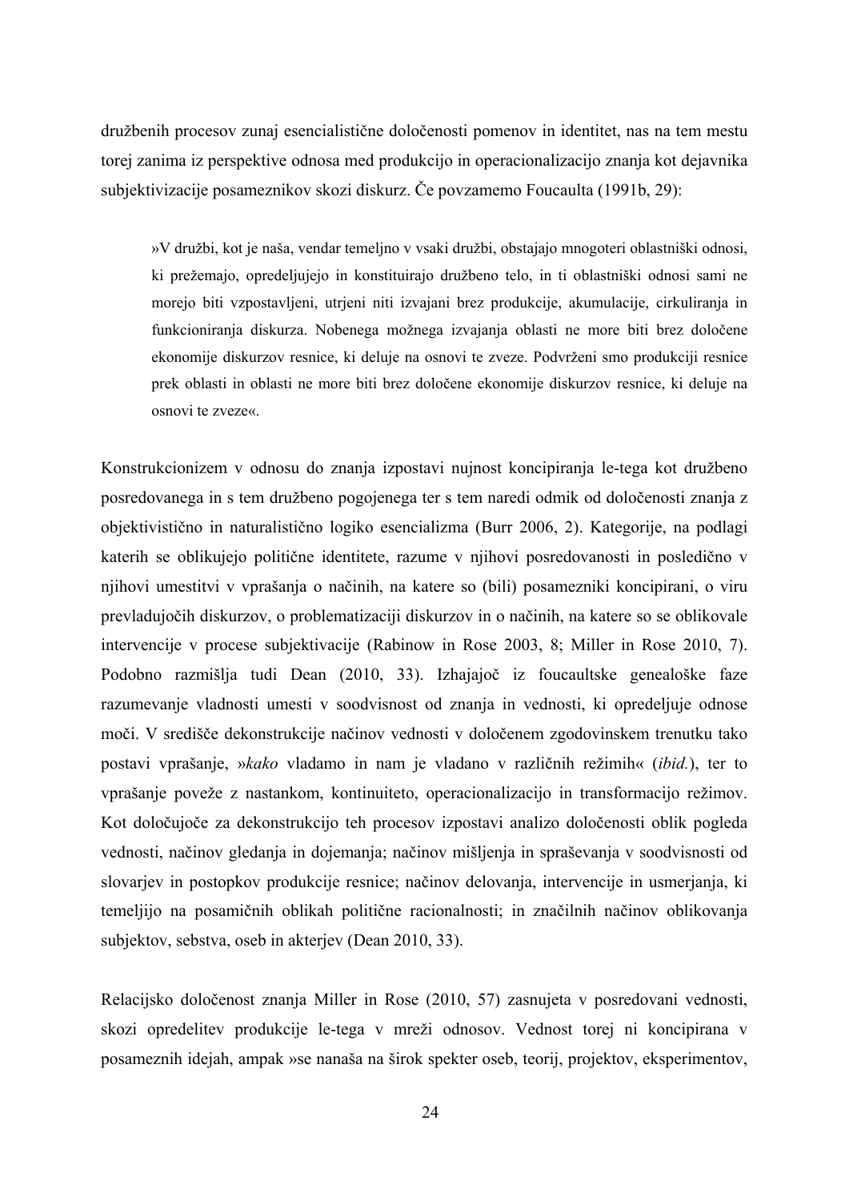družbenih procesov zunaj esencialistične določenosti pomenov in identitet, nas na tem mestu torej zanima iz perspektive odnosa med produkcijo in operacionalizacijo znanja kot dejavnika subjektivizacije posameznikov skozi diskurz. Če povzamemo Foucaulta (1991b, 29):

> »V družbi, kot je naša, vendar temeljno v vsaki družbi, obstajajo mnogoteri oblastniški odnosi, ki prežemajo, opredeljujejo in konstituirajo družbeno telo, in ti oblastniški odnosi sami ne morejo biti vzpostavljeni, utrjeni niti izvajani brez produkcije, akumulacije, cirkuliranja in funkcioniranja diskurza. Nobenega možnega izvajanja oblasti ne more biti brez določene ekonomije diskurzov resnice, ki deluje na osnovi te zveze. Podvrženi smo produkciji resnice prek oblasti in oblasti ne more biti brez določene ekonomije diskurzov resnice, ki deluje na osnovi te zveze«.

Konstrukcionizem v odnosu do znanja izpostavi nujnost koncipiranja le-tega kot družbeno posredovanega in s tem družbeno pogojenega ter s tem naredi odmik od določenosti znanja z objektivistično in naturalistično logiko esencializma (Burr 2006, 2). Kategorije, na podlagi katerih se oblikujejo politične identitete, razume v njihovi posredovanosti in posledično v njihovi umestitvi v vprašanja o načinih, na katere so (bili) posamezniki koncipirani, o viru prevladujočih diskurzov, o problematizaciji diskurzov in o načinih, na katere so se oblikovale intervencije v procese subjektivacije (Rabinow in Rose 2003, 8; Miller in Rose 2010, 7). Podobno razmišlja tudi Dean (2010, 33). Izhajajoč iz foucaultske genealoške faze razumevanje vladnosti umesti v soodvisnost od znanja in vednosti, ki opredeljuje odnose moči. V središče dekonstrukcije načinov vednosti v določenem zgodovinskem trenutku tako postavi vprašanje, »*kako* vladamo in nam je vladano v različnih režimih« (*ibid.*), ter to vprašanje poveže z nastankom, kontinuiteto, operacionalizacijo in transformacijo režimov. Kot določujoče za dekonstrukcijo teh procesov izpostavi analizo določenosti oblik pogleda vednosti, načinov gledanja in dojemanja; načinov mišljenja in spraševanja v soodvisnosti od slovarjev in postopkov produkcije resnice; načinov delovanja, intervencije in usmerjanja, ki temeljijo na posamičnih oblikah politične racionalnosti; in značilnih načinov oblikovanja subjektov, sebstva, oseb in akterjev (Dean 2010, 33).

Relacijsko določenost znanja Miller in Rose (2010, 57) zasnujeta v posredovani vednosti, skozi opredelitev produkcije le-tega v mreži odnosov. Vednost torej ni koncipirana v posameznih idejah, ampak »se nanaša na širok spekter oseb, teorij, projektov, eksperimentov,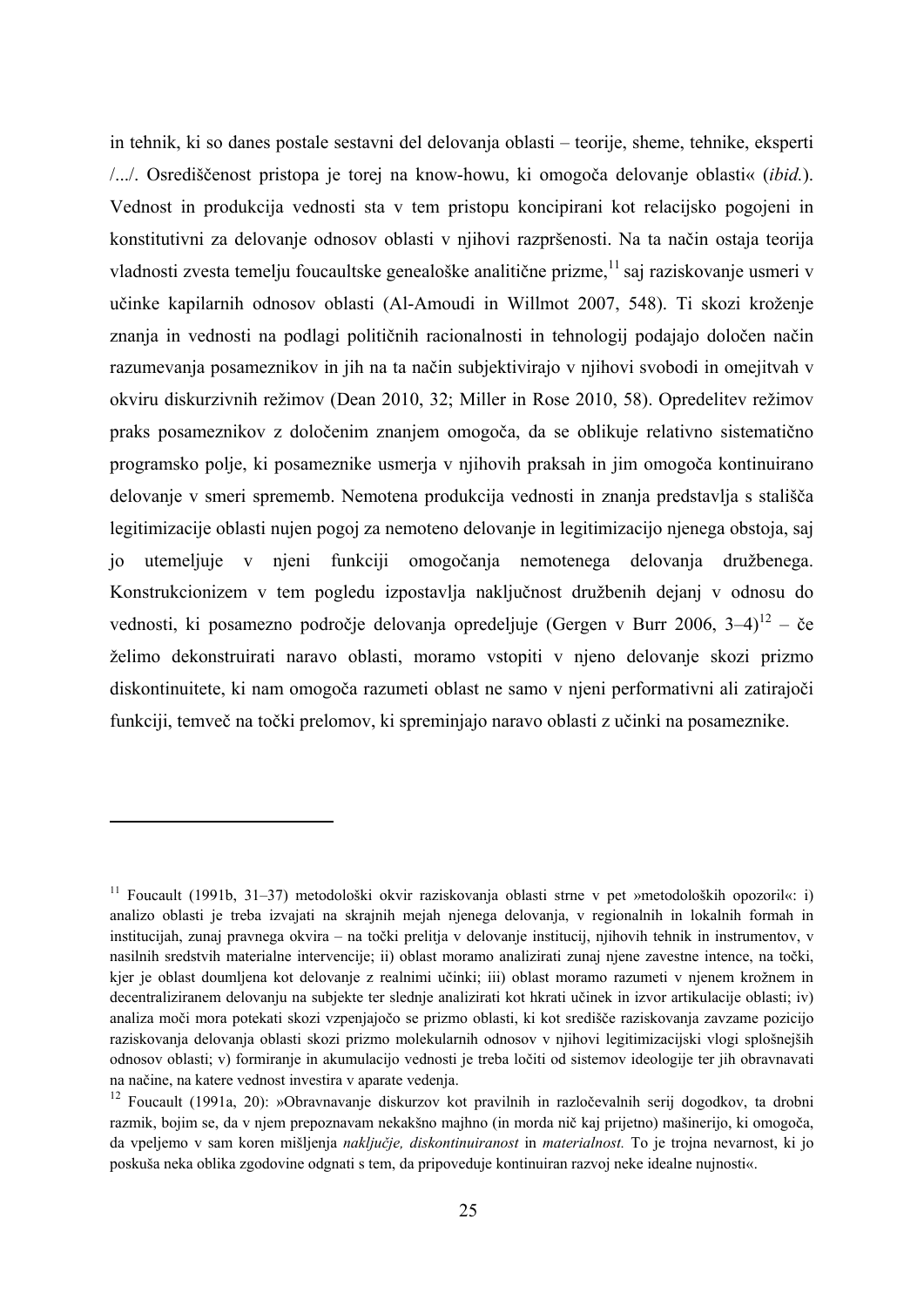in tehnik, ki so danes postale sestavni del delovanja oblasti – teorije, sheme, tehnike, eksperti /.../. Osrediščenost pristopa je torej na know-howu, ki omogoča delovanje oblasti« (*ibid.*). Vednost in produkcija vednosti sta v tem pristopu koncipirani kot relacijsko pogojeni in konstitutivni za delovanje odnosov oblasti v njihovi razpršenosti. Na ta način ostaja teorija vladnosti zvesta temelju foucaultske genealoške analitične prizme,[11] saj raziskovanje usmeri v učinke kapilarnih odnosov oblasti (Al-Amoudi in Willmot 2007, 548). Ti skozi kroženje znanja in vednosti na podlagi političnih racionalnosti in tehnologij podajajo določen način razumevanja posameznikov in jih na ta način subjektivirajo v njihovi svobodi in omejitvah v okviru diskurzivnih režimov (Dean 2010, 32; Miller in Rose 2010, 58). Opredelitev režimov praks posameznikov z določenim znanjem omogoča, da se oblikuje relativno sistematično programsko polje, ki posameznike usmerja v njihovih praksah in jim omogoča kontinuirano delovanje v smeri sprememb. Nemotena produkcija vednosti in znanja predstavlja s stališča legitimizacije oblasti nujen pogoj za nemoteno delovanje in legitimizacijo njenega obstoja, saj jo utemeljuje v njeni funkciji omogočanja nemotenega delovanja družbenega. Konstrukcionizem v tem pogledu izpostavlja naključnost družbenih dejanj v odnosu do vednosti, ki posamezno področje delovanja opredeljuje (Gergen v Burr 2006, 3–4)[12] – če želimo dekonstruirati naravo oblasti, moramo vstopiti v njeno delovanje skozi prizmo diskontinuitete, ki nam omogoča razumeti oblast ne samo v njeni performativni ali zatirajoči funkciji, temveč na točki prelomov, ki spreminjajo naravo oblasti z učinki na posameznike.

---

[11] Foucault (1991b, 31–37) metodološki okvir raziskovanja oblasti strne v pet »metodoloških opozoril«: i) analizo oblasti je treba izvajati na skrajnih mejah njenega delovanja, v regionalnih in lokalnih formah in institucijah, zunaj pravnega okvira – na točki prelitja v delovanje institucij, njihovih tehnik in instrumentov, v nasilnih sredstvih materialne intervencije; ii) oblast moramo analizirati zunaj njene zavestne intence, na točki, kjer je oblast doumljena kot delovanje z realnimi učinki; iii) oblast moramo razumeti v njenem krožnem in decentraliziranem delovanju na subjekte ter slednje analizirati kot hkrati učinek in izvor artikulacije oblasti; iv) analiza moči mora potekati skozi vzpenjajočo se prizmo oblasti, ki kot središče raziskovanja zavzame pozicijo raziskovanja delovanja oblasti skozi prizmo molekularnih odnosov v njihovi legitimizacijski vlogi splošnejših odnosov oblasti; v) formiranje in akumulacijo vednosti je treba ločiti od sistemov ideologije ter jih obravnavati na načine, na katere vednost investira v aparate vedenja.

[12] Foucault (1991a, 20): »Obravnavanje diskurzov kot pravilnih in razločevalnih serij dogodkov, ta drobni razmik, bojim se, da v njem prepoznavam nekakšno majhno (in morda nič kaj prijetno) mašinerijo, ki omogoča, da vpeljemo v sam koren mišljenja *naključje, diskontinuiranost* in *materialnost.* To je trojna nevarnost, ki jo poskuša neka oblika zgodovine odgnati s tem, da pripoveduje kontinuiran razvoj neke idealne nujnosti«.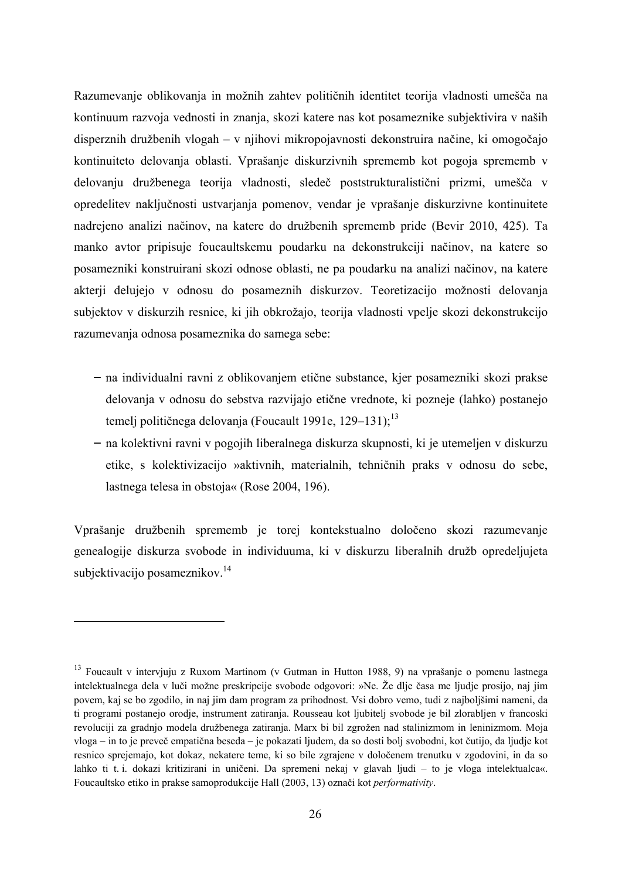Razumevanje oblikovanja in možnih zahtev političnih identitet teorija vladnosti umešča na kontinuum razvoja vednosti in znanja, skozi katere nas kot posameznike subjektivira v naših disperznih družbenih vlogah – v njihovi mikropojavnosti dekonstruira načine, ki omogočajo kontinuiteto delovanja oblasti. Vprašanje diskurzivnih sprememb kot pogoja sprememb v delovanju družbenega teorija vladnosti, sledeč poststrukturalistični prizmi, umešča v opredelitev naključnosti ustvarjanja pomenov, vendar je vprašanje diskurzivne kontinuitete nadrejeno analizi načinov, na katere do družbenih sprememb pride (Bevir 2010, 425). Ta manko avtor pripisuje foucaultskemu poudarku na dekonstrukciji načinov, na katere so posamezniki konstruirani skozi odnose oblasti, ne pa poudarku na analizi načinov, na katere akterji delujejo v odnosu do posameznih diskurzov. Teoretizacijo možnosti delovanja subjektov v diskurzih resnice, ki jih obkrožajo, teorija vladnosti vpelje skozi dekonstrukcijo razumevanja odnosa posameznika do samega sebe:

- na individualni ravni z oblikovanjem etične substance, kjer posamezniki skozi prakse delovanja v odnosu do sebstva razvijajo etične vrednote, ki pozneje (lahko) postanejo temelj političnega delovanja (Foucault 1991e, 129–131);[13]
- na kolektivni ravni v pogojih liberalnega diskurza skupnosti, ki je utemeljen v diskurzu etike, s kolektivizacijo »aktivnih, materialnih, tehničnih praks v odnosu do sebe, lastnega telesa in obstoja« (Rose 2004, 196).

Vprašanje družbenih sprememb je torej kontekstualno določeno skozi razumevanje genealogije diskurza svobode in individuuma, ki v diskurzu liberalnih družb opredeljujeta subjektivacijo posameznikov.[14]

---

[13] Foucault v intervjuju z Ruxom Martinom (v Gutman in Hutton 1988, 9) na vprašanje o pomenu lastnega intelektualnega dela v luči možne preskripcije svobode odgovori: »Ne. Že dlje časa me ljudje prosijo, naj jim povem, kaj se bo zgodilo, in naj jim dam program za prihodnost. Vsi dobro vemo, tudi z najboljšimi nameni, da ti programi postanejo orodje, instrument zatiranja. Rousseau kot ljubitelj svobode je bil zlorabljen v francoski revoluciji za gradnjo modela družbenega zatiranja. Marx bi bil zgrožen nad stalinizmom in leninizmom. Moja vloga – in to je preveč empatična beseda – je pokazati ljudem, da so dosti bolj svobodni, kot čutijo, da ljudje kot resnico sprejemajo, kot dokaz, nekatere teme, ki so bile zgrajene v določenem trenutku v zgodovini, in da so lahko ti t. i. dokazi kritizirani in uničeni. Da spremeni nekaj v glavah ljudi – to je vloga intelektualca«. Foucaultsko etiko in prakse samoprodukcije Hall (2003, 13) označi kot *performativity*.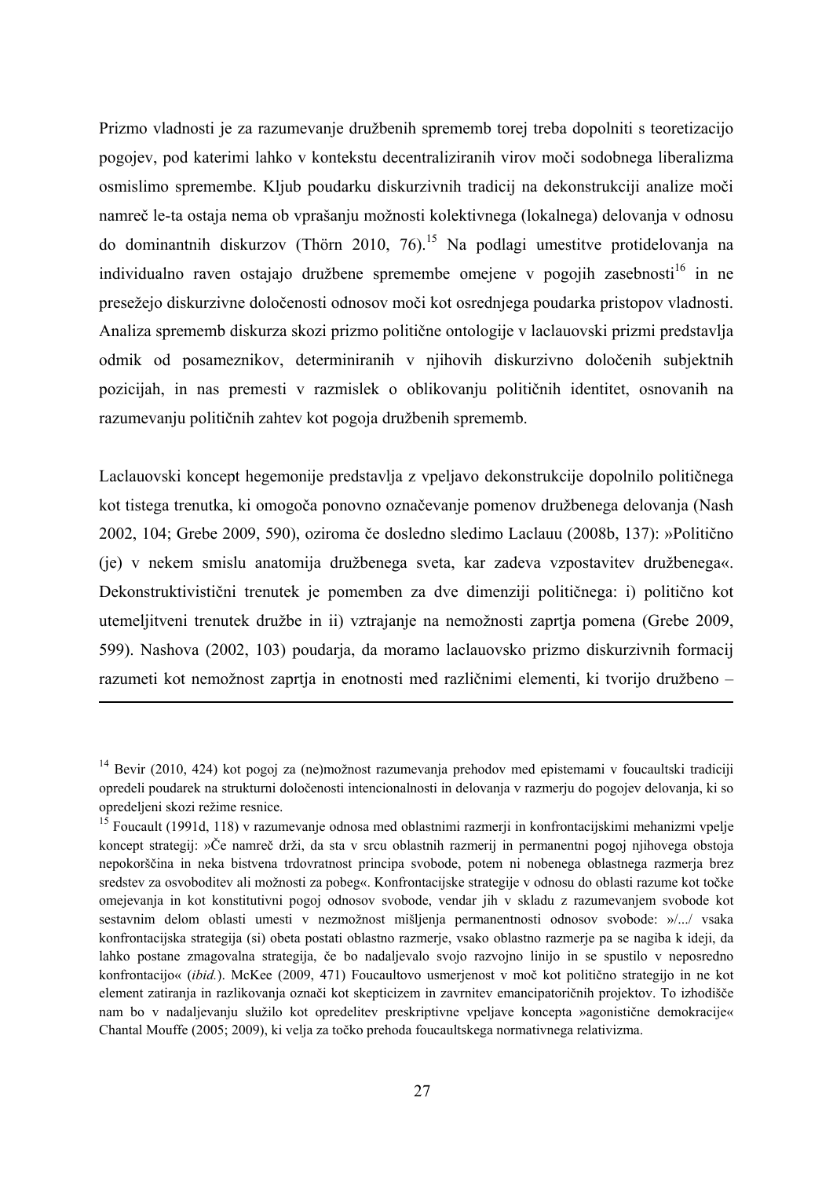Prizmo vladnosti je za razumevanje družbenih sprememb torej treba dopolniti s teoretizacijo pogojev, pod katerimi lahko v kontekstu decentraliziranih virov moči sodobnega liberalizma osmislimo spremembe. Kljub poudarku diskurzivnih tradicij na dekonstrukciji analize moči namreč le-ta ostaja nema ob vprašanju možnosti kolektivnega (lokalnega) delovanja v odnosu do dominantnih diskurzov (Thörn 2010, 76).[15] Na podlagi umestitve protidelovanja na individualno raven ostajajo družbene spremembe omejene v pogojih zasebnosti[16] in ne presežejo diskurzivne določenosti odnosov moči kot osrednjega poudarka pristopov vladnosti. Analiza sprememb diskurza skozi prizmo politične ontologije v laclauovski prizmi predstavlja odmik od posameznikov, determiniranih v njihovih diskurzivno določenih subjektnih pozicijah, in nas premesti v razmislek o oblikovanju političnih identitet, osnovanih na razumevanju političnih zahtev kot pogoja družbenih sprememb.

Laclauovski koncept hegemonije predstavlja z vpeljavo dekonstrukcije dopolnilo političnega kot tistega trenutka, ki omogoča ponovno označevanje pomenov družbenega delovanja (Nash 2002, 104; Grebe 2009, 590), oziroma če dosledno sledimo Laclauu (2008b, 137): »Politično (je) v nekem smislu anatomija družbenega sveta, kar zadeva vzpostavitev družbenega«. Dekonstruktivistični trenutek je pomemben za dve dimenziji političnega: i) politično kot utemeljitveni trenutek družbe in ii) vztrajanje na nemožnosti zaprtja pomena (Grebe 2009, 599). Nashova (2002, 103) poudarja, da moramo laclauovsko prizmo diskurzivnih formacij razumeti kot nemožnost zaprtja in enotnosti med različnimi elementi, ki tvorijo družbeno –

---

[14] Bevir (2010, 424) kot pogoj za (ne)možnost razumevanja prehodov med epistemami v foucaultski tradiciji opredeli poudarek na strukturni določenosti intencionalnosti in delovanja v razmerju do pogojev delovanja, ki so opredeljeni skozi režime resnice.

[15] Foucault (1991d, 118) v razumevanje odnosa med oblastnimi razmerji in konfrontacijskimi mehanizmi vpelje koncept strategij: »Če namreč drži, da sta v srcu oblastnih razmerij in permanentni pogoj njihovega obstoja nepokorščina in neka bistvena trdovratnost principa svobode, potem ni nobenega oblastnega razmerja brez sredstev za osvoboditev ali možnosti za pobeg«. Konfrontacijske strategije v odnosu do oblasti razume kot točke omejevanja in kot konstitutivni pogoj odnosov svobode, vendar jih v skladu z razumevanjem svobode kot sestavnim delom oblasti umesti v nezmožnost mišljenja permanentnosti odnosov svobode: »/.../ vsaka konfrontacijska strategija (si) obeta postati oblastno razmerje, vsako oblastno razmerje pa se nagiba k ideji, da lahko postane zmagovalna strategija, če bo nadaljevalo svojo razvojno linijo in se spustilo v neposredno konfrontacijo« (*ibid.*). McKee (2009, 471) Foucaultovo usmerjenost v moč kot politično strategijo in ne kot element zatiranja in razlikovanja označi kot skepticizem in zavrnitev emancipatoričnih projektov. To izhodišče nam bo v nadaljevanju služilo kot opredelitev preskriptivne vpeljave koncepta »agonistične demokracije« Chantal Mouffe (2005; 2009), ki velja za točko prehoda foucaultskega normativnega relativizma.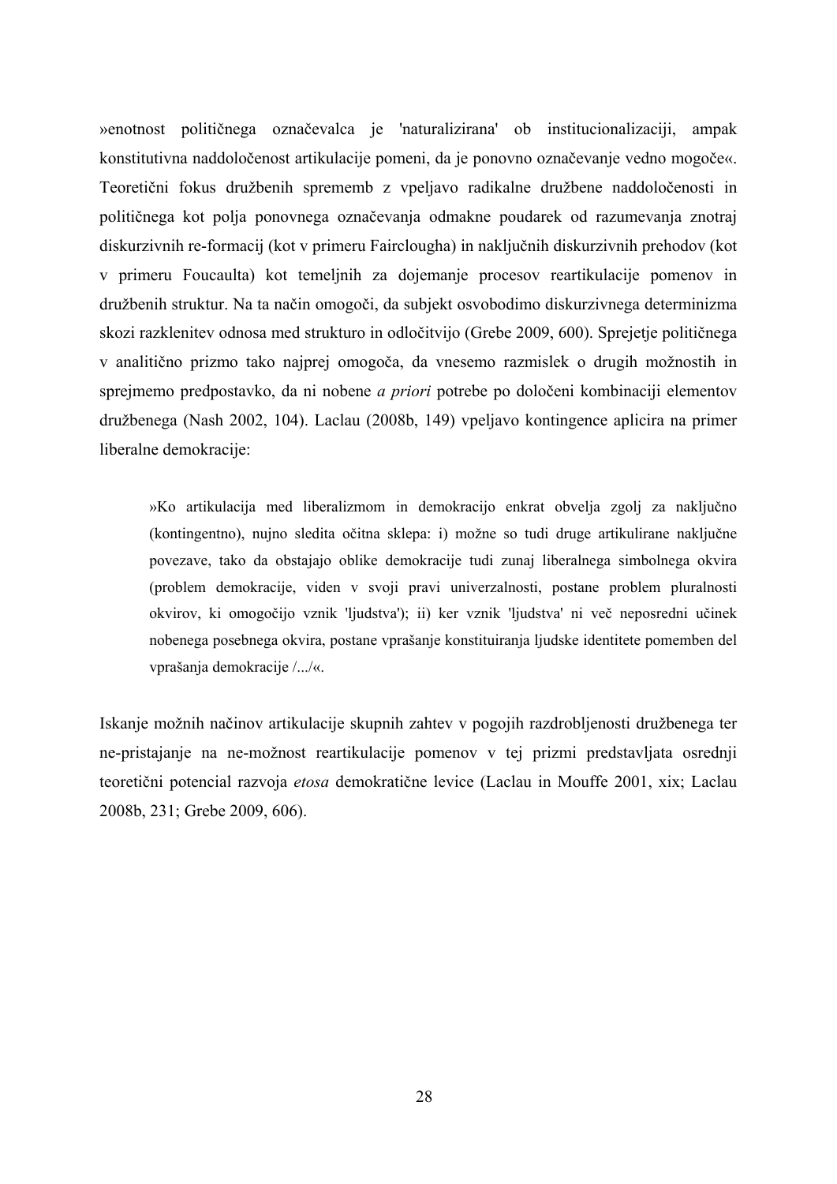»enotnost političnega označevalca je 'naturalizirana' ob institucionalizaciji, ampak konstitutivna naddoločenost artikulacije pomeni, da je ponovno označevanje vedno mogoče«. Teoretični fokus družbenih sprememb z vpeljavo radikalne družbene naddoločenosti in političnega kot polja ponovnega označevanja odmakne poudarek od razumevanja znotraj diskurzivnih re-formacij (kot v primeru Fairclougha) in naključnih diskurzivnih prehodov (kot v primeru Foucaulta) kot temeljnih za dojemanje procesov reartikulacije pomenov in družbenih struktur. Na ta način omogoči, da subjekt osvobodimo diskurzivnega determinizma skozi razklenitev odnosa med strukturo in odločitvijo (Grebe 2009, 600). Sprejetje političnega v analitično prizmo tako najprej omogoča, da vnesemo razmislek o drugih možnostih in sprejmemo predpostavko, da ni nobene *a priori* potrebe po določeni kombinaciji elementov družbenega (Nash 2002, 104). Laclau (2008b, 149) vpeljavo kontingence aplicira na primer liberalne demokracije:

> »Ko artikulacija med liberalizmom in demokracijo enkrat obvelja zgolj za naključno (kontingentno), nujno sledita očitna sklepa: i) možne so tudi druge artikulirane naključne povezave, tako da obstajajo oblike demokracije tudi zunaj liberalnega simbolnega okvira (problem demokracije, viden v svoji pravi univerzalnosti, postane problem pluralnosti okvirov, ki omogočijo vznik 'ljudstva'); ii) ker vznik 'ljudstva' ni več neposredni učinek nobenega posebnega okvira, postane vprašanje konstituiranja ljudske identitete pomemben del vprašanja demokracije /.../«.

Iskanje možnih načinov artikulacije skupnih zahtev v pogojih razdrobljenosti družbenega ter ne-pristajanje na ne-možnost reartikulacije pomenov v tej prizmi predstavljata osrednji teoretični potencial razvoja *etosa* demokratične levice (Laclau in Mouffe 2001, xix; Laclau 2008b, 231; Grebe 2009, 606).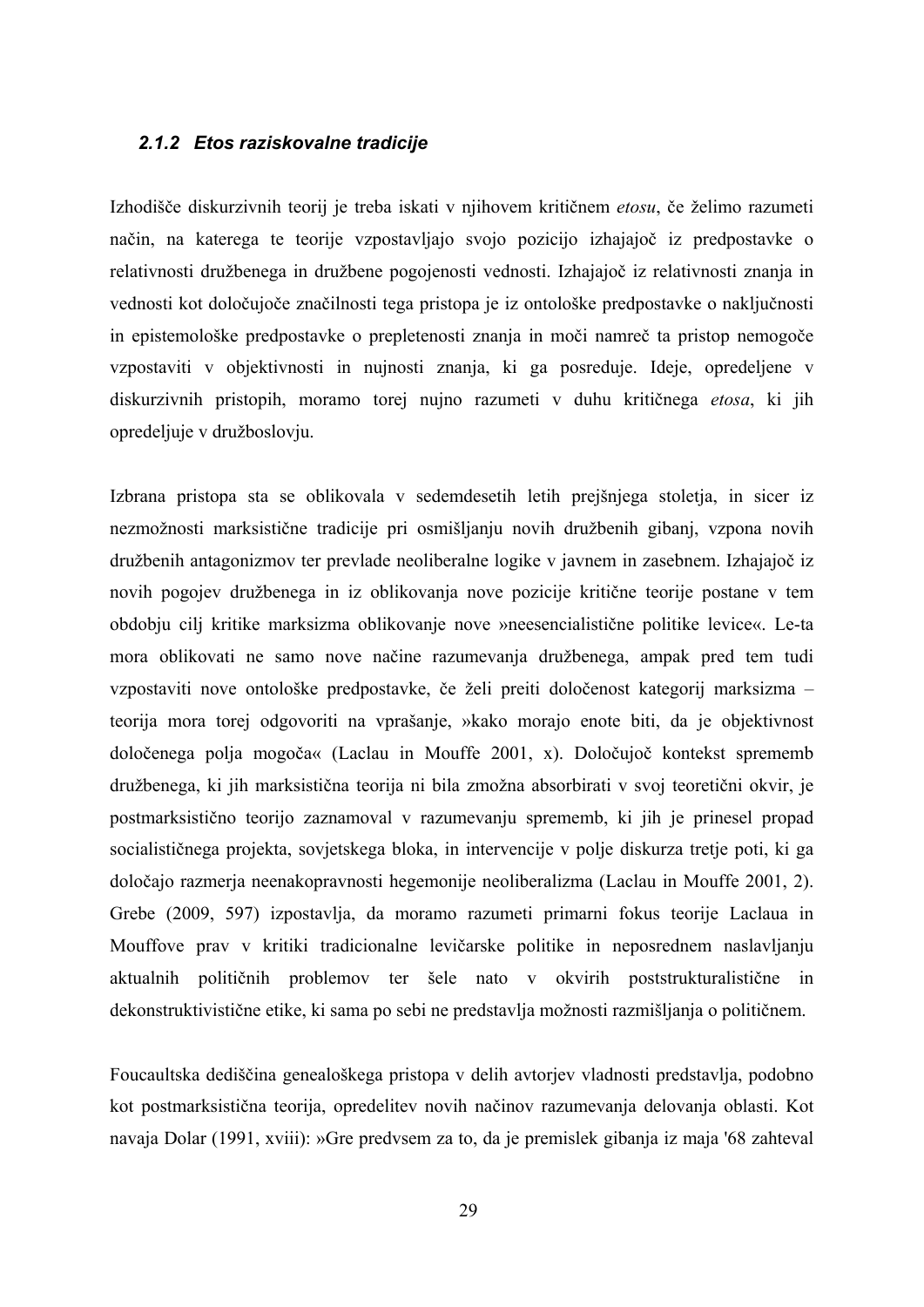### 2.1.2 Etos raziskovalne tradicije

Izhodišče diskurzivnih teorij je treba iskati v njihovem kritičnem *etosu*, če želimo razumeti način, na katerega te teorije vzpostavljajo svojo pozicijo izhajajoč iz predpostavke o relativnosti družbenega in družbene pogojenosti vednosti. Izhajajoč iz relativnosti znanja in vednosti kot določujoče značilnosti tega pristopa je iz ontološke predpostavke o naključnosti in epistemološke predpostavke o prepletenosti znanja in moči namreč ta pristop nemogoče vzpostaviti v objektivnosti in nujnosti znanja, ki ga posreduje. Ideje, opredeljene v diskurzivnih pristopih, moramo torej nujno razumeti v duhu kritičnega *etosa*, ki jih opredeljuje v družboslovju.

Izbrana pristopa sta se oblikovala v sedemdesetih letih prejšnjega stoletja, in sicer iz nezmožnosti marksistične tradicije pri osmišljanju novih družbenih gibanj, vzpona novih družbenih antagonizmov ter prevlade neoliberalne logike v javnem in zasebnem. Izhajajoč iz novih pogojev družbenega in iz oblikovanja nove pozicije kritične teorije postane v tem obdobju cilj kritike marksizma oblikovanje nove »neesencialistične politike levice«. Le-ta mora oblikovati ne samo nove načine razumevanja družbenega, ampak pred tem tudi vzpostaviti nove ontološke predpostavke, če želi preiti določenost kategorij marksizma – teorija mora torej odgovoriti na vprašanje, »kako morajo enote biti, da je objektivnost določenega polja mogoča« (Laclau in Mouffe 2001, x). Določujoč kontekst sprememb družbenega, ki jih marksistična teorija ni bila zmožna absorbirati v svoj teoretični okvir, je postmarksistično teorijo zaznamoval v razumevanju sprememb, ki jih je prinesel propad socialističnega projekta, sovjetskega bloka, in intervencije v polje diskurza tretje poti, ki ga določajo razmerja neenakopravnosti hegemonije neoliberalizma (Laclau in Mouffe 2001, 2). Grebe (2009, 597) izpostavlja, da moramo razumeti primarni fokus teorije Laclaua in Mouffove prav v kritiki tradicionalne levičarske politike in neposrednem naslavljanju aktualnih političnih problemov ter šele nato v okvirih poststrukturalistične in dekonstruktivistične etike, ki sama po sebi ne predstavlja možnosti razmišljanja o političnem.

Foucaultska dediščina genealoškega pristopa v delih avtorjev vladnosti predstavlja, podobno kot postmarksistična teorija, opredelitev novih načinov razumevanja delovanja oblasti. Kot navaja Dolar (1991, xviii): »Gre predvsem za to, da je premislek gibanja iz maja '68 zahteval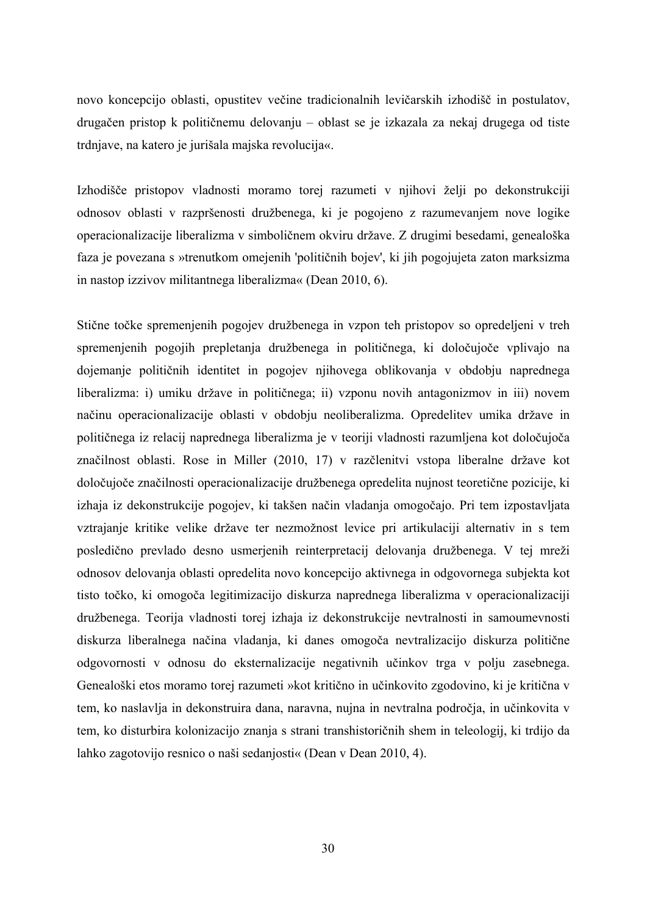novo koncepcijo oblasti, opustitev večine tradicionalnih levičarskih izhodišč in postulatov, drugačen pristop k političnemu delovanju – oblast se je izkazala za nekaj drugega od tiste trdnjave, na katero je jurišala majska revolucija«.

Izhodišče pristopov vladnosti moramo torej razumeti v njihovi želji po dekonstrukciji odnosov oblasti v razpršenosti družbenega, ki je pogojeno z razumevanjem nove logike operacionalizacije liberalizma v simboličnem okviru države. Z drugimi besedami, genealoška faza je povezana s »trenutkom omejenih 'političnih bojev', ki jih pogojujeta zaton marksizma in nastop izzivov militantnega liberalizma« (Dean 2010, 6).

Stične točke spremenjenih pogojev družbenega in vzpon teh pristopov so opredeljeni v treh spremenjenih pogojih prepletanja družbenega in političnega, ki določujoče vplivajo na dojemanje političnih identitet in pogojev njihovega oblikovanja v obdobju naprednega liberalizma: i) umiku države in političnega; ii) vzponu novih antagonizmov in iii) novem načinu operacionalizacije oblasti v obdobju neoliberalizma. Opredelitev umika države in političnega iz relacij naprednega liberalizma je v teoriji vladnosti razumljena kot določujoča značilnost oblasti. Rose in Miller (2010, 17) v razčlenitvi vstopa liberalne države kot določujoče značilnosti operacionalizacije družbenega opredelita nujnost teoretične pozicije, ki izhaja iz dekonstrukcije pogojev, ki takšen način vladanja omogočajo. Pri tem izpostavljata vztrajanje kritike velike države ter nezmožnost levice pri artikulaciji alternativ in s tem posledično prevlado desno usmerjenih reinterpretacij delovanja družbenega. V tej mreži odnosov delovanja oblasti opredelita novo koncepcijo aktivnega in odgovornega subjekta kot tisto točko, ki omogoča legitimizacijo diskurza naprednega liberalizma v operacionalizaciji družbenega. Teorija vladnosti torej izhaja iz dekonstrukcije nevtralnosti in samoumevnosti diskurza liberalnega načina vladanja, ki danes omogoča nevtralizacijo diskurza politične odgovornosti v odnosu do eksternalizacije negativnih učinkov trga v polju zasebnega. Genealoški etos moramo torej razumeti »kot kritično in učinkovito zgodovino, ki je kritična v tem, ko naslavlja in dekonstruira dana, naravna, nujna in nevtralna področja, in učinkovita v tem, ko disturbira kolonizacijo znanja s strani transhistoričnih shem in teleologij, ki trdijo da lahko zagotovijo resnico o naši sedanjosti« (Dean v Dean 2010, 4).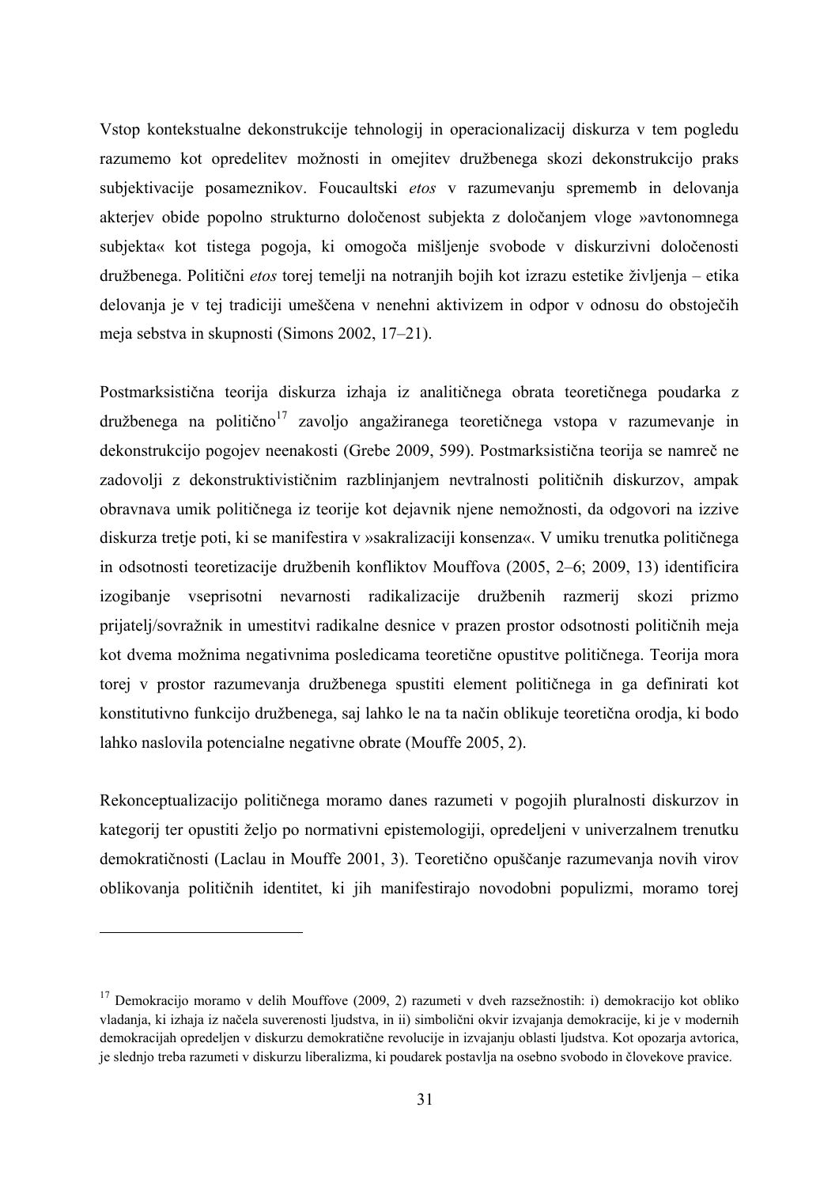Vstop kontekstualne dekonstrukcije tehnologij in operacionalizacij diskurza v tem pogledu razumemo kot opredelitev možnosti in omejitev družbenega skozi dekonstrukcijo praks subjektivacije posameznikov. Foucaultski *etos* v razumevanju sprememb in delovanja akterjev obide popolno strukturno določenost subjekta z določanjem vloge »avtonomnega subjekta« kot tistega pogoja, ki omogoča mišljenje svobode v diskurzivni določenosti družbenega. Politični *etos* torej temelji na notranjih bojih kot izrazu estetike življenja – etika delovanja je v tej tradiciji umeščena v nenehni aktivizem in odpor v odnosu do obstoječih meja sebstva in skupnosti (Simons 2002, 17–21).

Postmarksistična teorija diskurza izhaja iz analitičnega obrata teoretičnega poudarka z družbenega na politično[17] zavoljo angažiranega teoretičnega vstopa v razumevanje in dekonstrukcijo pogojev neenakosti (Grebe 2009, 599). Postmarksistična teorija se namreč ne zadovolji z dekonstruktivističnim razblinjanjem nevtralnosti političnih diskurzov, ampak obravnava umik političnega iz teorije kot dejavnik njene nemožnosti, da odgovori na izzive diskurza tretje poti, ki se manifestira v »sakralizaciji konsenza«. V umiku trenutka političnega in odsotnosti teoretizacije družbenih konfliktov Mouffova (2005, 2–6; 2009, 13) identificira izogibanje vseprisotni nevarnosti radikalizacije družbenih razmerij skozi prizmo prijatelj/sovražnik in umestitvi radikalne desnice v prazen prostor odsotnosti političnih meja kot dvema možnima negativnima posledicama teoretične opustitve političnega. Teorija mora torej v prostor razumevanja družbenega spustiti element političnega in ga definirati kot konstitutivno funkcijo družbenega, saj lahko le na ta način oblikuje teoretična orodja, ki bodo lahko naslovila potencialne negativne obrate (Mouffe 2005, 2).

Rekonceptualizacijo političnega moramo danes razumeti v pogojih pluralnosti diskurzov in kategorij ter opustiti željo po normativni epistemologiji, opredeljeni v univerzalnem trenutku demokratičnosti (Laclau in Mouffe 2001, 3). Teoretično opuščanje razumevanja novih virov oblikovanja političnih identitet, ki jih manifestirajo novodobni populizmi, moramo torej

---

[17] Demokracijo moramo v delih Mouffove (2009, 2) razumeti v dveh razsežnostih: i) demokracijo kot obliko vladanja, ki izhaja iz načela suverenosti ljudstva, in ii) simbolični okvir izvajanja demokracije, ki je v modernih demokracijah opredeljen v diskurzu demokratične revolucije in izvajanju oblasti ljudstva. Kot opozarja avtorica, je slednjo treba razumeti v diskurzu liberalizma, ki poudarek postavlja na osebno svobodo in človekove pravice.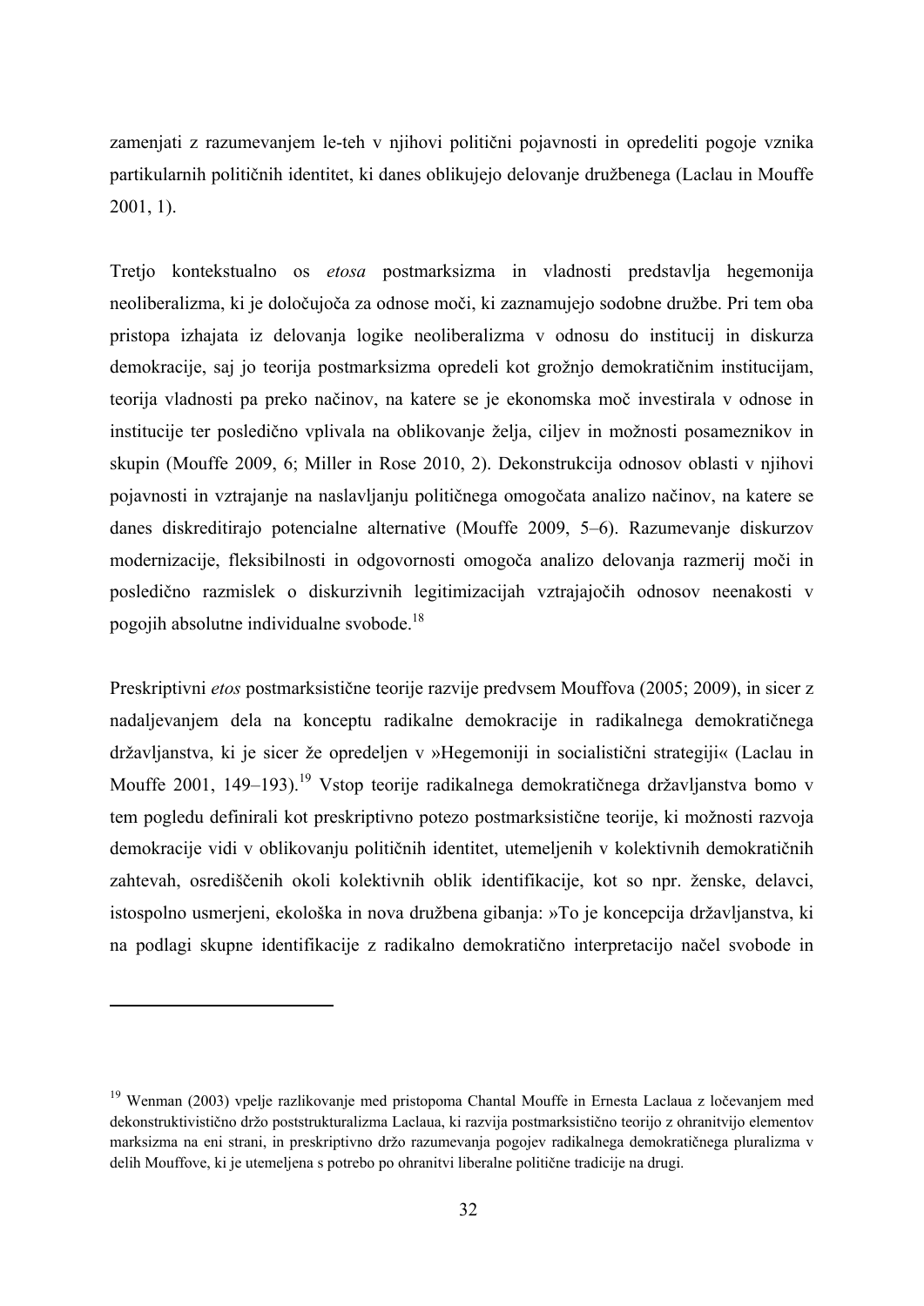zamenjati z razumevanjem le-teh v njihovi politični pojavnosti in opredeliti pogoje vznika partikularnih političnih identitet, ki danes oblikujejo delovanje družbenega (Laclau in Mouffe 2001, 1).

Tretjo kontekstualno os *etosa* postmarksizma in vladnosti predstavlja hegemonija neoliberalizma, ki je določujoča za odnose moči, ki zaznamujejo sodobne družbe. Pri tem oba pristopa izhajata iz delovanja logike neoliberalizma v odnosu do institucij in diskurza demokracije, saj jo teorija postmarksizma opredeli kot grožnjo demokratičnim institucijam, teorija vladnosti pa preko načinov, na katere se je ekonomska moč investirala v odnose in institucije ter posledično vplivala na oblikovanje želja, ciljev in možnosti posameznikov in skupin (Mouffe 2009, 6; Miller in Rose 2010, 2). Dekonstrukcija odnosov oblasti v njihovi pojavnosti in vztrajanje na naslavljanju političnega omogočata analizo načinov, na katere se danes diskreditirajo potencialne alternative (Mouffe 2009, 5–6). Razumevanje diskurzov modernizacije, fleksibilnosti in odgovornosti omogoča analizo delovanja razmerij moči in posledično razmislek o diskurzivnih legitimizacijah vztrajajočih odnosov neenakosti v pogojih absolutne individualne svobode.[18]

Preskriptivni *etos* postmarksistične teorije razvije predvsem Mouffova (2005; 2009), in sicer z nadaljevanjem dela na konceptu radikalne demokracije in radikalnega demokratičnega državljanstva, ki je sicer že opredeljen v »Hegemoniji in socialistični strategiji« (Laclau in Mouffe 2001, 149–193).[19] Vstop teorije radikalnega demokratičnega državljanstva bomo v tem pogledu definirali kot preskriptivno potezo postmarksistične teorije, ki možnosti razvoja demokracije vidi v oblikovanju političnih identitet, utemeljenih v kolektivnih demokratičnih zahtevah, osrediščenih okoli kolektivnih oblik identifikacije, kot so npr. ženske, delavci, istospolno usmerjeni, ekološka in nova družbena gibanja: »To je koncepcija državljanstva, ki na podlagi skupne identifikacije z radikalno demokratično interpretacijo načel svobode in

---

[19] Wenman (2003) vpelje razlikovanje med pristopoma Chantal Mouffe in Ernesta Laclaua z ločevanjem med dekonstruktivistično držo poststrukturalizma Laclaua, ki razvija postmarksistično teorijo z ohranitvijo elementov marksizma na eni strani, in preskriptivno držo razumevanja pogojev radikalnega demokratičnega pluralizma v delih Mouffove, ki je utemeljena s potrebo po ohranitvi liberalne politične tradicije na drugi.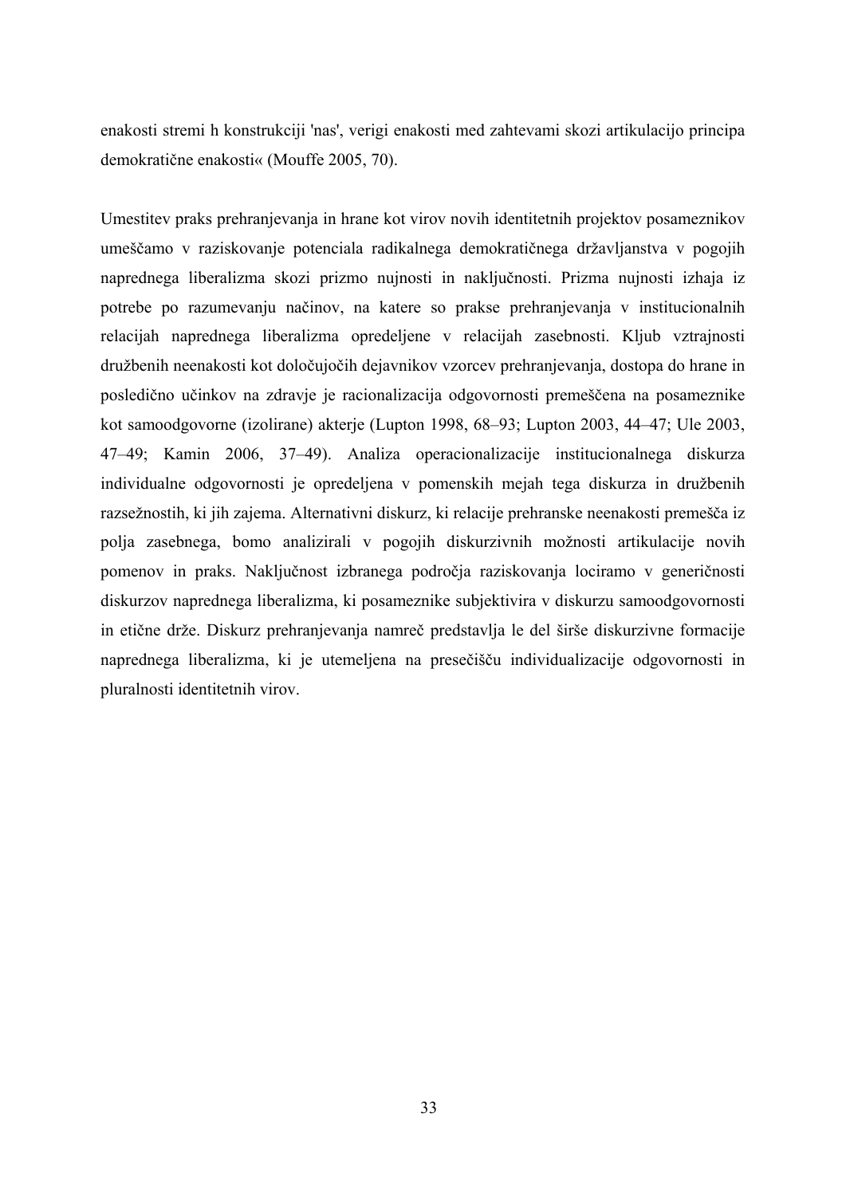enakosti stremi h konstrukciji 'nas', verigi enakosti med zahtevami skozi artikulacijo principa demokratične enakosti« (Mouffe 2005, 70).

Umestitev praks prehranjevanja in hrane kot virov novih identitetnih projektov posameznikov umeščamo v raziskovanje potenciala radikalnega demokratičnega državljanstva v pogojih naprednega liberalizma skozi prizmo nujnosti in naključnosti. Prizma nujnosti izhaja iz potrebe po razumevanju načinov, na katere so prakse prehranjevanja v institucionalnih relacijah naprednega liberalizma opredeljene v relacijah zasebnosti. Kljub vztrajnosti družbenih neenakosti kot določujočih dejavnikov vzorcev prehranjevanja, dostopa do hrane in posledično učinkov na zdravje je racionalizacija odgovornosti premeščena na posameznike kot samoodgovorne (izolirane) akterje (Lupton 1998, 68–93; Lupton 2003, 44–47; Ule 2003, 47–49; Kamin 2006, 37–49). Analiza operacionalizacije institucionalnega diskurza individualne odgovornosti je opredeljena v pomenskih mejah tega diskurza in družbenih razsežnostih, ki jih zajema. Alternativni diskurz, ki relacije prehranske neenakosti premešča iz polja zasebnega, bomo analizirali v pogojih diskurzivnih možnosti artikulacije novih pomenov in praks. Naključnost izbranega področja raziskovanja lociramo v generičnosti diskurzov naprednega liberalizma, ki posameznike subjektivira v diskurzu samoodgovornosti in etične drže. Diskurz prehranjevanja namreč predstavlja le del širše diskurzivne formacije naprednega liberalizma, ki je utemeljena na presečišču individualizacije odgovornosti in pluralnosti identitetnih virov.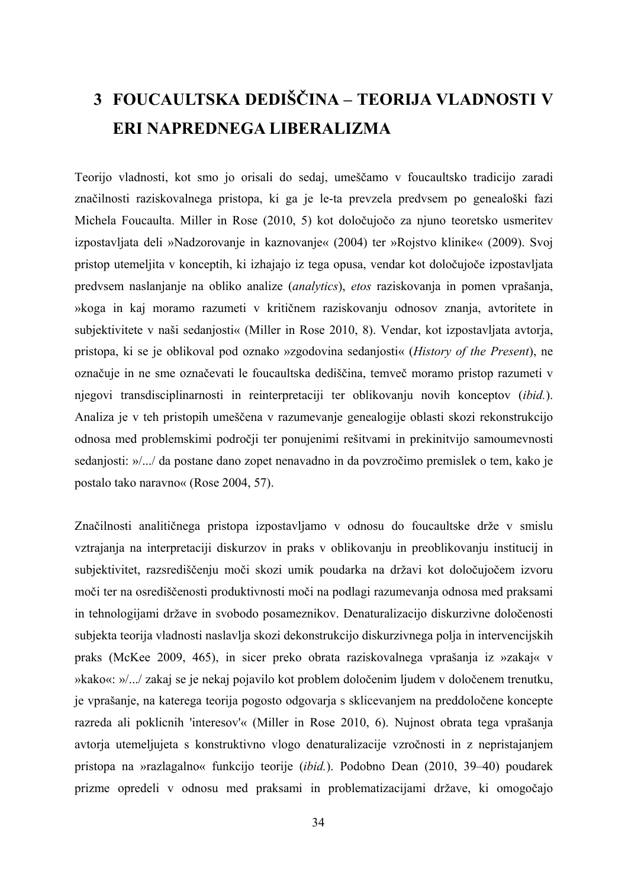# 3 FOUCAULTSKA DEDIŠČINA – TEORIJA VLADNOSTI V ERI NAPREDNEGA LIBERALIZMA

Teorijo vladnosti, kot smo jo orisali do sedaj, umeščamo v foucaultsko tradicijo zaradi značilnosti raziskovalnega pristopa, ki ga je le-ta prevzela predvsem po genealoški fazi Michela Foucaulta. Miller in Rose (2010, 5) kot določujočo za njuno teoretsko usmeritev izpostavljata deli »Nadzorovanje in kaznovanje« (2004) ter »Rojstvo klinike« (2009). Svoj pristop utemeljita v konceptih, ki izhajajo iz tega opusa, vendar kot določujoče izpostavljata predvsem naslanjanje na obliko analize (*analytics*), *etos* raziskovanja in pomen vprašanja, »koga in kaj moramo razumeti v kritičnem raziskovanju odnosov znanja, avtoritete in subjektivitete v naši sedanjosti« (Miller in Rose 2010, 8). Vendar, kot izpostavljata avtorja, pristopa, ki se je oblikoval pod oznako »zgodovina sedanjosti« (*History of the Present*), ne označuje in ne sme označevati le foucaultska dediščina, temveč moramo pristop razumeti v njegovi transdisciplinarnosti in reinterpretaciji ter oblikovanju novih konceptov (*ibid.*). Analiza je v teh pristopih umeščena v razumevanje genealogije oblasti skozi rekonstrukcijo odnosa med problemskimi področji ter ponujenimi rešitvami in prekinitvijo samoumevnosti sedanjosti: »/.../ da postane dano zopet nenavadno in da povzročimo premislek o tem, kako je postalo tako naravno« (Rose 2004, 57).

Značilnosti analitičnega pristopa izpostavljamo v odnosu do foucaultske drže v smislu vztrajanja na interpretaciji diskurzov in praks v oblikovanju in preoblikovanju institucij in subjektivitet, razsrediščenju moči skozi umik poudarka na državi kot določujočem izvoru moči ter na osrediščenosti produktivnosti moči na podlagi razumevanja odnosa med praksami in tehnologijami države in svobodo posameznikov. Denaturalizacijo diskurzivne določenosti subjekta teorija vladnosti naslavlja skozi dekonstrukcijo diskurzivnega polja in intervencijskih praks (McKee 2009, 465), in sicer preko obrata raziskovalnega vprašanja iz »zakaj« v »kako«: »/.../ zakaj se je nekaj pojavilo kot problem določenim ljudem v določenem trenutku, je vprašanje, na katerega teorija pogosto odgovarja s sklicevanjem na preddoločene koncepte razreda ali poklicnih 'interesov'« (Miller in Rose 2010, 6). Nujnost obrata tega vprašanja avtorja utemeljujeta s konstruktivno vlogo denaturalizacije vzročnosti in z nepristajanjem pristopa na »razlagalno« funkcijo teorije (*ibid.*). Podobno Dean (2010, 39–40) poudarek prizme opredeli v odnosu med praksami in problematizacijami države, ki omogočajo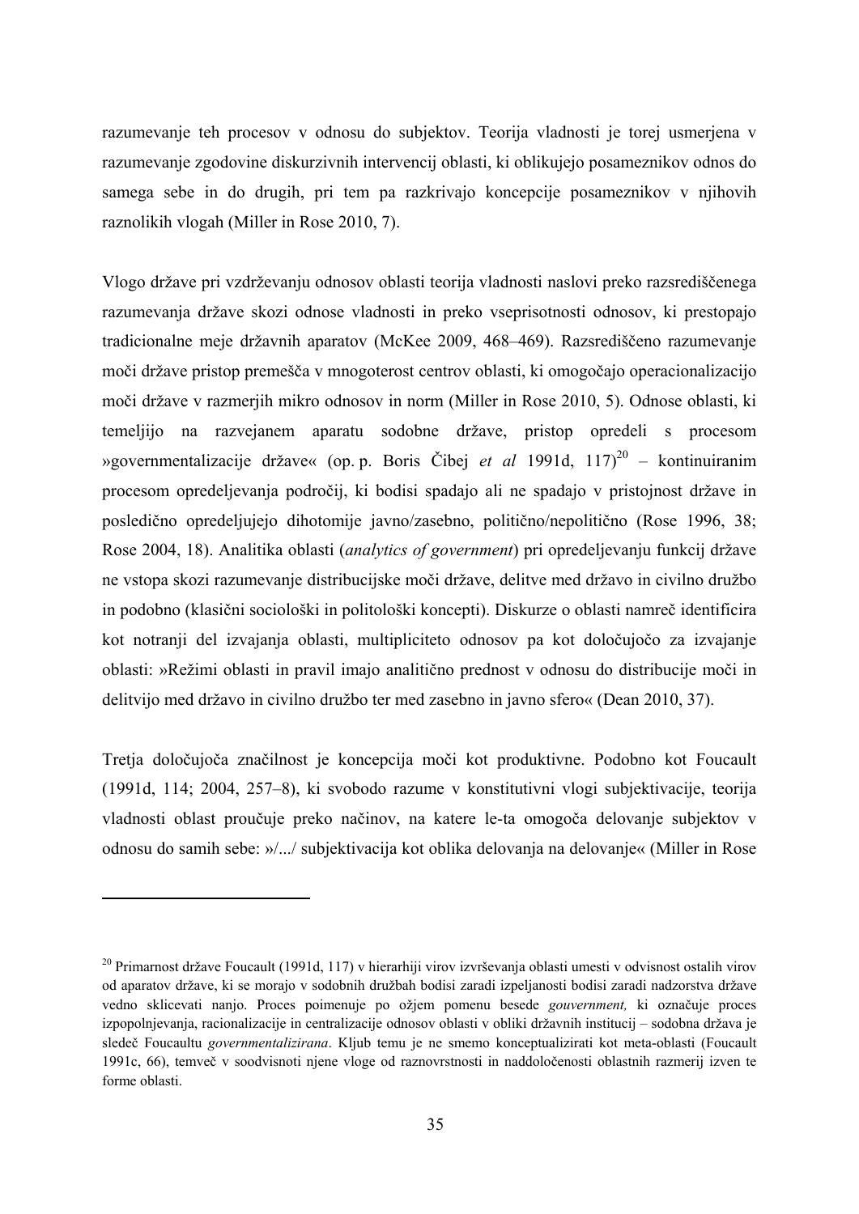razumevanje teh procesov v odnosu do subjektov. Teorija vladnosti je torej usmerjena v razumevanje zgodovine diskurzivnih intervencij oblasti, ki oblikujejo posameznikov odnos do samega sebe in do drugih, pri tem pa razkrivajo koncepcije posameznikov v njihovih raznolikih vlogah (Miller in Rose 2010, 7).

Vlogo države pri vzdrževanju odnosov oblasti teorija vladnosti naslovi preko razsrediščenega razumevanja države skozi odnose vladnosti in preko vseprisotnosti odnosov, ki prestopajo tradicionalne meje državnih aparatov (McKee 2009, 468–469). Razsrediščeno razumevanje moči države pristop premešča v mnogoterost centrov oblasti, ki omogočajo operacionalizacijo moči države v razmerjih mikro odnosov in norm (Miller in Rose 2010, 5). Odnose oblasti, ki temeljijo na razvejanem aparatu sodobne države, pristop opredeli s procesom »governmentalizacije države« (op. p. Boris Čibej *et al* 1991d, 117)[20] – kontinuiranim procesom opredeljevanja področij, ki bodisi spadajo ali ne spadajo v pristojnost države in posledično opredeljujejo dihotomije javno/zasebno, politično/nepolitično (Rose 1996, 38; Rose 2004, 18). Analitika oblasti (*analytics of government*) pri opredeljevanju funkcij države ne vstopa skozi razumevanje distribucijske moči države, delitve med državo in civilno družbo in podobno (klasični sociološki in politološki koncepti). Diskurze o oblasti namreč identificira kot notranji del izvajanja oblasti, multipliciteto odnosov pa kot določujočo za izvajanje oblasti: »Režimi oblasti in pravil imajo analitično prednost v odnosu do distribucije moči in delitvijo med državo in civilno družbo ter med zasebno in javno sfero« (Dean 2010, 37).

Tretja določujoča značilnost je koncepcija moči kot produktivne. Podobno kot Foucault (1991d, 114; 2004, 257–8), ki svobodo razume v konstitutivni vlogi subjektivacije, teorija vladnosti oblast proučuje preko načinov, na katere le-ta omogoča delovanje subjektov v odnosu do samih sebe: »/.../ subjektivacija kot oblika delovanja na delovanje« (Miller in Rose

---

[20] Primarnost države Foucault (1991d, 117) v hierarhiji virov izvrševanja oblasti umesti v odvisnost ostalih virov od aparatov države, ki se morajo v sodobnih družbah bodisi zaradi izpeljanosti bodisi zaradi nadzorstva države vedno sklicevati nanjo. Proces poimenuje po ožjem pomenu besede *gouvernment,* ki označuje proces izpopolnjevanja, racionalizacije in centralizacije odnosov oblasti v obliki državnih institucij – sodobna država je sledeč Foucaultu *governmentalizirana*. Kljub temu je ne smemo konceptualizirati kot meta-oblasti (Foucault 1991c, 66), temveč v soodvisnoti njene vloge od raznovrstnosti in naddoločenosti oblastnih razmerij izven te forme oblasti.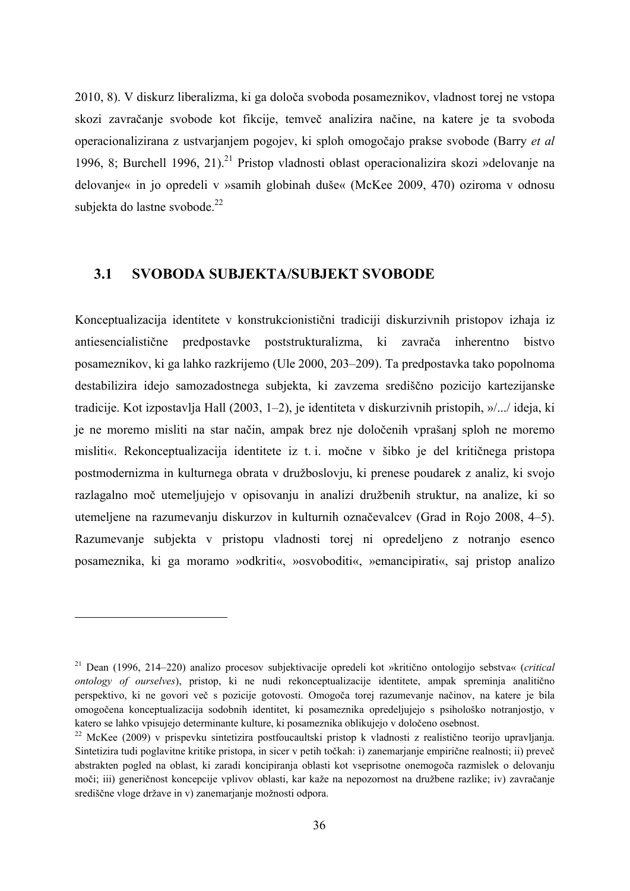2010, 8). V diskurz liberalizma, ki ga določa svoboda posameznikov, vladnost torej ne vstopa skozi zavračanje svobode kot fikcije, temveč analizira načine, na katere je ta svoboda operacionalizirana z ustvarjanjem pogojev, ki sploh omogočajo prakse svobode (Barry *et al* 1996, 8; Burchell 1996, 21).[21] Pristop vladnosti oblast operacionalizira skozi »delovanje na delovanje« in jo opredeli v »samih globinah duše« (McKee 2009, 470) oziroma v odnosu subjekta do lastne svobode.[22]

## 3.1 SVOBODA SUBJEKTA/SUBJEKT SVOBODE

Konceptualizacija identitete v konstrukcionistični tradiciji diskurzivnih pristopov izhaja iz antiesencialistične predpostavke poststrukturalizma, ki zavrača inherentno bistvo posameznikov, ki ga lahko razkrijemo (Ule 2000, 203–209). Ta predpostavka tako popolnoma destabilizira idejo samozadostnega subjekta, ki zavzema središčno pozicijo kartezijanske tradicije. Kot izpostavlja Hall (2003, 1–2), je identiteta v diskurzivnih pristopih, »/.../ ideja, ki je ne moremo misliti na star način, ampak brez nje določenih vprašanj sploh ne moremo misliti«. Rekonceptualizacija identitete iz t. i. močne v šibko je del kritičnega pristopa postmodernizma in kulturnega obrata v družboslovju, ki prenese poudarek z analiz, ki svojo razlagalno moč utemeljujejo v opisovanju in analizi družbenih struktur, na analize, ki so utemeljene na razumevanju diskurzov in kulturnih označevalcev (Grad in Rojo 2008, 4–5). Razumevanje subjekta v pristopu vladnosti torej ni opredeljeno z notranjo esenco posameznika, ki ga moramo »odkriti«, »osvoboditi«, »emancipirati«, saj pristop analizo

---

[21] Dean (1996, 214–220) analizo procesov subjektivacije opredeli kot »kritično ontologijo sebstva« (*critical ontology of ourselves*), pristop, ki ne nudi rekonceptualizacije identitete, ampak spreminja analitično perspektivo, ki ne govori več s pozicije gotovosti. Omogoča torej razumevanje načinov, na katere je bila omogočena konceptualizacija sodobnih identitet, ki posameznika opredeljujejo s psihološko notranjostjo, v katero se lahko vpisujejo determinante kulture, ki posameznika oblikujejo v določeno osebnost.

[22] McKee (2009) v prispevku sintetizira postfoucaultski pristop k vladnosti z realistično teorijo upravljanja. Sintetizira tudi poglavitne kritike pristopa, in sicer v petih točkah: i) zanemarjanje empirične realnosti; ii) preveč abstrakten pogled na oblast, ki zaradi koncipiranja oblasti kot vseprisotne onemogoča razmislek o delovanju moči; iii) generičnost koncepcije vplivov oblasti, kar kaže na nepozornost na družbene razlike; iv) zavračanje središčne vloge države in v) zanemarjanje možnosti odpora.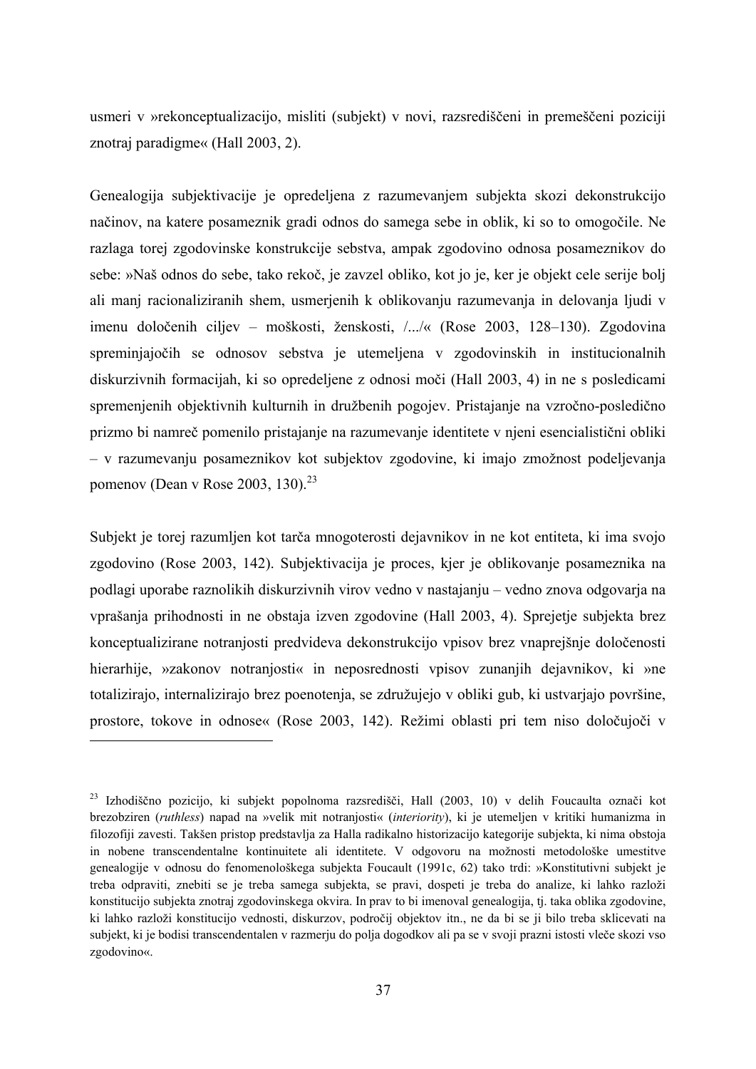usmeri v »rekonceptualizacijo, misliti (subjekt) v novi, razsrediščeni in premeščeni poziciji znotraj paradigme« (Hall 2003, 2).

Genealogija subjektivacije je opredeljena z razumevanjem subjekta skozi dekonstrukcijo načinov, na katere posameznik gradi odnos do samega sebe in oblik, ki so to omogočile. Ne razlaga torej zgodovinske konstrukcije sebstva, ampak zgodovino odnosa posameznikov do sebe: »Naš odnos do sebe, tako rekoč, je zavzel obliko, kot jo je, ker je objekt cele serije bolj ali manj racionaliziranih shem, usmerjenih k oblikovanju razumevanja in delovanja ljudi v imenu določenih ciljev – moškosti, ženskosti, /.../« (Rose 2003, 128–130). Zgodovina spreminjajočih se odnosov sebstva je utemeljena v zgodovinskih in institucionalnih diskurzivnih formacijah, ki so opredeljene z odnosi moči (Hall 2003, 4) in ne s posledicami spremenjenih objektivnih kulturnih in družbenih pogojev. Pristajanje na vzročno-posledično prizmo bi namreč pomenilo pristajanje na razumevanje identitete v njeni esencialistični obliki – v razumevanju posameznikov kot subjektov zgodovine, ki imajo zmožnost podeljevanja pomenov (Dean v Rose 2003, 130).[23]

Subjekt je torej razumljen kot tarča mnogoterosti dejavnikov in ne kot entiteta, ki ima svojo zgodovino (Rose 2003, 142). Subjektivacija je proces, kjer je oblikovanje posameznika na podlagi uporabe raznolikih diskurzivnih virov vedno v nastajanju – vedno znova odgovarja na vprašanja prihodnosti in ne obstaja izven zgodovine (Hall 2003, 4). Sprejetje subjekta brez konceptualizirane notranjosti predvideva dekonstrukcijo vpisov brez vnaprejšnje določenosti hierarhije, »zakonov notranjosti« in neposrednosti vpisov zunanjih dejavnikov, ki »ne totalizirajo, internalizirajo brez poenotenja, se združujejo v obliki gub, ki ustvarjajo površine, prostore, tokove in odnose« (Rose 2003, 142). Režimi oblasti pri tem niso določujoči v

---

[23] Izhodiščno pozicijo, ki subjekt popolnoma razsredišči, Hall (2003, 10) v delih Foucaulta označi kot brezobziren (*ruthless*) napad na »velik mit notranjosti« (*interiority*), ki je utemeljen v kritiki humanizma in filozofiji zavesti. Takšen pristop predstavlja za Halla radikalno historizacijo kategorije subjekta, ki nima obstoja in nobene transcendentalne kontinuitete ali identitete. V odgovoru na možnosti metodološke umestitve genealogije v odnosu do fenomenološkega subjekta Foucault (1991c, 62) tako trdi: »Konstitutivni subjekt je treba odpraviti, znebiti se je treba samega subjekta, se pravi, dospeti je treba do analize, ki lahko razloži konstitucijo subjekta znotraj zgodovinskega okvira. In prav to bi imenoval genealogija, tj. taka oblika zgodovine, ki lahko razloži konstitucijo vednosti, diskurzov, področij objektov itn., ne da bi se ji bilo treba sklicevati na subjekt, ki je bodisi transcendentalen v razmerju do polja dogodkov ali pa se v svoji prazni istosti vleče skozi vso zgodovino«.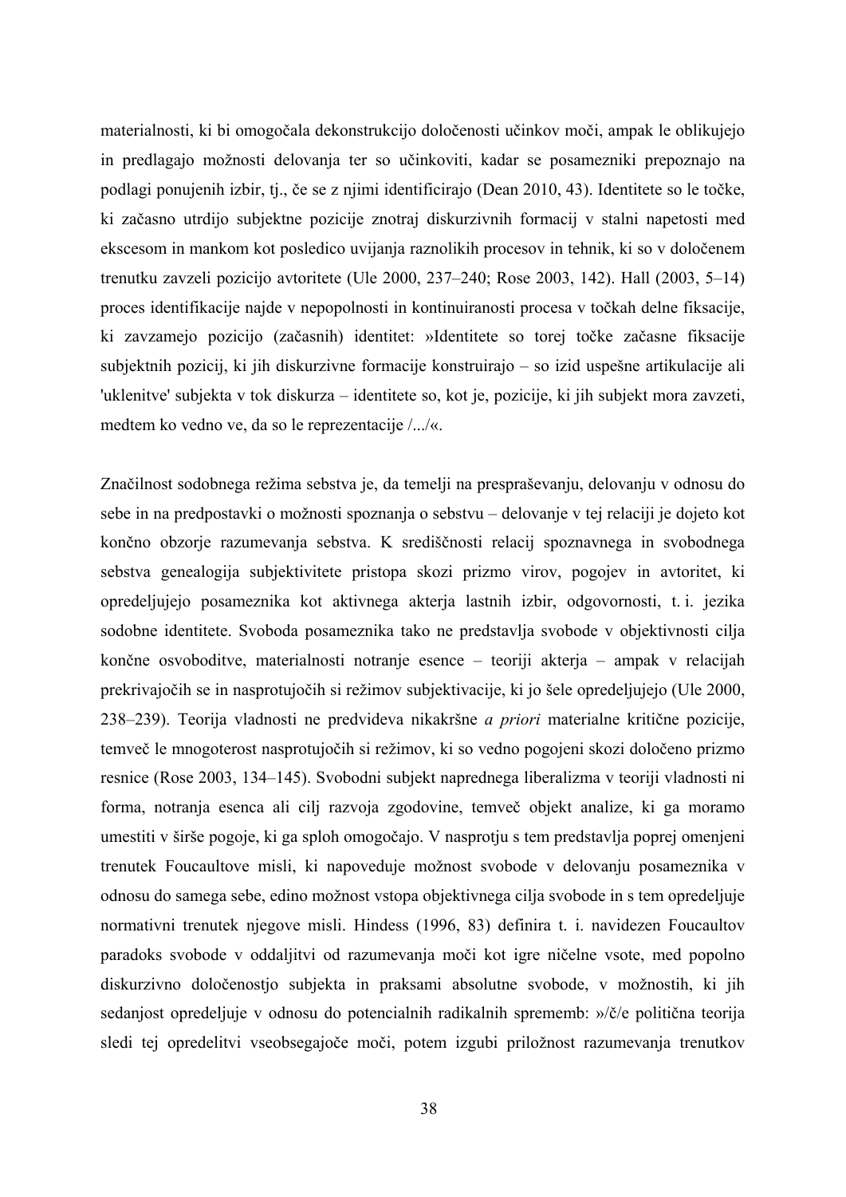materialnosti, ki bi omogočala dekonstrukcijo določenosti učinkov moči, ampak le oblikujejo in predlagajo možnosti delovanja ter so učinkoviti, kadar se posamezniki prepoznajo na podlagi ponujenih izbir, tj., če se z njimi identificirajo (Dean 2010, 43). Identitete so le točke, ki začasno utrdijo subjektne pozicije znotraj diskurzivnih formacij v stalni napetosti med ekscesom in mankom kot posledico uvijanja raznolikih procesov in tehnik, ki so v določenem trenutku zavzeli pozicijo avtoritete (Ule 2000, 237–240; Rose 2003, 142). Hall (2003, 5–14) proces identifikacije najde v nepopolnosti in kontinuiranosti procesa v točkah delne fiksacije, ki zavzamejo pozicijo (začasnih) identitet: »Identitete so torej točke začasne fiksacije subjektnih pozicij, ki jih diskurzivne formacije konstruirajo – so izid uspešne artikulacije ali 'uklenitve' subjekta v tok diskurza – identitete so, kot je, pozicije, ki jih subjekt mora zavzeti, medtem ko vedno ve, da so le reprezentacije /.../«.

Značilnost sodobnega režima sebstva je, da temelji na prespraševanju, delovanju v odnosu do sebe in na predpostavki o možnosti spoznanja o sebstvu – delovanje v tej relaciji je dojeto kot končno obzorje razumevanja sebstva. K središčnosti relacij spoznavnega in svobodnega sebstva genealogija subjektivitete pristopa skozi prizmo virov, pogojev in avtoritet, ki opredeljujejo posameznika kot aktivnega akterja lastnih izbir, odgovornosti, t. i. jezika sodobne identitete. Svoboda posameznika tako ne predstavlja svobode v objektivnosti cilja končne osvoboditve, materialnosti notranje esence – teoriji akterja – ampak v relacijah prekrivajočih se in nasprotujočih si režimov subjektivacije, ki jo šele opredeljujejo (Ule 2000, 238–239). Teorija vladnosti ne predvideva nikakršne *a priori* materialne kritične pozicije, temveč le mnogoterost nasprotujočih si režimov, ki so vedno pogojeni skozi določeno prizmo resnice (Rose 2003, 134–145). Svobodni subjekt naprednega liberalizma v teoriji vladnosti ni forma, notranja esenca ali cilj razvoja zgodovine, temveč objekt analize, ki ga moramo umestiti v širše pogoje, ki ga sploh omogočajo. V nasprotju s tem predstavlja poprej omenjeni trenutek Foucaultove misli, ki napoveduje možnost svobode v delovanju posameznika v odnosu do samega sebe, edino možnost vstopa objektivnega cilja svobode in s tem opredeljuje normativni trenutek njegove misli. Hindess (1996, 83) definira t. i. navidezen Foucaultov paradoks svobode v oddaljitvi od razumevanja moči kot igre ničelne vsote, med popolno diskurzivno določenostjo subjekta in praksami absolutne svobode, v možnostih, ki jih sedanjost opredeljuje v odnosu do potencialnih radikalnih sprememb: »/č/e politična teorija sledi tej opredelitvi vseobsegajoče moči, potem izgubi priložnost razumevanja trenutkov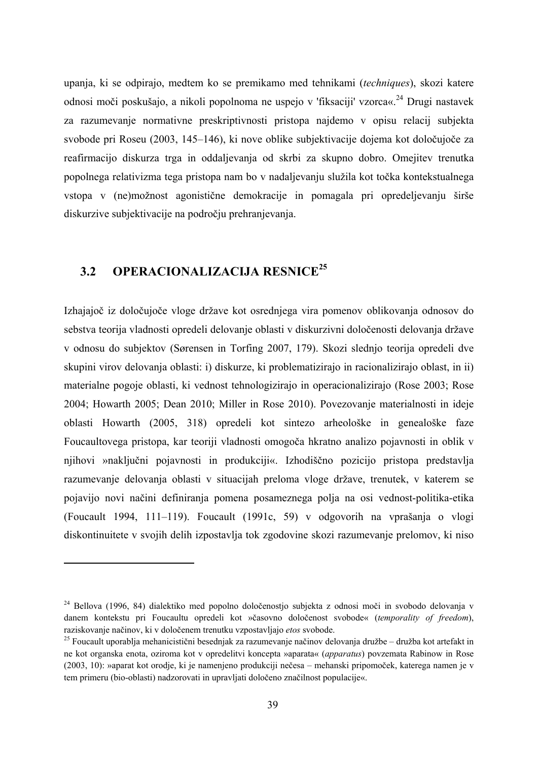upanja, ki se odpirajo, medtem ko se premikamo med tehnikami (*techniques*), skozi katere odnosi moči poskušajo, a nikoli popolnoma ne uspejo v 'fiksaciji' vzorca«.[24] Drugi nastavek za razumevanje normativne preskriptivnosti pristopa najdemo v opisu relacij subjekta svobode pri Roseu (2003, 145–146), ki nove oblike subjektivacije dojema kot določujoče za reafirmacijo diskurza trga in oddaljevanja od skrbi za skupno dobro. Omejitev trenutka popolnega relativizma tega pristopa nam bo v nadaljevanju služila kot točka kontekstualnega vstopa v (ne)možnost agonistične demokracije in pomagala pri opredeljevanju širše diskurzive subjektivacije na področju prehranjevanja.

## 3.2 OPERACIONALIZACIJA RESNICE[25]

Izhajajoč iz določujoče vloge države kot osrednjega vira pomenov oblikovanja odnosov do sebstva teorija vladnosti opredeli delovanje oblasti v diskurzivni določenosti delovanja države v odnosu do subjektov (Sørensen in Torfing 2007, 179). Skozi slednjo teorija opredeli dve skupini virov delovanja oblasti: i) diskurze, ki problematizirajo in racionalizirajo oblast, in ii) materialne pogoje oblasti, ki vednost tehnologizirajo in operacionalizirajo (Rose 2003; Rose 2004; Howarth 2005; Dean 2010; Miller in Rose 2010). Povezovanje materialnosti in ideje oblasti Howarth (2005, 318) opredeli kot sintezo arheološke in genealoške faze Foucaultovega pristopa, kar teoriji vladnosti omogoča hkratno analizo pojavnosti in oblik v njihovi »naključni pojavnosti in produkciji«. Izhodiščno pozicijo pristopa predstavlja razumevanje delovanja oblasti v situacijah preloma vloge države, trenutek, v katerem se pojavijo novi načini definiranja pomena posameznega polja na osi vednost-politika-etika (Foucault 1994, 111–119). Foucault (1991c, 59) v odgovorih na vprašanja o vlogi diskontinuitete v svojih delih izpostavlja tok zgodovine skozi razumevanje prelomov, ki niso

---

[24] Bellova (1996, 84) dialektiko med popolno določenostjo subjekta z odnosi moči in svobodo delovanja v danem kontekstu pri Foucaultu opredeli kot »časovno določenost svobode« (*temporality of freedom*), raziskovanje načinov, ki v določenem trenutku vzpostavljajo *etos* svobode.

[25] Foucault uporablja mehanicistični besednjak za razumevanje načinov delovanja družbe – družba kot artefakt in ne kot organska enota, oziroma kot v opredelitvi koncepta »aparata« (*apparatus*) povzemata Rabinow in Rose (2003, 10): »aparat kot orodje, ki je namenjeno produkciji nečesa – mehanski pripomoček, katerega namen je v tem primeru (bio-oblasti) nadzorovati in upravljati določeno značilnost populacije«.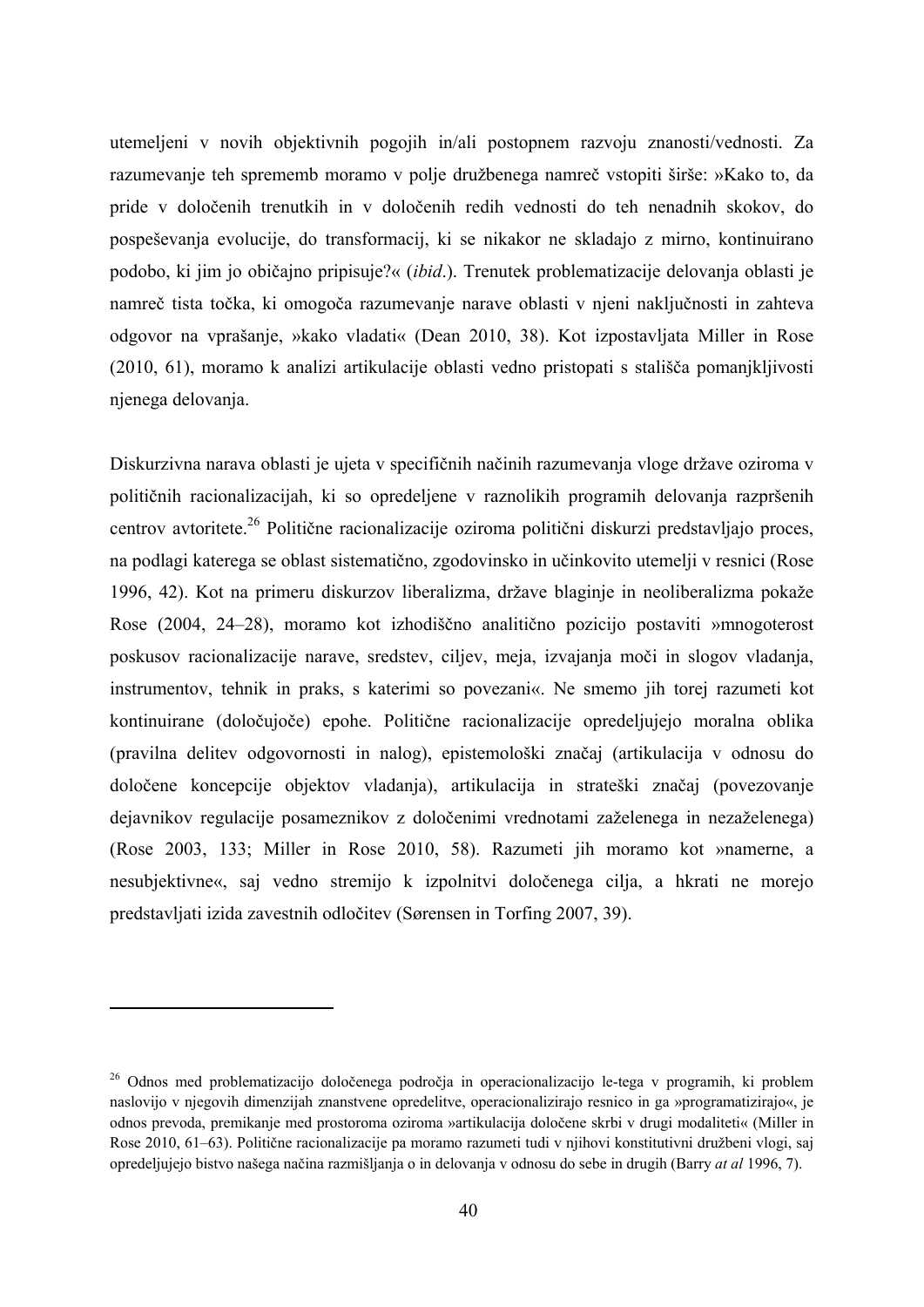utemeljeni v novih objektivnih pogojih in/ali postopnem razvoju znanosti/vednosti. Za razumevanje teh sprememb moramo v polje družbenega namreč vstopiti širše: »Kako to, da pride v določenih trenutkih in v določenih redih vednosti do teh nenadnih skokov, do pospeševanja evolucije, do transformacij, ki se nikakor ne skladajo z mirno, kontinuirano podobo, ki jim jo običajno pripisuje?« (*ibid*.). Trenutek problematizacije delovanja oblasti je namreč tista točka, ki omogoča razumevanje narave oblasti v njeni naključnosti in zahteva odgovor na vprašanje, »kako vladati« (Dean 2010, 38). Kot izpostavljata Miller in Rose (2010, 61), moramo k analizi artikulacije oblasti vedno pristopati s stališča pomanjkljivosti njenega delovanja.

Diskurzivna narava oblasti je ujeta v specifičnih načinih razumevanja vloge države oziroma v političnih racionalizacijah, ki so opredeljene v raznolikih programih delovanja razpršenih centrov avtoritete.[26] Politične racionalizacije oziroma politični diskurzi predstavljajo proces, na podlagi katerega se oblast sistematično, zgodovinsko in učinkovito utemelji v resnici (Rose 1996, 42). Kot na primeru diskurzov liberalizma, države blaginje in neoliberalizma pokaže Rose (2004, 24–28), moramo kot izhodiščno analitično pozicijo postaviti »mnogoterost poskusov racionalizacije narave, sredstev, ciljev, meja, izvajanja moči in slogov vladanja, instrumentov, tehnik in praks, s katerimi so povezani«. Ne smemo jih torej razumeti kot kontinuirane (določujoče) epohe. Politične racionalizacije opredeljujejo moralna oblika (pravilna delitev odgovornosti in nalog), epistemološki značaj (artikulacija v odnosu do določene koncepcije objektov vladanja), artikulacija in strateški značaj (povezovanje dejavnikov regulacije posameznikov z določenimi vrednotami zaželenega in nezaželenega) (Rose 2003, 133; Miller in Rose 2010, 58). Razumeti jih moramo kot »namerne, a nesubjektivne«, saj vedno stremijo k izpolnitvi določenega cilja, a hkrati ne morejo predstavljati izida zavestnih odločitev (Sørensen in Torfing 2007, 39).

---

[26] Odnos med problematizacijo določenega področja in operacionalizacijo le-tega v programih, ki problem naslovijo v njegovih dimenzijah znanstvene opredelitve, operacionalizirajo resnico in ga »programatizirajo«, je odnos prevoda, premikanje med prostoroma oziroma »artikulacija določene skrbi v drugi modaliteti« (Miller in Rose 2010, 61–63). Politične racionalizacije pa moramo razumeti tudi v njihovi konstitutivni družbeni vlogi, saj opredeljujejo bistvo našega načina razmišljanja o in delovanja v odnosu do sebe in drugih (Barry *at al* 1996, 7).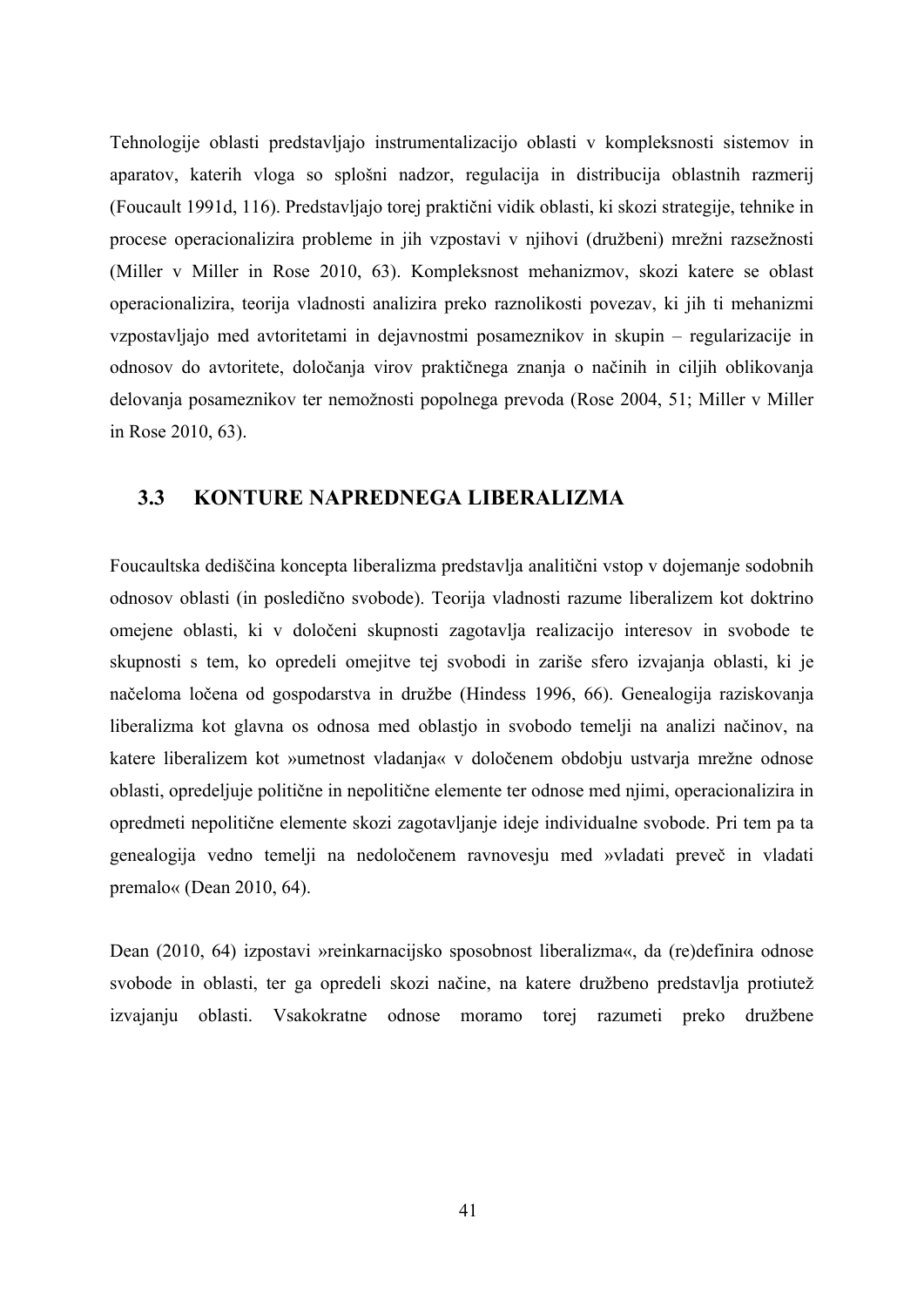Tehnologije oblasti predstavljajo instrumentalizacijo oblasti v kompleksnosti sistemov in aparatov, katerih vloga so splošni nadzor, regulacija in distribucija oblastnih razmerij (Foucault 1991d, 116). Predstavljajo torej praktični vidik oblasti, ki skozi strategije, tehnike in procese operacionalizira probleme in jih vzpostavi v njihovi (družbeni) mrežni razsežnosti (Miller v Miller in Rose 2010, 63). Kompleksnost mehanizmov, skozi katere se oblast operacionalizira, teorija vladnosti analizira preko raznolikosti povezav, ki jih ti mehanizmi vzpostavljajo med avtoritetami in dejavnostmi posameznikov in skupin – regularizacije in odnosov do avtoritete, določanja virov praktičnega znanja o načinih in ciljih oblikovanja delovanja posameznikov ter nemožnosti popolnega prevoda (Rose 2004, 51; Miller v Miller in Rose 2010, 63).

## 3.3 KONTURE NAPREDNEGA LIBERALIZMA

Foucaultska dediščina koncepta liberalizma predstavlja analitični vstop v dojemanje sodobnih odnosov oblasti (in posledično svobode). Teorija vladnosti razume liberalizem kot doktrino omejene oblasti, ki v določeni skupnosti zagotavlja realizacijo interesov in svobode te skupnosti s tem, ko opredeli omejitve tej svobodi in zariše sfero izvajanja oblasti, ki je načeloma ločena od gospodarstva in družbe (Hindess 1996, 66). Genealogija raziskovanja liberalizma kot glavna os odnosa med oblastjo in svobodo temelji na analizi načinov, na katere liberalizem kot »umetnost vladanja« v določenem obdobju ustvarja mrežne odnose oblasti, opredeljuje politične in nepolitične elemente ter odnose med njimi, operacionalizira in opredmeti nepolitične elemente skozi zagotavljanje ideje individualne svobode. Pri tem pa ta genealogija vedno temelji na nedoločenem ravnovesju med »vladati preveč in vladati premalo« (Dean 2010, 64).

Dean (2010, 64) izpostavi »reinkarnacijsko sposobnost liberalizma«, da (re)definira odnose svobode in oblasti, ter ga opredeli skozi načine, na katere družbeno predstavlja protiutež izvajanju oblasti. Vsakokratne odnose moramo torej razumeti preko družbene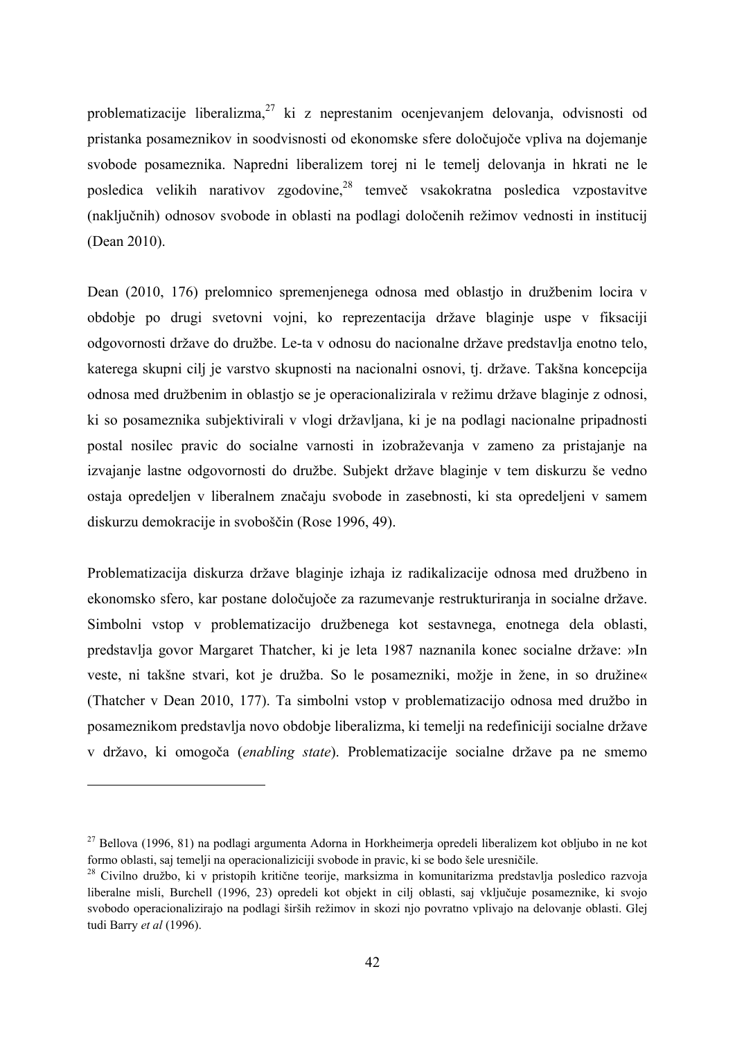problematizacije liberalizma,[27] ki z neprestanim ocenjevanjem delovanja, odvisnosti od pristanka posameznikov in soodvisnosti od ekonomske sfere določujoče vpliva na dojemanje svobode posameznika. Napredni liberalizem torej ni le temelj delovanja in hkrati ne le posledica velikih narativov zgodovine,[28] temveč vsakokratna posledica vzpostavitve (naključnih) odnosov svobode in oblasti na podlagi določenih režimov vednosti in institucij (Dean 2010).

Dean (2010, 176) prelomnico spremenjenega odnosa med oblastjo in družbenim locira v obdobje po drugi svetovni vojni, ko reprezentacija države blaginje uspe v fiksaciji odgovornosti države do družbe. Le-ta v odnosu do nacionalne države predstavlja enotno telo, katerega skupni cilj je varstvo skupnosti na nacionalni osnovi, tj. države. Takšna koncepcija odnosa med družbenim in oblastjo se je operacionalizirala v režimu države blaginje z odnosi, ki so posameznika subjektivirali v vlogi državljana, ki je na podlagi nacionalne pripadnosti postal nosilec pravic do socialne varnosti in izobraževanja v zameno za pristajanje na izvajanje lastne odgovornosti do družbe. Subjekt države blaginje v tem diskurzu še vedno ostaja opredeljen v liberalnem značaju svobode in zasebnosti, ki sta opredeljeni v samem diskurzu demokracije in svoboščin (Rose 1996, 49).

Problematizacija diskurza države blaginje izhaja iz radikalizacije odnosa med družbeno in ekonomsko sfero, kar postane določujoče za razumevanje restrukturiranja in socialne države. Simbolni vstop v problematizacijo družbenega kot sestavnega, enotnega dela oblasti, predstavlja govor Margaret Thatcher, ki je leta 1987 naznanila konec socialne države: »In veste, ni takšne stvari, kot je družba. So le posamezniki, možje in žene, in so družine« (Thatcher v Dean 2010, 177). Ta simbolni vstop v problematizacijo odnosa med družbo in posameznikom predstavlja novo obdobje liberalizma, ki temelji na redefiniciji socialne države v državo, ki omogoča (*enabling state*). Problematizacije socialne države pa ne smemo

---

[27] Bellova (1996, 81) na podlagi argumenta Adorna in Horkheimerja opredeli liberalizem kot obljubo in ne kot formo oblasti, saj temelji na operacionaliziciji svobode in pravic, ki se bodo šele uresničile.

[28] Civilno družbo, ki v pristopih kritične teorije, marksizma in komunitarizma predstavlja posledico razvoja liberalne misli, Burchell (1996, 23) opredeli kot objekt in cilj oblasti, saj vključuje posameznike, ki svojo svobodo operacionalizirajo na podlagi širših režimov in skozi njo povratno vplivajo na delovanje oblasti. Glej tudi Barry *et al* (1996).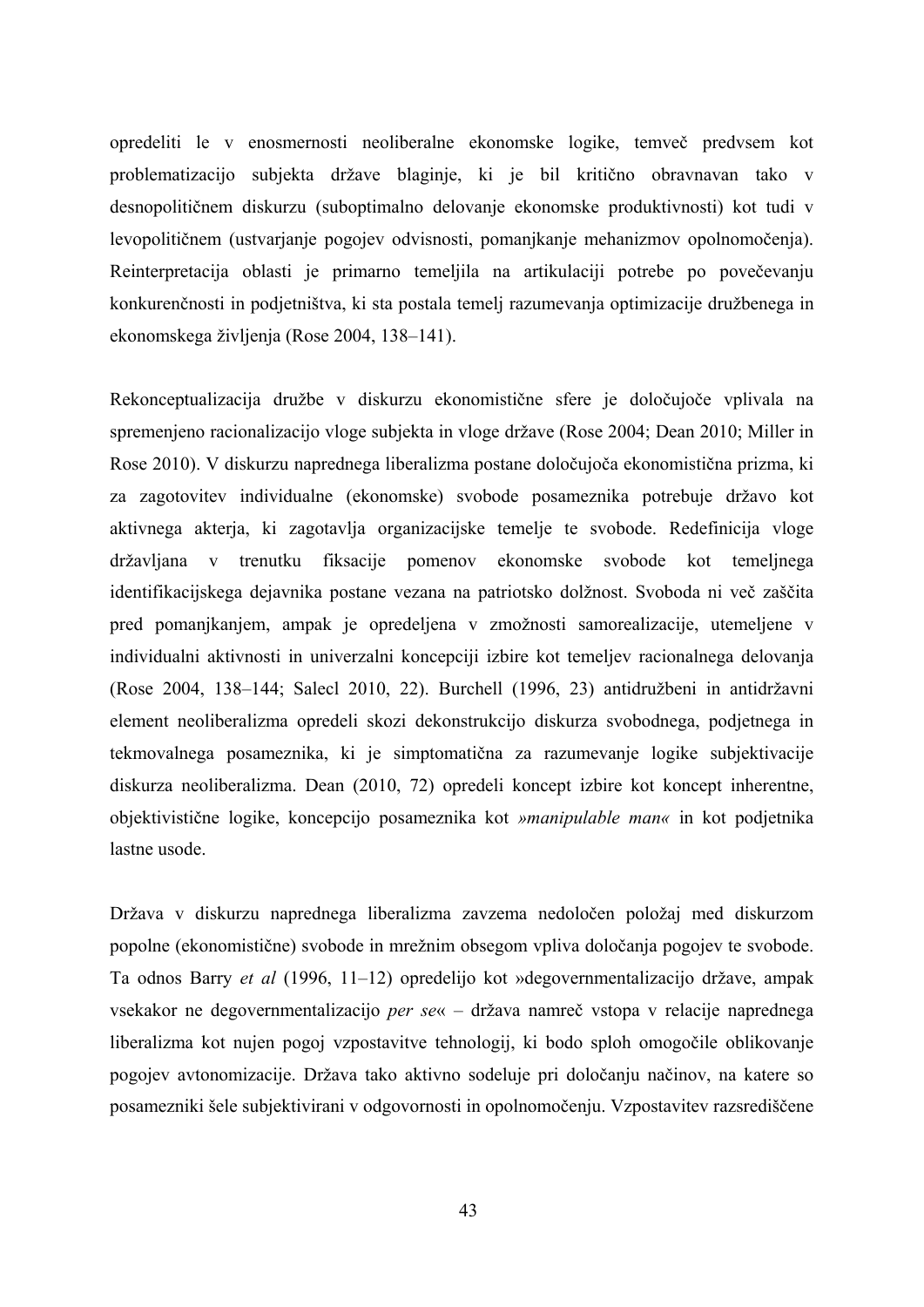opredeliti le v enosmernosti neoliberalne ekonomske logike, temveč predvsem kot problematizacijo subjekta države blaginje, ki je bil kritično obravnavan tako v desnopolitičnem diskurzu (suboptimalno delovanje ekonomske produktivnosti) kot tudi v levopolitičnem (ustvarjanje pogojev odvisnosti, pomanjkanje mehanizmov opolnomočenja). Reinterpretacija oblasti je primarno temeljila na artikulaciji potrebe po povečevanju konkurenčnosti in podjetništva, ki sta postala temelj razumevanja optimizacije družbenega in ekonomskega življenja (Rose 2004, 138–141).

Rekonceptualizacija družbe v diskurzu ekonomistične sfere je določujoče vplivala na spremenjeno racionalizacijo vloge subjekta in vloge države (Rose 2004; Dean 2010; Miller in Rose 2010). V diskurzu naprednega liberalizma postane določujoča ekonomistična prizma, ki za zagotovitev individualne (ekonomske) svobode posameznika potrebuje državo kot aktivnega akterja, ki zagotavlja organizacijske temelje te svobode. Redefinicija vloge državljana v trenutku fiksacije pomenov ekonomske svobode kot temeljnega identifikacijskega dejavnika postane vezana na patriotsko dolžnost. Svoboda ni več zaščita pred pomanjkanjem, ampak je opredeljena v zmožnosti samorealizacije, utemeljene v individualni aktivnosti in univerzalni koncepciji izbire kot temeljev racionalnega delovanja (Rose 2004, 138–144; Salecl 2010, 22). Burchell (1996, 23) antidružbeni in antidržavni element neoliberalizma opredeli skozi dekonstrukcijo diskurza svobodnega, podjetnega in tekmovalnega posameznika, ki je simptomatična za razumevanje logike subjektivacije diskurza neoliberalizma. Dean (2010, 72) opredeli koncept izbire kot koncept inherentne, objektivistične logike, koncepcijo posameznika kot *»manipulable man«* in kot podjetnika lastne usode.

Država v diskurzu naprednega liberalizma zavzema nedoločen položaj med diskurzom popolne (ekonomistične) svobode in mrežnim obsegom vpliva določanja pogojev te svobode. Ta odnos Barry *et al* (1996, 11–12) opredelijo kot »degovernmentalizacijo države, ampak vsekakor ne degovernmentalizacijo *per se*« – država namreč vstopa v relacije naprednega liberalizma kot nujen pogoj vzpostavitve tehnologij, ki bodo sploh omogočile oblikovanje pogojev avtonomizacije. Država tako aktivno sodeluje pri določanju načinov, na katere so posamezniki šele subjektivirani v odgovornosti in opolnomočenju. Vzpostavitev razsrediščene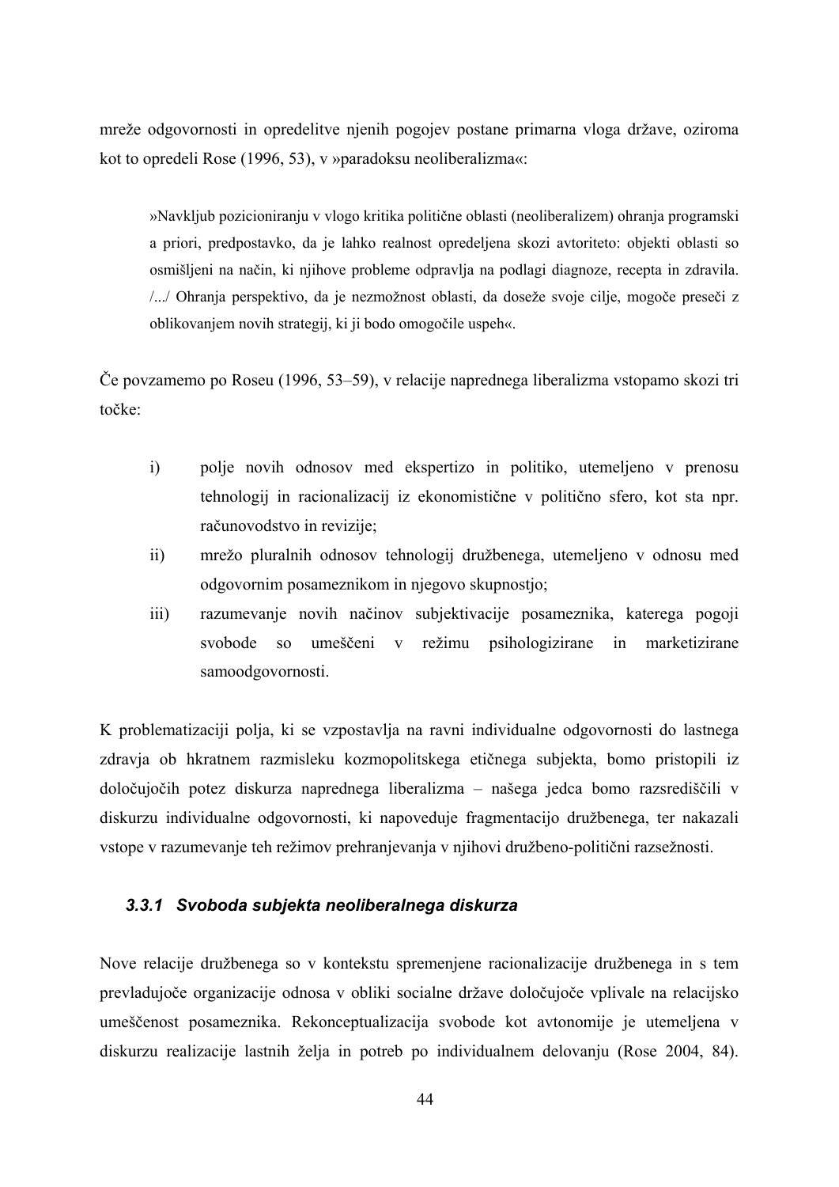mreže odgovornosti in opredelitve njenih pogojev postane primarna vloga države, oziroma kot to opredeli Rose (1996, 53), v »paradoksu neoliberalizma«:

> »Navkljub pozicioniranju v vlogo kritika politične oblasti (neoliberalizem) ohranja programski a priori, predpostavko, da je lahko realnost opredeljena skozi avtoriteto: objekti oblasti so osmišljeni na način, ki njihove probleme odpravlja na podlagi diagnoze, recepta in zdravila. /.../ Ohranja perspektivo, da je nezmožnost oblasti, da doseže svoje cilje, mogoče preseči z oblikovanjem novih strategij, ki ji bodo omogočile uspeh«.

Če povzamemo po Roseu (1996, 53–59), v relacije naprednega liberalizma vstopamo skozi tri točke:

i) polje novih odnosov med ekspertizo in politiko, utemeljeno v prenosu tehnologij in racionalizacij iz ekonomistične v politično sfero, kot sta npr. računovodstvo in revizije;

ii) mrežo pluralnih odnosov tehnologij družbenega, utemeljeno v odnosu med odgovornim posameznikom in njegovo skupnostjo;

iii) razumevanje novih načinov subjektivacije posameznika, katerega pogoji svobode so umeščeni v režimu psihologizirane in marketizirane samoodgovornosti.

K problematizaciji polja, ki se vzpostavlja na ravni individualne odgovornosti do lastnega zdravja ob hkratnem razmisleku kozmopolitskega etičnega subjekta, bomo pristopili iz določujočih potez diskurza naprednega liberalizma – našega jedca bomo razsrediščili v diskurzu individualne odgovornosti, ki napoveduje fragmentacijo družbenega, ter nakazali vstope v razumevanje teh režimov prehranjevanja v njihovi družbeno-politični razsežnosti.

### *3.3.1 Svoboda subjekta neoliberalnega diskurza*

Nove relacije družbenega so v kontekstu spremenjene racionalizacije družbenega in s tem prevladujoče organizacije odnosa v obliki socialne države določujoče vplivale na relacijsko umeščenost posameznika. Rekonceptualizacija svobode kot avtonomije je utemeljena v diskurzu realizacije lastnih želja in potreb po individualnem delovanju (Rose 2004, 84).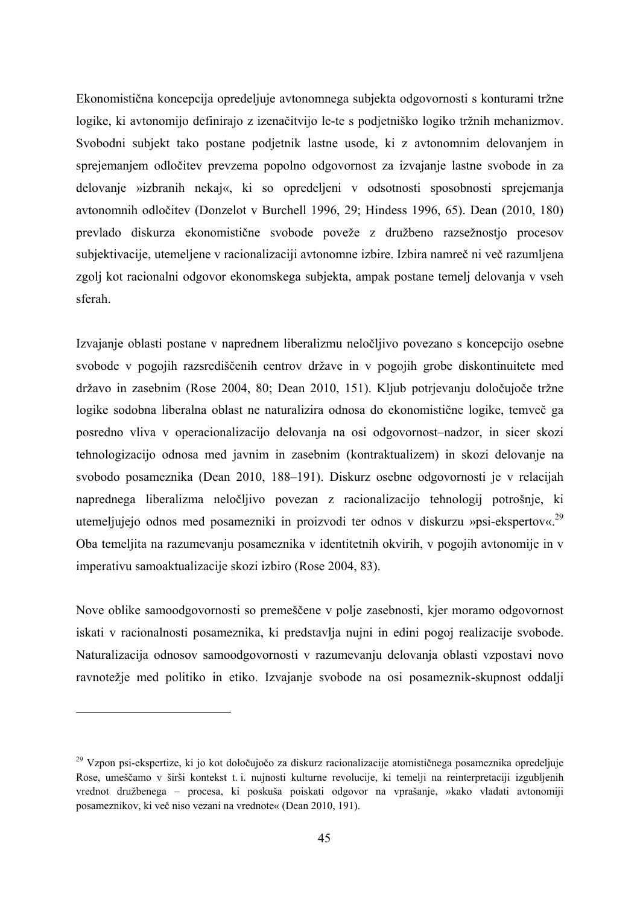Ekonomistična koncepcija opredeljuje avtonomnega subjekta odgovornosti s konturami tržne logike, ki avtonomijo definirajo z izenačitvijo le-te s podjetniško logiko tržnih mehanizmov. Svobodni subjekt tako postane podjetnik lastne usode, ki z avtonomnim delovanjem in sprejemanjem odločitev prevzema popolno odgovornost za izvajanje lastne svobode in za delovanje »izbranih nekaj«, ki so opredeljeni v odsotnosti sposobnosti sprejemanja avtonomnih odločitev (Donzelot v Burchell 1996, 29; Hindess 1996, 65). Dean (2010, 180) prevlado diskurza ekonomistične svobode poveže z družbeno razsežnostjo procesov subjektivacije, utemeljene v racionalizaciji avtonomne izbire. Izbira namreč ni več razumljena zgolj kot racionalni odgovor ekonomskega subjekta, ampak postane temelj delovanja v vseh sferah.

Izvajanje oblasti postane v naprednem liberalizmu neločljivo povezano s koncepcijo osebne svobode v pogojih razsrediščenih centrov države in v pogojih grobe diskontinuitete med državo in zasebnim (Rose 2004, 80; Dean 2010, 151). Kljub potrjevanju določujoče tržne logike sodobna liberalna oblast ne naturalizira odnosa do ekonomistične logike, temveč ga posredno vliva v operacionalizacijo delovanja na osi odgovornost–nadzor, in sicer skozi tehnologizacijo odnosa med javnim in zasebnim (kontraktualizem) in skozi delovanje na svobodo posameznika (Dean 2010, 188–191). Diskurz osebne odgovornosti je v relacijah naprednega liberalizma neločljivo povezan z racionalizacijo tehnologij potrošnje, ki utemeljujejo odnos med posamezniki in proizvodi ter odnos v diskurzu »psi-ekspertov«.[29] Oba temeljita na razumevanju posameznika v identitetnih okvirih, v pogojih avtonomije in v imperativu samoaktualizacije skozi izbiro (Rose 2004, 83).

Nove oblike samoodgovornosti so premeščene v polje zasebnosti, kjer moramo odgovornost iskati v racionalnosti posameznika, ki predstavlja nujni in edini pogoj realizacije svobode. Naturalizacija odnosov samoodgovornosti v razumevanju delovanja oblasti vzpostavi novo ravnotežje med politiko in etiko. Izvajanje svobode na osi posameznik-skupnost oddalji

[29] Vzpon psi-ekspertize, ki jo kot določujočo za diskurz racionalizacije atomističnega posameznika opredeljuje Rose, umeščamo v širši kontekst t. i. nujnosti kulturne revolucije, ki temelji na reinterpretaciji izgubljenih vrednot družbenega – procesa, ki poskuša poiskati odgovor na vprašanje, »kako vladati avtonomiji posameznikov, ki več niso vezani na vrednote« (Dean 2010, 191).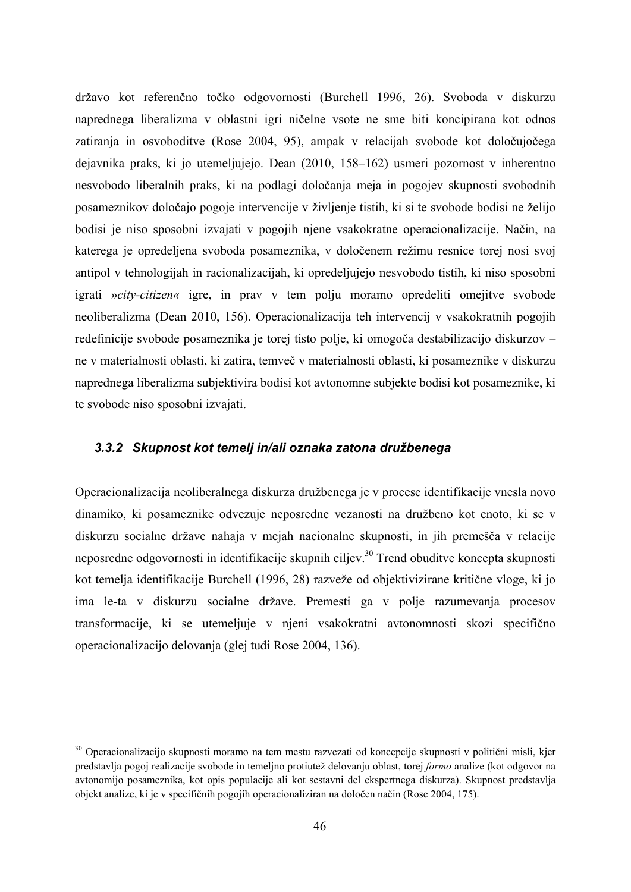državo kot referenčno točko odgovornosti (Burchell 1996, 26). Svoboda v diskurzu naprednega liberalizma v oblastni igri ničelne vsote ne sme biti koncipirana kot odnos zatiranja in osvoboditve (Rose 2004, 95), ampak v relacijah svobode kot določujočega dejavnika praks, ki jo utemeljujejo. Dean (2010, 158–162) usmeri pozornost v inherentno nesvobodo liberalnih praks, ki na podlagi določanja meja in pogojev skupnosti svobodnih posameznikov določajo pogoje intervencije v življenje tistih, ki si te svobode bodisi ne želijo bodisi je niso sposobni izvajati v pogojih njene vsakokratne operacionalizacije. Način, na katerega je opredeljena svoboda posameznika, v določenem režimu resnice torej nosi svoj antipol v tehnologijah in racionalizacijah, ki opredeljujejo nesvobodo tistih, ki niso sposobni igrati »*city-citizen*« igre, in prav v tem polju moramo opredeliti omejitve svobode neoliberalizma (Dean 2010, 156). Operacionalizacija teh intervencij v vsakokratnih pogojih redefinicije svobode posameznika je torej tisto polje, ki omogoča destabilizacijo diskurzov – ne v materialnosti oblasti, ki zatira, temveč v materialnosti oblasti, ki posameznike v diskurzu naprednega liberalizma subjektivira bodisi kot avtonomne subjekte bodisi kot posameznike, ki te svobode niso sposobni izvajati.

### 3.3.2 Skupnost kot temelj in/ali oznaka zatona družbenega

Operacionalizacija neoliberalnega diskurza družbenega je v procese identifikacije vnesla novo dinamiko, ki posameznike odvezuje neposredne vezanosti na družbeno kot enoto, ki se v diskurzu socialne države nahaja v mejah nacionalne skupnosti, in jih premešča v relacije neposredne odgovornosti in identifikacije skupnih ciljev.[30] Trend obuditve koncepta skupnosti kot temelja identifikacije Burchell (1996, 28) razveže od objektivizirane kritične vloge, ki jo ima le-ta v diskurzu socialne države. Premesti ga v polje razumevanja procesov transformacije, ki se utemeljuje v njeni vsakokratni avtonomnosti skozi specifično operacionalizacijo delovanja (glej tudi Rose 2004, 136).

---

[30] Operacionalizacijo skupnosti moramo na tem mestu razvezati od koncepcije skupnosti v politični misli, kjer predstavlja pogoj realizacije svobode in temeljno protiutež delovanju oblast, torej *formo* analize (kot odgovor na avtonomijo posameznika, kot opis populacije ali kot sestavni del ekspertnega diskurza). Skupnost predstavlja objekt analize, ki je v specifičnih pogojih operacionaliziran na določen način (Rose 2004, 175).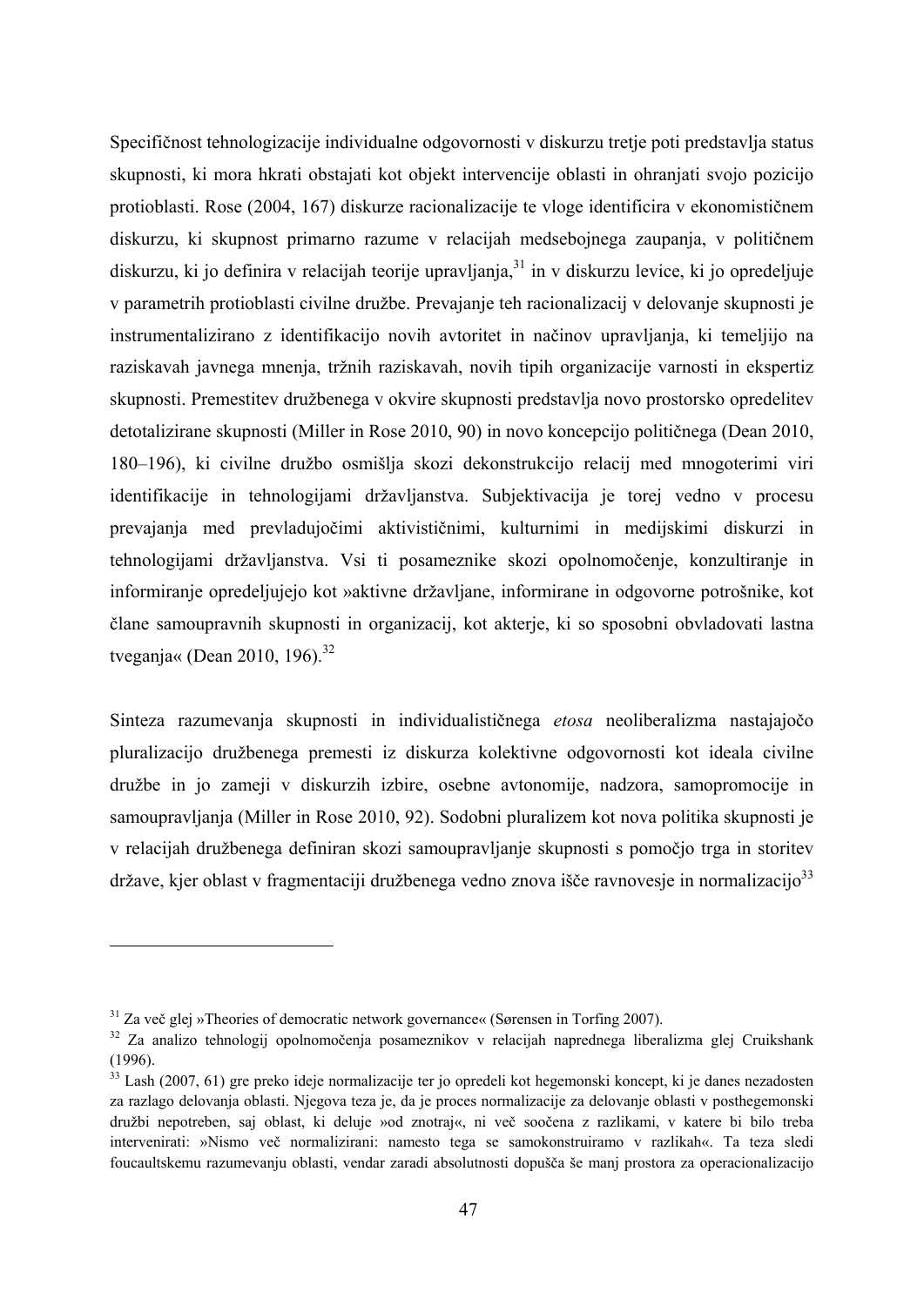Specifičnost tehnologizacije individualne odgovornosti v diskurzu tretje poti predstavlja status skupnosti, ki mora hkrati obstajati kot objekt intervencije oblasti in ohranjati svojo pozicijo protioblasti. Rose (2004, 167) diskurze racionalizacije te vloge identificira v ekonomističnem diskurzu, ki skupnost primarno razume v relacijah medsebojnega zaupanja, v političnem diskurzu, ki jo definira v relacijah teorije upravljanja,[31] in v diskurzu levice, ki jo opredeljuje v parametrih protioblasti civilne družbe. Prevajanje teh racionalizacij v delovanje skupnosti je instrumentalizirano z identifikacijo novih avtoritet in načinov upravljanja, ki temeljijo na raziskavah javnega mnenja, tržnih raziskavah, novih tipih organizacije varnosti in ekspertiz skupnosti. Premestitev družbenega v okvire skupnosti predstavlja novo prostorsko opredelitev detotalizirane skupnosti (Miller in Rose 2010, 90) in novo koncepcijo političnega (Dean 2010, 180–196), ki civilne družbo osmišlja skozi dekonstrukcijo relacij med mnogoterimi viri identifikacije in tehnologijami državljanstva. Subjektivacija je torej vedno v procesu prevajanja med prevladujočimi aktivističnimi, kulturnimi in medijskimi diskurzi in tehnologijami državljanstva. Vsi ti posameznike skozi opolnomočenje, konzultiranje in informiranje opredeljujejo kot »aktivne državljane, informirane in odgovorne potrošnike, kot člane samoupravnih skupnosti in organizacij, kot akterje, ki so sposobni obvladovati lastna tveganja« (Dean 2010, 196).[32]

Sinteza razumevanja skupnosti in individualističnega *etosa* neoliberalizma nastajajočo pluralizacijo družbenega premesti iz diskurza kolektivne odgovornosti kot ideala civilne družbe in jo zameji v diskurzih izbire, osebne avtonomije, nadzora, samopromocije in samoupravljanja (Miller in Rose 2010, 92). Sodobni pluralizem kot nova politika skupnosti je v relacijah družbenega definiran skozi samoupravljanje skupnosti s pomočjo trga in storitev države, kjer oblast v fragmentaciji družbenega vedno znova išče ravnovesje in normalizacijo[33]

---

[31] Za več glej »Theories of democratic network governance« (Sørensen in Torfing 2007).

[32] Za analizo tehnologij opolnomočenja posameznikov v relacijah naprednega liberalizma glej Cruikshank (1996).

[33] Lash (2007, 61) gre preko ideje normalizacije ter jo opredeli kot hegemonski koncept, ki je danes nezadosten za razlago delovanja oblasti. Njegova teza je, da je proces normalizacije za delovanje oblasti v posthegemonski družbi nepotreben, saj oblast, ki deluje »od znotraj«, ni več soočena z razlikami, v katere bi bilo treba intervenirati: »Nismo več normalizirani: namesto tega se samokonstruiramo v razlikah«. Ta teza sledi foucaultskemu razumevanju oblasti, vendar zaradi absolutnosti dopušča še manj prostora za operacionalizacijo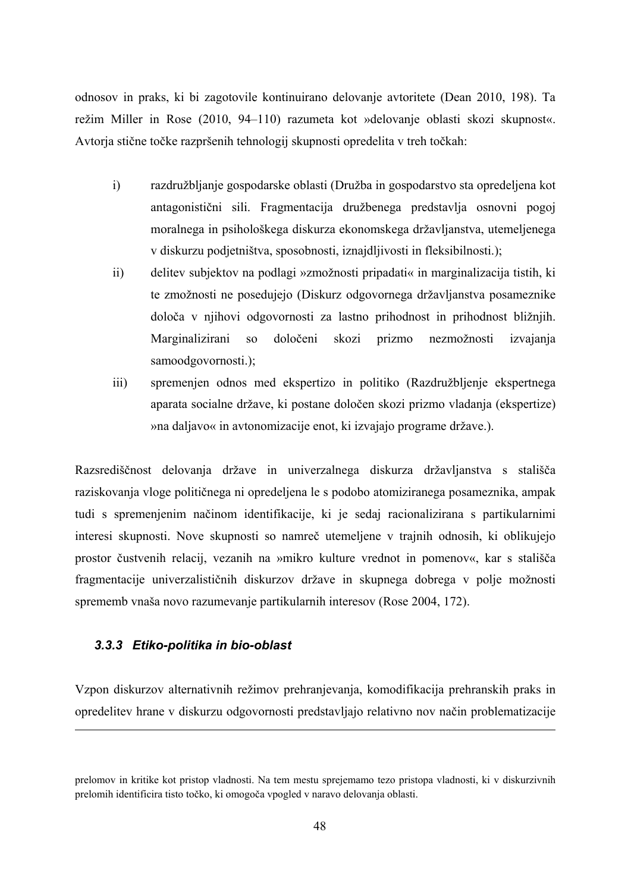odnosov in praks, ki bi zagotovile kontinuirano delovanje avtoritete (Dean 2010, 198). Ta režim Miller in Rose (2010, 94–110) razumeta kot »delovanje oblasti skozi skupnost«. Avtorja stične točke razpršenih tehnologij skupnosti opredelita v treh točkah:

i) razdružbljanje gospodarske oblasti (Družba in gospodarstvo sta opredeljena kot antagonistični sili. Fragmentacija družbenega predstavlja osnovni pogoj moralnega in psihološkega diskurza ekonomskega državljanstva, utemeljenega v diskurzu podjetništva, sposobnosti, iznajdljivosti in fleksibilnosti.);

ii) delitev subjektov na podlagi »zmožnosti pripadati« in marginalizacija tistih, ki te zmožnosti ne posedujejo (Diskurz odgovornega državljanstva posameznike določa v njihovi odgovornosti za lastno prihodnost in prihodnost bližnjih. Marginalizirani so določeni skozi prizmo nezmožnosti izvajanja samoodgovornosti.);

iii) spremenjen odnos med ekspertizo in politiko (Razdružbljenje ekspertnega aparata socialne države, ki postane določen skozi prizmo vladanja (ekspertize) »na daljavo« in avtonomizacije enot, ki izvajajo programe države.).

Razsrediščnost delovanja države in univerzalnega diskurza državljanstva s stališča raziskovanja vloge političnega ni opredeljena le s podobo atomiziranega posameznika, ampak tudi s spremenjenim načinom identifikacije, ki je sedaj racionalizirana s partikularnimi interesi skupnosti. Nove skupnosti so namreč utemeljene v trajnih odnosih, ki oblikujejo prostor čustvenih relacij, vezanih na »mikro kulture vrednot in pomenov«, kar s stališča fragmentacije univerzalističnih diskurzov države in skupnega dobrega v polje možnosti sprememb vnaša novo razumevanje partikularnih interesov (Rose 2004, 172).

### 3.3.3 Etiko-politika in bio-oblast

Vzpon diskurzov alternativnih režimov prehranjevanja, komodifikacija prehranskih praks in opredelitev hrane v diskurzu odgovornosti predstavljajo relativno nov način problematizacije

---

prelomov in kritike kot pristop vladnosti. Na tem mestu sprejemamo tezo pristopa vladnosti, ki v diskurzivnih prelomih identificira tisto točko, ki omogoča vpogled v naravo delovanja oblasti.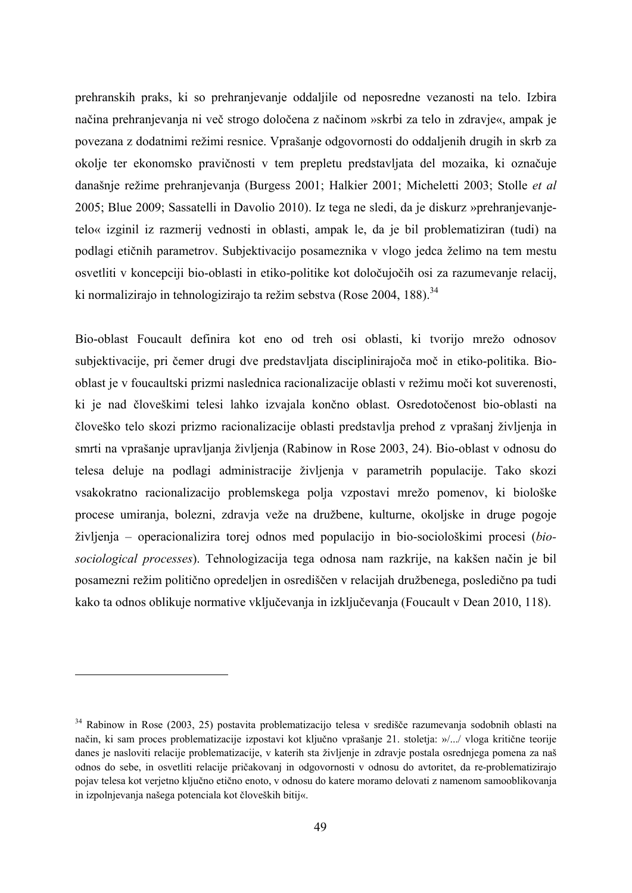prehranskih praks, ki so prehranjevanje oddaljile od neposredne vezanosti na telo. Izbira načina prehranjevanja ni več strogo določena z načinom »skrbi za telo in zdravje«, ampak je povezana z dodatnimi režimi resnice. Vprašanje odgovornosti do oddaljenih drugih in skrb za okolje ter ekonomsko pravičnosti v tem prepletu predstavljata del mozaika, ki označuje današnje režime prehranjevanja (Burgess 2001; Halkier 2001; Micheletti 2003; Stolle *et al* 2005; Blue 2009; Sassatelli in Davolio 2010). Iz tega ne sledi, da je diskurz »prehranjevanje-telo« izginil iz razmerij vednosti in oblasti, ampak le, da je bil problematiziran (tudi) na podlagi etičnih parametrov. Subjektivacijo posameznika v vlogo jedca želimo na tem mestu osvetliti v koncepciji bio-oblasti in etiko-politike kot določujočih osi za razumevanje relacij, ki normalizirajo in tehnologizirajo ta režim sebstva (Rose 2004, 188).[34]

Bio-oblast Foucault definira kot eno od treh osi oblasti, ki tvorijo mrežo odnosov subjektivacije, pri čemer drugi dve predstavljata disciplinirajoča moč in etiko-politika. Bio-oblast je v foucaultski prizmi naslednica racionalizacije oblasti v režimu moči kot suverenosti, ki je nad človeškimi telesi lahko izvajala končno oblast. Osredotočenost bio-oblasti na človeško telo skozi prizmo racionalizacije oblasti predstavlja prehod z vprašanj življenja in smrti na vprašanje upravljanja življenja (Rabinow in Rose 2003, 24). Bio-oblast v odnosu do telesa deluje na podlagi administracije življenja v parametrih populacije. Tako skozi vsakokratno racionalizacijo problemskega polja vzpostavi mrežo pomenov, ki biološke procese umiranja, bolezni, zdravja veže na družbene, kulturne, okoljske in druge pogoje življenja – operacionalizira torej odnos med populacijo in bio-sociološkimi procesi (*bio-sociological processes*). Tehnologizacija tega odnosa nam razkrije, na kakšen način je bil posamezni režim politično opredeljen in osrediščen v relacijah družbenega, posledično pa tudi kako ta odnos oblikuje normative vključevanja in izključevanja (Foucault v Dean 2010, 118).

---

[34] Rabinow in Rose (2003, 25) postavita problematizacijo telesa v središče razumevanja sodobnih oblasti na način, ki sam proces problematizacije izpostavi kot ključno vprašanje 21. stoletja: »/.../ vloga kritične teorije danes je nasloviti relacije problematizacije, v katerih sta življenje in zdravje postala osrednjega pomena za naš odnos do sebe, in osvetliti relacije pričakovanj in odgovornosti v odnosu do avtoritet, da re-problematizirajo pojav telesa kot verjetno ključno etično enoto, v odnosu do katere moramo delovati z namenom samooblikovanja in izpolnjevanja našega potenciala kot človeških bitij«.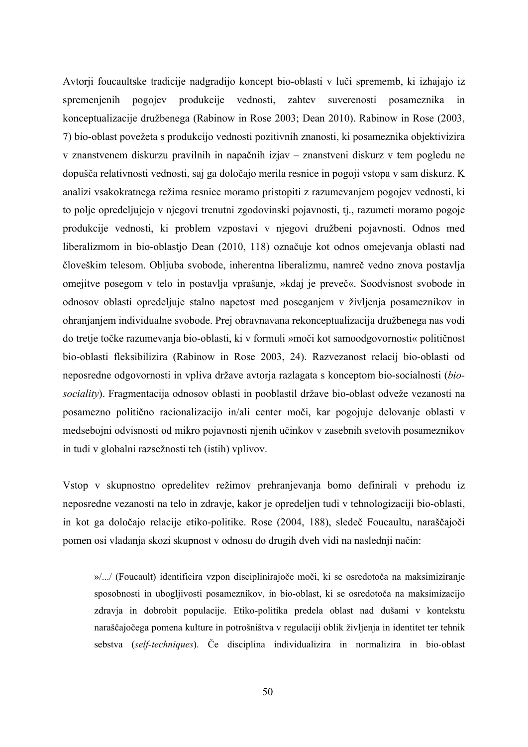Avtorji foucaultske tradicije nadgradijo koncept bio-oblasti v luči sprememb, ki izhajajo iz spremenjenih pogojev produkcije vednosti, zahtev suverenosti posameznika in konceptualizacije družbenega (Rabinow in Rose 2003; Dean 2010). Rabinow in Rose (2003, 7) bio-oblast povežeta s produkcijo vednosti pozitivnih znanosti, ki posameznika objektivizira v znanstvenem diskurzu pravilnih in napačnih izjav – znanstveni diskurz v tem pogledu ne dopušča relativnosti vednosti, saj ga določajo merila resnice in pogoji vstopa v sam diskurz. K analizi vsakokratnega režima resnice moramo pristopiti z razumevanjem pogojev vednosti, ki to polje opredeljujejo v njegovi trenutni zgodovinski pojavnosti, tj., razumeti moramo pogoje produkcije vednosti, ki problem vzpostavi v njegovi družbeni pojavnosti. Odnos med liberalizmom in bio-oblastjo Dean (2010, 118) označuje kot odnos omejevanja oblasti nad človeškim telesom. Obljuba svobode, inherentna liberalizmu, namreč vedno znova postavlja omejitve posegom v telo in postavlja vprašanje, »kdaj je preveč«. Soodvisnost svobode in odnosov oblasti opredeljuje stalno napetost med poseganjem v življenja posameznikov in ohranjanjem individualne svobode. Prej obravnavana rekonceptualizacija družbenega nas vodi do tretje točke razumevanja bio-oblasti, ki v formuli »moči kot samoodgovornosti« političnost bio-oblasti fleksibilizira (Rabinow in Rose 2003, 24). Razvezanost relacij bio-oblasti od neposredne odgovornosti in vpliva države avtorja razlagata s konceptom bio-socialnosti (*bio-sociality*). Fragmentacija odnosov oblasti in pooblastil države bio-oblast odveže vezanosti na posamezno politično racionalizacijo in/ali center moči, kar pogojuje delovanje oblasti v medsebojni odvisnosti od mikro pojavnosti njenih učinkov v zasebnih svetovih posameznikov in tudi v globalni razsežnosti teh (istih) vplivov.

Vstop v skupnostno opredelitev režimov prehranjevanja bomo definirali v prehodu iz neposredne vezanosti na telo in zdravje, kakor je opredeljen tudi v tehnologizaciji bio-oblasti, in kot ga določajo relacije etiko-politike. Rose (2004, 188), sledeč Foucaultu, naraščajoči pomen osi vladanja skozi skupnost v odnosu do drugih dveh vidi na naslednji način:

> »/.../ (Foucault) identificira vzpon disciplinirajoče moči, ki se osredotoča na maksimiziranje sposobnosti in ubogljivosti posameznikov, in bio-oblast, ki se osredotoča na maksimizacijo zdravja in dobrobit populacije. Etiko-politika predela oblast nad dušami v kontekstu naraščajočega pomena kulture in potrošništva v regulaciji oblik življenja in identitet ter tehnik sebstva (*self-techniques*). Če disciplina individualizira in normalizira in bio-oblast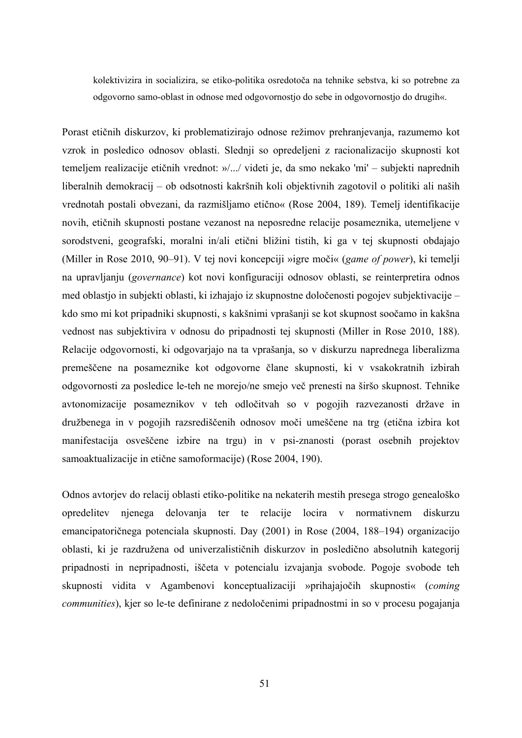> kolektivizira in socializira, se etiko-politika osredotoča na tehnike sebstva, ki so potrebne za odgovorno samo-oblast in odnose med odgovornostjo do sebe in odgovornostjo do drugih«.

Porast etičnih diskurzov, ki problematizirajo odnose režimov prehranjevanja, razumemo kot vzrok in posledico odnosov oblasti. Slednji so opredeljeni z racionalizacijo skupnosti kot temeljem realizacije etičnih vrednot: »/.../ videti je, da smo nekako 'mi' – subjekti naprednih liberalnih demokracij – ob odsotnosti kakršnih koli objektivnih zagotovil o politiki ali naših vrednotah postali obvezani, da razmišljamo etično« (Rose 2004, 189). Temelj identifikacije novih, etičnih skupnosti postane vezanost na neposredne relacije posameznika, utemeljene v sorodstveni, geografski, moralni in/ali etični bližini tistih, ki ga v tej skupnosti obdajajo (Miller in Rose 2010, 90–91). V tej novi koncepciji »igre moči« (*game of power*), ki temelji na upravljanju (*governance*) kot novi konfiguraciji odnosov oblasti, se reinterpretira odnos med oblastjo in subjekti oblasti, ki izhajajo iz skupnostne določenosti pogojev subjektivacije – kdo smo mi kot pripadniki skupnosti, s kakšnimi vprašanji se kot skupnost soočamo in kakšna vednost nas subjektivira v odnosu do pripadnosti tej skupnosti (Miller in Rose 2010, 188). Relacije odgovornosti, ki odgovarjajo na ta vprašanja, so v diskurzu naprednega liberalizma premeščene na posameznike kot odgovorne člane skupnosti, ki v vsakokratnih izbirah odgovornosti za posledice le-teh ne morejo/ne smejo več prenesti na širšo skupnost. Tehnike avtonomizacije posameznikov v teh odločitvah so v pogojih razvezanosti države in družbenega in v pogojih razsrediščenih odnosov moči umeščene na trg (etična izbira kot manifestacija osveščene izbire na trgu) in v psi-znanosti (porast osebnih projektov samoaktualizacije in etične samoformacije) (Rose 2004, 190).

Odnos avtorjev do relacij oblasti etiko-politike na nekaterih mestih presega strogo genealoško opredelitev njenega delovanja ter te relacije locira v normativnem diskurzu emancipatoričnega potenciala skupnosti. Day (2001) in Rose (2004, 188–194) organizacijo oblasti, ki je razdružena od univerzalističnih diskurzov in posledično absolutnih kategorij pripadnosti in nepripadnosti, iščeta v potencialu izvajanja svobode. Pogoje svobode teh skupnosti vidita v Agambenovi konceptualizaciji »prihajajočih skupnosti« (*coming communities*), kjer so le-te definirane z nedoločenimi pripadnostmi in so v procesu pogajanja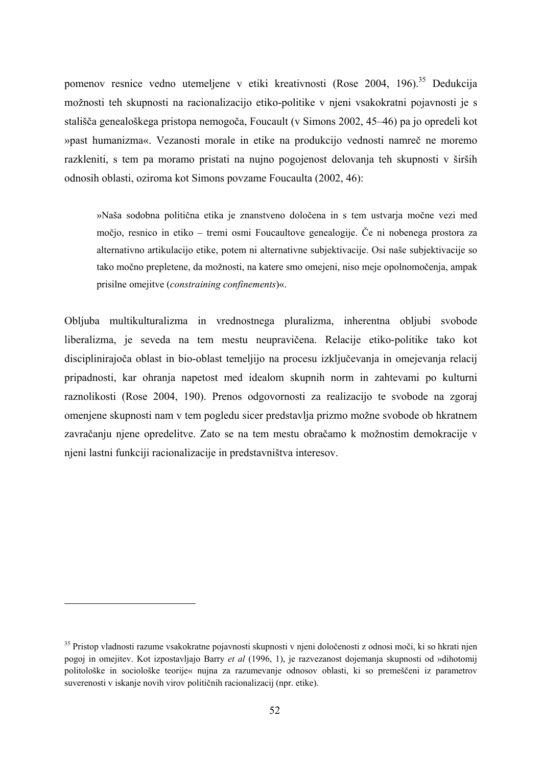pomenov resnice vedno utemeljene v etiki kreativnosti (Rose 2004, 196).[35] Dedukcija možnosti teh skupnosti na racionalizacijo etiko-politike v njeni vsakokratni pojavnosti je s stališča genealoškega pristopa nemogoča, Foucault (v Simons 2002, 45–46) pa jo opredeli kot »past humanizma«. Vezanosti morale in etike na produkcijo vednosti namreč ne moremo razkleniti, s tem pa moramo pristati na nujno pogojenost delovanja teh skupnosti v širših odnosih oblasti, oziroma kot Simons povzame Foucaulta (2002, 46):

> »Naša sodobna politična etika je znanstveno določena in s tem ustvarja močne vezi med močjo, resnico in etiko – tremi osmi Foucaultove genealogije. Če ni nobenega prostora za alternativno artikulacijo etike, potem ni alternativne subjektivacije. Osi naše subjektivacije so tako močno prepletene, da možnosti, na katere smo omejeni, niso meje opolnomočenja, ampak prisilne omejitve (*constraining confinements*)«.

Obljuba multikulturalizma in vrednostnega pluralizma, inherentna obljubi svobode liberalizma, je seveda na tem mestu neupravičena. Relacije etiko-politike tako kot disciplinirajoča oblast in bio-oblast temeljijo na procesu izključevanja in omejevanja relacij pripadnosti, kar ohranja napetost med idealom skupnih norm in zahtevami po kulturni raznolikosti (Rose 2004, 190). Prenos odgovornosti za realizacijo te svobode na zgoraj omenjene skupnosti nam v tem pogledu sicer predstavlja prizmo možne svobode ob hkratnem zavračanju njene opredelitve. Zato se na tem mestu obračamo k možnostim demokracije v njeni lastni funkciji racionalizacije in predstavništva interesov.

---

[35] Pristop vladnosti razume vsakokratne pojavnosti skupnosti v njeni določenosti z odnosi moči, ki so hkrati njen pogoj in omejitev. Kot izpostavljajo Barry *et al* (1996, 1), je razvezanost dojemanja skupnosti od »dihotomij politološke in sociološke teorije« nujna za razumevanje odnosov oblasti, ki so premeščeni iz parametrov suverenosti v iskanje novih virov političnih racionalizacij (npr. etike).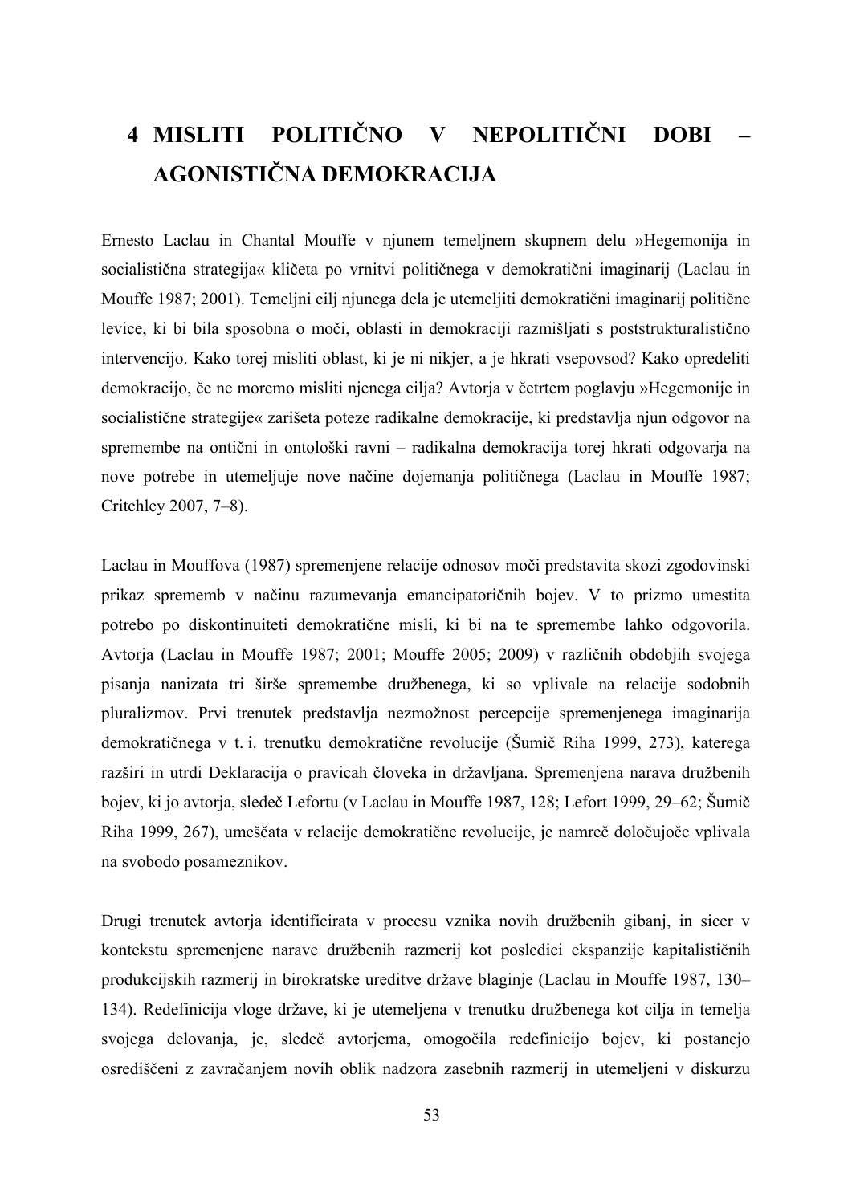# 4 MISLITI POLITIČNO V NEPOLITIČNI DOBI – AGONISTIČNA DEMOKRACIJA

Ernesto Laclau in Chantal Mouffe v njunem temeljnem skupnem delu »Hegemonija in socialistična strategija« kličeta po vrnitvi političnega v demokratični imaginarij (Laclau in Mouffe 1987; 2001). Temeljni cilj njunega dela je utemeljiti demokratični imaginarij politične levice, ki bi bila sposobna o moči, oblasti in demokraciji razmišljati s poststrukturalistično intervencijo. Kako torej misliti oblast, ki je ni nikjer, a je hkrati vsepovsod? Kako opredeliti demokracijo, če ne moremo misliti njenega cilja? Avtorja v četrtem poglavju »Hegemonije in socialistične strategije« zarišeta poteze radikalne demokracije, ki predstavlja njun odgovor na spremembe na ontični in ontološki ravni – radikalna demokracija torej hkrati odgovarja na nove potrebe in utemeljuje nove načine dojemanja političnega (Laclau in Mouffe 1987; Critchley 2007, 7–8).

Laclau in Mouffova (1987) spremenjene relacije odnosov moči predstavita skozi zgodovinski prikaz sprememb v načinu razumevanja emancipatoričnih bojev. V to prizmo umestita potrebo po diskontinuiteti demokratične misli, ki bi na te spremembe lahko odgovorila. Avtorja (Laclau in Mouffe 1987; 2001; Mouffe 2005; 2009) v različnih obdobjih svojega pisanja nanizata tri širše spremembe družbenega, ki so vplivale na relacije sodobnih pluralizmov. Prvi trenutek predstavlja nezmožnost percepcije spremenjenega imaginarija demokratičnega v t. i. trenutku demokratične revolucije (Šumič Riha 1999, 273), katerega razširi in utrdi Deklaracija o pravicah človeka in državljana. Spremenjena narava družbenih bojev, ki jo avtorja, sledeč Lefortu (v Laclau in Mouffe 1987, 128; Lefort 1999, 29–62; Šumič Riha 1999, 267), umeščata v relacije demokratične revolucije, je namreč določujoče vplivala na svobodo posameznikov.

Drugi trenutek avtorja identificirata v procesu vznika novih družbenih gibanj, in sicer v kontekstu spremenjene narave družbenih razmerij kot posledici ekspanzije kapitalističnih produkcijskih razmerij in birokratske ureditve države blaginje (Laclau in Mouffe 1987, 130–134). Redefinicija vloge države, ki je utemeljena v trenutku družbenega kot cilja in temelja svojega delovanja, je, sledeč avtorjema, omogočila redefinicijo bojev, ki postanejo osrediščeni z zavračanjem novih oblik nadzora zasebnih razmerij in utemeljeni v diskurzu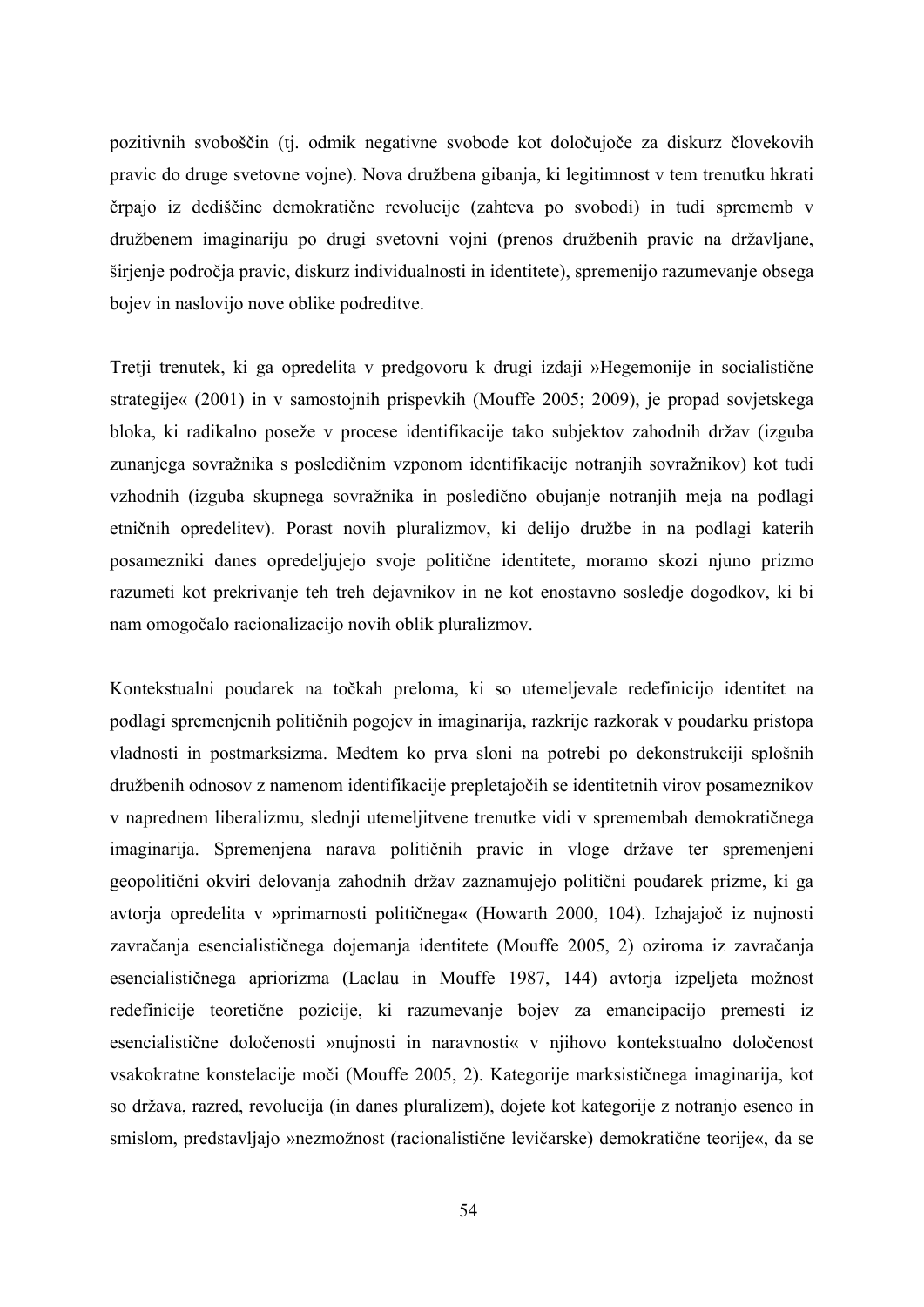pozitivnih svoboščin (tj. odmik negativne svobode kot določujoče za diskurz človekovih pravic do druge svetovne vojne). Nova družbena gibanja, ki legitimnost v tem trenutku hkrati črpajo iz dediščine demokratične revolucije (zahteva po svobodi) in tudi sprememb v družbenem imaginariju po drugi svetovni vojni (prenos družbenih pravic na državljane, širjenje področja pravic, diskurz individualnosti in identitete), spremenijo razumevanje obsega bojev in naslovijo nove oblike podreditve.

Tretji trenutek, ki ga opredelita v predgovoru k drugi izdaji »Hegemonije in socialistične strategije« (2001) in v samostojnih prispevkih (Mouffe 2005; 2009), je propad sovjetskega bloka, ki radikalno poseže v procese identifikacije tako subjektov zahodnih držav (izguba zunanjega sovražnika s posledičnim vzponom identifikacije notranjih sovražnikov) kot tudi vzhodnih (izguba skupnega sovražnika in posledično obujanje notranjih meja na podlagi etničnih opredelitev). Porast novih pluralizmov, ki delijo družbe in na podlagi katerih posamezniki danes opredeljujejo svoje politične identitete, moramo skozi njuno prizmo razumeti kot prekrivanje teh treh dejavnikov in ne kot enostavno sosledje dogodkov, ki bi nam omogočalo racionalizacijo novih oblik pluralizmov.

Kontekstualni poudarek na točkah preloma, ki so utemeljevale redefinicijo identitet na podlagi spremenjenih političnih pogojev in imaginarija, razkrije razkorak v poudarku pristopa vladnosti in postmarksizma. Medtem ko prva sloni na potrebi po dekonstrukciji splošnih družbenih odnosov z namenom identifikacije prepletajočih se identitetnih virov posameznikov v naprednem liberalizmu, slednji utemeljitvene trenutke vidi v spremembah demokratičnega imaginarija. Spremenjena narava političnih pravic in vloge države ter spremenjeni geopolitični okviri delovanja zahodnih držav zaznamujejo politični poudarek prizme, ki ga avtorja opredelita v »primarnosti političnega« (Howarth 2000, 104). Izhajajoč iz nujnosti zavračanja esencialističnega dojemanja identitete (Mouffe 2005, 2) oziroma iz zavračanja esencialističnega apriorizma (Laclau in Mouffe 1987, 144) avtorja izpeljeta možnost redefinicije teoretične pozicije, ki razumevanje bojev za emancipacijo premesti iz esencialistične določenosti »nujnosti in naravnosti« v njihovo kontekstualno določenost vsakokratne konstelacije moči (Mouffe 2005, 2). Kategorije marksističnega imaginarija, kot so država, razred, revolucija (in danes pluralizem), dojete kot kategorije z notranjo esenco in smislom, predstavljajo »nezmožnost (racionalistične levičarske) demokratične teorije«, da se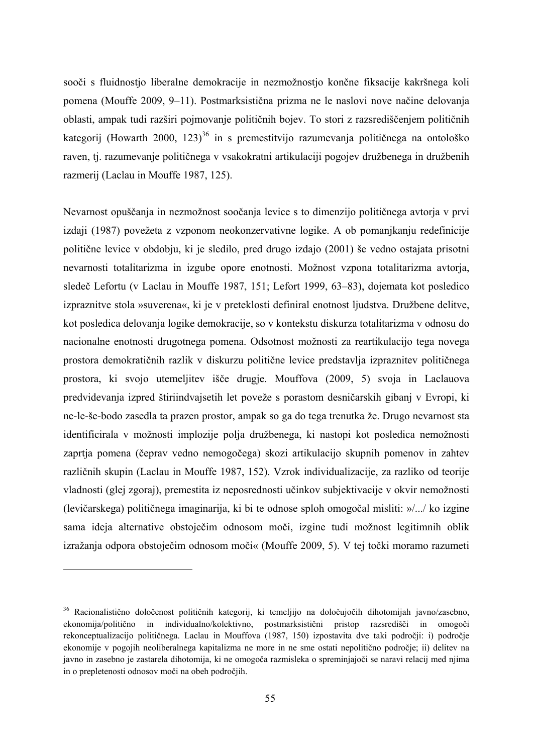sooči s fluidnostjo liberalne demokracije in nezmožnostjo končne fiksacije kakršnega koli pomena (Mouffe 2009, 9–11). Postmarksistična prizma ne le naslovi nove načine delovanja oblasti, ampak tudi razširi pojmovanje političnih bojev. To stori z razsrediščenjem političnih kategorij (Howarth 2000, 123)[36] in s premestitvijo razumevanja političnega na ontološko raven, tj. razumevanje političnega v vsakokratni artikulaciji pogojev družbenega in družbenih razmerij (Laclau in Mouffe 1987, 125).

Nevarnost opuščanja in nezmožnost soočanja levice s to dimenzijo političnega avtorja v prvi izdaji (1987) povežeta z vzponom neokonzervativne logike. A ob pomanjkanju redefinicije politične levice v obdobju, ki je sledilo, pred drugo izdajo (2001) še vedno ostajata prisotni nevarnosti totalitarizma in izgube opore enotnosti. Možnost vzpona totalitarizma avtorja, sledeč Lefortu (v Laclau in Mouffe 1987, 151; Lefort 1999, 63–83), dojemata kot posledico izpraznitve stola »suverena«, ki je v preteklosti definiral enotnost ljudstva. Družbene delitve, kot posledica delovanja logike demokracije, so v kontekstu diskurza totalitarizma v odnosu do nacionalne enotnosti drugotnega pomena. Odsotnost možnosti za reartikulacijo tega novega prostora demokratičnih razlik v diskurzu politične levice predstavlja izpraznitev političnega prostora, ki svojo utemeljitev išče drugje. Mouffova (2009, 5) svoja in Laclauova predvidevanja izpred štiriindvajsetih let poveže s porastom desničarskih gibanj v Evropi, ki ne-le-še-bodo zasedla ta prazen prostor, ampak so ga do tega trenutka že. Drugo nevarnost sta identificirala v možnosti implozije polja družbenega, ki nastopi kot posledica nemožnosti zaprtja pomena (čeprav vedno nemogočega) skozi artikulacijo skupnih pomenov in zahtev različnih skupin (Laclau in Mouffe 1987, 152). Vzrok individualizacije, za razliko od teorije vladnosti (glej zgoraj), premestita iz neposrednosti učinkov subjektivacije v okvir nemožnosti (levičarskega) političnega imaginarija, ki bi te odnose sploh omogočal misliti: »/.../ ko izgine sama ideja alternative obstoječim odnosom moči, izgine tudi možnost legitimnih oblik izražanja odpora obstoječim odnosom moči« (Mouffe 2009, 5). V tej točki moramo razumeti

---

[36] Racionalistično določenost političnih kategorij, ki temeljijo na določujočih dihotomijah javno/zasebno, ekonomija/politično in individualno/kolektivno, postmarksistični pristop razsredišči in omogoči rekonceptualizacijo političnega. Laclau in Mouffova (1987, 150) izpostavita dve taki področji: i) področje ekonomije v pogojih neoliberalnega kapitalizma ne more in ne sme ostati nepolitično področje; ii) delitev na javno in zasebno je zastarela dihotomija, ki ne omogoča razmisleka o spreminjajoči se naravi relacij med njima in o prepletenosti odnosov moči na obeh področjih.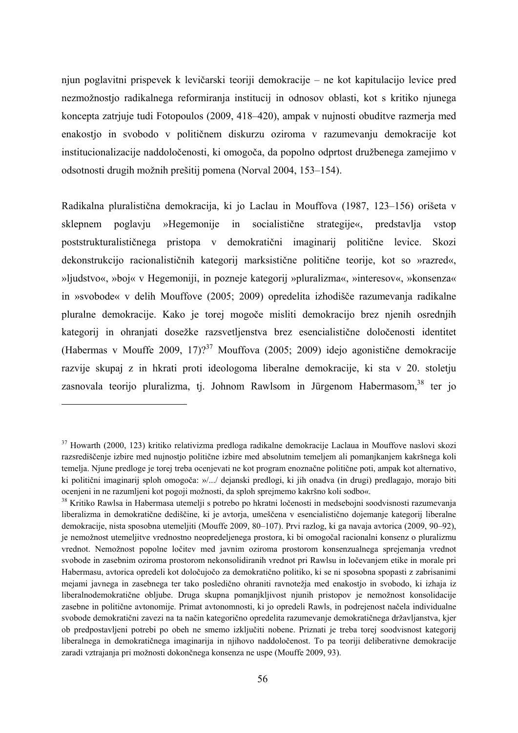njun poglavitni prispevek k levičarski teoriji demokracije – ne kot kapitulacijo levice pred nezmožnostjo radikalnega reformiranja institucij in odnosov oblasti, kot s kritiko njunega koncepta zatrjuje tudi Fotopoulos (2009, 418–420), ampak v nujnosti obuditve razmerja med enakostjo in svobodo v političnem diskurzu oziroma v razumevanju demokracije kot institucionalizacije naddoločenosti, ki omogoča, da popolno odprtost družbenega zamejimo v odsotnosti drugih možnih prešitij pomena (Norval 2004, 153–154).

Radikalna pluralistična demokracija, ki jo Laclau in Mouffova (1987, 123–156) orišeta v sklepnem poglavju »Hegemonije in socialistične strategije«, predstavlja vstop poststrukturalističnega pristopa v demokratični imaginarij politične levice. Skozi dekonstrukcijo racionalističnih kategorij marksistične politične teorije, kot so »razred«, »ljudstvo«, »boj« v Hegemoniji, in pozneje kategorij »pluralizma«, »interesov«, »konsenza« in »svobode« v delih Mouffove (2005; 2009) opredelita izhodišče razumevanja radikalne pluralne demokracije. Kako je torej mogoče misliti demokracijo brez njenih osrednjih kategorij in ohranjati dosežke razsvetljenstva brez esencialistične določenosti identitet (Habermas v Mouffe 2009, 17)?[37] Mouffova (2005; 2009) idejo agonistične demokracije razvije skupaj z in hkrati proti ideologoma liberalne demokracije, ki sta v 20. stoletju zasnovala teorijo pluralizma, tj. Johnom Rawlsom in Jürgenom Habermasom,[38] ter jo

---

[37] Howarth (2000, 123) kritiko relativizma predloga radikalne demokracije Laclaua in Mouffove naslovi skozi razsrediščenje izbire med nujnostjo politične izbire med absolutnim temeljem ali pomanjkanjem kakršnega koli temelja. Njune predloge je torej treba ocenjevati ne kot program enoznačne politične poti, ampak kot alternativo, ki politični imaginarij sploh omogoča: »/.../ dejanski predlogi, ki jih onadva (in drugi) predlagajo, morajo biti ocenjeni in ne razumljeni kot pogoji možnosti, da sploh sprejmemo kakršno koli sodbo«.

[38] Kritiko Rawlsa in Habermasa utemelji s potrebo po hkratni ločenosti in medsebojni soodvisnosti razumevanja liberalizma in demokratične dediščine, ki je avtorja, umeščena v esencialistično dojemanje kategorij liberalne demokracije, nista sposobna utemeljiti (Mouffe 2009, 80–107). Prvi razlog, ki ga navaja avtorica (2009, 90–92), je nezmožnost utemeljitve vrednostno neopredeljenega prostora, ki bi omogočal racionalni konsenz o pluralizmu vrednot. Nemožnost popolne ločitev med javnim oziroma prostorom konsenzualnega sprejemanja vrednot svobode in zasebnim oziroma prostorom nekonsolidiranih vrednot pri Rawlsu in ločevanjem etike in morale pri Habermasu, avtorica opredeli kot določujočo za demokratično politiko, ki se ni sposobna spopasti z zabrisanimi mejami javnega in zasebnega ter tako posledično ohraniti ravnotežja med enakostjo in svobodo, ki izhaja iz liberalnodemokratične obljube. Druga skupna pomanjkljivost njunih pristopov je nemožnost konsolidacije zasebne in politične avtonomije. Primat avtonomnosti, ki jo opredeli Rawls, in podrejenost načela individualne svobode demokratični zavezi na ta način kategorično opredelita razumevanje demokratičnega državljanstva, kjer ob predpostavljeni potrebi po obeh ne smemo izključiti nobene. Priznati je treba torej soodvisnost kategorij liberalnega in demokratičnega imaginarija in njihovo naddoločenost. To pa teoriji deliberativne demokracije zaradi vztrajanja pri možnosti dokončnega konsenza ne uspe (Mouffe 2009, 93).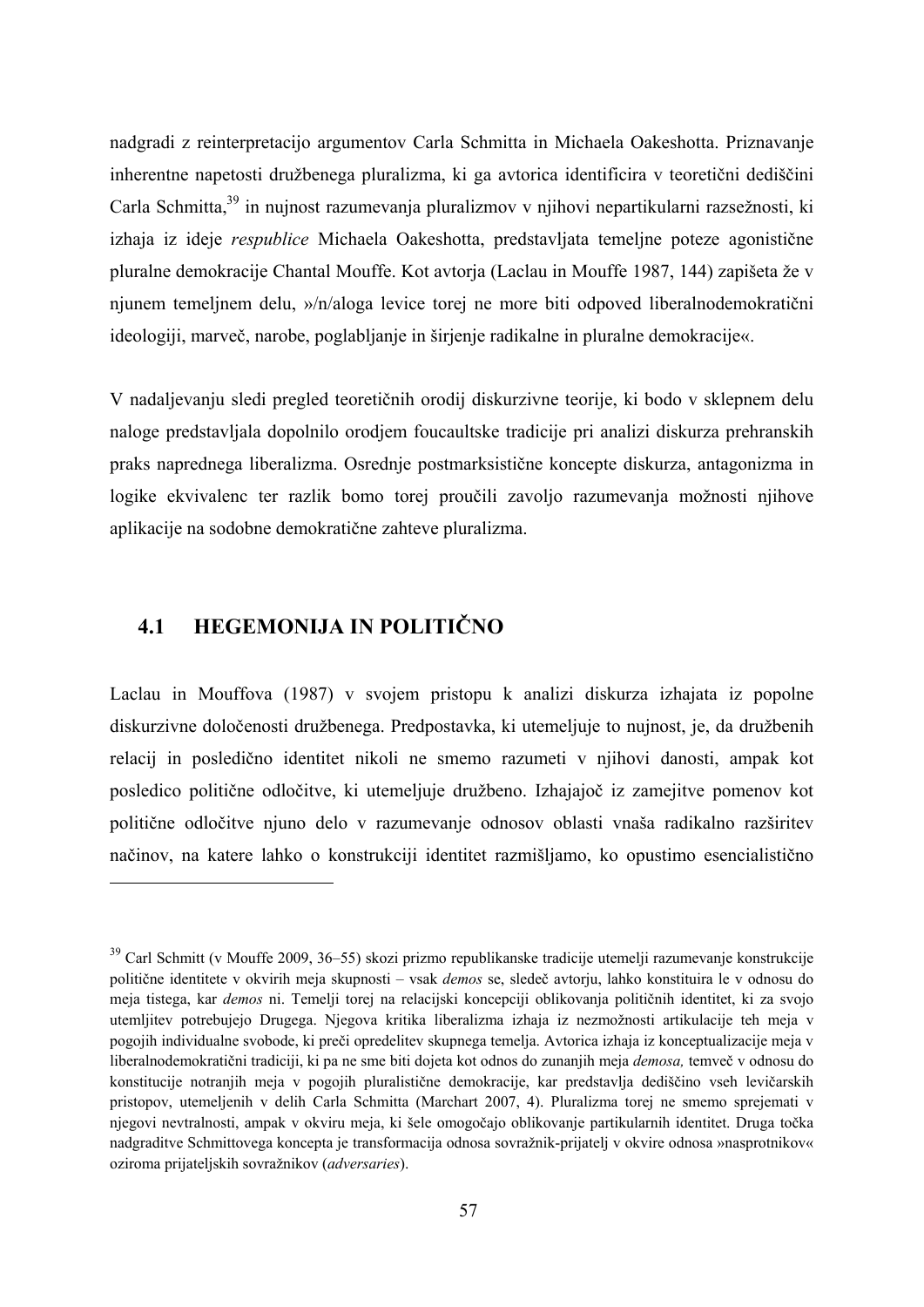nadgradi z reinterpretacijo argumentov Carla Schmitta in Michaela Oakeshotta. Priznavanje inherentne napetosti družbenega pluralizma, ki ga avtorica identificira v teoretični dediščini Carla Schmitta,[39] in nujnost razumevanja pluralizmov v njihovi nepartikularni razsežnosti, ki izhaja iz ideje *respublice* Michaela Oakeshotta, predstavljata temeljne poteze agonistične pluralne demokracije Chantal Mouffe. Kot avtorja (Laclau in Mouffe 1987, 144) zapišeta že v njunem temeljnem delu, »/n/aloga levice torej ne more biti odpoved liberalnodemokratični ideologiji, marveč, narobe, poglabljanje in širjenje radikalne in pluralne demokracije«.

V nadaljevanju sledi pregled teoretičnih orodij diskurzivne teorije, ki bodo v sklepnem delu naloge predstavljala dopolnilo orodjem foucaultske tradicije pri analizi diskurza prehranskih praks naprednega liberalizma. Osrednje postmarksistične koncepte diskurza, antagonizma in logike ekvivalenc ter razlik bomo torej proučili zavoljo razumevanja možnosti njihove aplikacije na sodobne demokratične zahteve pluralizma.

## 4.1 HEGEMONIJA IN POLITIČNO

Laclau in Mouffova (1987) v svojem pristopu k analizi diskurza izhajata iz popolne diskurzivne določenosti družbenega. Predpostavka, ki utemeljuje to nujnost, je, da družbenih relacij in posledično identitet nikoli ne smemo razumeti v njihovi danosti, ampak kot posledico politične odločitve, ki utemeljuje družbeno. Izhajajoč iz zamejitve pomenov kot politične odločitve njuno delo v razumevanje odnosov oblasti vnaša radikalno razširitev načinov, na katere lahko o konstrukciji identitet razmišljamo, ko opustimo esencialistično

---

[39] Carl Schmitt (v Mouffe 2009, 36–55) skozi prizmo republikanske tradicije utemelji razumevanje konstrukcije politične identitete v okvirih meja skupnosti – vsak *demos* se, sledeč avtorju, lahko konstituira le v odnosu do meja tistega, kar *demos* ni. Temelji torej na relacijski koncepciji oblikovanja političnih identitet, ki za svojo utemljitev potrebujejo Drugega. Njegova kritika liberalizma izhaja iz nezmožnosti artikulacije teh meja v pogojih individualne svobode, ki preči opredelitev skupnega temelja. Avtorica izhaja iz konceptualizacije meja v liberalnodemokratični tradiciji, ki pa ne sme biti dojeta kot odnos do zunanjih meja *demosa,* temveč v odnosu do konstitucije notranjih meja v pogojih pluralistične demokracije, kar predstavlja dediščino vseh levičarskih pristopov, utemeljenih v delih Carla Schmitta (Marchart 2007, 4). Pluralizma torej ne smemo sprejemati v njegovi nevtralnosti, ampak v okviru meja, ki šele omogočajo oblikovanje partikularnih identitet. Druga točka nadgraditve Schmittovega koncepta je transformacija odnosa sovražnik-prijatelj v okvire odnosa »nasprotnikov« oziroma prijateljskih sovražnikov (*adversaries*).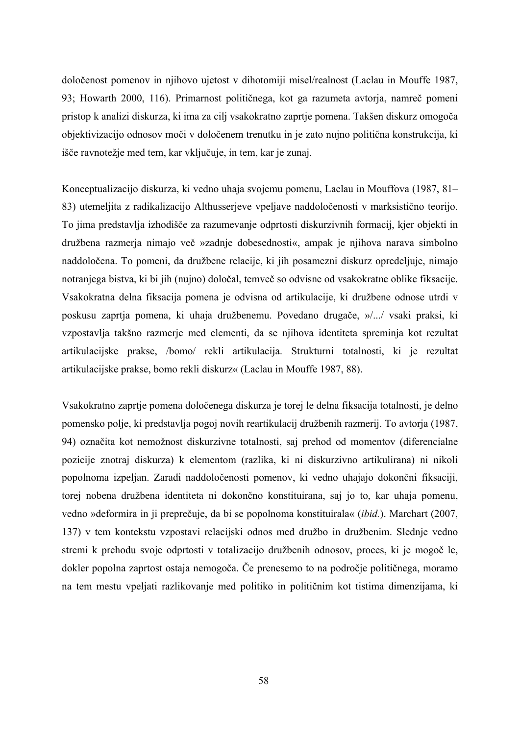določenost pomenov in njihovo ujetost v dihotomiji misel/realnost (Laclau in Mouffe 1987, 93; Howarth 2000, 116). Primarnost političnega, kot ga razumeta avtorja, namreč pomeni pristop k analizi diskurza, ki ima za cilj vsakokratno zaprtje pomena. Takšen diskurz omogoča objektivizacijo odnosov moči v določenem trenutku in je zato nujno politična konstrukcija, ki išče ravnotežje med tem, kar vključuje, in tem, kar je zunaj.

Konceptualizacijo diskurza, ki vedno uhaja svojemu pomenu, Laclau in Mouffova (1987, 81–83) utemeljita z radikalizacijo Althusserjeve vpeljave naddoločenosti v marksistično teorijo. To jima predstavlja izhodišče za razumevanje odprtosti diskurzivnih formacij, kjer objekti in družbena razmerja nimajo več »zadnje dobesednosti«, ampak je njihova narava simbolno naddoločena. To pomeni, da družbene relacije, ki jih posamezni diskurz opredeljuje, nimajo notranjega bistva, ki bi jih (nujno) določal, temveč so odvisne od vsakokratne oblike fiksacije. Vsakokratna delna fiksacija pomena je odvisna od artikulacije, ki družbene odnose utrdi v poskusu zaprtja pomena, ki uhaja družbenemu. Povedano drugače, »/.../ vsaki praksi, ki vzpostavlja takšno razmerje med elementi, da se njihova identiteta spreminja kot rezultat artikulacijske prakse, /bomo/ rekli artikulacija. Strukturni totalnosti, ki je rezultat artikulacijske prakse, bomo rekli diskurz« (Laclau in Mouffe 1987, 88).

Vsakokratno zaprtje pomena določenega diskurza je torej le delna fiksacija totalnosti, je delno pomensko polje, ki predstavlja pogoj novih reartikulacij družbenih razmerij. To avtorja (1987, 94) označita kot nemožnost diskurzivne totalnosti, saj prehod od momentov (diferencialne pozicije znotraj diskurza) k elementom (razlika, ki ni diskurzivno artikulirana) ni nikoli popolnoma izpeljan. Zaradi naddoločenosti pomenov, ki vedno uhajajo dokončni fiksaciji, torej nobena družbena identiteta ni dokončno konstituirana, saj jo to, kar uhaja pomenu, vedno »deformira in ji preprečuje, da bi se popolnoma konstituirala« (*ibid.*). Marchart (2007, 137) v tem kontekstu vzpostavi relacijski odnos med družbo in družbenim. Slednje vedno stremi k prehodu svoje odprtosti v totalizacijo družbenih odnosov, proces, ki je mogoč le, dokler popolna zaprtost ostaja nemogoča. Če prenesemo to na področje političnega, moramo na tem mestu vpeljati razlikovanje med politiko in političnim kot tistima dimenzijama, ki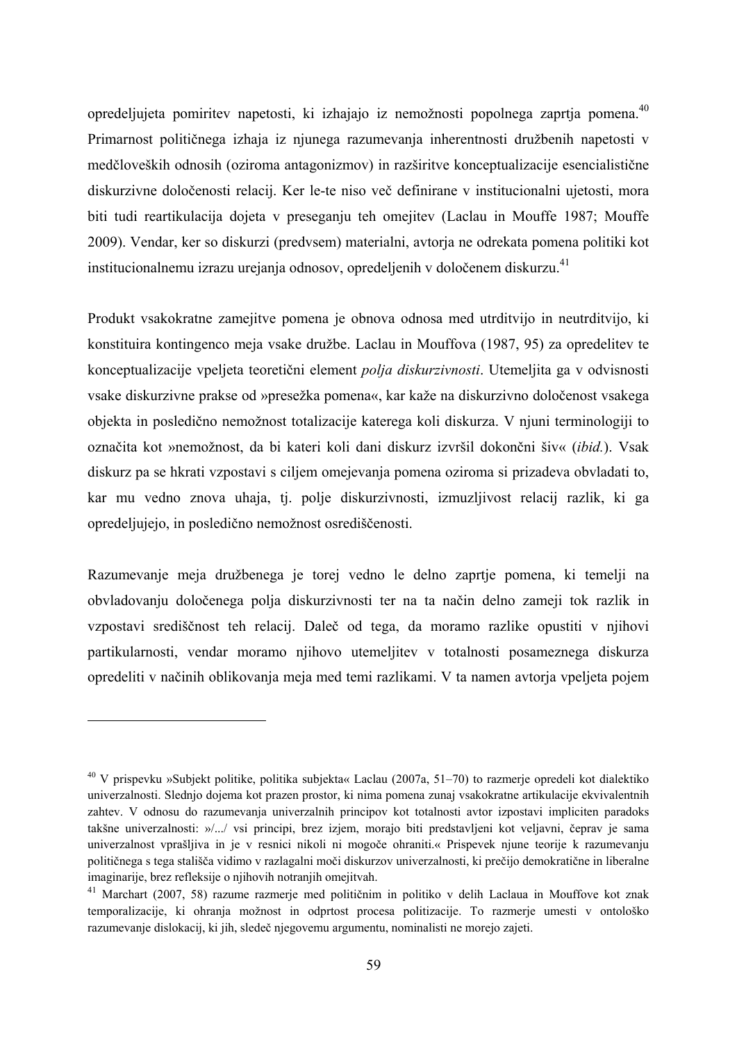opredeljujeta pomiritev napetosti, ki izhajajo iz nemožnosti popolnega zaprtja pomena.[40] Primarnost političnega izhaja iz njunega razumevanja inherentnosti družbenih napetosti v medčloveških odnosih (oziroma antagonizmov) in razširitve konceptualizacije esencialistične diskurzivne določenosti relacij. Ker le-te niso več definirane v institucionalni ujetosti, mora biti tudi reartikulacija dojeta v preseganju teh omejitev (Laclau in Mouffe 1987; Mouffe 2009). Vendar, ker so diskurzi (predvsem) materialni, avtorja ne odrekata pomena politiki kot institucionalnemu izrazu urejanja odnosov, opredeljenih v določenem diskurzu.[41]

Produkt vsakokratne zamejitve pomena je obnova odnosa med utrditvijo in neutrditvijo, ki konstituira kontingenco meja vsake družbe. Laclau in Mouffova (1987, 95) za opredelitev te konceptualizacije vpeljeta teoretični element *polja diskurzivnosti*. Utemeljita ga v odvisnosti vsake diskurzivne prakse od »presežka pomena«, kar kaže na diskurzivno določenost vsakega objekta in posledično nemožnost totalizacije katerega koli diskurza. V njuni terminologiji to označita kot »nemožnost, da bi kateri koli dani diskurz izvršil dokončni šiv« (*ibid.*). Vsak diskurz pa se hkrati vzpostavi s ciljem omejevanja pomena oziroma si prizadeva obvladati to, kar mu vedno znova uhaja, tj. polje diskurzivnosti, izmuzljivost relacij razlik, ki ga opredeljujejo, in posledično nemožnost osrediščenosti.

Razumevanje meja družbenega je torej vedno le delno zaprtje pomena, ki temelji na obvladovanju določenega polja diskurzivnosti ter na ta način delno zameji tok razlik in vzpostavi središčnost teh relacij. Daleč od tega, da moramo razlike opustiti v njihovi partikularnosti, vendar moramo njihovo utemeljitev v totalnosti posameznega diskurza opredeliti v načinih oblikovanja meja med temi razlikami. V ta namen avtorja vpeljeta pojem

---

[40] V prispevku »Subjekt politike, politika subjekta« Laclau (2007a, 51–70) to razmerje opredeli kot dialektiko univerzalnosti. Slednjo dojema kot prazen prostor, ki nima pomena zunaj vsakokratne artikulacije ekvivalentnih zahtev. V odnosu do razumevanja univerzalnih principov kot totalnosti avtor izpostavi impliciten paradoks takšne univerzalnosti: »/.../ vsi principi, brez izjem, morajo biti predstavljeni kot veljavni, čeprav je sama univerzalnost vprašljiva in je v resnici nikoli ni mogoče ohraniti.« Prispevek njune teorije k razumevanju političnega s tega stališča vidimo v razlagalni moči diskurzov univerzalnosti, ki prečijo demokratične in liberalne imaginarije, brez refleksije o njihovih notranjih omejitvah.

[41] Marchart (2007, 58) razume razmerje med političnim in politiko v delih Laclaua in Mouffove kot znak temporalizacije, ki ohranja možnost in odprtost procesa politizacije. To razmerje umesti v ontološko razumevanje dislokacij, ki jih, sledeč njegovemu argumentu, nominalisti ne morejo zajeti.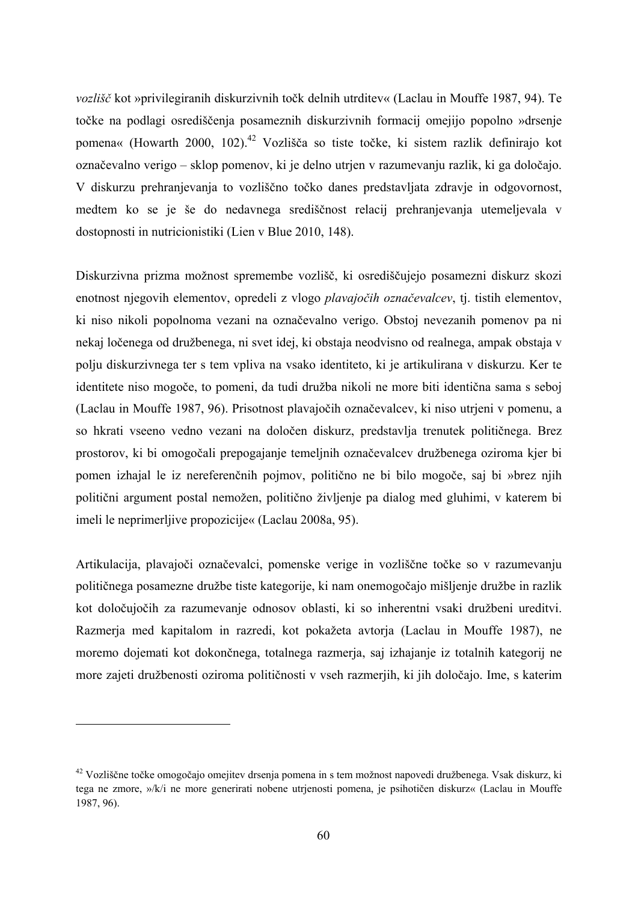*vozlišč* kot »privilegiranih diskurzivnih točk delnih utrditev« (Laclau in Mouffe 1987, 94). Te točke na podlagi osrediščenja posameznih diskurzivnih formacij omejijo popolno »drsenje pomena« (Howarth 2000, 102).[42] Vozlišča so tiste točke, ki sistem razlik definirajo kot označevalno verigo – sklop pomenov, ki je delno utrjen v razumevanju razlik, ki ga določajo. V diskurzu prehranjevanja to vozliščno točko danes predstavljata zdravje in odgovornost, medtem ko se je še do nedavnega središčnost relacij prehranjevanja utemeljevala v dostopnosti in nutricionistiki (Lien v Blue 2010, 148).

Diskurzivna prizma možnost spremembe vozlišč, ki osrediščujejo posamezni diskurz skozi enotnost njegovih elementov, opredeli z vlogo *plavajočih označevalcev*, tj. tistih elementov, ki niso nikoli popolnoma vezani na označevalno verigo. Obstoj nevezanih pomenov pa ni nekaj ločenega od družbenega, ni svet idej, ki obstaja neodvisno od realnega, ampak obstaja v polju diskurzivnega ter s tem vpliva na vsako identiteto, ki je artikulirana v diskurzu. Ker te identitete niso mogoče, to pomeni, da tudi družba nikoli ne more biti identična sama s seboj (Laclau in Mouffe 1987, 96). Prisotnost plavajočih označevalcev, ki niso utrjeni v pomenu, a so hkrati vseeno vedno vezani na določen diskurz, predstavlja trenutek političnega. Brez prostorov, ki bi omogočali prepogajanje temeljnih označevalcev družbenega oziroma kjer bi pomen izhajal le iz nereferenčnih pojmov, politično ne bi bilo mogoče, saj bi »brez njih politični argument postal nemožen, politično življenje pa dialog med gluhimi, v katerem bi imeli le neprimerljive propozicije« (Laclau 2008a, 95).

Artikulacija, plavajoči označevalci, pomenske verige in vozliščne točke so v razumevanju političnega posamezne družbe tiste kategorije, ki nam onemogočajo mišljenje družbe in razlik kot določujočih za razumevanje odnosov oblasti, ki so inherentni vsaki družbeni ureditvi. Razmerja med kapitalom in razredi, kot pokažeta avtorja (Laclau in Mouffe 1987), ne moremo dojemati kot dokončnega, totalnega razmerja, saj izhajanje iz totalnih kategorij ne more zajeti družbenosti oziroma političnosti v vseh razmerjih, ki jih določajo. Ime, s katerim

---

[42] Vozliščne točke omogočajo omejitev drsenja pomena in s tem možnost napovedi družbenega. Vsak diskurz, ki tega ne zmore, »/k/i ne more generirati nobene utrjenosti pomena, je psihotičen diskurz« (Laclau in Mouffe 1987, 96).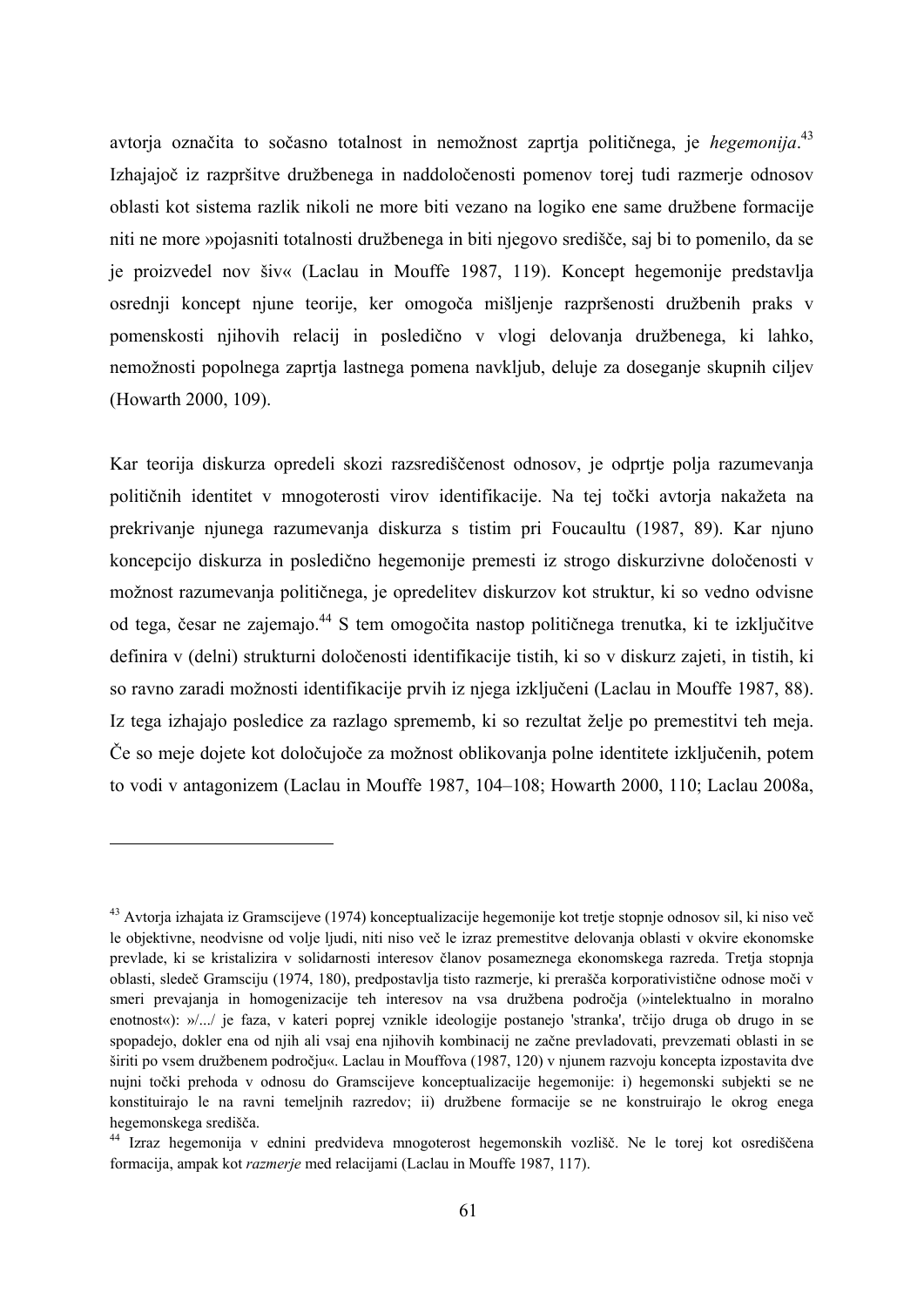avtorja označita to sočasno totalnost in nemožnost zaprtja političnega, je *hegemonija*.[43] Izhajajoč iz razpršitve družbenega in naddoločenosti pomenov torej tudi razmerje odnosov oblasti kot sistema razlik nikoli ne more biti vezano na logiko ene same družbene formacije niti ne more »pojasniti totalnosti družbenega in biti njegovo središče, saj bi to pomenilo, da se je proizvedel nov šiv« (Laclau in Mouffe 1987, 119). Koncept hegemonije predstavlja osrednji koncept njune teorije, ker omogoča mišljenje razpršenosti družbenih praks v pomenskosti njihovih relacij in posledično v vlogi delovanja družbenega, ki lahko, nemožnosti popolnega zaprtja lastnega pomena navkljub, deluje za doseganje skupnih ciljev (Howarth 2000, 109).

Kar teorija diskurza opredeli skozi razsrediščenost odnosov, je odprtje polja razumevanja političnih identitet v mnogoterosti virov identifikacije. Na tej točki avtorja nakažeta na prekrivanje njunega razumevanja diskurza s tistim pri Foucaultu (1987, 89). Kar njuno koncepcijo diskurza in posledično hegemonije premesti iz strogo diskurzivne določenosti v možnost razumevanja političnega, je opredelitev diskurzov kot struktur, ki so vedno odvisne od tega, česar ne zajemajo.[44] S tem omogočita nastop političnega trenutka, ki te izključitve definira v (delni) strukturni določenosti identifikacije tistih, ki so v diskurz zajeti, in tistih, ki so ravno zaradi možnosti identifikacije prvih iz njega izključeni (Laclau in Mouffe 1987, 88). Iz tega izhajajo posledice za razlago sprememb, ki so rezultat želje po premestitvi teh meja. Če so meje dojete kot določujoče za možnost oblikovanja polne identitete izključenih, potem to vodi v antagonizem (Laclau in Mouffe 1987, 104–108; Howarth 2000, 110; Laclau 2008a,

---

[43] Avtorja izhajata iz Gramscijeve (1974) konceptualizacije hegemonije kot tretje stopnje odnosov sil, ki niso več le objektivne, neodvisne od volje ljudi, niti niso več le izraz premestitve delovanja oblasti v okvire ekonomske prevlade, ki se kristalizira v solidarnosti interesov članov posameznega ekonomskega razreda. Tretja stopnja oblasti, sledeč Gramsciju (1974, 180), predpostavlja tisto razmerje, ki prerašča korporativistične odnose moči v smeri prevajanja in homogenizacije teh interesov na vsa družbena področja (»intelektualno in moralno enotnost«): »/.../ je faza, v kateri poprej vznikle ideologije postanejo 'stranka', trčijo druga ob drugo in se spopadejo, dokler ena od njih ali vsaj ena njihovih kombinacij ne začne prevladovati, prevzemati oblasti in se širiti po vsem družbenem področju«. Laclau in Mouffova (1987, 120) v njunem razvoju koncepta izpostavita dve nujni točki prehoda v odnosu do Gramscijeve konceptualizacije hegemonije: i) hegemonski subjekti se ne konstituirajo le na ravni temeljnih razredov; ii) družbene formacije se ne konstruirajo le okrog enega hegemonskega središča.

[44] Izraz hegemonija v ednini predvideva mnogoterost hegemonskih vozlišč. Ne le torej kot osrediščena formacija, ampak kot *razmerje* med relacijami (Laclau in Mouffe 1987, 117).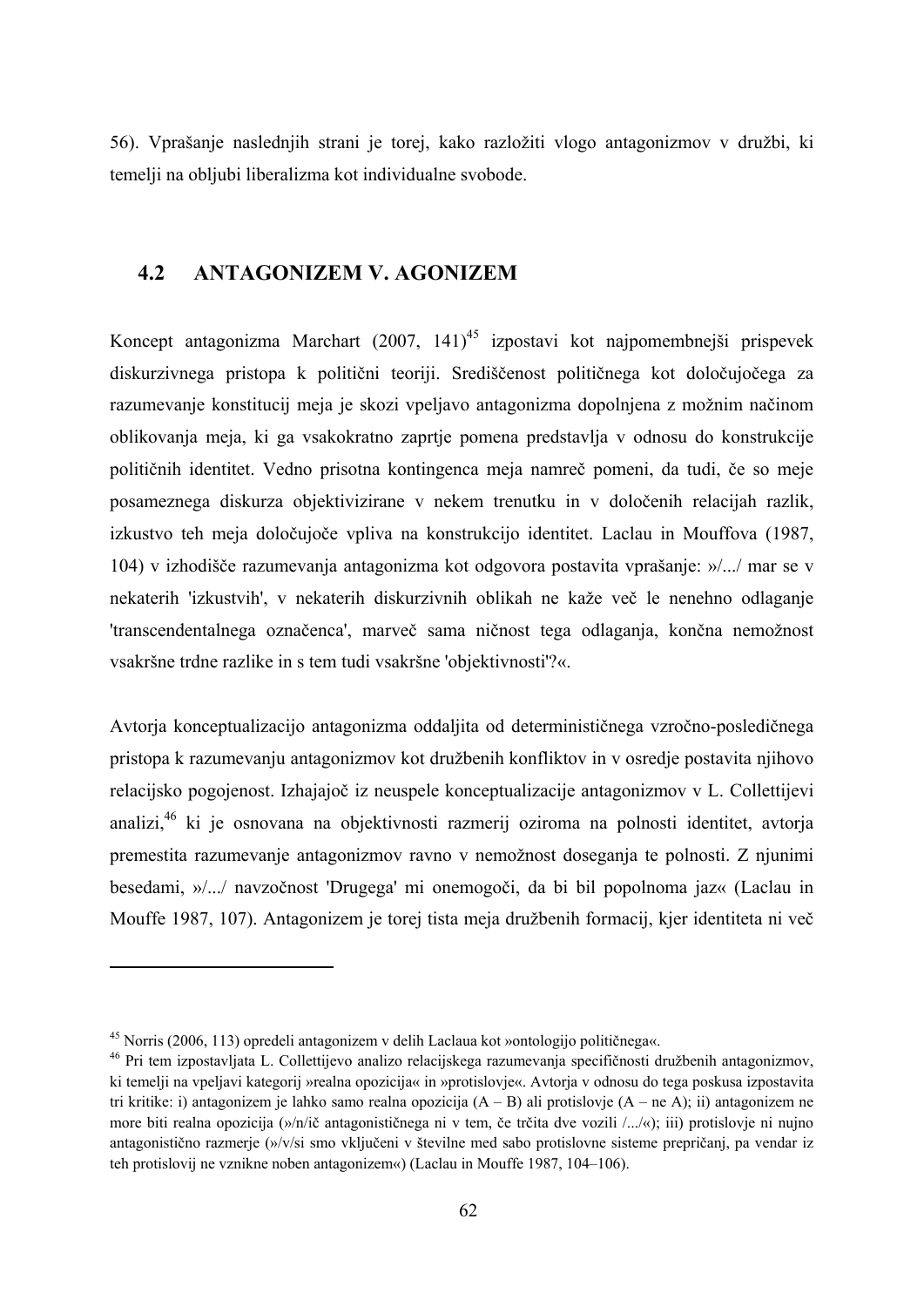56). Vprašanje naslednjih strani je torej, kako razložiti vlogo antagonizmov v družbi, ki temelji na obljubi liberalizma kot individualne svobode.

## 4.2 ANTAGONIZEM V. AGONIZEM

Koncept antagonizma Marchart (2007, 141)[45] izpostavi kot najpomembnejši prispevek diskurzivnega pristopa k politični teoriji. Središčenost političnega kot določujočega za razumevanje konstitucij meja je skozi vpeljavo antagonizma dopolnjena z možnim načinom oblikovanja meja, ki ga vsakokratno zaprtje pomena predstavlja v odnosu do konstrukcije političnih identitet. Vedno prisotna kontingenca meja namreč pomeni, da tudi, če so meje posameznega diskurza objektivizirane v nekem trenutku in v določenih relacijah razlik, izkustvo teh meja določujoče vpliva na konstrukcijo identitet. Laclau in Mouffova (1987, 104) v izhodišče razumevanja antagonizma kot odgovora postavita vprašanje: »/.../ mar se v nekaterih 'izkustvih', v nekaterih diskurzivnih oblikah ne kaže več le nenehno odlaganje 'transcendentalnega označenca', marveč sama ničnost tega odlaganja, končna nemožnost vsakršne trdne razlike in s tem tudi vsakršne 'objektivnosti'?«.

Avtorja konceptualizacijo antagonizma oddaljita od determinističnega vzročno-posledičnega pristopa k razumevanju antagonizmov kot družbenih konfliktov in v osredje postavita njihovo relacijsko pogojenost. Izhajajoč iz neuspele konceptualizacije antagonizmov v L. Collettijevi analizi,[46] ki je osnovana na objektivnosti razmerij oziroma na polnosti identitet, avtorja premestita razumevanje antagonizmov ravno v nemožnost doseganja te polnosti. Z njunimi besedami, »/.../ navzočnost 'Drugega' mi onemogoči, da bi bil popolnoma jaz« (Laclau in Mouffe 1987, 107). Antagonizem je torej tista meja družbenih formacij, kjer identiteta ni več

---

[45] Norris (2006, 113) opredeli antagonizem v delih Laclaua kot »ontologijo političnega«.

[46] Pri tem izpostavljata L. Collettijevo analizo relacijskega razumevanja specifičnosti družbenih antagonizmov, ki temelji na vpeljavi kategorij »realna opozicija« in »protislovje«. Avtorja v odnosu do tega poskusa izpostavita tri kritike: i) antagonizem je lahko samo realna opozicija (A – B) ali protislovje (A – ne A); ii) antagonizem ne more biti realna opozicija (»/n/ič antagonističnega ni v tem, če trčita dve vozili /.../«); iii) protislovje ni nujno antagonistično razmerje (»/v/si smo vključeni v številne med sabo protislovne sisteme prepričanj, pa vendar iz teh protislovij ne vznikne noben antagonizem«) (Laclau in Mouffe 1987, 104–106).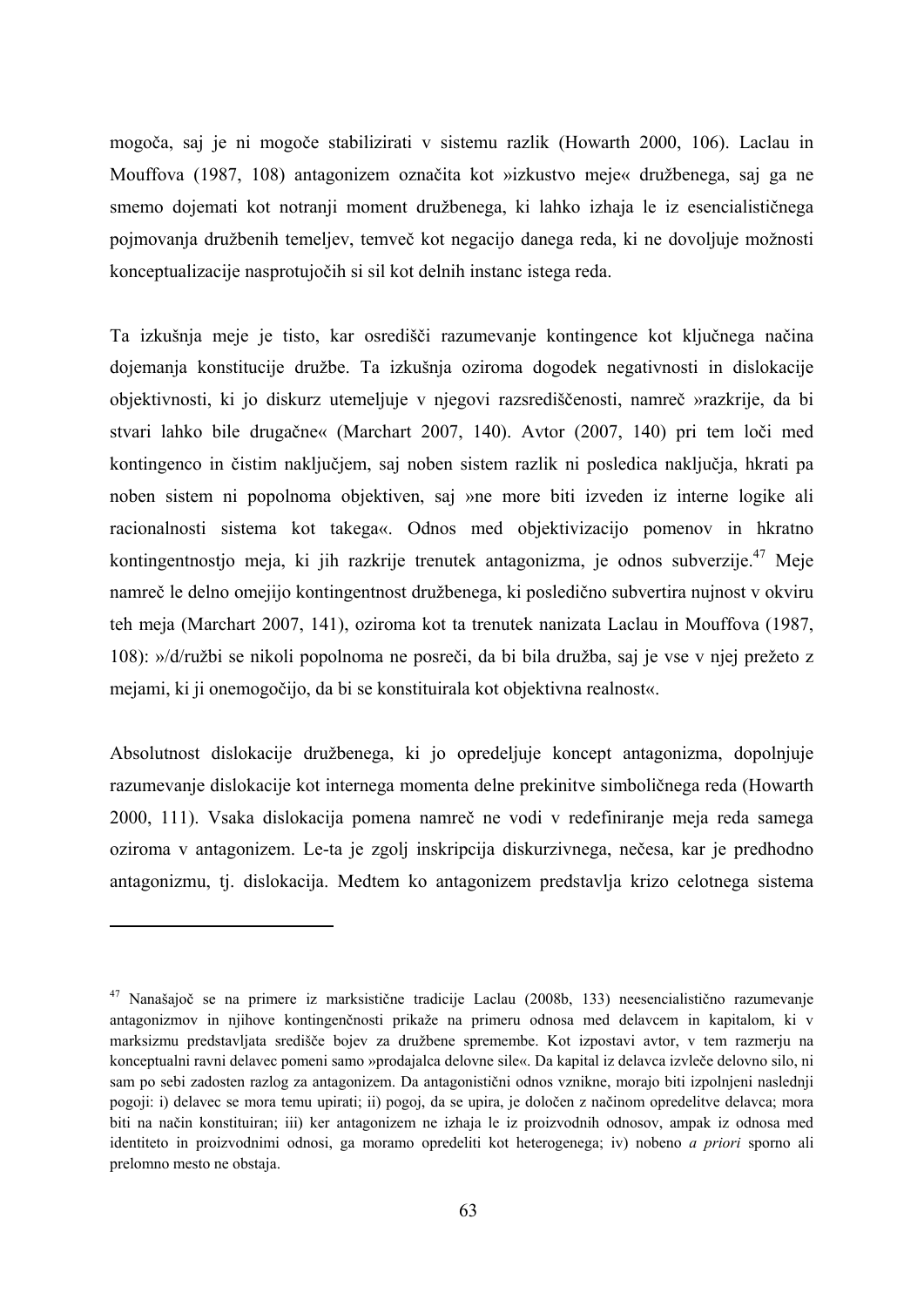mogoča, saj je ni mogoče stabilizirati v sistemu razlik (Howarth 2000, 106). Laclau in Mouffova (1987, 108) antagonizem označita kot »izkustvo meje« družbenega, saj ga ne smemo dojemati kot notranji moment družbenega, ki lahko izhaja le iz esencialističnega pojmovanja družbenih temeljev, temveč kot negacijo danega reda, ki ne dovoljuje možnosti konceptualizacije nasprotujočih si sil kot delnih instanc istega reda.

Ta izkušnja meje je tisto, kar osredišči razumevanje kontingence kot ključnega načina dojemanja konstitucije družbe. Ta izkušnja oziroma dogodek negativnosti in dislokacije objektivnosti, ki jo diskurz utemeljuje v njegovi razsrediščenosti, namreč »razkrije, da bi stvari lahko bile drugačne« (Marchart 2007, 140). Avtor (2007, 140) pri tem loči med kontingenco in čistim naključjem, saj noben sistem razlik ni posledica naključja, hkrati pa noben sistem ni popolnoma objektiven, saj »ne more biti izveden iz interne logike ali racionalnosti sistema kot takega«. Odnos med objektivizacijo pomenov in hkratno kontingentnostjo meja, ki jih razkrije trenutek antagonizma, je odnos subverzije.[47] Meje namreč le delno omejijo kontingentnost družbenega, ki posledično subvertira nujnost v okviru teh meja (Marchart 2007, 141), oziroma kot ta trenutek nanizata Laclau in Mouffova (1987, 108): »/d/ružbi se nikoli popolnoma ne posreči, da bi bila družba, saj je vse v njej prežeto z mejami, ki ji onemogočijo, da bi se konstituirala kot objektivna realnost«.

Absolutnost dislokacije družbenega, ki jo opredeljuje koncept antagonizma, dopolnjuje razumevanje dislokacije kot internega momenta delne prekinitve simboličnega reda (Howarth 2000, 111). Vsaka dislokacija pomena namreč ne vodi v redefiniranje meja reda samega oziroma v antagonizem. Le-ta je zgolj inskripcija diskurzivnega, nečesa, kar je predhodno antagonizmu, tj. dislokacija. Medtem ko antagonizem predstavlja krizo celotnega sistema

[47] Nanašajoč se na primere iz marksistične tradicije Laclau (2008b, 133) neesencialistično razumevanje antagonizmov in njihove kontingenčnosti prikaže na primeru odnosa med delavcem in kapitalom, ki v marksizmu predstavljata središče bojev za družbene spremembe. Kot izpostavi avtor, v tem razmerju na konceptualni ravni delavec pomeni samo »prodajalca delovne sile«. Da kapital iz delavca izvleče delovno silo, ni sam po sebi zadosten razlog za antagonizem. Da antagonistični odnos vznikne, morajo biti izpolnjeni naslednji pogoji: i) delavec se mora temu upirati; ii) pogoj, da se upira, je določen z načinom opredelitve delavca; mora biti na način konstituiran; iii) ker antagonizem ne izhaja le iz proizvodnih odnosov, ampak iz odnosa med identiteto in proizvodnimi odnosi, ga moramo opredeliti kot heterogenega; iv) nobeno *a priori* sporno ali prelomno mesto ne obstaja.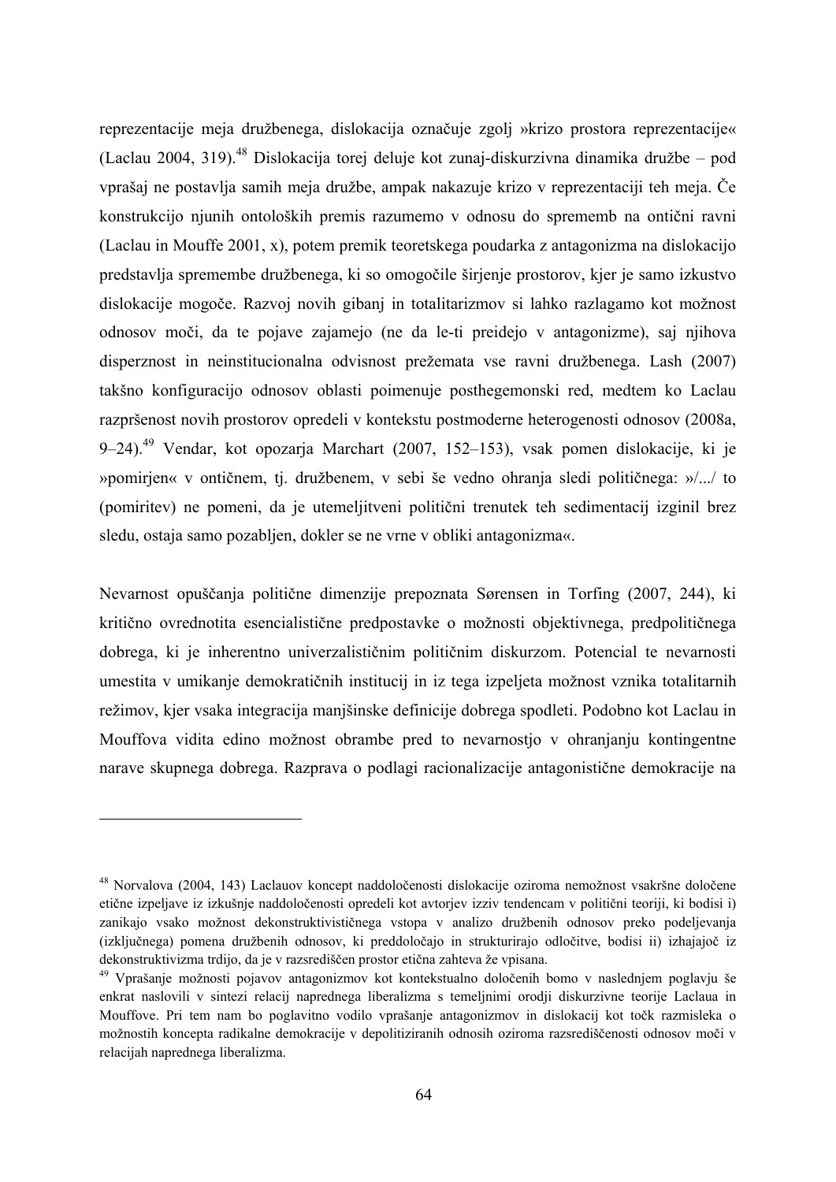reprezentacije meja družbenega, dislokacija označuje zgolj »krizo prostora reprezentacije« (Laclau 2004, 319).[48] Dislokacija torej deluje kot zunaj-diskurzivna dinamika družbe – pod vprašaj ne postavlja samih meja družbe, ampak nakazuje krizo v reprezentaciji teh meja. Če konstrukcijo njunih ontoloških premis razumemo v odnosu do sprememb na ontični ravni (Laclau in Mouffe 2001, x), potem premik teoretskega poudarka z antagonizma na dislokacijo predstavlja spremembe družbenega, ki so omogočile širjenje prostorov, kjer je samo izkustvo dislokacije mogoče. Razvoj novih gibanj in totalitarizmov si lahko razlagamo kot možnost odnosov moči, da te pojave zajamejo (ne da le-ti preidejo v antagonizme), saj njihova disperznost in neinstitucionalna odvisnost prežemata vse ravni družbenega. Lash (2007) takšno konfiguracijo odnosov oblasti poimenuje posthegemonski red, medtem ko Laclau razpršenost novih prostorov opredeli v kontekstu postmoderne heterogenosti odnosov (2008a, 9–24).[49] Vendar, kot opozarja Marchart (2007, 152–153), vsak pomen dislokacije, ki je »pomirjen« v ontičnem, tj. družbenem, v sebi še vedno ohranja sledi političnega: »/.../ to (pomiritev) ne pomeni, da je utemeljitveni politični trenutek teh sedimentacij izginil brez sledu, ostaja samo pozabljen, dokler se ne vrne v obliki antagonizma«.

Nevarnost opuščanja politične dimenzije prepoznata Sørensen in Torfing (2007, 244), ki kritično ovrednotita esencialistične predpostavke o možnosti objektivnega, predpolitičnega dobrega, ki je inherentno univerzalističnim političnim diskurzom. Potencial te nevarnosti umestita v umikanje demokratičnih institucij in iz tega izpeljeta možnost vznika totalitarnih režimov, kjer vsaka integracija manjšinske definicije dobrega spodleti. Podobno kot Laclau in Mouffova vidita edino možnost obrambe pred to nevarnostjo v ohranjanju kontingentne narave skupnega dobrega. Razprava o podlagi racionalizacije antagonistične demokracije na

---

[48] Norvalova (2004, 143) Laclauov koncept naddoločenosti dislokacije oziroma nemožnost vsakršne določene etične izpeljave iz izkušnje naddoločenosti opredeli kot avtorjev izziv tendencam v politični teoriji, ki bodisi i) zanikajo vsako možnost dekonstruktivističnega vstopa v analizo družbenih odnosov preko podeljevanja (izključnega) pomena družbenih odnosov, ki preddoločajo in strukturirajo odločitve, bodisi ii) izhajajoč iz dekonstruktivizma trdijo, da je v razsrediščen prostor etična zahteva že vpisana.

[49] Vprašanje možnosti pojavov antagonizmov kot kontekstualno določenih bomo v naslednjem poglavju še enkrat naslovili v sintezi relacij naprednega liberalizma s temeljnimi orodji diskurzivne teorije Laclaua in Mouffove. Pri tem nam bo poglavitno vodilo vprašanje antagonizmov in dislokacij kot točk razmisleka o možnostih koncepta radikalne demokracije v depolitiziranih odnosih oziroma razsrediščenosti odnosov moči v relacijah naprednega liberalizma.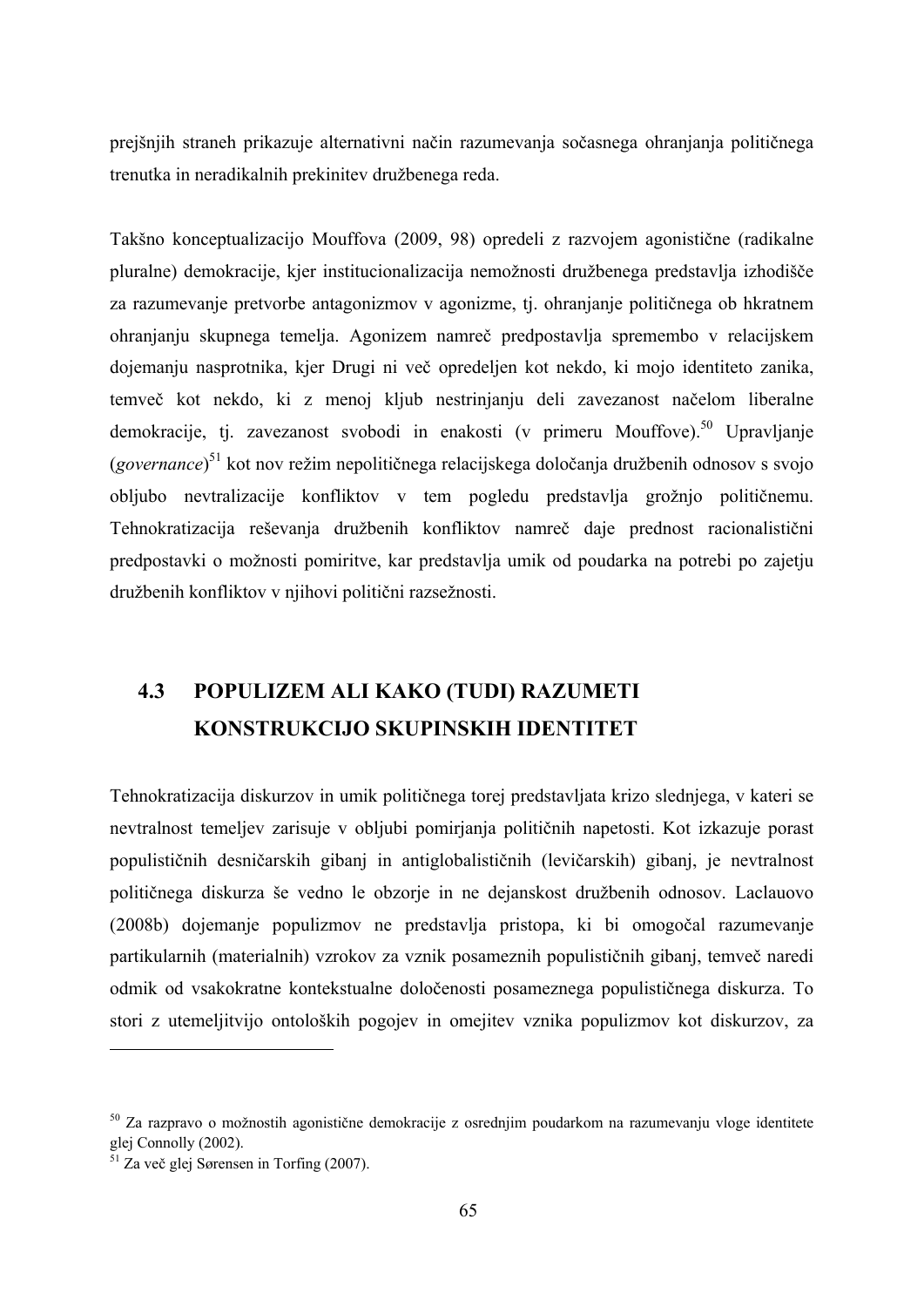prejšnjih straneh prikazuje alternativni način razumevanja sočasnega ohranjanja političnega trenutka in neradikalnih prekinitev družbenega reda.

Takšno konceptualizacijo Mouffova (2009, 98) opredeli z razvojem agonistične (radikalne pluralne) demokracije, kjer institucionalizacija nemožnosti družbenega predstavlja izhodišče za razumevanje pretvorbe antagonizmov v agonizme, tj. ohranjanje političnega ob hkratnem ohranjanju skupnega temelja. Agonizem namreč predpostavlja spremembo v relacijskem dojemanju nasprotnika, kjer Drugi ni več opredeljen kot nekdo, ki mojo identiteto zanika, temveč kot nekdo, ki z menoj kljub nestrinjanju deli zavezanost načelom liberalne demokracije, tj. zavezanost svobodi in enakosti (v primeru Mouffove).[50] Upravljanje (*governance*)[51] kot nov režim nepolitičnega relacijskega določanja družbenih odnosov s svojo obljubo nevtralizacije konfliktov v tem pogledu predstavlja grožnjo političnemu. Tehnokratizacija reševanja družbenih konfliktov namreč daje prednost racionalistični predpostavki o možnosti pomiritve, kar predstavlja umik od poudarka na potrebi po zajetju družbenih konfliktov v njihovi politični razsežnosti.

## 4.3 POPULIZEM ALI KAKO (TUDI) RAZUMETI KONSTRUKCIJO SKUPINSKIH IDENTITET

Tehnokratizacija diskurzov in umik političnega torej predstavljata krizo slednjega, v kateri se nevtralnost temeljev zarisuje v obljubi pomirjanja političnih napetosti. Kot izkazuje porast populističnih desničarskih gibanj in antiglobalističnih (levičarskih) gibanj, je nevtralnost političnega diskurza še vedno le obzorje in ne dejanskost družbenih odnosov. Laclauovo (2008b) dojemanje populizmov ne predstavlja pristopa, ki bi omogočal razumevanje partikularnih (materialnih) vzrokov za vznik posameznih populističnih gibanj, temveč naredi odmik od vsakokratne kontekstualne določenosti posameznega populističnega diskurza. To stori z utemeljitvijo ontoloških pogojev in omejitev vznika populizmov kot diskurzov, za

---

[50] Za razpravo o možnostih agonistične demokracije z osrednjim poudarkom na razumevanju vloge identitete glej Connolly (2002).

[51] Za več glej Sørensen in Torfing (2007).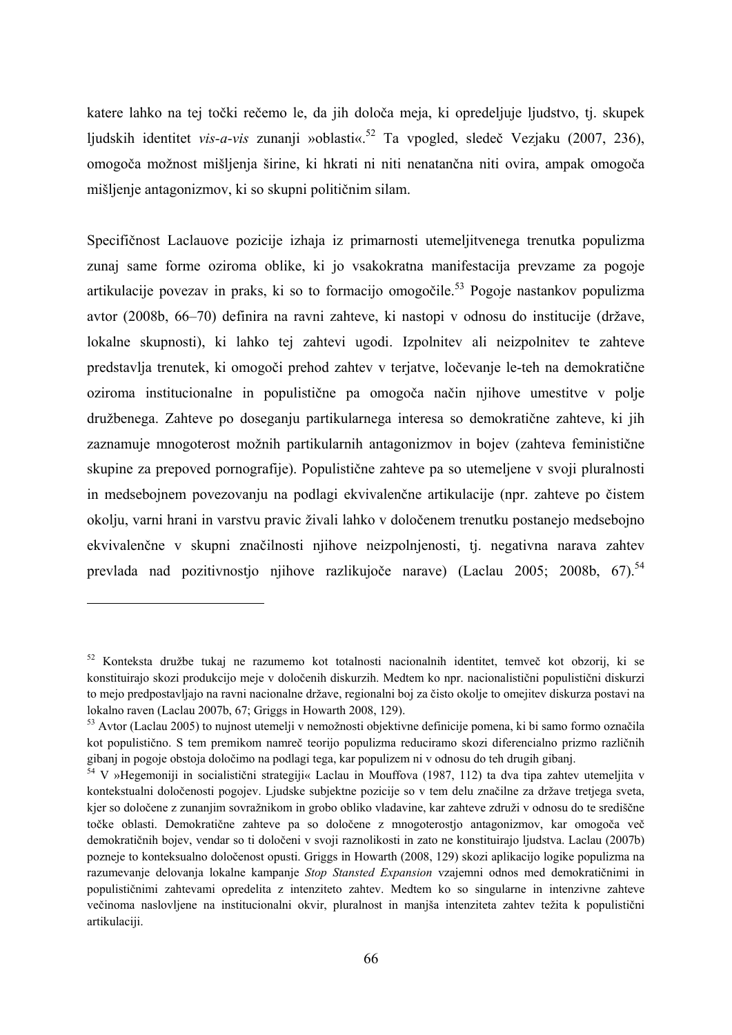katere lahko na tej točki rečemo le, da jih določa meja, ki opredeljuje ljudstvo, tj. skupek ljudskih identitet *vis-a-vis* zunanji »oblasti«.[52] Ta vpogled, sledeč Vezjaku (2007, 236), omogoča možnost mišljenja širine, ki hkrati ni niti nenatančna niti ovira, ampak omogoča mišljenje antagonizmov, ki so skupni političnim silam.

Specifičnost Laclauove pozicije izhaja iz primarnosti utemeljitvenega trenutka populizma zunaj same forme oziroma oblike, ki jo vsakokratna manifestacija prevzame za pogoje artikulacije povezav in praks, ki so to formacijo omogočile.[53] Pogoje nastankov populizma avtor (2008b, 66–70) definira na ravni zahteve, ki nastopi v odnosu do institucije (države, lokalne skupnosti), ki lahko tej zahtevi ugodi. Izpolnitev ali neizpolnitev te zahteve predstavlja trenutek, ki omogoči prehod zahtev v terjatve, ločevanje le-teh na demokratične oziroma institucionalne in populistične pa omogoča način njihove umestitve v polje družbenega. Zahteve po doseganju partikularnega interesa so demokratične zahteve, ki jih zaznamuje mnogoterost možnih partikularnih antagonizmov in bojev (zahteva feministične skupine za prepoved pornografije). Populistične zahteve pa so utemeljene v svoji pluralnosti in medsebojnem povezovanju na podlagi ekvivalenčne artikulacije (npr. zahteve po čistem okolju, varni hrani in varstvu pravic živali lahko v določenem trenutku postanejo medsebojno ekvivalenčne v skupni značilnosti njihove neizpolnjenosti, tj. negativna narava zahtev prevlada nad pozitivnostjo njihove razlikujoče narave) (Laclau 2005; 2008b, 67).[54]

---

[52] Konteksta družbe tukaj ne razumemo kot totalnosti nacionalnih identitet, temveč kot obzorij, ki se konstituirajo skozi produkcijo meje v določenih diskurzih. Medtem ko npr. nacionalistični populistični diskurzi to mejo predpostavljajo na ravni nacionalne države, regionalni boj za čisto okolje to omejitev diskurza postavi na lokalno raven (Laclau 2007b, 67; Griggs in Howarth 2008, 129).

[53] Avtor (Laclau 2005) to nujnost utemelji v nemožnosti objektivne definicije pomena, ki bi samo formo označila kot populistično. S tem premikom namreč teorijo populizma reduciramo skozi diferencialno prizmo različnih gibanj in pogoje obstoja določimo na podlagi tega, kar populizem ni v odnosu do teh drugih gibanj.

[54] V »Hegemoniji in socialistični strategiji« Laclau in Mouffova (1987, 112) ta dva tipa zahtev utemeljita v kontekstualni določenosti pogojev. Ljudske subjektne pozicije so v tem delu značilne za države tretjega sveta, kjer so določene z zunanjim sovražnikom in grobo obliko vladavine, kar zahteve združi v odnosu do te središčne točke oblasti. Demokratične zahteve pa so določene z mnogoterostjo antagonizmov, kar omogoča več demokratičnih bojev, vendar so ti določeni v svoji raznolikosti in zato ne konstituirajo ljudstva. Laclau (2007b) pozneje to konteksualno določenost opusti. Griggs in Howarth (2008, 129) skozi aplikacijo logike populizma na razumevanje delovanja lokalne kampanje *Stop Stansted Expansion* vzajemni odnos med demokratičnimi in populističnimi zahtevami opredelita z intenziteto zahtev. Medtem ko so singularne in intenzivne zahteve večinoma naslovljene na institucionalni okvir, pluralnost in manjša intenziteta zahtev težita k populistični artikulaciji.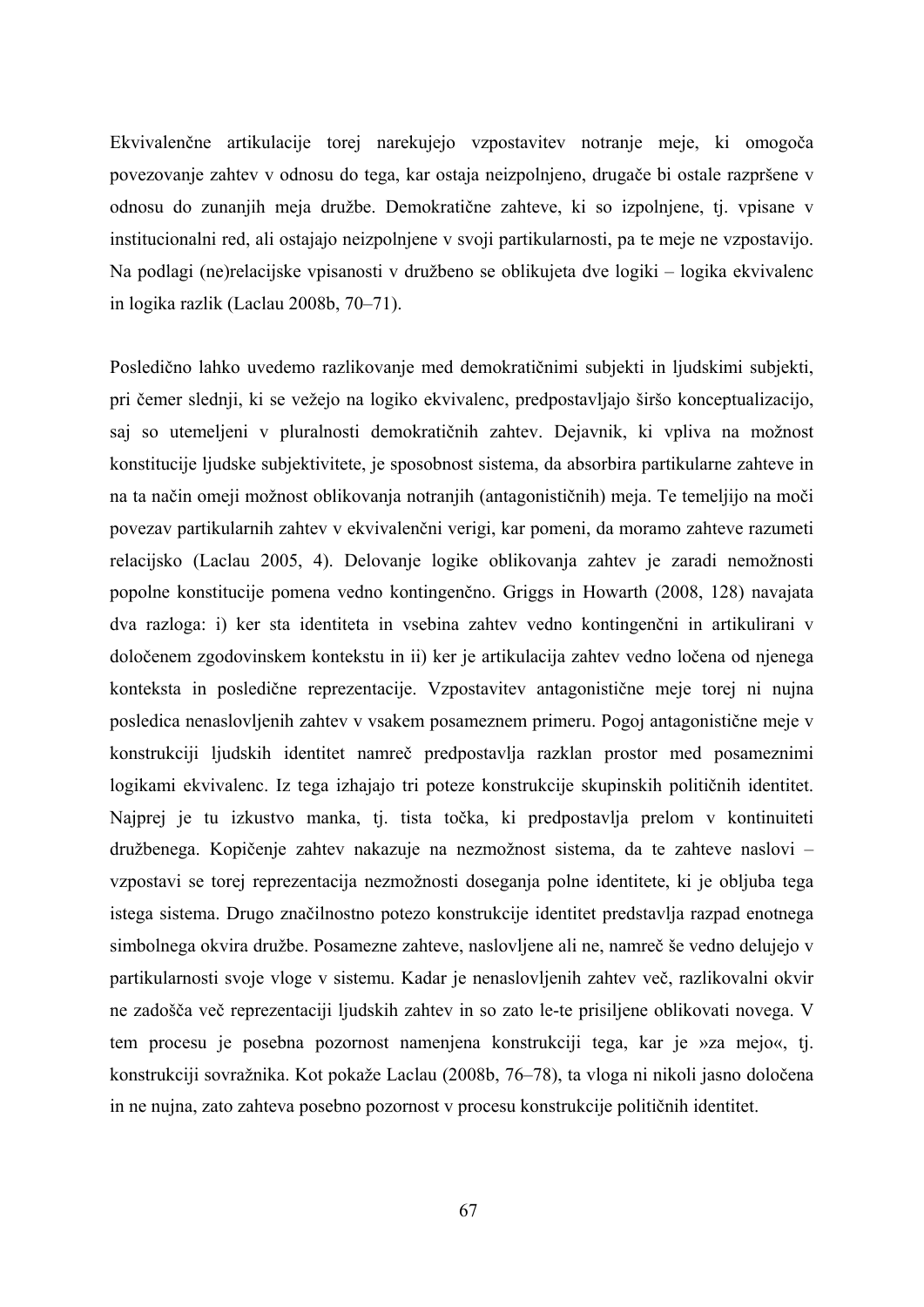Ekvivalenčne artikulacije torej narekujejo vzpostavitev notranje meje, ki omogoča povezovanje zahtev v odnosu do tega, kar ostaja neizpolnjeno, drugače bi ostale razpršene v odnosu do zunanjih meja družbe. Demokratične zahteve, ki so izpolnjene, tj. vpisane v institucionalni red, ali ostajajo neizpolnjene v svoji partikularnosti, pa te meje ne vzpostavijo. Na podlagi (ne)relacijske vpisanosti v družbeno se oblikujeta dve logiki – logika ekvivalenc in logika razlik (Laclau 2008b, 70–71).

Posledično lahko uvedemo razlikovanje med demokratičnimi subjekti in ljudskimi subjekti, pri čemer slednji, ki se vežejo na logiko ekvivalenc, predpostavljajo širšo konceptualizacijo, saj so utemeljeni v pluralnosti demokratičnih zahtev. Dejavnik, ki vpliva na možnost konstitucije ljudske subjektivitete, je sposobnost sistema, da absorbira partikularne zahteve in na ta način omeji možnost oblikovanja notranjih (antagonističnih) meja. Te temeljijo na moči povezav partikularnih zahtev v ekvivalenčni verigi, kar pomeni, da moramo zahteve razumeti relacijsko (Laclau 2005, 4). Delovanje logike oblikovanja zahtev je zaradi nemožnosti popolne konstitucije pomena vedno kontingenčno. Griggs in Howarth (2008, 128) navajata dva razloga: i) ker sta identiteta in vsebina zahtev vedno kontingenčni in artikulirani v določenem zgodovinskem kontekstu in ii) ker je artikulacija zahtev vedno ločena od njenega konteksta in posledične reprezentacije. Vzpostavitev antagonistične meje torej ni nujna posledica nenaslovljenih zahtev v vsakem posameznem primeru. Pogoj antagonistične meje v konstrukciji ljudskih identitet namreč predpostavlja razklan prostor med posameznimi logikami ekvivalenc. Iz tega izhajajo tri poteze konstrukcije skupinskih političnih identitet. Najprej je tu izkustvo manka, tj. tista točka, ki predpostavlja prelom v kontinuiteti družbenega. Kopičenje zahtev nakazuje na nezmožnost sistema, da te zahteve naslovi – vzpostavi se torej reprezentacija nezmožnosti doseganja polne identitete, ki je obljuba tega istega sistema. Drugo značilnostno potezo konstrukcije identitet predstavlja razpad enotnega simbolnega okvira družbe. Posamezne zahteve, naslovljene ali ne, namreč še vedno delujejo v partikularnosti svoje vloge v sistemu. Kadar je nenaslovljenih zahtev več, razlikovalni okvir ne zadošča več reprezentaciji ljudskih zahtev in so zato le-te prisiljene oblikovati novega. V tem procesu je posebna pozornost namenjena konstrukciji tega, kar je »za mejo«, tj. konstrukciji sovražnika. Kot pokaže Laclau (2008b, 76–78), ta vloga ni nikoli jasno določena in ne nujna, zato zahteva posebno pozornost v procesu konstrukcije političnih identitet.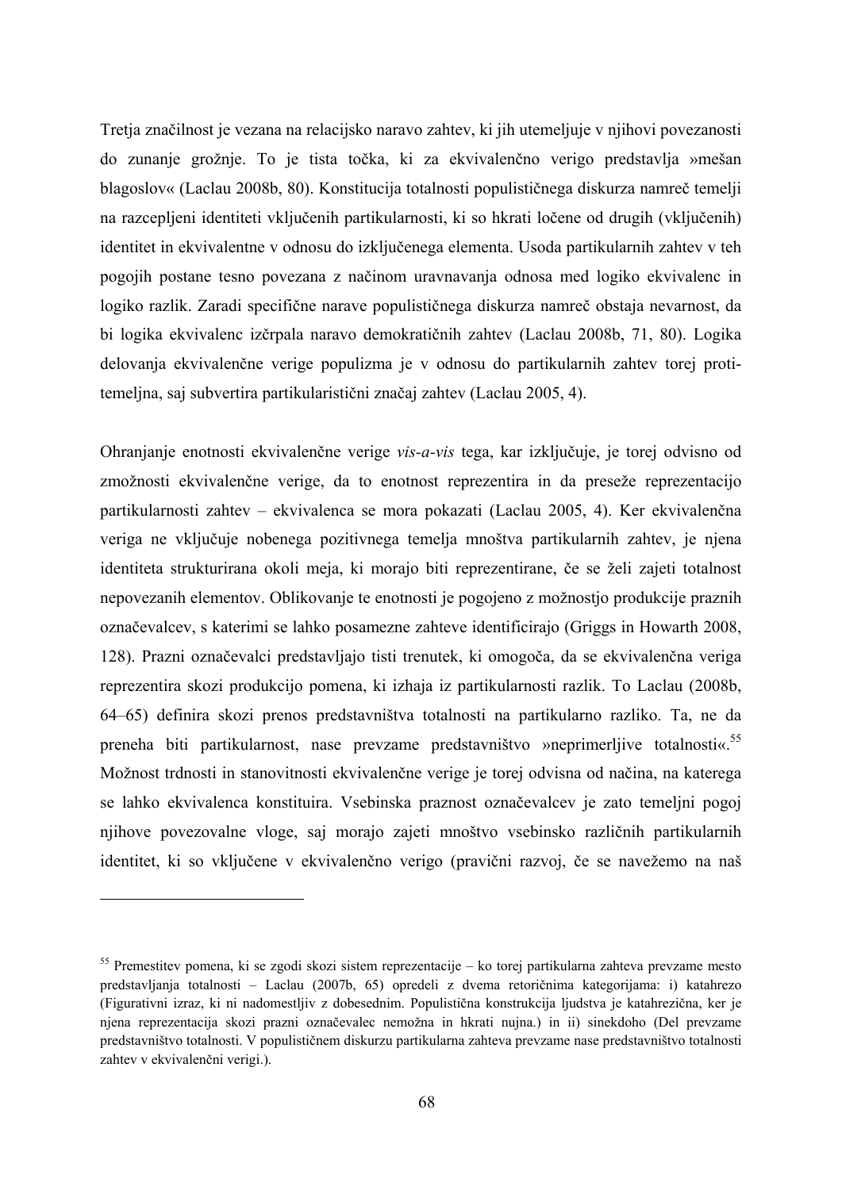Tretja značilnost je vezana na relacijsko naravo zahtev, ki jih utemeljuje v njihovi povezanosti do zunanje grožnje. To je tista točka, ki za ekvivalenčno verigo predstavlja »mešan blagoslov« (Laclau 2008b, 80). Konstitucija totalnosti populističnega diskurza namreč temelji na razcepljeni identiteti vključenih partikularnosti, ki so hkrati ločene od drugih (vključenih) identitet in ekvivalentne v odnosu do izključenega elementa. Usoda partikularnih zahtev v teh pogojih postane tesno povezana z načinom uravnavanja odnosa med logiko ekvivalenc in logiko razlik. Zaradi specifične narave populističnega diskurza namreč obstaja nevarnost, da bi logika ekvivalenc izčrpala naravo demokratičnih zahtev (Laclau 2008b, 71, 80). Logika delovanja ekvivalenčne verige populizma je v odnosu do partikularnih zahtev torej proti-temeljna, saj subvertira partikularistični značaj zahtev (Laclau 2005, 4).

Ohranjanje enotnosti ekvivalenčne verige *vis-a-vis* tega, kar izključuje, je torej odvisno od zmožnosti ekvivalenčne verige, da to enotnost reprezentira in da preseže reprezentacijo partikularnosti zahtev – ekvivalenca se mora pokazati (Laclau 2005, 4). Ker ekvivalenčna veriga ne vključuje nobenega pozitivnega temelja mnoštva partikularnih zahtev, je njena identiteta strukturirana okoli meja, ki morajo biti reprezentirane, če se želi zajeti totalnost nepovezanih elementov. Oblikovanje te enotnosti je pogojeno z možnostjo produkcije praznih označevalcev, s katerimi se lahko posamezne zahteve identificirajo (Griggs in Howarth 2008, 128). Prazni označevalci predstavljajo tisti trenutek, ki omogoča, da se ekvivalenčna veriga reprezentira skozi produkcijo pomena, ki izhaja iz partikularnosti razlik. To Laclau (2008b, 64–65) definira skozi prenos predstavništva totalnosti na partikularno razliko. Ta, ne da preneha biti partikularnost, nase prevzame predstavništvo »neprimerljive totalnosti«.[55] Možnost trdnosti in stanovitnosti ekvivalenčne verige je torej odvisna od načina, na katerega se lahko ekvivalenca konstituira. Vsebinska praznost označevalcev je zato temeljni pogoj njihove povezovalne vloge, saj morajo zajeti mnoštvo vsebinsko različnih partikularnih identitet, ki so vključene v ekvivalenčno verigo (pravični razvoj, če se navežemo na naš

---

[55] Premestitev pomena, ki se zgodi skozi sistem reprezentacije – ko torej partikularna zahteva prevzame mesto predstavljanja totalnosti – Laclau (2007b, 65) opredeli z dvema retoričnima kategorijama: i) katahrezo (Figurativni izraz, ki ni nadomestljiv z dobesednim. Populistična konstrukcija ljudstva je katahrezična, ker je njena reprezentacija skozi prazni označevalec nemožna in hkrati nujna.) in ii) sinekdoho (Del prevzame predstavništvo totalnosti. V populističnem diskurzu partikularna zahteva prevzame nase predstavništvo totalnosti zahtev v ekvivalenčni verigi.).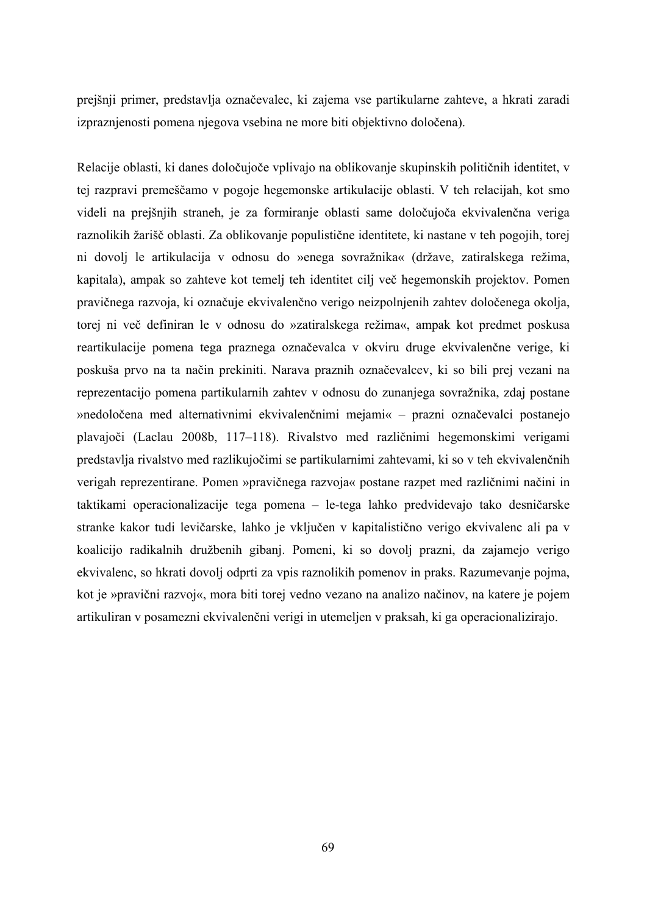prejšnji primer, predstavlja označevalec, ki zajema vse partikularne zahteve, a hkrati zaradi izpraznjenosti pomena njegova vsebina ne more biti objektivno določena).

Relacije oblasti, ki danes določujoče vplivajo na oblikovanje skupinskih političnih identitet, v tej razpravi premeščamo v pogoje hegemonske artikulacije oblasti. V teh relacijah, kot smo videli na prejšnjih straneh, je za formiranje oblasti same določujoča ekvivalenčna veriga raznolikih žarišč oblasti. Za oblikovanje populistične identitete, ki nastane v teh pogojih, torej ni dovolj le artikulacija v odnosu do »enega sovražnika« (države, zatiralskega režima, kapitala), ampak so zahteve kot temelj teh identitet cilj več hegemonskih projektov. Pomen pravičnega razvoja, ki označuje ekvivalenčno verigo neizpolnjenih zahtev določenega okolja, torej ni več definiran le v odnosu do »zatiralskega režima«, ampak kot predmet poskusa reartikulacije pomena tega praznega označevalca v okviru druge ekvivalenčne verige, ki poskuša prvo na ta način prekiniti. Narava praznih označevalcev, ki so bili prej vezani na reprezentacijo pomena partikularnih zahtev v odnosu do zunanjega sovražnika, zdaj postane »nedoločena med alternativnimi ekvivalenčnimi mejami« – prazni označevalci postanejo plavajoči (Laclau 2008b, 117–118). Rivalstvo med različnimi hegemonskimi verigami predstavlja rivalstvo med razlikujočimi se partikularnimi zahtevami, ki so v teh ekvivalenčnih verigah reprezentirane. Pomen »pravičnega razvoja« postane razpet med različnimi načini in taktikami operacionalizacije tega pomena – le-tega lahko predvidevajo tako desničarske stranke kakor tudi levičarske, lahko je vključen v kapitalistično verigo ekvivalenc ali pa v koalicijo radikalnih družbenih gibanj. Pomeni, ki so dovolj prazni, da zajamejo verigo ekvivalenc, so hkrati dovolj odprti za vpis raznolikih pomenov in praks. Razumevanje pojma, kot je »pravični razvoj«, mora biti torej vedno vezano na analizo načinov, na katere je pojem artikuliran v posamezni ekvivalenčni verigi in utemeljen v praksah, ki ga operacionalizirajo.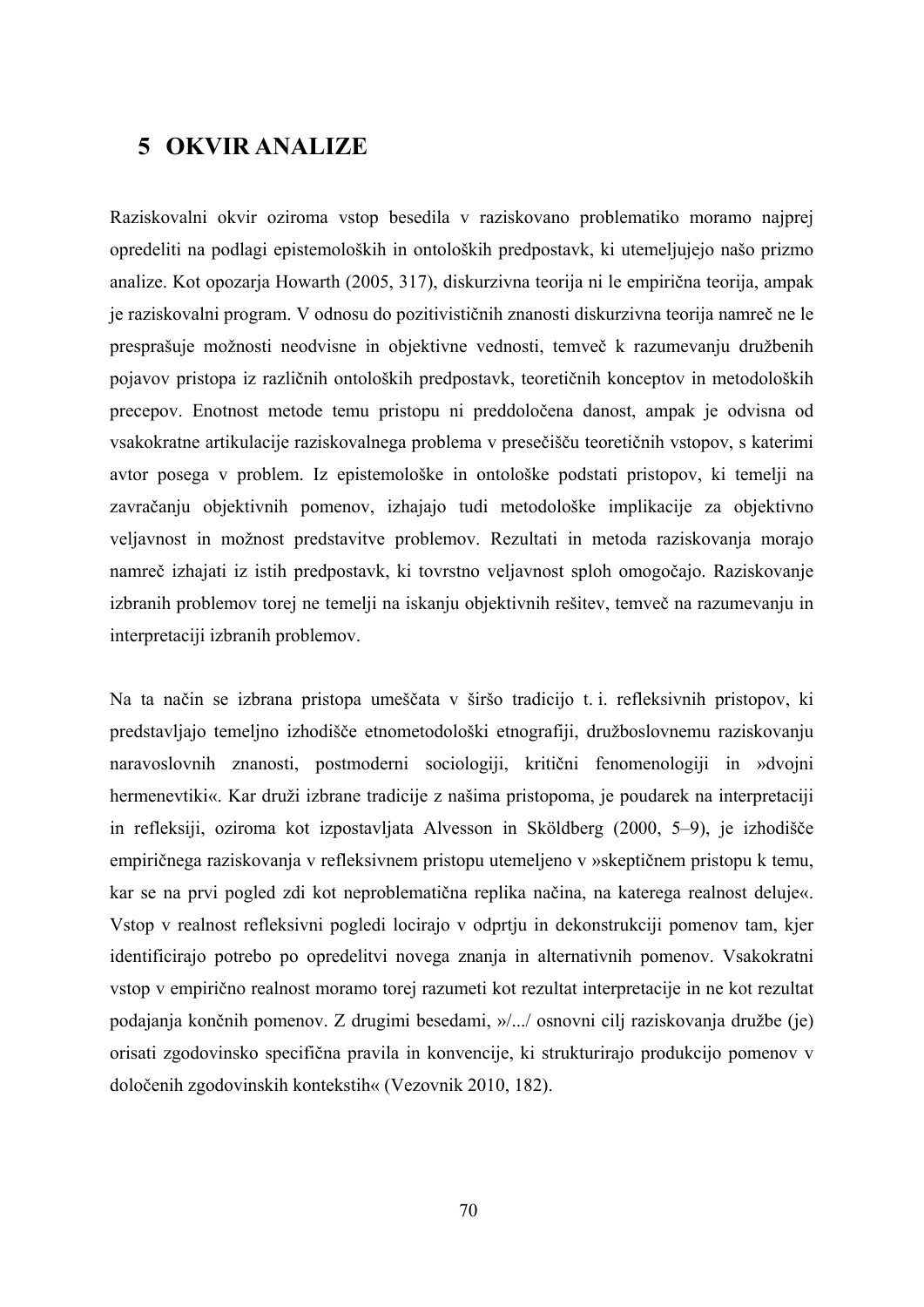# 5 OKVIR ANALIZE

Raziskovalni okvir oziroma vstop besedila v raziskovano problematiko moramo najprej opredeliti na podlagi epistemoloških in ontoloških predpostavk, ki utemeljujejo našo prizmo analize. Kot opozarja Howarth (2005, 317), diskurzivna teorija ni le empirična teorija, ampak je raziskovalni program. V odnosu do pozitivističnih znanosti diskurzivna teorija namreč ne le presprašuje možnosti neodvisne in objektivne vednosti, temveč k razumevanju družbenih pojavov pristopa iz različnih ontoloških predpostavk, teoretičnih konceptov in metodoloških precepov. Enotnost metode temu pristopu ni preddoločena danost, ampak je odvisna od vsakokratne artikulacije raziskovalnega problema v presečišču teoretičnih vstopov, s katerimi avtor posega v problem. Iz epistemološke in ontološke podstati pristopov, ki temelji na zavračanju objektivnih pomenov, izhajajo tudi metodološke implikacije za objektivno veljavnost in možnost predstavitve problemov. Rezultati in metoda raziskovanja morajo namreč izhajati iz istih predpostavk, ki tovrstno veljavnost sploh omogočajo. Raziskovanje izbranih problemov torej ne temelji na iskanju objektivnih rešitev, temveč na razumevanju in interpretaciji izbranih problemov.

Na ta način se izbrana pristopa umeščata v širšo tradicijo t. i. refleksivnih pristopov, ki predstavljajo temeljno izhodišče etnometodološki etnografiji, družboslovnemu raziskovanju naravoslovnih znanosti, postmoderni sociologiji, kritični fenomenologiji in »dvojni hermenevtiki«. Kar druži izbrane tradicije z našima pristopoma, je poudarek na interpretaciji in refleksiji, oziroma kot izpostavljata Alvesson in Sköldberg (2000, 5–9), je izhodišče empiričnega raziskovanja v refleksivnem pristopu utemeljeno v »skeptičnem pristopu k temu, kar se na prvi pogled zdi kot neproblematična replika načina, na katerega realnost deluje«. Vstop v realnost refleksivni pogledi locirajo v odprtju in dekonstrukciji pomenov tam, kjer identificirajo potrebo po opredelitvi novega znanja in alternativnih pomenov. Vsakokratni vstop v empirično realnost moramo torej razumeti kot rezultat interpretacije in ne kot rezultat podajanja končnih pomenov. Z drugimi besedami, »/.../ osnovni cilj raziskovanja družbe (je) orisati zgodovinsko specifična pravila in konvencije, ki strukturirajo produkcijo pomenov v določenih zgodovinskih kontekstih« (Vezovnik 2010, 182).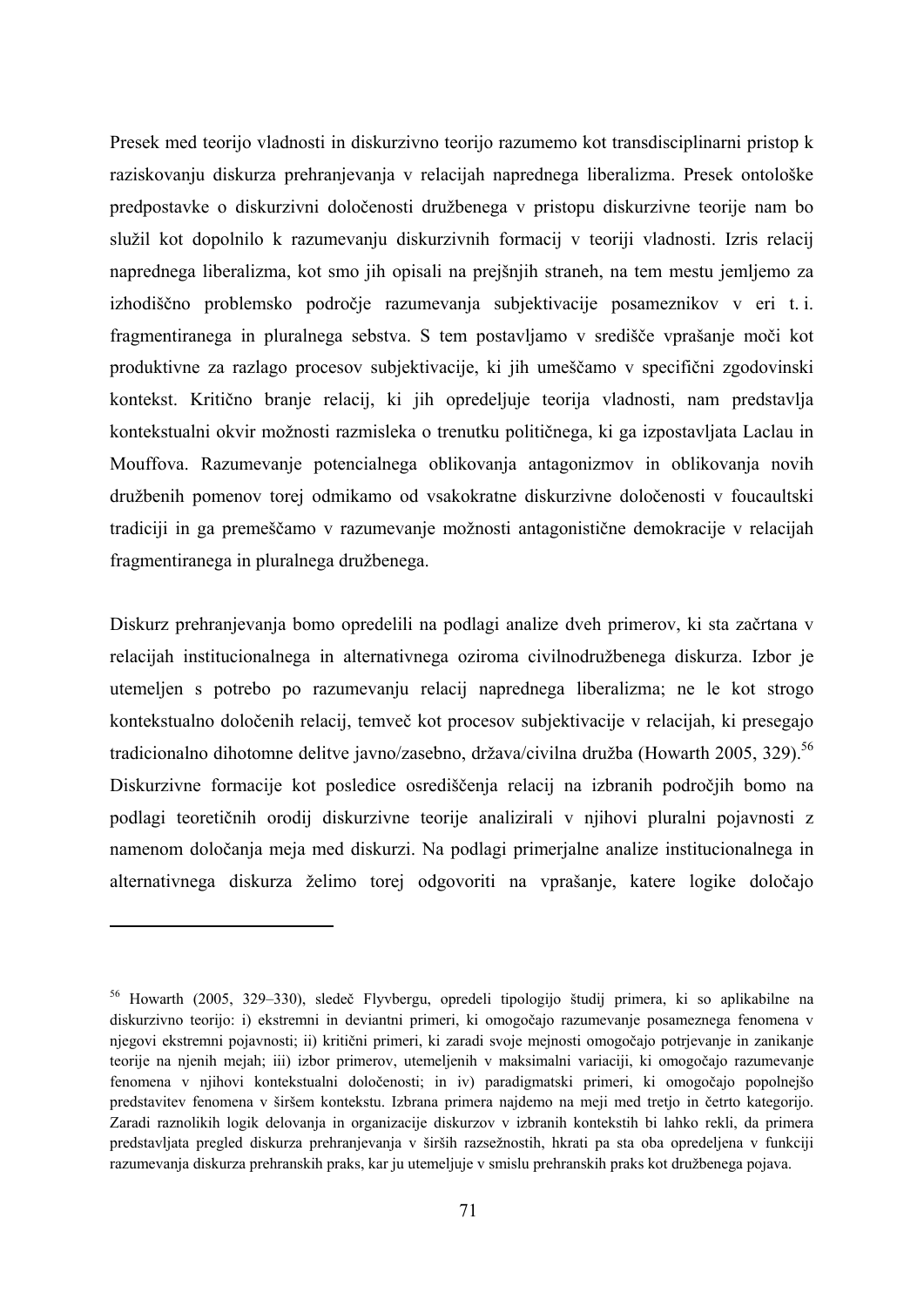Presek med teorijo vladnosti in diskurzivno teorijo razumemo kot transdisciplinarni pristop k raziskovanju diskurza prehranjevanja v relacijah naprednega liberalizma. Presek ontološke predpostavke o diskurzivni določenosti družbenega v pristopu diskurzivne teorije nam bo služil kot dopolnilo k razumevanju diskurzivnih formacij v teoriji vladnosti. Izris relacij naprednega liberalizma, kot smo jih opisali na prejšnjih straneh, na tem mestu jemljemo za izhodiščno problemsko področje razumevanja subjektivacije posameznikov v eri t. i. fragmentiranega in pluralnega sebstva. S tem postavljamo v središče vprašanje moči kot produktivne za razlago procesov subjektivacije, ki jih umeščamo v specifični zgodovinski kontekst. Kritično branje relacij, ki jih opredeljuje teorija vladnosti, nam predstavlja kontekstualni okvir možnosti razmisleka o trenutku političnega, ki ga izpostavljata Laclau in Mouffova. Razumevanje potencialnega oblikovanja antagonizmov in oblikovanja novih družbenih pomenov torej odmikamo od vsakokratne diskurzivne določenosti v foucaultski tradiciji in ga premeščamo v razumevanje možnosti antagonistične demokracije v relacijah fragmentiranega in pluralnega družbenega.

Diskurz prehranjevanja bomo opredelili na podlagi analize dveh primerov, ki sta začrtana v relacijah institucionalnega in alternativnega oziroma civilnodružbenega diskurza. Izbor je utemeljen s potrebo po razumevanju relacij naprednega liberalizma; ne le kot strogo kontekstualno določenih relacij, temveč kot procesov subjektivacije v relacijah, ki presegajo tradicionalno dihotomne delitve javno/zasebno, država/civilna družba (Howarth 2005, 329).[56] Diskurzivne formacije kot posledice osrediščenja relacij na izbranih področjih bomo na podlagi teoretičnih orodij diskurzivne teorije analizirali v njihovi pluralni pojavnosti z namenom določanja meja med diskurzi. Na podlagi primerjalne analize institucionalnega in alternativnega diskurza želimo torej odgovoriti na vprašanje, katere logike določajo

[56] Howarth (2005, 329–330), sledeč Flyvbergu, opredeli tipologijo študij primera, ki so aplikabilne na diskurzivno teorijo: i) ekstremni in deviantni primeri, ki omogočajo razumevanje posameznega fenomena v njegovi ekstremni pojavnosti; ii) kritični primeri, ki zaradi svoje mejnosti omogočajo potrjevanje in zanikanje teorije na njenih mejah; iii) izbor primerov, utemeljenih v maksimalni variaciji, ki omogočajo razumevanje fenomena v njihovi kontekstualni določenosti; in iv) paradigmatski primeri, ki omogočajo popolnejšo predstavitev fenomena v širšem kontekstu. Izbrana primera najdemo na meji med tretjo in četrto kategorijo. Zaradi raznolikih logik delovanja in organizacije diskurzov v izbranih kontekstih bi lahko rekli, da primera predstavljata pregled diskurza prehranjevanja v širših razsežnostih, hkrati pa sta oba opredeljena v funkciji razumevanja diskurza prehranskih praks, kar ju utemeljuje v smislu prehranskih praks kot družbenega pojava.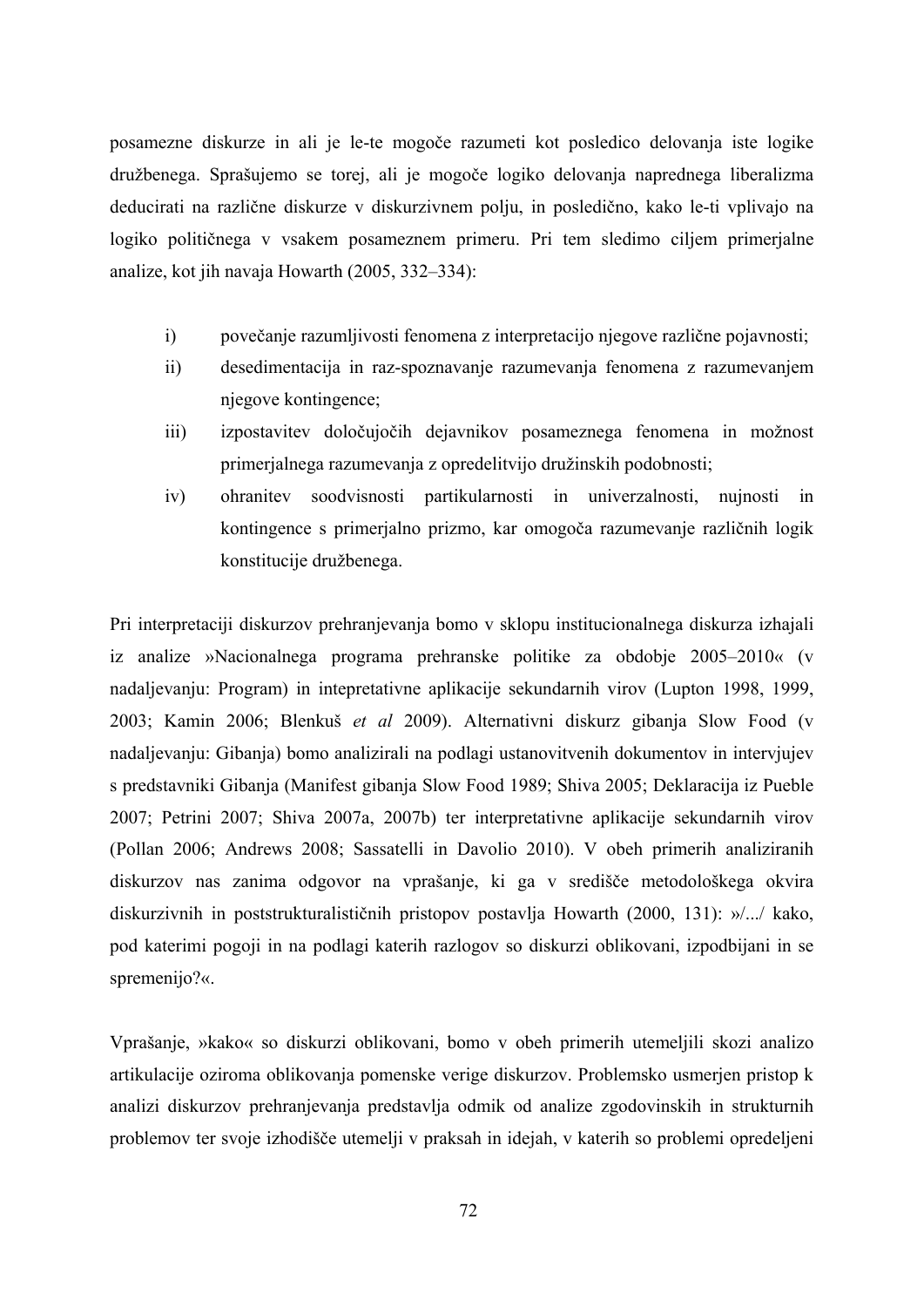posamezne diskurze in ali je le-te mogoče razumeti kot posledico delovanja iste logike družbenega. Sprašujemo se torej, ali je mogoče logiko delovanja naprednega liberalizma deducirati na različne diskurze v diskurzivnem polju, in posledično, kako le-ti vplivajo na logiko političnega v vsakem posameznem primeru. Pri tem sledimo ciljem primerjalne analize, kot jih navaja Howarth (2005, 332–334):

i) povečanje razumljivosti fenomena z interpretacijo njegove različne pojavnosti;
ii) desedimentacija in raz-spoznavanje razumevanja fenomena z razumevanjem njegove kontingence;
iii) izpostavitev določujočih dejavnikov posameznega fenomena in možnost primerjalnega razumevanja z opredelitvijo družinskih podobnosti;
iv) ohranitev soodvisnosti partikularnosti in univerzalnosti, nujnosti in kontingence s primerjalno prizmo, kar omogoča razumevanje različnih logik konstitucije družbenega.

Pri interpretaciji diskurzov prehranjevanja bomo v sklopu institucionalnega diskurza izhajali iz analize »Nacionalnega programa prehranske politike za obdobje 2005–2010« (v nadaljevanju: Program) in intepretativne aplikacije sekundarnih virov (Lupton 1998, 1999, 2003; Kamin 2006; Blenkuš *et al* 2009). Alternativni diskurz gibanja Slow Food (v nadaljevanju: Gibanja) bomo analizirali na podlagi ustanovitvenih dokumentov in intervjujev s predstavniki Gibanja (Manifest gibanja Slow Food 1989; Shiva 2005; Deklaracija iz Pueble 2007; Petrini 2007; Shiva 2007a, 2007b) ter interpretativne aplikacije sekundarnih virov (Pollan 2006; Andrews 2008; Sassatelli in Davolio 2010). V obeh primerih analiziranih diskurzov nas zanima odgovor na vprašanje, ki ga v središče metodološkega okvira diskurzivnih in poststrukturalističnih pristopov postavlja Howarth (2000, 131): »/.../ kako, pod katerimi pogoji in na podlagi katerih razlogov so diskurzi oblikovani, izpodbijani in se spremenijo?«.

Vprašanje, »kako« so diskurzi oblikovani, bomo v obeh primerih utemeljili skozi analizo artikulacije oziroma oblikovanja pomenske verige diskurzov. Problemsko usmerjen pristop k analizi diskurzov prehranjevanja predstavlja odmik od analize zgodovinskih in strukturnih problemov ter svoje izhodišče utemelji v praksah in idejah, v katerih so problemi opredeljeni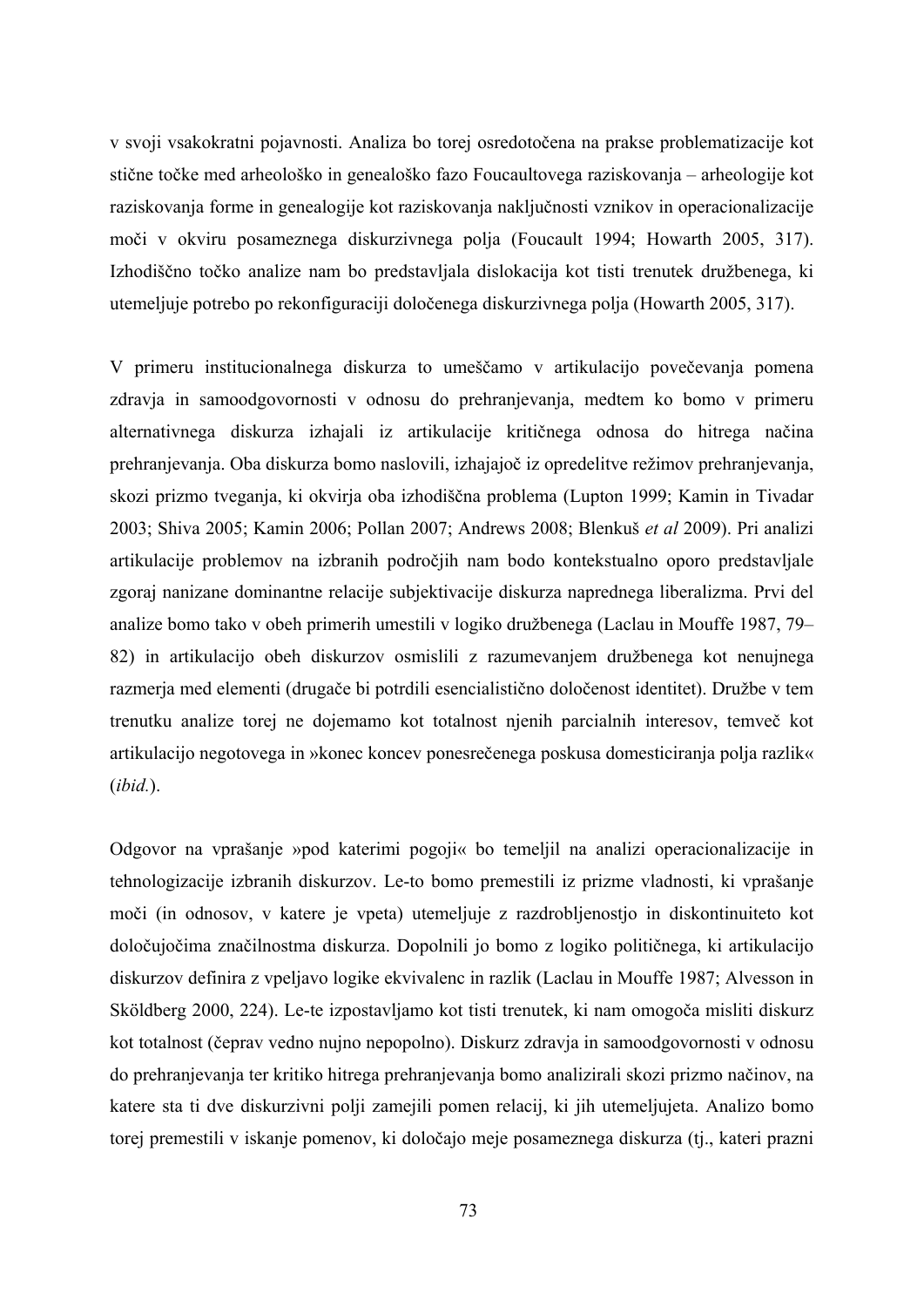v svoji vsakokratni pojavnosti. Analiza bo torej osredotočena na prakse problematizacije kot stične točke med arheološko in genealoško fazo Foucaultovega raziskovanja – arheologije kot raziskovanja forme in genealogije kot raziskovanja naključnosti vznikov in operacionalizacije moči v okviru posameznega diskurzivnega polja (Foucault 1994; Howarth 2005, 317). Izhodiščno točko analize nam bo predstavljala dislokacija kot tisti trenutek družbenega, ki utemeljuje potrebo po rekonfiguraciji določenega diskurzivnega polja (Howarth 2005, 317).

V primeru institucionalnega diskurza to umeščamo v artikulacijo povečevanja pomena zdravja in samoodgovornosti v odnosu do prehranjevanja, medtem ko bomo v primeru alternativnega diskurza izhajali iz artikulacije kritičnega odnosa do hitrega načina prehranjevanja. Oba diskurza bomo naslovili, izhajajoč iz opredelitve režimov prehranjevanja, skozi prizmo tveganja, ki okvirja oba izhodiščna problema (Lupton 1999; Kamin in Tivadar 2003; Shiva 2005; Kamin 2006; Pollan 2007; Andrews 2008; Blenkuš *et al* 2009). Pri analizi artikulacije problemov na izbranih področjih nam bodo kontekstualno oporo predstavljale zgoraj nanizane dominantne relacije subjektivacije diskurza naprednega liberalizma. Prvi del analize bomo tako v obeh primerih umestili v logiko družbenega (Laclau in Mouffe 1987, 79–82) in artikulacijo obeh diskurzov osmislili z razumevanjem družbenega kot nenujnega razmerja med elementi (drugače bi potrdili esencialistično določenost identitet). Družbe v tem trenutku analize torej ne dojemamo kot totalnost njenih parcialnih interesov, temveč kot artikulacijo negotovega in »konec koncev ponesrečenega poskusa domesticiranja polja razlik« (*ibid.*).

Odgovor na vprašanje »pod katerimi pogoji« bo temeljil na analizi operacionalizacije in tehnologizacije izbranih diskurzov. Le-to bomo premestili iz prizme vladnosti, ki vprašanje moči (in odnosov, v katere je vpeta) utemeljuje z razdrobljenostjo in diskontinuiteto kot določujočima značilnostma diskurza. Dopolnili jo bomo z logiko političnega, ki artikulacijo diskurzov definira z vpeljavo logike ekvivalenc in razlik (Laclau in Mouffe 1987; Alvesson in Sköldberg 2000, 224). Le-te izpostavljamo kot tisti trenutek, ki nam omogoča misliti diskurz kot totalnost (čeprav vedno nujno nepopolno). Diskurz zdravja in samoodgovornosti v odnosu do prehranjevanja ter kritiko hitrega prehranjevanja bomo analizirali skozi prizmo načinov, na katere sta ti dve diskurzivni polji zamejili pomen relacij, ki jih utemeljujeta. Analizo bomo torej premestili v iskanje pomenov, ki določajo meje posameznega diskurza (tj., kateri prazni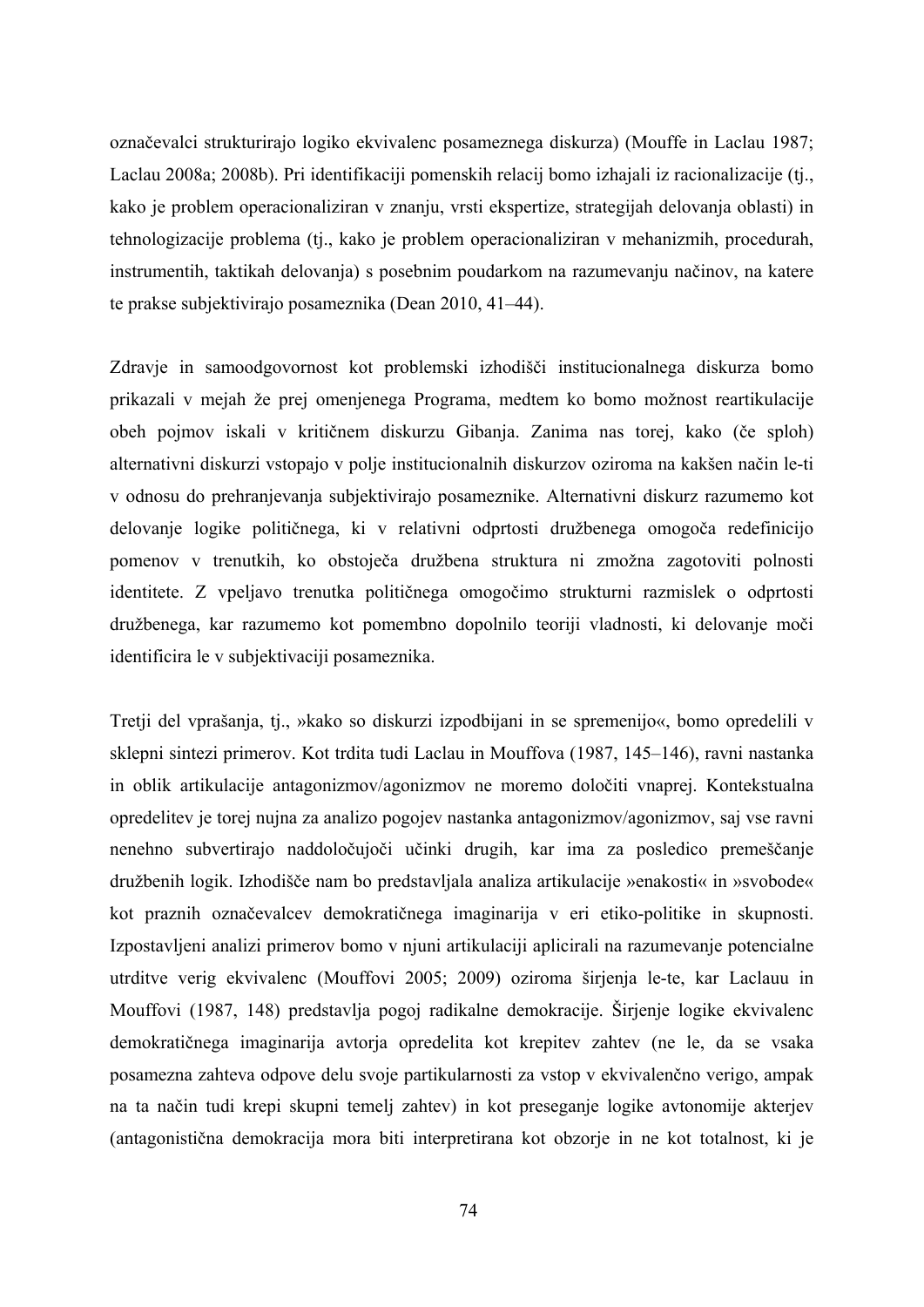označevalci strukturirajo logiko ekvivalenc posameznega diskurza) (Mouffe in Laclau 1987; Laclau 2008a; 2008b). Pri identifikaciji pomenskih relacij bomo izhajali iz racionalizacije (tj., kako je problem operacionaliziran v znanju, vrsti ekspertize, strategijah delovanja oblasti) in tehnologizacije problema (tj., kako je problem operacionaliziran v mehanizmih, procedurah, instrumentih, taktikah delovanja) s posebnim poudarkom na razumevanju načinov, na katere te prakse subjektivirajo posameznika (Dean 2010, 41–44).

Zdravje in samoodgovornost kot problemski izhodišči institucionalnega diskurza bomo prikazali v mejah že prej omenjenega Programa, medtem ko bomo možnost reartikulacije obeh pojmov iskali v kritičnem diskurzu Gibanja. Zanima nas torej, kako (če sploh) alternativni diskurzi vstopajo v polje institucionalnih diskurzov oziroma na kakšen način le-ti v odnosu do prehranjevanja subjektivirajo posameznike. Alternativni diskurz razumemo kot delovanje logike političnega, ki v relativni odprtosti družbenega omogoča redefinicijo pomenov v trenutkih, ko obstoječa družbena struktura ni zmožna zagotoviti polnosti identitete. Z vpeljavo trenutka političnega omogočimo strukturni razmislek o odprtosti družbenega, kar razumemo kot pomembno dopolnilo teoriji vladnosti, ki delovanje moči identificira le v subjektivaciji posameznika.

Tretji del vprašanja, tj., »kako so diskurzi izpodbijani in se spremenijo«, bomo opredelili v sklepni sintezi primerov. Kot trdita tudi Laclau in Mouffova (1987, 145–146), ravni nastanka in oblik artikulacije antagonizmov/agonizmov ne moremo določiti vnaprej. Kontekstualna opredelitev je torej nujna za analizo pogojev nastanka antagonizmov/agonizmov, saj vse ravni nenehno subvertirajo naddoločujoči učinki drugih, kar ima za posledico premeščanje družbenih logik. Izhodišče nam bo predstavljala analiza artikulacije »enakosti« in »svobode« kot praznih označevalcev demokratičnega imaginarija v eri etiko-politike in skupnosti. Izpostavljeni analizi primerov bomo v njuni artikulaciji aplicirali na razumevanje potencialne utrditve verig ekvivalenc (Mouffovi 2005; 2009) oziroma širjenja le-te, kar Laclauu in Mouffovi (1987, 148) predstavlja pogoj radikalne demokracije. Širjenje logike ekvivalenc demokratičnega imaginarija avtorja opredelita kot krepitev zahtev (ne le, da se vsaka posamezna zahteva odpove delu svoje partikularnosti za vstop v ekvivalenčno verigo, ampak na ta način tudi krepi skupni temelj zahtev) in kot preseganje logike avtonomije akterjev (antagonistična demokracija mora biti interpretirana kot obzorje in ne kot totalnost, ki je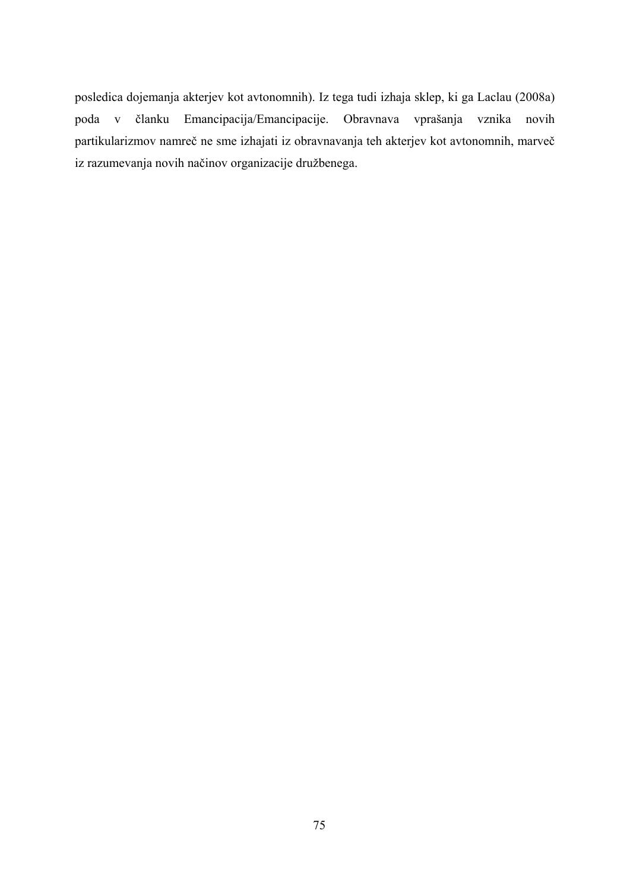posledica dojemanja akterjev kot avtonomnih). Iz tega tudi izhaja sklep, ki ga Laclau (2008a) poda v članku Emancipacija/Emancipacije. Obravnava vprašanja vznika novih partikularizmov namreč ne sme izhajati iz obravnavanja teh akterjev kot avtonomnih, marveč iz razumevanja novih načinov organizacije družbenega.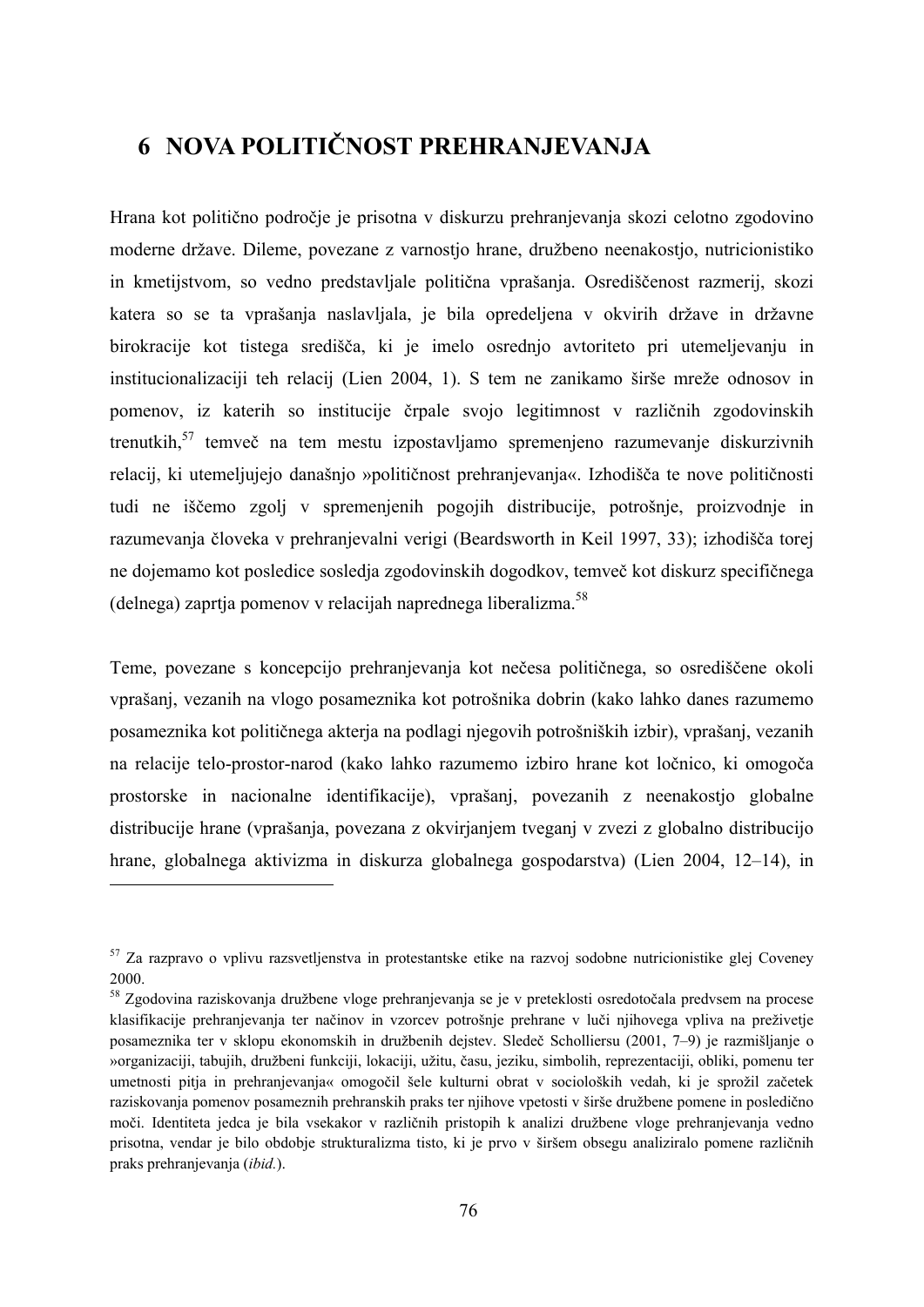# 6 NOVA POLITIČNOST PREHRANJEVANJA

Hrana kot politično področje je prisotna v diskurzu prehranjevanja skozi celotno zgodovino moderne države. Dileme, povezane z varnostjo hrane, družbeno neenakostjo, nutricionistiko in kmetijstvom, so vedno predstavljale politična vprašanja. Osrediščenost razmerij, skozi katera so se ta vprašanja naslavljala, je bila opredeljena v okvirih države in državne birokracije kot tistega središča, ki je imelo osrednjo avtoriteto pri utemeljevanju in institucionalizaciji teh relacij (Lien 2004, 1). S tem ne zanikamo širše mreže odnosov in pomenov, iz katerih so institucije črpale svojo legitimnost v različnih zgodovinskih trenutkih,[57] temveč na tem mestu izpostavljamo spremenjeno razumevanje diskurzivnih relacij, ki utemeljujejo današnjo »političnost prehranjevanja«. Izhodišča te nove političnosti tudi ne iščemo zgolj v spremenjenih pogojih distribucije, potrošnje, proizvodnje in razumevanja človeka v prehranjevalni verigi (Beardsworth in Keil 1997, 33); izhodišča torej ne dojemamo kot posledice sosledja zgodovinskih dogodkov, temveč kot diskurz specifičnega (delnega) zaprtja pomenov v relacijah naprednega liberalizma.[58]

Teme, povezane s koncepcijo prehranjevanja kot nečesa političnega, so osrediščene okoli vprašanj, vezanih na vlogo posameznika kot potrošnika dobrin (kako lahko danes razumemo posameznika kot političnega akterja na podlagi njegovih potrošniških izbir), vprašanj, vezanih na relacije telo-prostor-narod (kako lahko razumemo izbiro hrane kot ločnico, ki omogoča prostorske in nacionalne identifikacije), vprašanj, povezanih z neenakostjo globalne distribucije hrane (vprašanja, povezana z okvirjanjem tveganj v zvezi z globalno distribucijo hrane, globalnega aktivizma in diskurza globalnega gospodarstva) (Lien 2004, 12–14), in

---

[57] Za razpravo o vplivu razsvetljenstva in protestantske etike na razvoj sodobne nutricionistike glej Coveney 2000.

[58] Zgodovina raziskovanja družbene vloge prehranjevanja se je v preteklosti osredotočala predvsem na procese klasifikacije prehranjevanja ter načinov in vzorcev potrošnje prehrane v luči njihovega vpliva na preživetje posameznika ter v sklopu ekonomskih in družbenih dejstev. Sledeč Scholliersu (2001, 7–9) je razmišljanje o »organizaciji, tabujih, družbeni funkciji, lokaciji, užitu, času, jeziku, simbolih, reprezentaciji, obliki, pomenu ter umetnosti pitja in prehranjevanja« omogočil šele kulturni obrat v socioloških vedah, ki je sprožil začetek raziskovanja pomenov posameznih prehranskih praks ter njihove vpetosti v širše družbene pomene in posledično moči. Identiteta jedca je bila vsekakor v različnih pristopih k analizi družbene vloge prehranjevanja vedno prisotna, vendar je bilo obdobje strukturalizma tisto, ki je prvo v širšem obsegu analiziralo pomene različnih praks prehranjevanja (*ibid.*).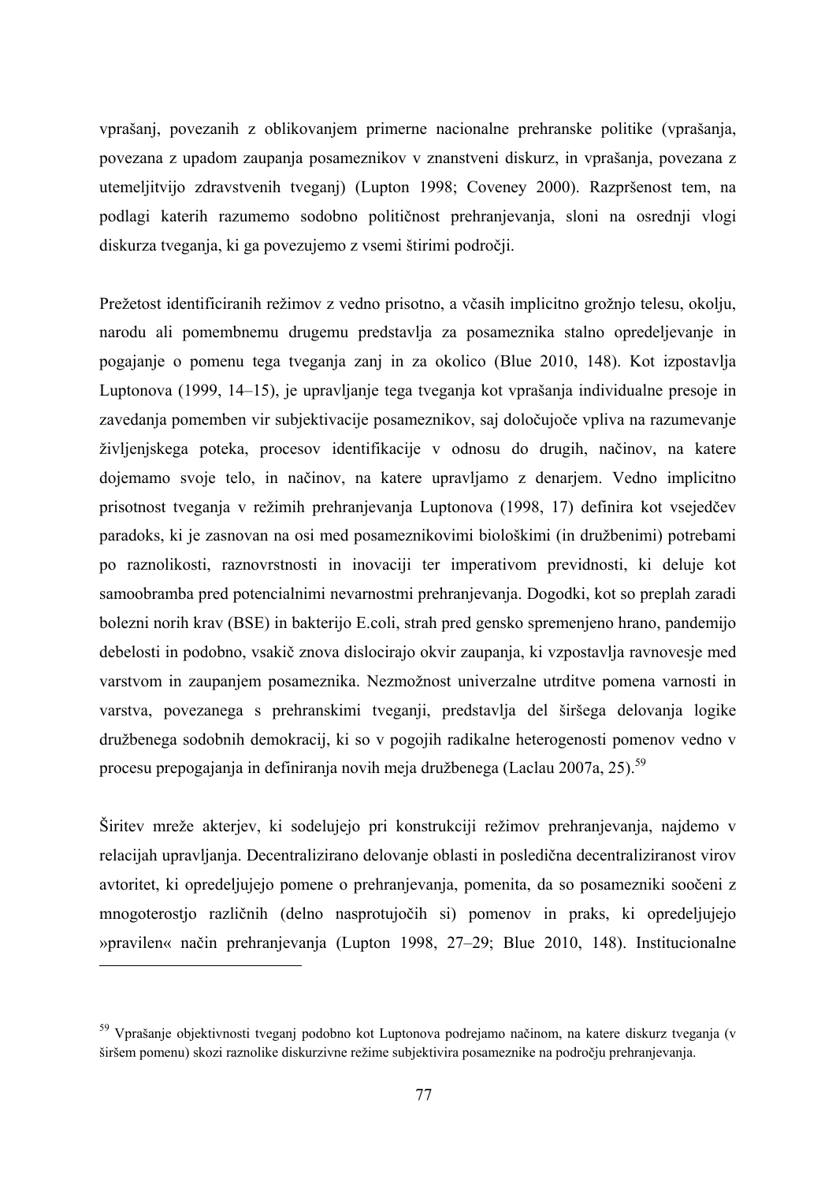vprašanj, povezanih z oblikovanjem primerne nacionalne prehranske politike (vprašanja, povezana z upadom zaupanja posameznikov v znanstveni diskurz, in vprašanja, povezana z utemeljitvijo zdravstvenih tveganj) (Lupton 1998; Coveney 2000). Razpršenost tem, na podlagi katerih razumemo sodobno političnost prehranjevanja, sloni na osrednji vlogi diskurza tveganja, ki ga povezujemo z vsemi štirimi področji.

Prežetost identificiranih režimov z vedno prisotno, a včasih implicitno grožnjo telesu, okolju, narodu ali pomembnemu drugemu predstavlja za posameznika stalno opredeljevanje in pogajanje o pomenu tega tveganja zanj in za okolico (Blue 2010, 148). Kot izpostavlja Luptonova (1999, 14–15), je upravljanje tega tveganja kot vprašanja individualne presoje in zavedanja pomemben vir subjektivacije posameznikov, saj določujoče vpliva na razumevanje življenjskega poteka, procesov identifikacije v odnosu do drugih, načinov, na katere dojemamo svoje telo, in načinov, na katere upravljamo z denarjem. Vedno implicitno prisotnost tveganja v režimih prehranjevanja Luptonova (1998, 17) definira kot vsejedčev paradoks, ki je zasnovan na osi med posameznikovimi biološkimi (in družbenimi) potrebami po raznolikosti, raznovrstnosti in inovaciji ter imperativom previdnosti, ki deluje kot samoobramba pred potencialnimi nevarnostmi prehranjevanja. Dogodki, kot so preplah zaradi bolezni norih krav (BSE) in bakterijo E.coli, strah pred gensko spremenjeno hrano, pandemijo debelosti in podobno, vsakič znova dislocirajo okvir zaupanja, ki vzpostavlja ravnovesje med varstvom in zaupanjem posameznika. Nezmožnost univerzalne utrditve pomena varnosti in varstva, povezanega s prehranskimi tveganji, predstavlja del širšega delovanja logike družbenega sodobnih demokracij, ki so v pogojih radikalne heterogenosti pomenov vedno v procesu prepogajanja in definiranja novih meja družbenega (Laclau 2007a, 25).[59]

Širitev mreže akterjev, ki sodelujejo pri konstrukciji režimov prehranjevanja, najdemo v relacijah upravljanja. Decentralizirano delovanje oblasti in posledična decentraliziranost virov avtoritet, ki opredeljujejo pomene o prehranjevanja, pomenita, da so posamezniki soočeni z mnogoterostjo različnih (delno nasprotujočih si) pomenov in praks, ki opredeljujejo »pravilen« način prehranjevanja (Lupton 1998, 27–29; Blue 2010, 148). Institucionalne

---

[59] Vprašanje objektivnosti tveganj podobno kot Luptonova podrejamo načinom, na katere diskurz tveganja (v širšem pomenu) skozi raznolike diskurzivne režime subjektivira posameznike na področju prehranjevanja.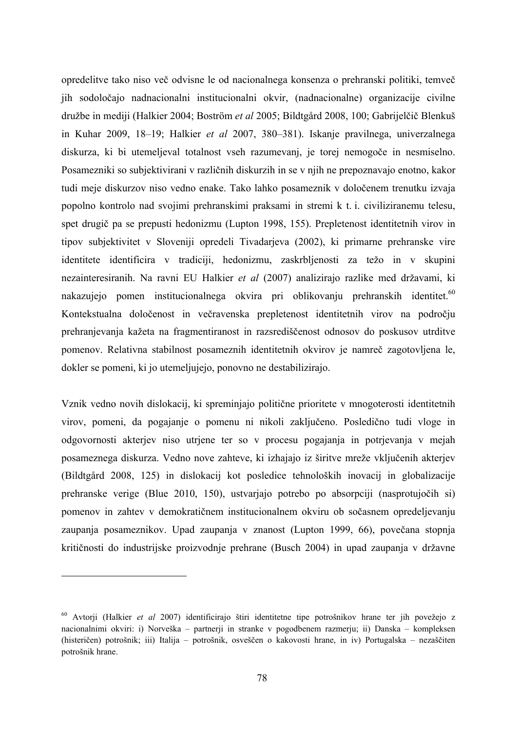opredelitve tako niso več odvisne le od nacionalnega konsenza o prehranski politiki, temveč jih sodoločajo nadnacionalni institucionalni okvir, (nadnacionalne) organizacije civilne družbe in mediji (Halkier 2004; Boström *et al* 2005; Bildtgård 2008, 100; Gabrijelčič Blenkuš in Kuhar 2009, 18–19; Halkier *et al* 2007, 380–381). Iskanje pravilnega, univerzalnega diskurza, ki bi utemeljeval totalnost vseh razumevanj, je torej nemogoče in nesmiselno. Posamezniki so subjektivirani v različnih diskurzih in se v njih ne prepoznavajo enotno, kakor tudi meje diskurzov niso vedno enake. Tako lahko posameznik v določenem trenutku izvaja popolno kontrolo nad svojimi prehranskimi praksami in stremi k t. i. civiliziranemu telesu, spet drugič pa se prepusti hedonizmu (Lupton 1998, 155). Prepletenost identitetnih virov in tipov subjektivitet v Sloveniji opredeli Tivadarjeva (2002), ki primarne prehranske vire identitete identificira v tradiciji, hedonizmu, zaskrbljenosti za težo in v skupini nezainteresiranih. Na ravni EU Halkier *et al* (2007) analizirajo razlike med državami, ki nakazujejo pomen institucionalnega okvira pri oblikovanju prehranskih identitet.[60] Kontekstualna določenost in večravenska prepletenost identitetnih virov na področju prehranjevanja kažeta na fragmentiranost in razsrediščenost odnosov do poskusov utrditve pomenov. Relativna stabilnost posameznih identitetnih okvirov je namreč zagotovljena le, dokler se pomeni, ki jo utemeljujejo, ponovno ne destabilizirajo.

Vznik vedno novih dislokacij, ki spreminjajo politične prioritete v mnogoterosti identitetnih virov, pomeni, da pogajanje o pomenu ni nikoli zaključeno. Posledično tudi vloge in odgovornosti akterjev niso utrjene ter so v procesu pogajanja in potrjevanja v mejah posameznega diskurza. Vedno nove zahteve, ki izhajajo iz širitve mreže vključenih akterjev (Bildtgård 2008, 125) in dislokacij kot posledice tehnoloških inovacij in globalizacije prehranske verige (Blue 2010, 150), ustvarjajo potrebo po absorpciji (nasprotujočih si) pomenov in zahtev v demokratičnem institucionalnem okviru ob sočasnem opredeljevanju zaupanja posameznikov. Upad zaupanja v znanost (Lupton 1999, 66), povečana stopnja kritičnosti do industrijske proizvodnje prehrane (Busch 2004) in upad zaupanja v državne

---

[60] Avtorji (Halkier *et al* 2007) identificirajo štiri identitetne tipe potrošnikov hrane ter jih povežejo z nacionalnimi okviri: i) Norveška – partnerji in stranke v pogodbenem razmerju; ii) Danska – kompleksen (histeričen) potrošnik; iii) Italija – potrošnik, osveščen o kakovosti hrane, in iv) Portugalska – nezaščiten potrošnik hrane.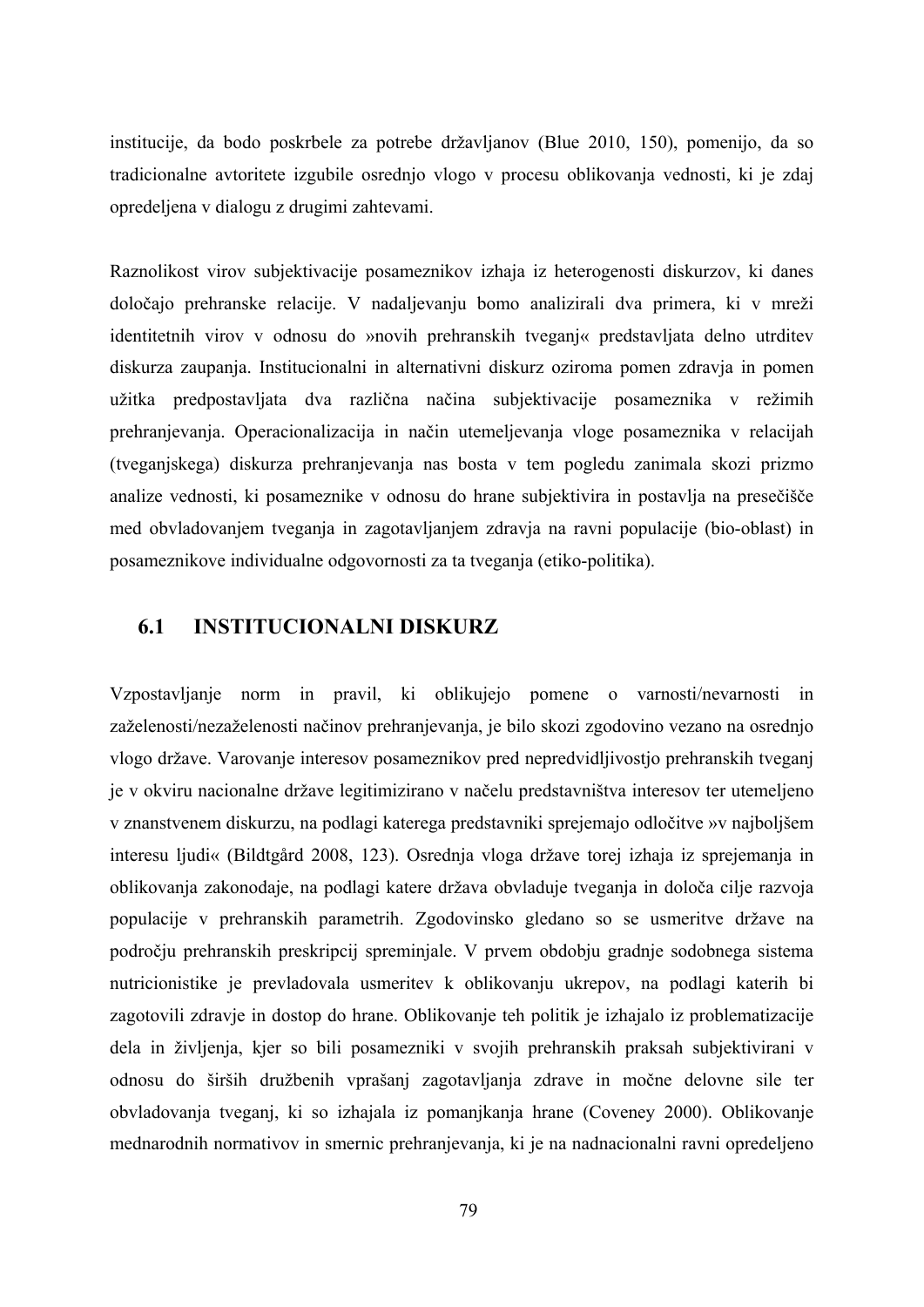institucije, da bodo poskrbele za potrebe državljanov (Blue 2010, 150), pomenijo, da so tradicionalne avtoritete izgubile osrednjo vlogo v procesu oblikovanja vrednosti, ki je zdaj opredeljena v dialogu z drugimi zahtevami.

Raznolikost virov subjektivacije posameznikov izhaja iz heterogenosti diskurzov, ki danes določajo prehranske relacije. V nadaljevanju bomo analizirali dva primera, ki v mreži identitetnih virov v odnosu do »novih prehranskih tveganj« predstavljata delno utrditev diskurza zaupanja. Institucionalni in alternativni diskurz oziroma pomen zdravja in pomen užitka predpostavljata dva različna načina subjektivacije posameznika v režimih prehranjevanja. Operacionalizacija in način utemeljevanja vloge posameznika v relacijah (tveganjskega) diskurza prehranjevanja nas bosta v tem pogledu zanimala skozi prizmo analize vrednosti, ki posameznike v odnosu do hrane subjektivira in postavlja na presečišče med obvladovanjem tveganja in zagotavljanjem zdravja na ravni populacije (bio-oblast) in posameznikove individualne odgovornosti za ta tveganja (etiko-politika).

## 6.1 INSTITUCIONALNI DISKURZ

Vzpostavljanje norm in pravil, ki oblikujejo pomene o varnosti/nevarnosti in zaželenosti/nezaželenosti načinov prehranjevanja, je bilo skozi zgodovino vezano na osrednjo vlogo države. Varovanje interesov posameznikov pred nepredvidljivostjo prehranskih tveganj je v okviru nacionalne države legitimizirano v načelu predstavništva interesov ter utemeljeno v znanstvenem diskurzu, na podlagi katerega predstavniki sprejemajo odločitve »v najboljšem interesu ljudi« (Bildtgård 2008, 123). Osrednja vloga države torej izhaja iz sprejemanja in oblikovanja zakonodaje, na podlagi katere država obvladuje tveganja in določa cilje razvoja populacije v prehranskih parametrih. Zgodovinsko gledano so se usmeritve države na področju prehranskih preskripcij spreminjale. V prvem obdobju gradnje sodobnega sistema nutricionistike je prevladovala usmeritev k oblikovanju ukrepov, na podlagi katerih bi zagotovili zdravje in dostop do hrane. Oblikovanje teh politik je izhajalo iz problematizacije dela in življenja, kjer so bili posamezniki v svojih prehranskih praksah subjektivirani v odnosu do širših družbenih vprašanj zagotavljanja zdrave in močne delovne sile ter obvladovanja tveganj, ki so izhajala iz pomanjkanja hrane (Coveney 2000). Oblikovanje mednarodnih normativov in smernic prehranjevanja, ki je na nadnacionalni ravni opredeljeno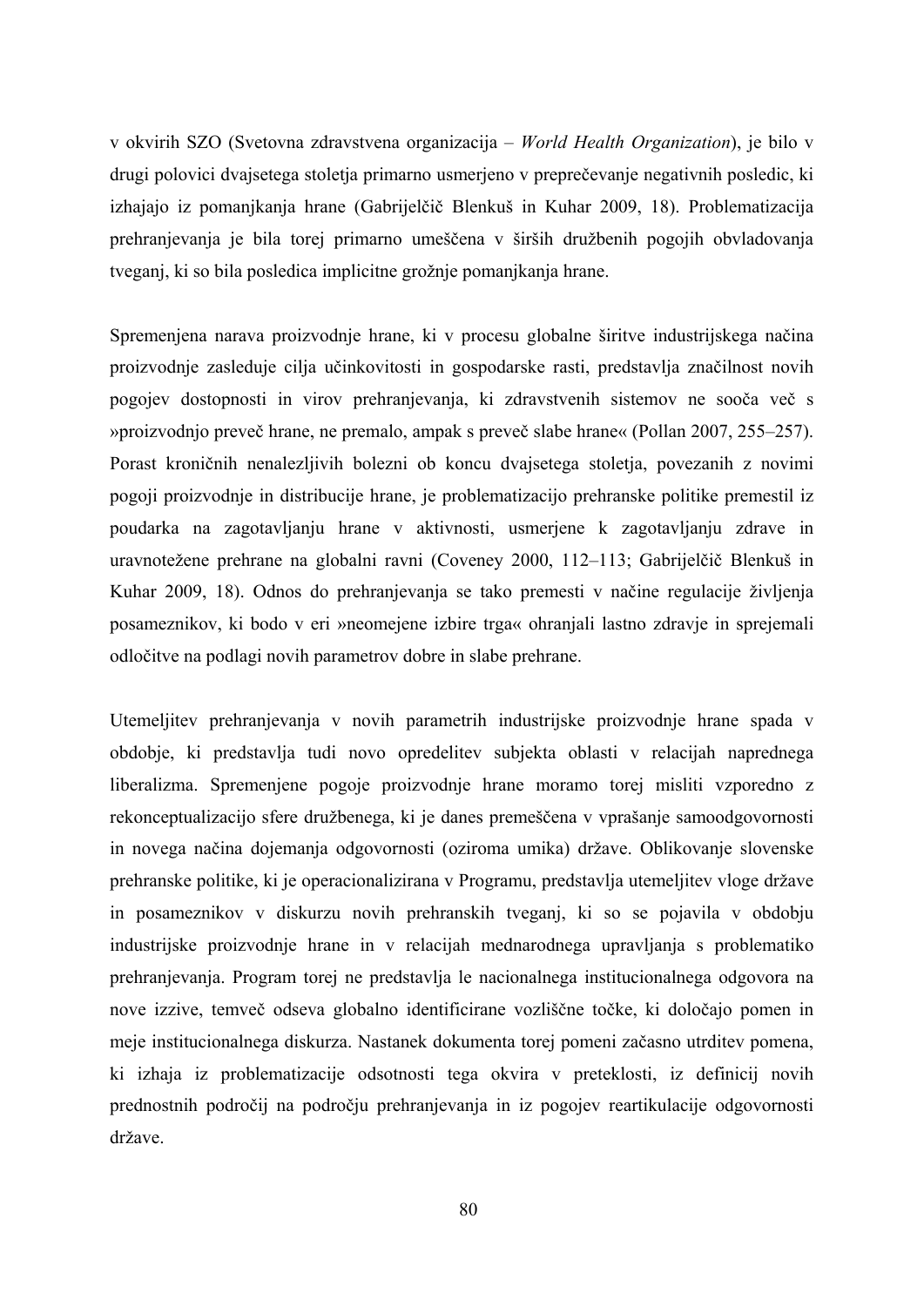v okvirih SZO (Svetovna zdravstvena organizacija – *World Health Organization*), je bilo v drugi polovici dvajsetega stoletja primarno usmerjeno v preprečevanje negativnih posledic, ki izhajajo iz pomanjkanja hrane (Gabrijelčič Blenkuš in Kuhar 2009, 18). Problematizacija prehranjevanja je bila torej primarno umeščena v širših družbenih pogojih obvladovanja tveganj, ki so bila posledica implicitne grožnje pomanjkanja hrane.

Spremenjena narava proizvodnje hrane, ki v procesu globalne širitve industrijskega načina proizvodnje zasleduje cilja učinkovitosti in gospodarske rasti, predstavlja značilnost novih pogojev dostopnosti in virov prehranjevanja, ki zdravstvenih sistemov ne sooča več s »proizvodnjo preveč hrane, ne premalo, ampak s preveč slabe hrane« (Pollan 2007, 255–257). Porast kroničnih nenalezljivih bolezni ob koncu dvajsetega stoletja, povezanih z novimi pogoji proizvodnje in distribucije hrane, je problematizacijo prehranske politike premestil iz poudarka na zagotavljanju hrane v aktivnosti, usmerjene k zagotavljanju zdrave in uravnotežene prehrane na globalni ravni (Coveney 2000, 112–113; Gabrijelčič Blenkuš in Kuhar 2009, 18). Odnos do prehranjevanja se tako premesti v načine regulacije življenja posameznikov, ki bodo v eri »neomejene izbire trga« ohranjali lastno zdravje in sprejemali odločitve na podlagi novih parametrov dobre in slabe prehrane.

Utemeljitev prehranjevanja v novih parametrih industrijske proizvodnje hrane spada v obdobje, ki predstavlja tudi novo opredelitev subjekta oblasti v relacijah naprednega liberalizma. Spremenjene pogoje proizvodnje hrane moramo torej misliti vzporedno z rekonceptualizacijo sfere družbenega, ki je danes premeščena v vprašanje samoodgovornosti in novega načina dojemanja odgovornosti (oziroma umika) države. Oblikovanje slovenske prehranske politike, ki je operacionalizirana v Programu, predstavlja utemeljitev vloge države in posameznikov v diskurzu novih prehranskih tveganj, ki so se pojavila v obdobju industrijske proizvodnje hrane in v relacijah mednarodnega upravljanja s problematiko prehranjevanja. Program torej ne predstavlja le nacionalnega institucionalnega odgovora na nove izzive, temveč odseva globalno identificirane vozliščne točke, ki določajo pomen in meje institucionalnega diskurza. Nastanek dokumenta torej pomeni začasno utrditev pomena, ki izhaja iz problematizacije odsotnosti tega okvira v preteklosti, iz definicij novih prednostnih področij na področju prehranjevanja in iz pogojev reartikulacije odgovornosti države.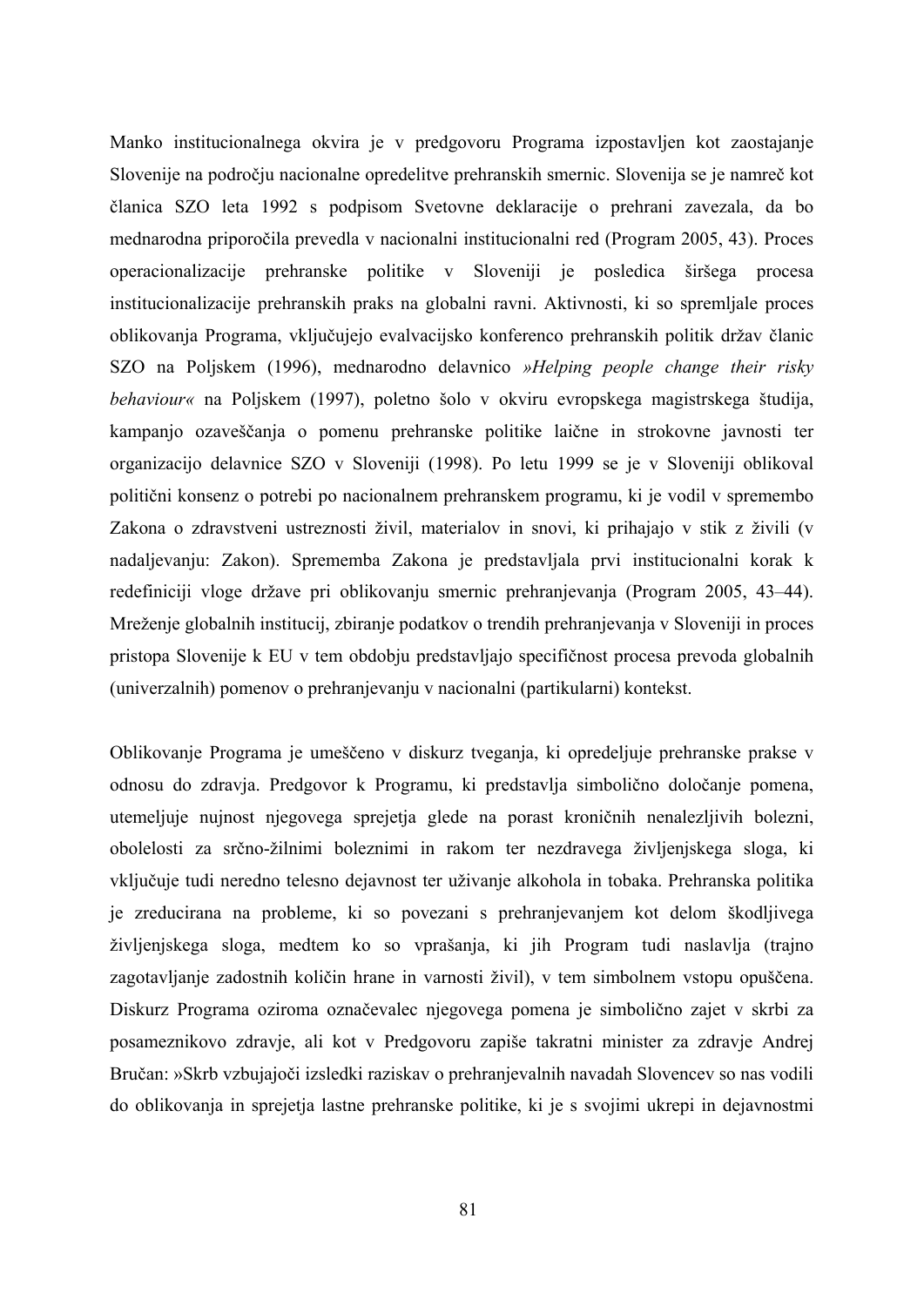Manko institucionalnega okvira je v predgovoru Programa izpostavljen kot zaostajanje Slovenije na področju nacionalne opredelitve prehranskih smernic. Slovenija se je namreč kot članica SZO leta 1992 s podpisom Svetovne deklaracije o prehrani zavezala, da bo mednarodna priporočila prevedla v nacionalni institucionalni red (Program 2005, 43). Proces operacionalizacije prehranske politike v Sloveniji je posledica širšega procesa institucionalizacije prehranskih praks na globalni ravni. Aktivnosti, ki so spremljale proces oblikovanja Programa, vključujejo evalvacijsko konferenco prehranskih politik držav članic SZO na Poljskem (1996), mednarodno delavnico *»Helping people change their risky behaviour«* na Poljskem (1997), poletno šolo v okviru evropskega magistrskega študija, kampanjo ozaveščanja o pomenu prehranske politike laične in strokovne javnosti ter organizacijo delavnice SZO v Sloveniji (1998). Po letu 1999 se je v Sloveniji oblikoval politični konsenz o potrebi po nacionalnem prehranskem programu, ki je vodil v spremembo Zakona o zdravstveni ustreznosti živil, materialov in snovi, ki prihajajo v stik z živili (v nadaljevanju: Zakon). Sprememba Zakona je predstavljala prvi institucionalni korak k redefiniciji vloge države pri oblikovanju smernic prehranjevanja (Program 2005, 43–44). Mreženje globalnih institucij, zbiranje podatkov o trendih prehranjevanja v Sloveniji in proces pristopa Slovenije k EU v tem obdobju predstavljajo specifičnost procesa prevoda globalnih (univerzalnih) pomenov o prehranjevanju v nacionalni (partikularni) kontekst.

Oblikovanje Programa je umeščeno v diskurz tveganja, ki opredeljuje prehranske prakse v odnosu do zdravja. Predgovor k Programu, ki predstavlja simbolično določanje pomena, utemeljuje nujnost njegovega sprejetja glede na porast kroničnih nenalezljivih bolezni, obolelosti za srčno-žilnimi boleznimi in rakom ter nezdravega življenjskega sloga, ki vključuje tudi neredno telesno dejavnost ter uživanje alkohola in tobaka. Prehranska politika je zreducirana na probleme, ki so povezani s prehranjevanjem kot delom škodljivega življenjskega sloga, medtem ko so vprašanja, ki jih Program tudi naslavlja (trajno zagotavljanje zadostnih količin hrane in varnosti živil), v tem simbolnem vstopu opuščena. Diskurz Programa oziroma označevalec njegovega pomena je simbolično zajet v skrbi za posameznikovo zdravje, ali kot v Predgovoru zapiše takratni minister za zdravje Andrej Bručan: »Skrb vzbujajoči izsledki raziskav o prehranjevalnih navadah Slovencev so nas vodili do oblikovanja in sprejetja lastne prehranske politike, ki je s svojimi ukrepi in dejavnostmi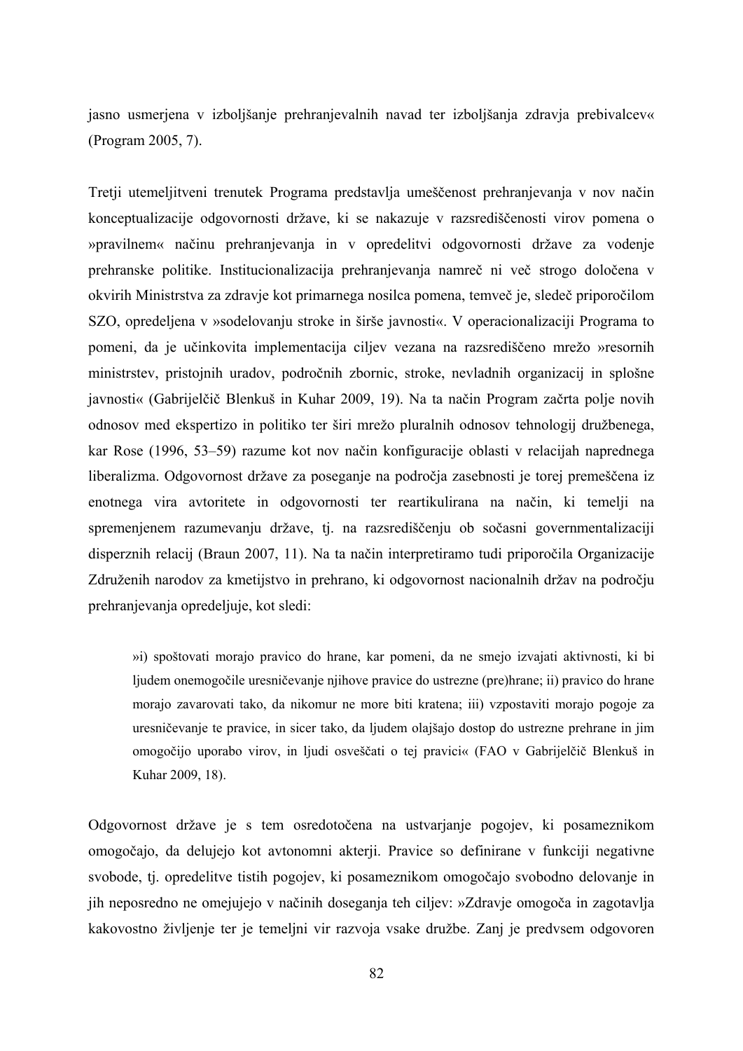jasno usmerjena v izboljšanje prehranjevalnih navad ter izboljšanja zdravja prebivalcev« (Program 2005, 7).

Tretji utemeljitveni trenutek Programa predstavlja umeščenost prehranjevanja v nov način konceptualizacije odgovornosti države, ki se nakazuje v razsrediščenosti virov pomena o »pravilnem« načinu prehranjevanja in v opredelitvi odgovornosti države za vodenje prehranske politike. Institucionalizacija prehranjevanja namreč ni več strogo določena v okvirih Ministrstva za zdravje kot primarnega nosilca pomena, temveč je, sledeč priporočilom SZO, opredeljena v »sodelovanju stroke in širše javnosti«. V operacionalizaciji Programa to pomeni, da je učinkovita implementacija ciljev vezana na razsrediščeno mrežo »resornih ministrstev, pristojnih uradov, področnih zbornic, stroke, nevladnih organizacij in splošne javnosti« (Gabrijelčič Blenkuš in Kuhar 2009, 19). Na ta način Program začrta polje novih odnosov med ekspertizo in politiko ter širi mrežo pluralnih odnosov tehnologij družbenega, kar Rose (1996, 53–59) razume kot nov način konfiguracije oblasti v relacijah naprednega liberalizma. Odgovornost države za poseganje na področja zasebnosti je torej premeščena iz enotnega vira avtoritete in odgovornosti ter reartikulirana na način, ki temelji na spremenjenem razumevanju države, tj. na razsrediščenju ob sočasni governmentalizaciji disperznih relacij (Braun 2007, 11). Na ta način interpretiramo tudi priporočila Organizacije Združenih narodov za kmetijstvo in prehrano, ki odgovornost nacionalnih držav na področju prehranjevanja opredeljuje, kot sledi:

> »i) spoštovati morajo pravico do hrane, kar pomeni, da ne smejo izvajati aktivnosti, ki bi ljudem onemogočile uresničevanje njihove pravice do ustrezne (pre)hrane; ii) pravico do hrane morajo zavarovati tako, da nikomur ne more biti kratena; iii) vzpostaviti morajo pogoje za uresničevanje te pravice, in sicer tako, da ljudem olajšajo dostop do ustrezne prehrane in jim omogočijo uporabo virov, in ljudi osveščati o tej pravici« (FAO v Gabrijelčič Blenkuš in Kuhar 2009, 18).

Odgovornost države je s tem osredotočena na ustvarjanje pogojev, ki posameznikom omogočajo, da delujejo kot avtonomni akterji. Pravice so definirane v funkciji negativne svobode, tj. opredelitve tistih pogojev, ki posameznikom omogočajo svobodno delovanje in jih neposredno ne omejujejo v načinih doseganja teh ciljev: »Zdravje omogoča in zagotavlja kakovostno življenje ter je temeljni vir razvoja vsake družbe. Zanj je predvsem odgovoren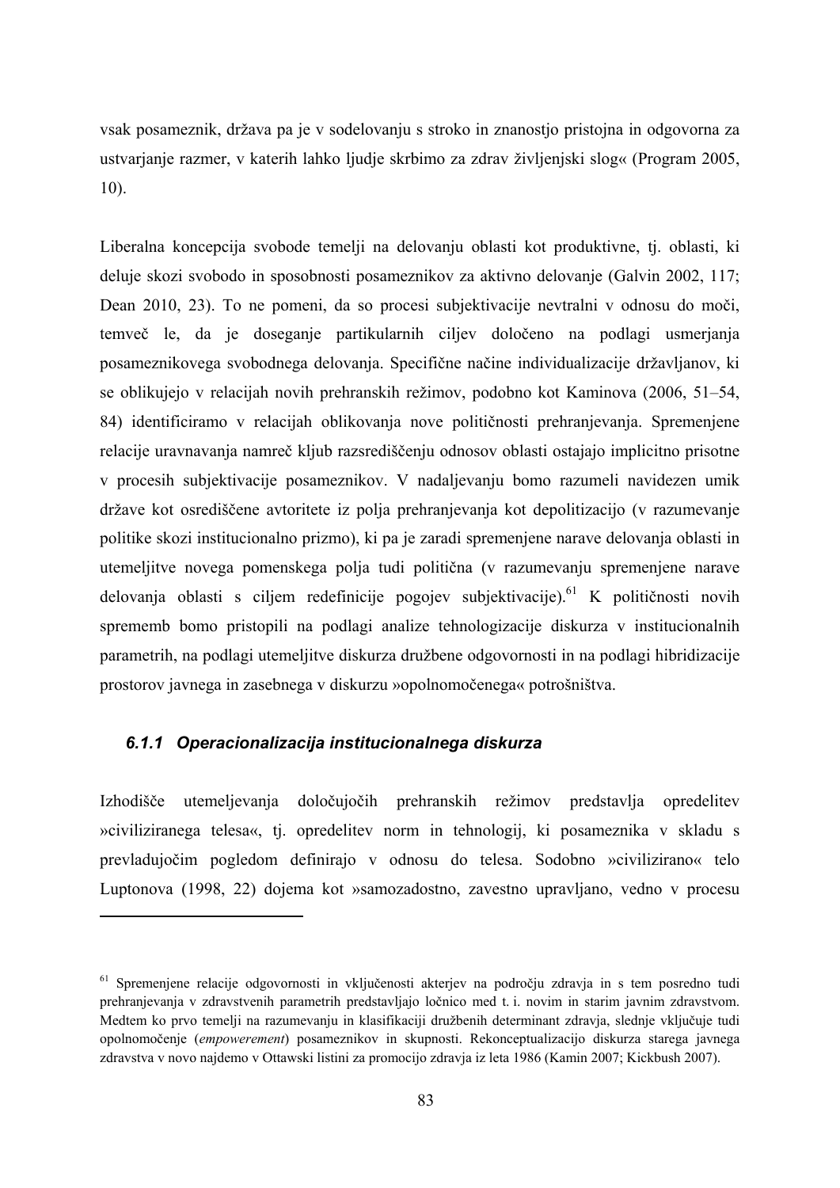vsak posameznik, država pa je v sodelovanju s stroko in znanostjo pristojna in odgovorna za ustvarjanje razmer, v katerih lahko ljudje skrbimo za zdrav življenjski slog« (Program 2005, 10).

Liberalna koncepcija svobode temelji na delovanju oblasti kot produktivne, tj. oblasti, ki deluje skozi svobodo in sposobnosti posameznikov za aktivno delovanje (Galvin 2002, 117; Dean 2010, 23). To ne pomeni, da so procesi subjektivacije nevtralni v odnosu do moči, temveč le, da je doseganje partikularnih ciljev določeno na podlagi usmerjanja posameznikovega svobodnega delovanja. Specifične načine individualizacije državljanov, ki se oblikujejo v relacijah novih prehranskih režimov, podobno kot Kaminova (2006, 51–54, 84) identificiramo v relacijah oblikovanja nove političnosti prehranjevanja. Spremenjene relacije uravnavanja namreč kljub razsrediščenju odnosov oblasti ostajajo implicitno prisotne v procesih subjektivacije posameznikov. V nadaljevanju bomo razumeli navidezen umik države kot osrediščene avtoritete iz polja prehranjevanja kot depolitizacijo (v razumevanje politike skozi institucionalno prizmo), ki pa je zaradi spremenjene narave delovanja oblasti in utemeljitve novega pomenskega polja tudi politična (v razumevanju spremenjene narave delovanja oblasti s ciljem redefinicije pogojev subjektivacije).[61] K političnosti novih sprememb bomo pristopili na podlagi analize tehnologizacije diskurza v institucionalnih parametrih, na podlagi utemeljitve diskurza družbene odgovornosti in na podlagi hibridizacije prostorov javnega in zasebnega v diskurzu »opolnomočenega« potrošništva.

### *6.1.1 Operacionalizacija institucionalnega diskurza*

Izhodišče utemeljevanja določujočih prehranskih režimov predstavlja opredelitev »civiliziranega telesa«, tj. opredelitev norm in tehnologij, ki posameznika v skladu s prevladujočim pogledom definirajo v odnosu do telesa. Sodobno »civilizirano« telo Luptonova (1998, 22) dojema kot »samozadostno, zavestno upravljano, vedno v procesu

---

[61] Spremenjene relacije odgovornosti in vključenosti akterjev na področju zdravja in s tem posredno tudi prehranjevanja v zdravstvenih parametrih predstavljajo ločnico med t. i. novim in starim javnim zdravstvom. Medtem ko prvo temelji na razumevanju in klasifikaciji družbenih determinant zdravja, slednje vključuje tudi opolnomočenje (*empowerement*) posameznikov in skupnosti. Rekonceptualizacijo diskurza starega javnega zdravstva v novo najdemo v Ottawski listini za promocijo zdravja iz leta 1986 (Kamin 2007; Kickbush 2007).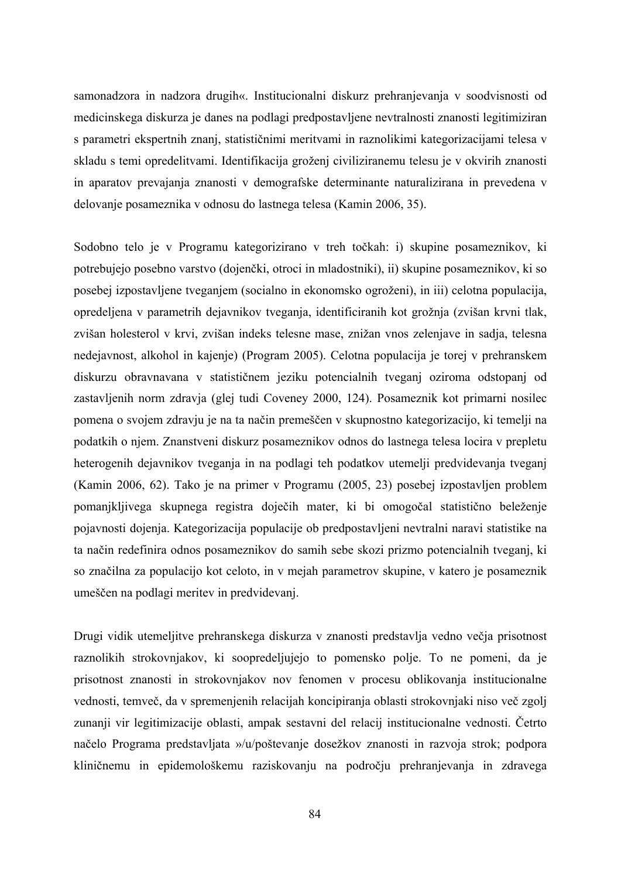samonadzora in nadzora drugih«. Institucionalni diskurz prehranjevanja v soodvisnosti od medicinskega diskurza je danes na podlagi predpostavljene nevtralnosti znanosti legitimiziran s parametri ekspertnih znanj, statističnimi meritvami in raznolikimi kategorizacijami telesa v skladu s temi opredelitvami. Identifikacija groženj civiliziranemu telesu je v okvirih znanosti in aparatov prevajanja znanosti v demografske determinante naturalizirana in prevedena v delovanje posameznika v odnosu do lastnega telesa (Kamin 2006, 35).

Sodobno telo je v Programu kategorizirano v treh točkah: i) skupine posameznikov, ki potrebujejo posebno varstvo (dojenčki, otroci in mladostniki), ii) skupine posameznikov, ki so posebej izpostavljene tveganjem (socialno in ekonomsko ogroženi), in iii) celotna populacija, opredeljena v parametrih dejavnikov tveganja, identificiranih kot grožnja (zvišan krvni tlak, zvišan holesterol v krvi, zvišan indeks telesne mase, znižan vnos zelenjave in sadja, telesna nedejavnost, alkohol in kajenje) (Program 2005). Celotna populacija je torej v prehranskem diskurzu obravnavana v statističnem jeziku potencialnih tveganj oziroma odstopanj od zastavljenih norm zdravja (glej tudi Coveney 2000, 124). Posameznik kot primarni nosilec pomena o svojem zdravju je na ta način premeščen v skupnostno kategorizacijo, ki temelji na podatkih o njem. Znanstveni diskurz posameznikov odnos do lastnega telesa locira v prepletu heterogenih dejavnikov tveganja in na podlagi teh podatkov utemelji predvidevanja tveganj (Kamin 2006, 62). Tako je na primer v Programu (2005, 23) posebej izpostavljen problem pomanjkljivega skupnega registra doječih mater, ki bi omogočal statistično beleženje pojavnosti dojenja. Kategorizacija populacije ob predpostavljeni nevtralni naravi statistike na ta način redefinira odnos posameznikov do samih sebe skozi prizmo potencialnih tveganj, ki so značilna za populacijo kot celoto, in v mejah parametrov skupine, v katero je posameznik umeščen na podlagi meritev in predvidevanj.

Drugi vidik utemeljitve prehranskega diskurza v znanosti predstavlja vedno večja prisotnost raznolikih strokovnjakov, ki soopredeljujejo to pomensko polje. To ne pomeni, da je prisotnost znanosti in strokovnjakov nov fenomen v procesu oblikovanja institucionalne vednosti, temveč, da v spremenjenih relacijah koncipiranja oblasti strokovnjaki niso več zgolj zunanji vir legitimizacije oblasti, ampak sestavni del relacij institucionalne vednosti. Četrto načelo Programa predstavljata »/u/poštevanje dosežkov znanosti in razvoja strok; podpora kliničnemu in epidemološkemu raziskovanju na področju prehranjevanja in zdravega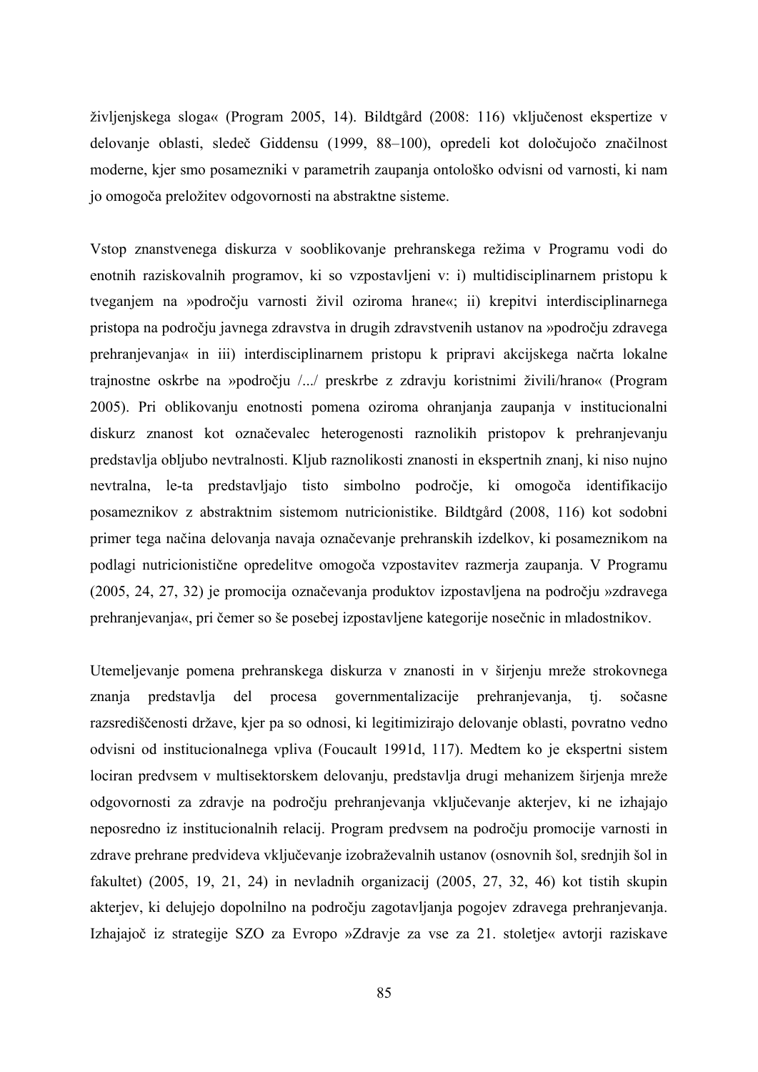življenjskega sloga« (Program 2005, 14). Bildtgård (2008: 116) vključenost ekspertize v delovanje oblasti, sledeč Giddensu (1999, 88–100), opredeli kot določujočo značilnost moderne, kjer smo posamezniki v parametrih zaupanja ontološko odvisni od varnosti, ki nam jo omogoča preložitev odgovornosti na abstraktne sisteme.

Vstop znanstvenega diskurza v sooblikovanje prehranskega režima v Programu vodi do enotnih raziskovalnih programov, ki so vzpostavljeni v: i) multidisciplinarnem pristopu k tveganjem na »področju varnosti živil oziroma hrane«; ii) krepitvi interdisciplinarnega pristopa na področju javnega zdravstva in drugih zdravstvenih ustanov na »področju zdravega prehranjevanja« in iii) interdisciplinarnem pristopu k pripravi akcijskega načrta lokalne trajnostne oskrbe na »področju /.../ preskrbe z zdravju koristnimi živili/hrano« (Program 2005). Pri oblikovanju enotnosti pomena oziroma ohranjanja zaupanja v institucionalni diskurz znanost kot označevalec heterogenosti raznolikih pristopov k prehranjevanju predstavlja obljubo nevtralnosti. Kljub raznolikosti znanosti in ekspertnih znanj, ki niso nujno nevtralna, le-ta predstavljajo tisto simbolno področje, ki omogoča identifikacijo posameznikov z abstraktnim sistemom nutricionistike. Bildtgård (2008, 116) kot sodobni primer tega načina delovanja navaja označevanje prehranskih izdelkov, ki posameznikom na podlagi nutricionistične opredelitve omogoča vzpostavitev razmerja zaupanja. V Programu (2005, 24, 27, 32) je promocija označevanja produktov izpostavljena na področju »zdravega prehranjevanja«, pri čemer so še posebej izpostavljene kategorije nosečnic in mladostnikov.

Utemeljevanje pomena prehranskega diskurza v znanosti in v širjenju mreže strokovnega znanja predstavlja del procesa governmentalizacije prehranjevanja, tj. sočasne razsrediščenosti države, kjer pa so odnosi, ki legitimizirajo delovanje oblasti, povratno vedno odvisni od institucionalnega vpliva (Foucault 1991d, 117). Medtem ko je ekspertni sistem lociran predvsem v multisektorskem delovanju, predstavlja drugi mehanizem širjenja mreže odgovornosti za zdravje na področju prehranjevanja vključevanje akterjev, ki ne izhajajo neposredno iz institucionalnih relacij. Program predvsem na področju promocije varnosti in zdrave prehrane predvideva vključevanje izobraževalnih ustanov (osnovnih šol, srednjih šol in fakultet) (2005, 19, 21, 24) in nevladnih organizacij (2005, 27, 32, 46) kot tistih skupin akterjev, ki delujejo dopolnilno na področju zagotavljanja pogojev zdravega prehranjevanja. Izhajajoč iz strategije SZO za Evropo »Zdravje za vse za 21. stoletje« avtorji raziskave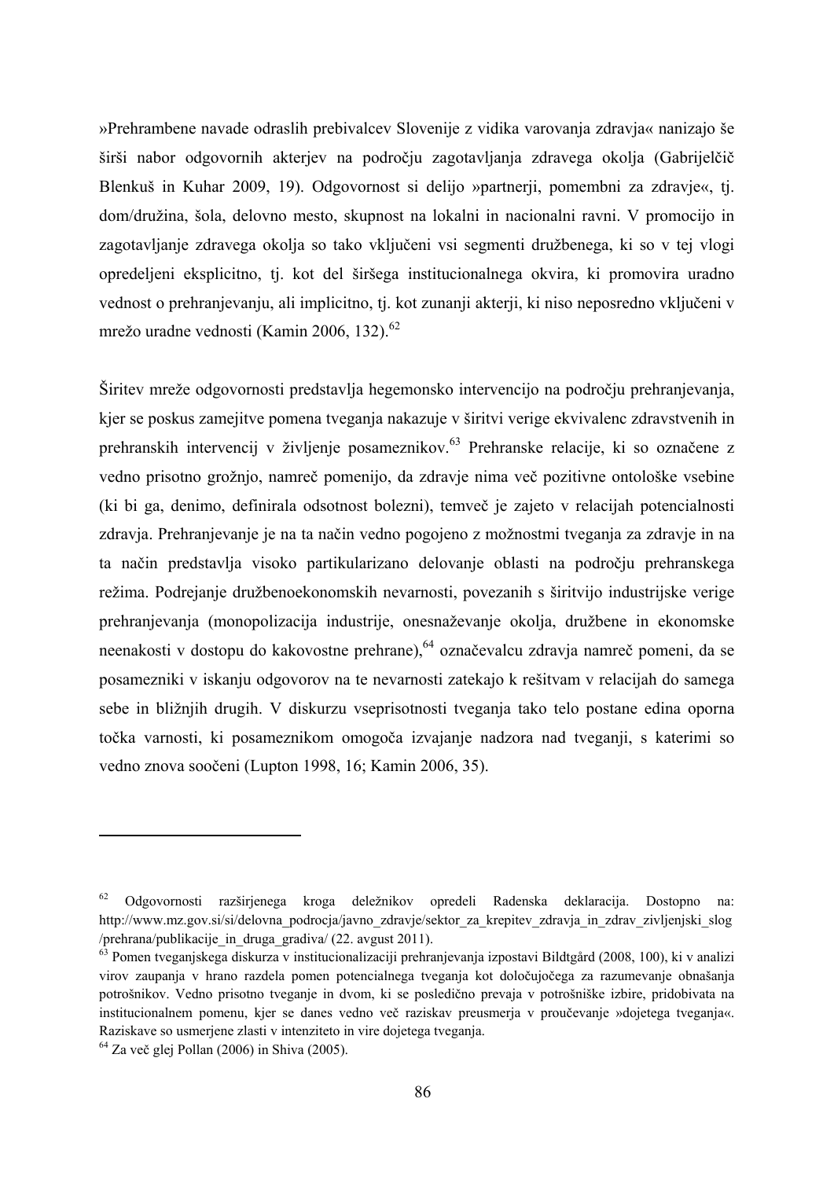»Prehrambene navade odraslih prebivalcev Slovenije z vidika varovanja zdravja« nanizajo še širši nabor odgovornih akterjev na področju zagotavljanja zdravega okolja (Gabrijelčič Blenkuš in Kuhar 2009, 19). Odgovornost si delijo »partnerji, pomembni za zdravje«, tj. dom/družina, šola, delovno mesto, skupnost na lokalni in nacionalni ravni. V promocijo in zagotavljanje zdravega okolja so tako vključeni vsi segmenti družbenega, ki so v tej vlogi opredeljeni eksplicitno, tj. kot del širšega institucionalnega okvira, ki promovira uradno vednost o prehranjevanju, ali implicitno, tj. kot zunanji akterji, ki niso neposredno vključeni v mrežo uradne vednosti (Kamin 2006, 132).[62]

Širitev mreže odgovornosti predstavlja hegemonsko intervencijo na področju prehranjevanja, kjer se poskus zamejitve pomena tveganja nakazuje v širitvi verige ekvivalenc zdravstvenih in prehranskih intervencij v življenje posameznikov.[63] Prehranske relacije, ki so označene z vedno prisotno grožnjo, namreč pomenijo, da zdravje nima več pozitivne ontološke vsebine (ki bi ga, denimo, definirala odsotnost bolezni), temveč je zajeto v relacijah potencialnosti zdravja. Prehranjevanje je na ta način vedno pogojeno z možnostmi tveganja za zdravje in na ta način predstavlja visoko partikularizano delovanje oblasti na področju prehranskega režima. Podrejanje družbenoekonomskih nevarnosti, povezanih s širitvijo industrijske verige prehranjevanja (monopolizacija industrije, onesnaževanje okolja, družbene in ekonomske neenakosti v dostopu do kakovostne prehrane),[64] označevalcu zdravja namreč pomeni, da se posamezniki v iskanju odgovorov na te nevarnosti zatekajo k rešitvam v relacijah do samega sebe in bližnjih drugih. V diskurzu vseprisotnosti tveganja tako telo postane edina oporna točka varnosti, ki posameznikom omogoča izvajanje nadzora nad tveganji, s katerimi so vedno znova soočeni (Lupton 1998, 16; Kamin 2006, 35).

---

[62] Odgovornosti razširjenega kroga deležnikov opredeli Radenska deklaracija. Dostopno na: http://www.mz.gov.si/si/delovna_podrocja/javno_zdravje/sektor_za_krepitev_zdravja_in_zdrav_zivljenjski_slog/prehrana/publikacije_in_druga_gradiva/ (22. avgust 2011).

[63] Pomen tveganjskega diskurza v institucionalizaciji prehranjevanja izpostavi Bildtgård (2008, 100), ki v analizi virov zaupanja v hrano razdela pomen potencialnega tveganja kot določujočega za razumevanje obnašanja potrošnikov. Vedno prisotno tveganje in dvom, ki se posledično prevaja v potrošniške izbire, pridobivata na institucionalnem pomenu, kjer se danes vedno več raziskav preusmerja v proučevanje »dojetega tveganja«. Raziskave so usmerjene zlasti v intenziteto in vire dojetega tveganja.

[64] Za več glej Pollan (2006) in Shiva (2005).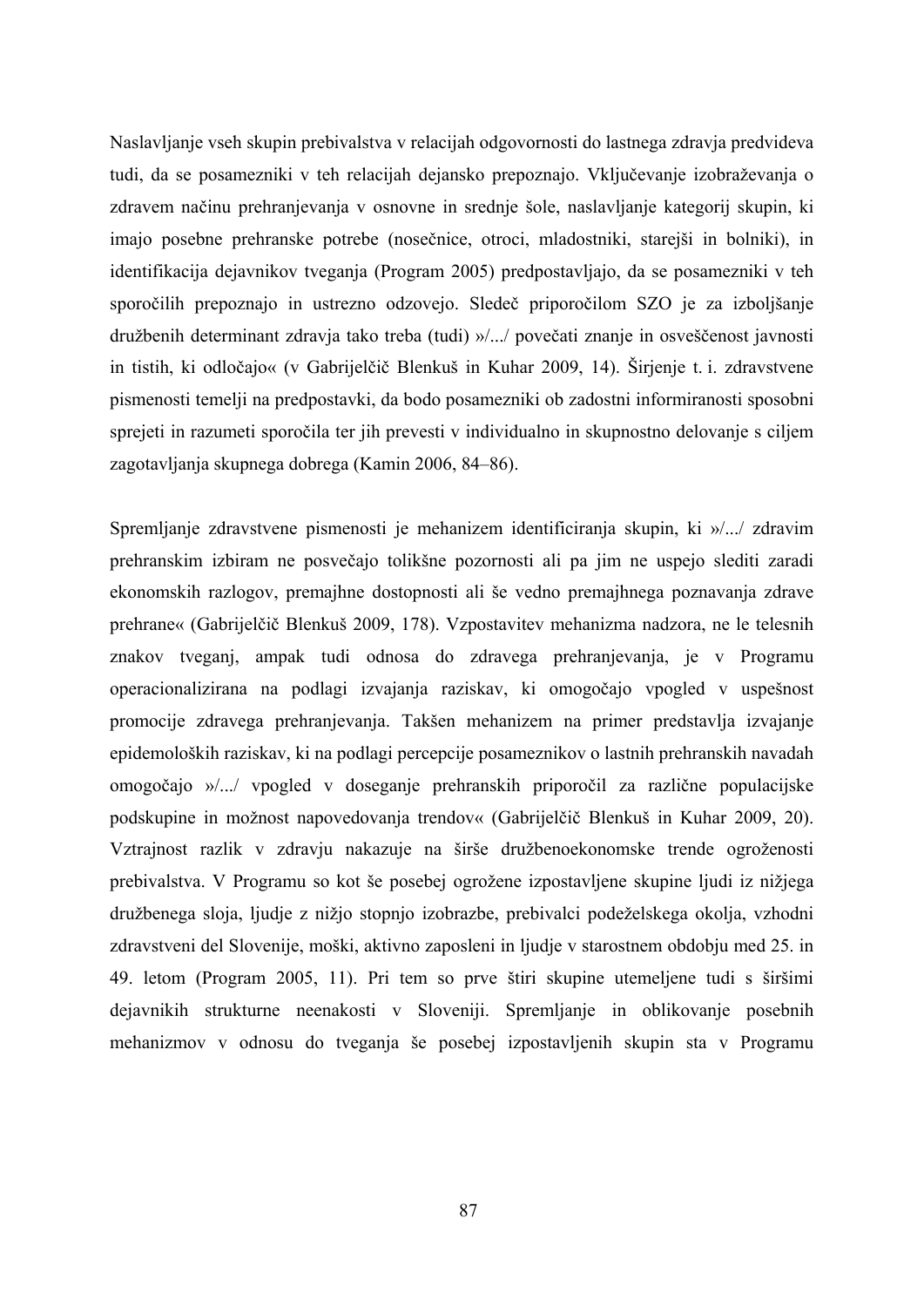Naslavljanje vseh skupin prebivalstva v relacijah odgovornosti do lastnega zdravja predvideva tudi, da se posamezniki v teh relacijah dejansko prepoznajo. Vključevanje izobraževanja o zdravem načinu prehranjevanja v osnovne in srednje šole, naslavljanje kategorij skupin, ki imajo posebne prehranske potrebe (nosečnice, otroci, mladostniki, starejši in bolniki), in identifikacija dejavnikov tveganja (Program 2005) predpostavljajo, da se posamezniki v teh sporočilih prepoznajo in ustrezno odzovejo. Sledeč priporočilom SZO je za izboljšanje družbenih determinant zdravja tako treba (tudi) »/.../ povečati znanje in osveščenost javnosti in tistih, ki odločajo« (v Gabrijelčič Blenkuš in Kuhar 2009, 14). Širjenje t. i. zdravstvene pismenosti temelji na predpostavki, da bodo posamezniki ob zadostni informiranosti sposobni sprejeti in razumeti sporočila ter jih prevesti v individualno in skupnostno delovanje s ciljem zagotavljanja skupnega dobrega (Kamin 2006, 84–86).

Spremljanje zdravstvene pismenosti je mehanizem identificiranja skupin, ki »/.../ zdravim prehranskim izbiram ne posvečajo tolikšne pozornosti ali pa jim ne uspejo slediti zaradi ekonomskih razlogov, premajhne dostopnosti ali še vedno premajhnega poznavanja zdrave prehrane« (Gabrijelčič Blenkuš 2009, 178). Vzpostavitev mehanizma nadzora, ne le telesnih znakov tveganj, ampak tudi odnosa do zdravega prehranjevanja, je v Programu operacionalizirana na podlagi izvajanja raziskav, ki omogočajo vpogled v uspešnost promocije zdravega prehranjevanja. Takšen mehanizem na primer predstavlja izvajanje epidemoloških raziskav, ki na podlagi percepcije posameznikov o lastnih prehranskih navadah omogočajo »/.../ vpogled v doseganje prehranskih priporočil za različne populacijske podskupine in možnost napovedovanja trendov« (Gabrijelčič Blenkuš in Kuhar 2009, 20). Vztrajnost razlik v zdravju nakazuje na širše družbenoekonomske trende ogroženosti prebivalstva. V Programu so kot še posebej ogrožene izpostavljene skupine ljudi iz nižjega družbenega sloja, ljudje z nižjo stopnjo izobrazbe, prebivalci podeželskega okolja, vzhodni zdravstveni del Slovenije, moški, aktivno zaposleni in ljudje v starostnem obdobju med 25. in 49. letom (Program 2005, 11). Pri tem so prve štiri skupine utemeljene tudi s širšimi dejavnikih strukturne neenakosti v Sloveniji. Spremljanje in oblikovanje posebnih mehanizmov v odnosu do tveganja še posebej izpostavljenih skupin sta v Programu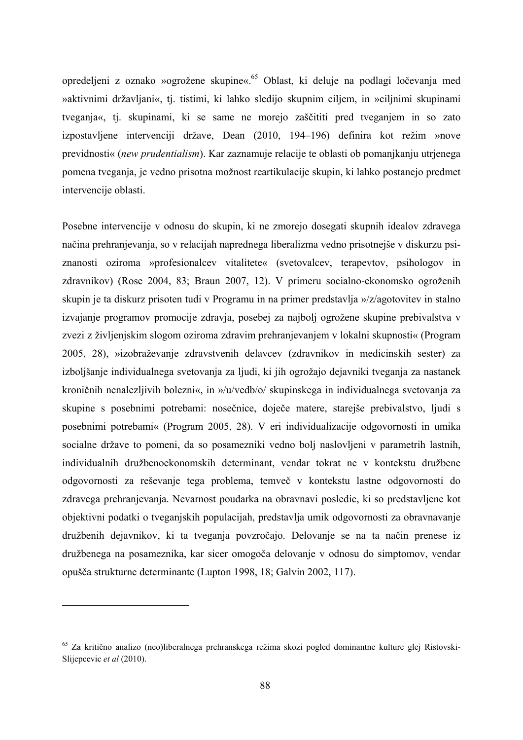opredeljeni z oznako »ogrožene skupine«.[65] Oblast, ki deluje na podlagi ločevanja med »aktivnimi državljani«, tj. tistimi, ki lahko sledijo skupnim ciljem, in »ciljnimi skupinami tveganja«, tj. skupinami, ki se same ne morejo zaščititi pred tveganjem in so zato izpostavljene intervenciji države, Dean (2010, 194–196) definira kot režim »nove previdnosti« (*new prudentialism*). Kar zaznamuje relacije te oblasti ob pomanjkanju utrjenega pomena tveganja, je vedno prisotna možnost reartikulacije skupin, ki lahko postanejo predmet intervencije oblasti.

Posebne intervencije v odnosu do skupin, ki ne zmorejo dosegati skupnih idealov zdravega načina prehranjevanja, so v relacijah naprednega liberalizma vedno prisotnejše v diskurzu psi-znanosti oziroma »profesionalcev vitalitete« (svetovalcev, terapevtov, psihologov in zdravnikov) (Rose 2004, 83; Braun 2007, 12). V primeru socialno-ekonomsko ogroženih skupin je ta diskurz prisoten tudi v Programu in na primer predstavlja »/z/agotovitev in stalno izvajanje programov promocije zdravja, posebej za najbolj ogrožene skupine prebivalstva v zvezi z življenjskim slogom oziroma zdravim prehranjevanjem v lokalni skupnosti« (Program 2005, 28), »izobraževanje zdravstvenih delavcev (zdravnikov in medicinskih sester) za izboljšanje individualnega svetovanja za ljudi, ki jih ogrožajo dejavniki tveganja za nastanek kroničnih nenalezljivih bolezni«, in »/u/vedb/o/ skupinskega in individualnega svetovanja za skupine s posebnimi potrebami: nosečnice, doječe matere, starejše prebivalstvo, ljudi s posebnimi potrebami« (Program 2005, 28). V eri individualizacije odgovornosti in umika socialne države to pomeni, da so posamezniki vedno bolj naslovljeni v parametrih lastnih, individualnih družbenoekonomskih determinant, vendar tokrat ne v kontekstu družbene odgovornosti za reševanje tega problema, temveč v kontekstu lastne odgovornosti do zdravega prehranjevanja. Nevarnost poudarka na obravnavi posledic, ki so predstavljene kot objektivni podatki o tveganjskih populacijah, predstavlja umik odgovornosti za obravnavanje družbenih dejavnikov, ki ta tveganja povzročajo. Delovanje se na ta način prenese iz družbenega na posameznika, kar sicer omogoča delovanje v odnosu do simptomov, vendar opušča strukturne determinante (Lupton 1998, 18; Galvin 2002, 117).

---

[65] Za kritično analizo (neo)liberalnega prehranskega režima skozi pogled dominantne kulture glej Ristovski-Slijepcevic *et al* (2010).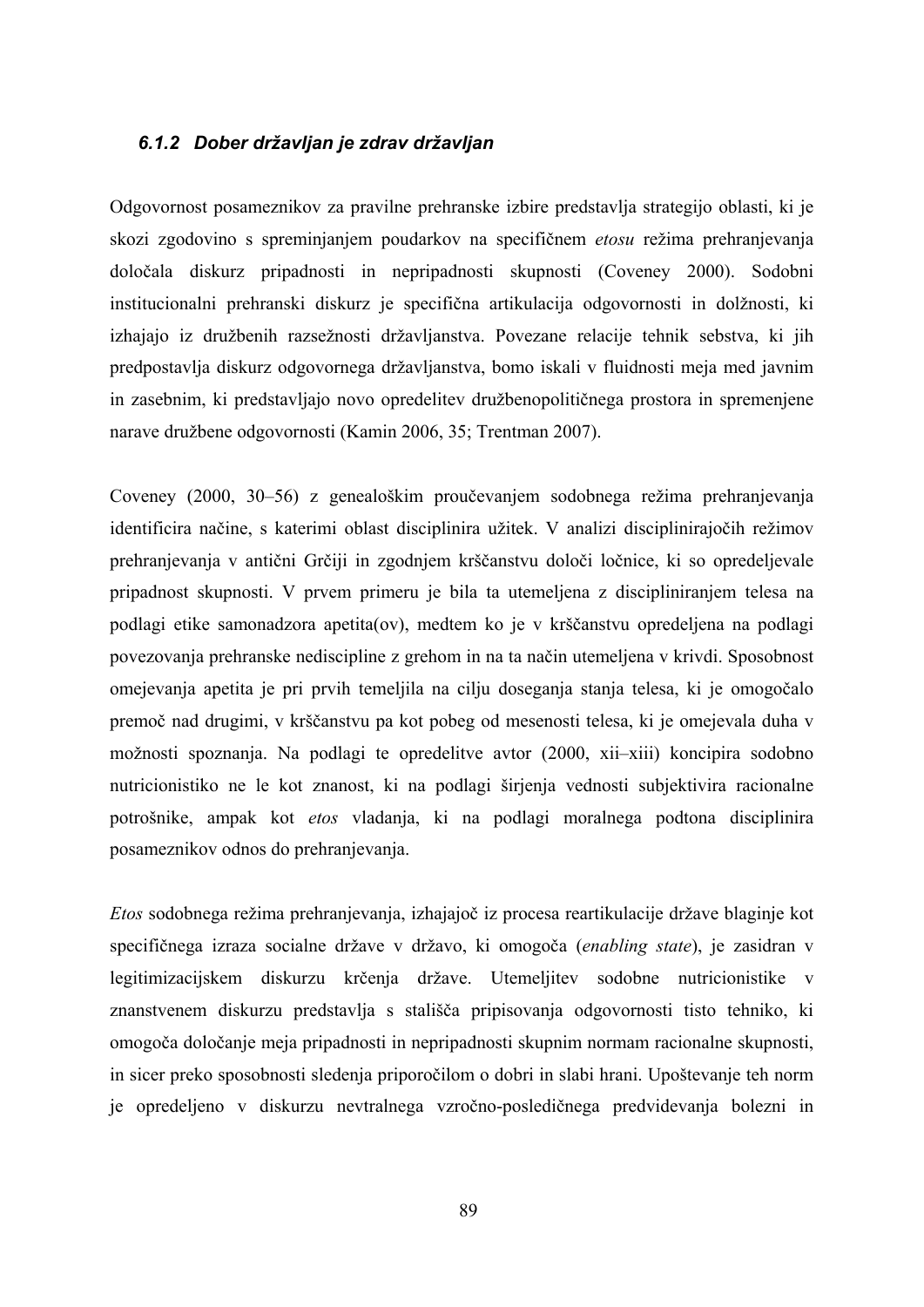### *6.1.2 Dober državljan je zdrav državljan*

Odgovornost posameznikov za pravilne prehranske izbire predstavlja strategijo oblasti, ki je skozi zgodovino s spreminjanjem poudarkov na specifičnem *etosu* režima prehranjevanja določala diskurz pripadnosti in nepripadnosti skupnosti (Coveney 2000). Sodobni institucionalni prehranski diskurz je specifična artikulacija odgovornosti in dolžnosti, ki izhajajo iz družbenih razsežnosti državljanstva. Povezane relacije tehnik sebstva, ki jih predpostavlja diskurz odgovornega državljanstva, bomo iskali v fluidnosti meja med javnim in zasebnim, ki predstavljajo novo opredelitev družbenopolitičnega prostora in spremenjene narave družbene odgovornosti (Kamin 2006, 35; Trentman 2007).

Coveney (2000, 30–56) z genealoškim proučevanjem sodobnega režima prehranjevanja identificira načine, s katerimi oblast disciplinira užitek. V analizi disciplinirajočih režimov prehranjevanja v antični Grčiji in zgodnjem krščanstvu določi ločnice, ki so opredeljevale pripadnost skupnosti. V prvem primeru je bila ta utemeljena z discipliniranjem telesa na podlagi etike samonadzora apetita(ov), medtem ko je v krščanstvu opredeljena na podlagi povezovanja prehranske nediscipline z grehom in na ta način utemeljena v krivdi. Sposobnost omejevanja apetita je pri prvih temeljila na cilju doseganja stanja telesa, ki je omogočalo premoč nad drugimi, v krščanstvu pa kot pobeg od mesenosti telesa, ki je omejevala duha v možnosti spoznanja. Na podlagi te opredelitve avtor (2000, xii–xiii) koncipira sodobno nutricionistiko ne le kot znanost, ki na podlagi širjenja vednosti subjektivira racionalne potrošnike, ampak kot *etos* vladanja, ki na podlagi moralnega podtona disciplinira posameznikov odnos do prehranjevanja.

*Etos* sodobnega režima prehranjevanja, izhajajoč iz procesa reartikulacije države blaginje kot specifičnega izraza socialne države v državo, ki omogoča (*enabling state*), je zasidran v legitimizacijskem diskurzu krčenja države. Utemeljitev sodobne nutricionistike v znanstvenem diskurzu predstavlja s stališča pripisovanja odgovornosti tisto tehniko, ki omogoča določanje meja pripadnosti in nepripadnosti skupnim normam racionalne skupnosti, in sicer preko sposobnosti sledenja priporočilom o dobri in slabi hrani. Upoštevanje teh norm je opredeljeno v diskurzu nevtralnega vzročno-posledičnega predvidevanja bolezni in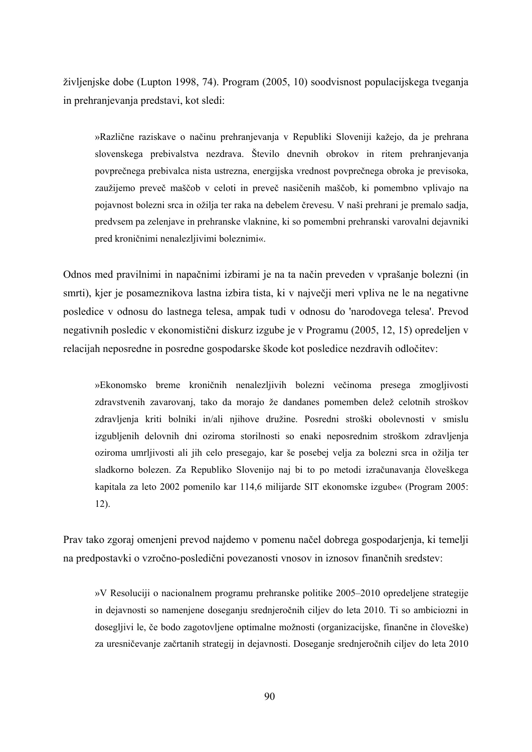življenjske dobe (Lupton 1998, 74). Program (2005, 10) soodvisnost populacijskega tveganja in prehranjevanja predstavi, kot sledi:

> »Različne raziskave o načinu prehranjevanja v Republiki Sloveniji kažejo, da je prehrana slovenskega prebivalstva nezdrava. Število dnevnih obrokov in ritem prehranjevanja povprečnega prebivalca nista ustrezna, energijska vrednost povprečnega obroka je previsoka, zaužijemo preveč maščob v celoti in preveč nasičenih maščob, ki pomembno vplivajo na pojavnost bolezni srca in ožilja ter raka na debelem črevesu. V naši prehrani je premalo sadja, predvsem pa zelenjave in prehranske vlaknine, ki so pomembni prehranski varovalni dejavniki pred kroničnimi nenalezljivimi boleznimi«.

Odnos med pravilnimi in napačnimi izbirami je na ta način preveden v vprašanje bolezni (in smrti), kjer je posameznikova lastna izbira tista, ki v največji meri vpliva ne le na negativne posledice v odnosu do lastnega telesa, ampak tudi v odnosu do 'narodovega telesa'. Prevod negativnih posledic v ekonomistični diskurz izgube je v Programu (2005, 12, 15) opredeljen v relacijah neposredne in posredne gospodarske škode kot posledice nezdravih odločitev:

> »Ekonomsko breme kroničnih nenalezljivih bolezni večinoma presega zmogljivosti zdravstvenih zavarovanj, tako da morajo že dandanes pomemben delež celotnih stroškov zdravljenja kriti bolniki in/ali njihove družine. Posredni stroški obolevnosti v smislu izgubljenih delovnih dni oziroma storilnosti so enaki neposrednim stroškom zdravljenja oziroma umrljivosti ali jih celo presegajo, kar še posebej velja za bolezni srca in ožilja ter sladkorno bolezen. Za Republiko Slovenijo naj bi to po metodi izračunavanja človeškega kapitala za leto 2002 pomenilo kar 114,6 milijarde SIT ekonomske izgube« (Program 2005: 12).

Prav tako zgoraj omenjeni prevod najdemo v pomenu načel dobrega gospodarjenja, ki temelji na predpostavki o vzročno-posledični povezanosti vnosov in iznosov finančnih sredstev:

> »V Resoluciji o nacionalnem programu prehranske politike 2005–2010 opredeljene strategije in dejavnosti so namenjene doseganju srednjeročnih ciljev do leta 2010. Ti so ambiciozni in dosegljivi le, če bodo zagotovljene optimalne možnosti (organizacijske, finančne in človeške) za uresničevanje začrtanih strategij in dejavnosti. Doseganje srednjeročnih ciljev do leta 2010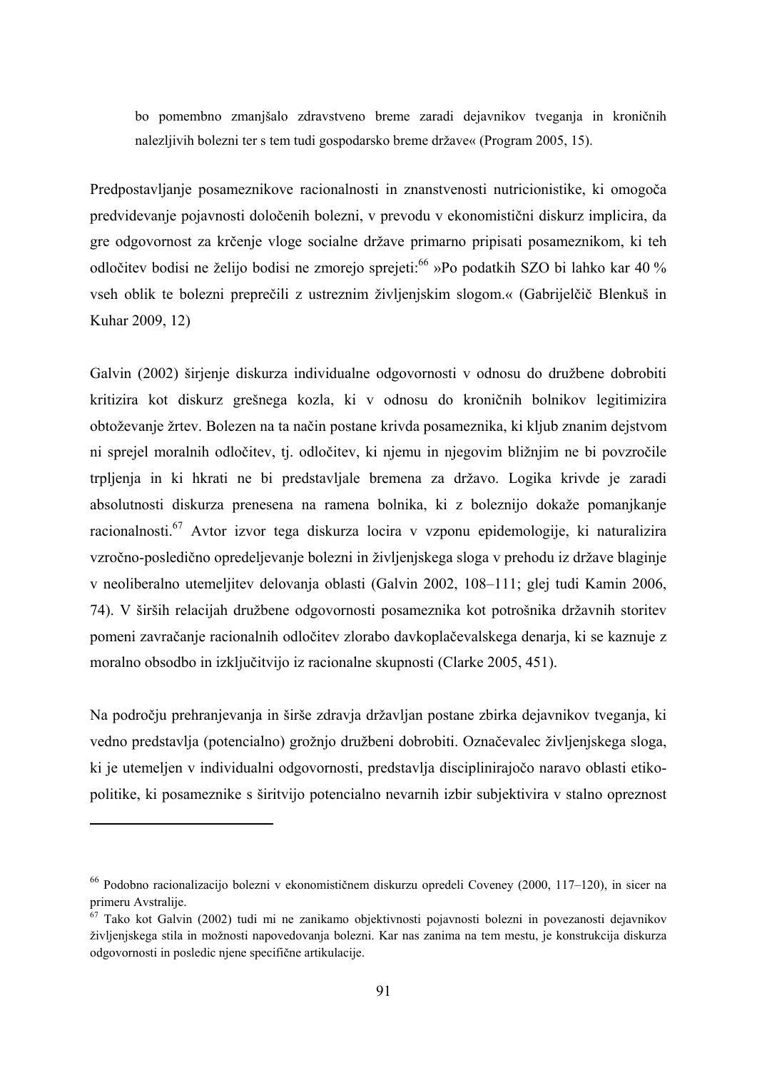bo pomembno zmanjšalo zdravstveno breme zaradi dejavnikov tveganja in kroničnih nalezljivih bolezni ter s tem tudi gospodarsko breme države« (Program 2005, 15).

Predpostavljanje posameznikove racionalnosti in znanstvenosti nutricionistike, ki omogoča predvidevanje pojavnosti določenih bolezni, v prevodu v ekonomistični diskurz implicira, da gre odgovornost za krčenje vloge socialne države primarno pripisati posameznikom, ki teh odločitev bodisi ne želijo bodisi ne zmorejo sprejeti:[66] »Po podatkih SZO bi lahko kar 40 % vseh oblik te bolezni preprečili z ustreznim življenjskim slogom.« (Gabrijelčič Blenkuš in Kuhar 2009, 12)

Galvin (2002) širjenje diskurza individualne odgovornosti v odnosu do družbene dobrobiti kritizira kot diskurz grešnega kozla, ki v odnosu do kroničnih bolnikov legitimizira obtoževanje žrtev. Bolezen na ta način postane krivda posameznika, ki kljub znanim dejstvom ni sprejel moralnih odločitev, tj. odločitev, ki njemu in njegovim bližnjim ne bi povzročile trpljenja in ki hkrati ne bi predstavljale bremena za državo. Logika krivde je zaradi absolutnosti diskurza prenesena na ramena bolnika, ki z boleznijo dokaže pomanjkanje racionalnosti.[67] Avtor izvor tega diskurza locira v vzponu epidemiologije, ki naturalizira vzročno-posledično opredeljevanje bolezni in življenjskega sloga v prehodu iz države blaginje v neoliberalno utemeljitev delovanja oblasti (Galvin 2002, 108–111; glej tudi Kamin 2006, 74). V širših relacijah družbene odgovornosti posameznika kot potrošnika državnih storitev pomeni zavračanje racionalnih odločitev zlorabo davkoplačevalskega denarja, ki se kaznuje z moralno obsodbo in izključitvijo iz racionalne skupnosti (Clarke 2005, 451).

Na področju prehranjevanja in širše zdravja državljan postane zbirka dejavnikov tveganja, ki vedno predstavlja (potencialno) grožnjo družbeni dobrobiti. Označevalec življenjskega sloga, ki je utemeljen v individualni odgovornosti, predstavlja disciplinirajočo naravo oblasti etiko-politike, ki posameznike s širitvijo potencialno nevarnih izbir subjektivira v stalno opreznost

---

[66] Podobno racionalizacijo bolezni v ekonomističnem diskurzu opredeli Coveney (2000, 117–120), in sicer na primeru Avstralije.

[67] Tako kot Galvin (2002) tudi mi ne zanikamo objektivnosti pojavnosti bolezni in povezanosti dejavnikov življenjskega stila in možnosti napovedovanja bolezni. Kar nas zanima na tem mestu, je konstrukcija diskurza odgovornosti in posledic njene specifične artikulacije.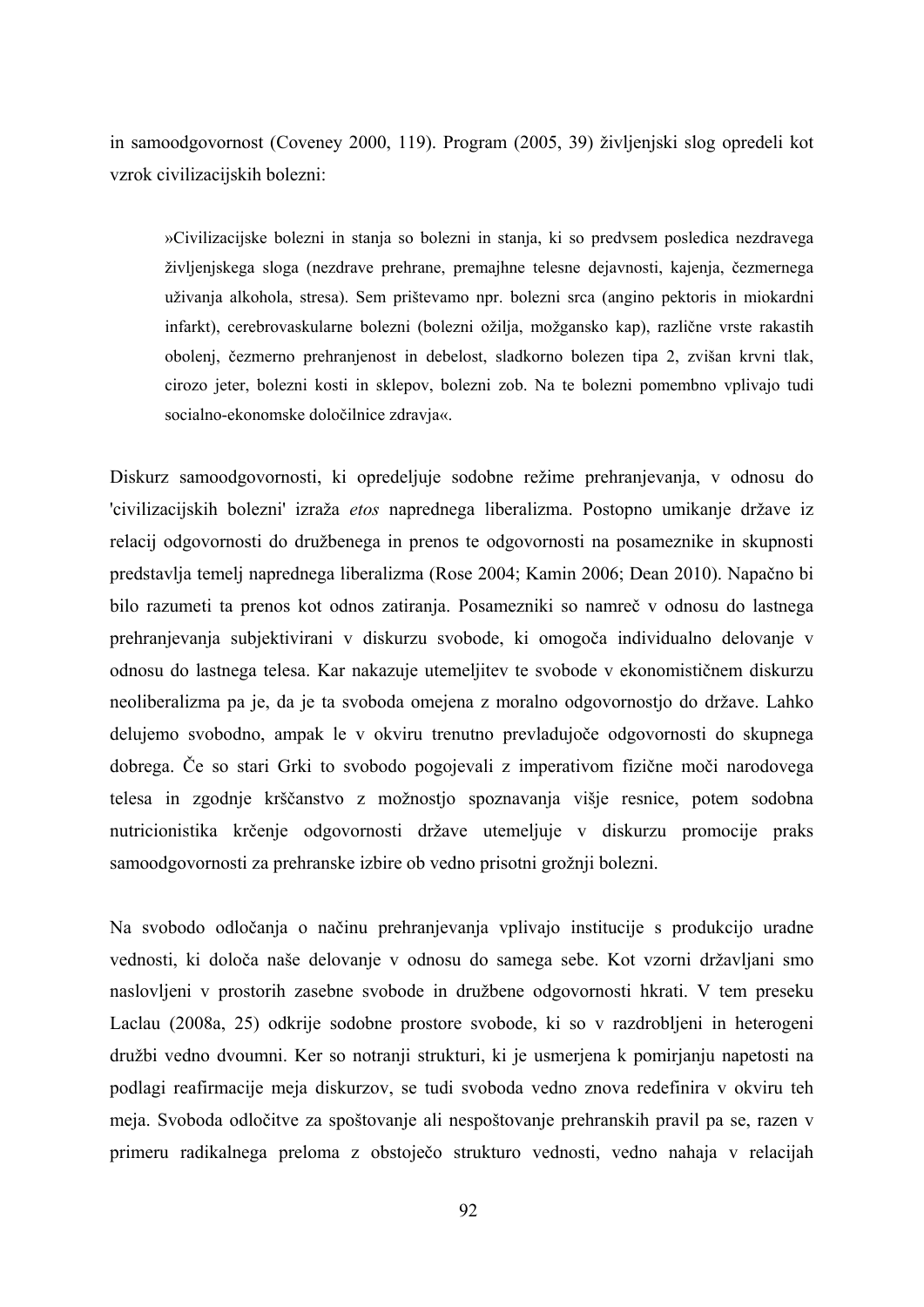in samoodgovornost (Coveney 2000, 119). Program (2005, 39) življenjski slog opredeli kot vzrok civilizacijskih bolezni:

> »Civilizacijske bolezni in stanja so bolezni in stanja, ki so predvsem posledica nezdravega življenjskega sloga (nezdrave prehrane, premajhne telesne dejavnosti, kajenja, čezmernega uživanja alkohola, stresa). Sem prištevamo npr. bolezni srca (angino pektoris in miokardni infarkt), cerebrovaskularne bolezni (bolezni ožilja, možgansko kap), različne vrste rakastih obolenj, čezmerno prehranjenost in debelost, sladkorno bolezen tipa 2, zvišan krvni tlak, cirozo jeter, bolezni kosti in sklepov, bolezni zob. Na te bolezni pomembno vplivajo tudi socialno-ekonomske določilnice zdravja«.

Diskurz samoodgovornosti, ki opredeljuje sodobne režime prehranjevanja, v odnosu do 'civilizacijskih bolezni' izraža *etos* naprednega liberalizma. Postopno umikanje države iz relacij odgovornosti do družbenega in prenos te odgovornosti na posameznike in skupnosti predstavlja temelj naprednega liberalizma (Rose 2004; Kamin 2006; Dean 2010). Napačno bi bilo razumeti ta prenos kot odnos zatiranja. Posamezniki so namreč v odnosu do lastnega prehranjevanja subjektivirani v diskurzu svobode, ki omogoča individualno delovanje v odnosu do lastnega telesa. Kar nakazuje utemeljitev te svobode v ekonomističnem diskurzu neoliberalizma pa je, da je ta svoboda omejena z moralno odgovornostjo do države. Lahko delujemo svobodno, ampak le v okviru trenutno prevladujoče odgovornosti do skupnega dobrega. Če so stari Grki to svobodo pogojevali z imperativom fizične moči narodovega telesa in zgodnje krščanstvo z možnostjo spoznavanja višje resnice, potem sodobna nutricionistika krčenje odgovornosti države utemeljuje v diskurzu promocije praks samoodgovornosti za prehranske izbire ob vedno prisotni grožnji bolezni.

Na svobodo odločanja o načinu prehranjevanja vplivajo institucije s produkcijo uradne vednosti, ki določa naše delovanje v odnosu do samega sebe. Kot vzorni državljani smo naslovljeni v prostorih zasebne svobode in družbene odgovornosti hkrati. V tem preseku Laclau (2008a, 25) odkrije sodobne prostore svobode, ki so v razdrobljeni in heterogeni družbi vedno dvoumni. Ker so notranji strukturi, ki je usmerjena k pomirjanju napetosti na podlagi reafirmacije meja diskurzov, se tudi svoboda vedno znova redefinira v okviru teh meja. Svoboda odločitve za spoštovanje ali nespoštovanje prehranskih pravil pa se, razen v primeru radikalnega preloma z obstoječo strukturo vednosti, vedno nahaja v relacijah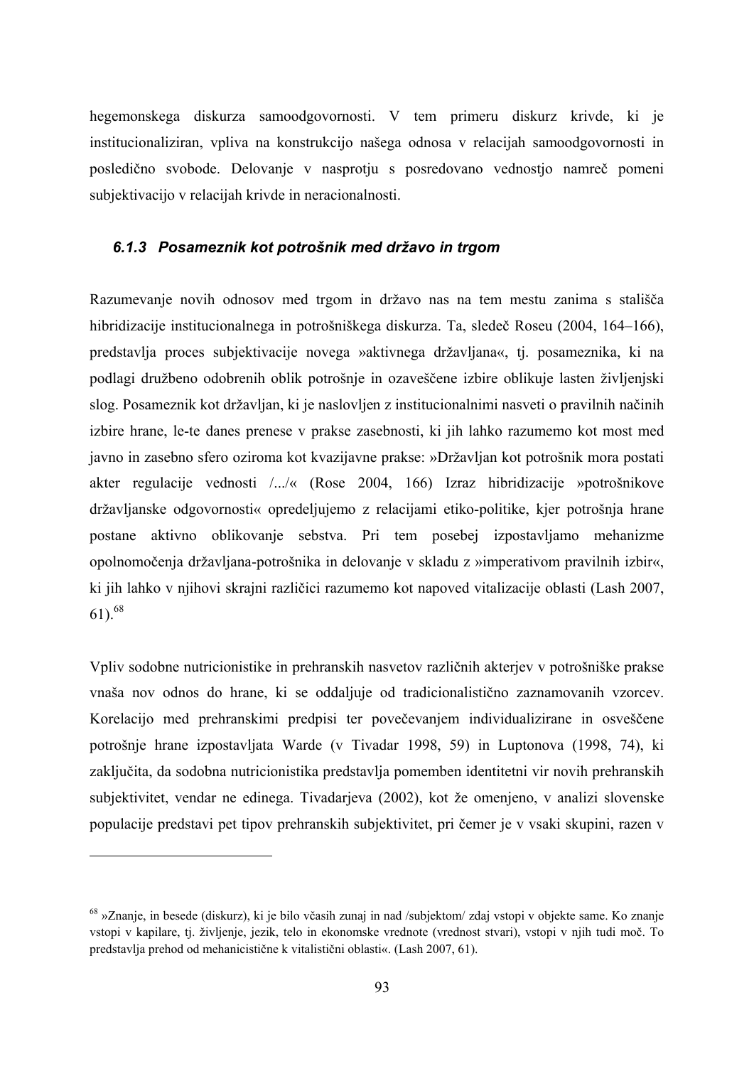hegemonskega diskurza samoodgovornosti. V tem primeru diskurz krivde, ki je institucionaliziran, vpliva na konstrukcijo našega odnosa v relacijah samoodgovornosti in posledično svobode. Delovanje v nasprotju s posredovano vrednostjo namreč pomeni subjektivacijo v relacijah krivde in neracionalnosti.

### *6.1.3 Posameznik kot potrošnik med državo in trgom*

Razumevanje novih odnosov med trgom in državo nas na tem mestu zanima s stališča hibridizacije institucionalnega in potrošniškega diskurza. Ta, sledeč Roseu (2004, 164–166), predstavlja proces subjektivacije novega »aktivnega državljana«, tj. posameznika, ki na podlagi družbeno odobrenih oblik potrošnje in ozaveščene izbire oblikuje lasten življenjski slog. Posameznik kot državljan, ki je naslovljen z institucionalnimi nasveti o pravilnih načinih izbire hrane, le-te danes prenese v prakse zasebnosti, ki jih lahko razumemo kot most med javno in zasebno sfero oziroma kot kvazijavne prakse: »Državljan kot potrošnik mora postati akter regulacije vrednosti /.../« (Rose 2004, 166) Izraz hibridizacije »potrošnikove državljanske odgovornosti« opredeljujemo z relacijami etiko-politike, kjer potrošnja hrane postane aktivno oblikovanje sebstva. Pri tem posebej izpostavljamo mehanizme opolnomočenja državljana-potrošnika in delovanje v skladu z »imperativom pravilnih izbir«, ki jih lahko v njihovi skrajni različici razumemo kot napoved vitalizacije oblasti (Lash 2007, 61).[68]

Vpliv sodobne nutricionistike in prehranskih nasvetov različnih akterjev v potrošniške prakse vnaša nov odnos do hrane, ki se oddaljuje od tradicionalistično zaznamovanih vzorcev. Korelacijo med prehranskimi predpisi ter povečevanjem individualizirane in osveščene potrošnje hrane izpostavljata Warde (v Tivadar 1998, 59) in Luptonova (1998, 74), ki zaključita, da sodobna nutricionistika predstavlja pomemben identitetni vir novih prehranskih subjektivitet, vendar ne edinega. Tivadarjeva (2002), kot že omenjeno, v analizi slovenske populacije predstavi pet tipov prehranskih subjektivitet, pri čemer je v vsaki skupini, razen v

---

[68] »Znanje, in besede (diskurz), ki je bilo včasih zunaj in nad /subjektom/ zdaj vstopi v objekte same. Ko znanje vstopi v kapilare, tj. življenje, jezik, telo in ekonomske vrednote (vrednost stvari), vstopi v njih tudi moč. To predstavlja prehod od mehanicistične k vitalistični oblasti«. (Lash 2007, 61).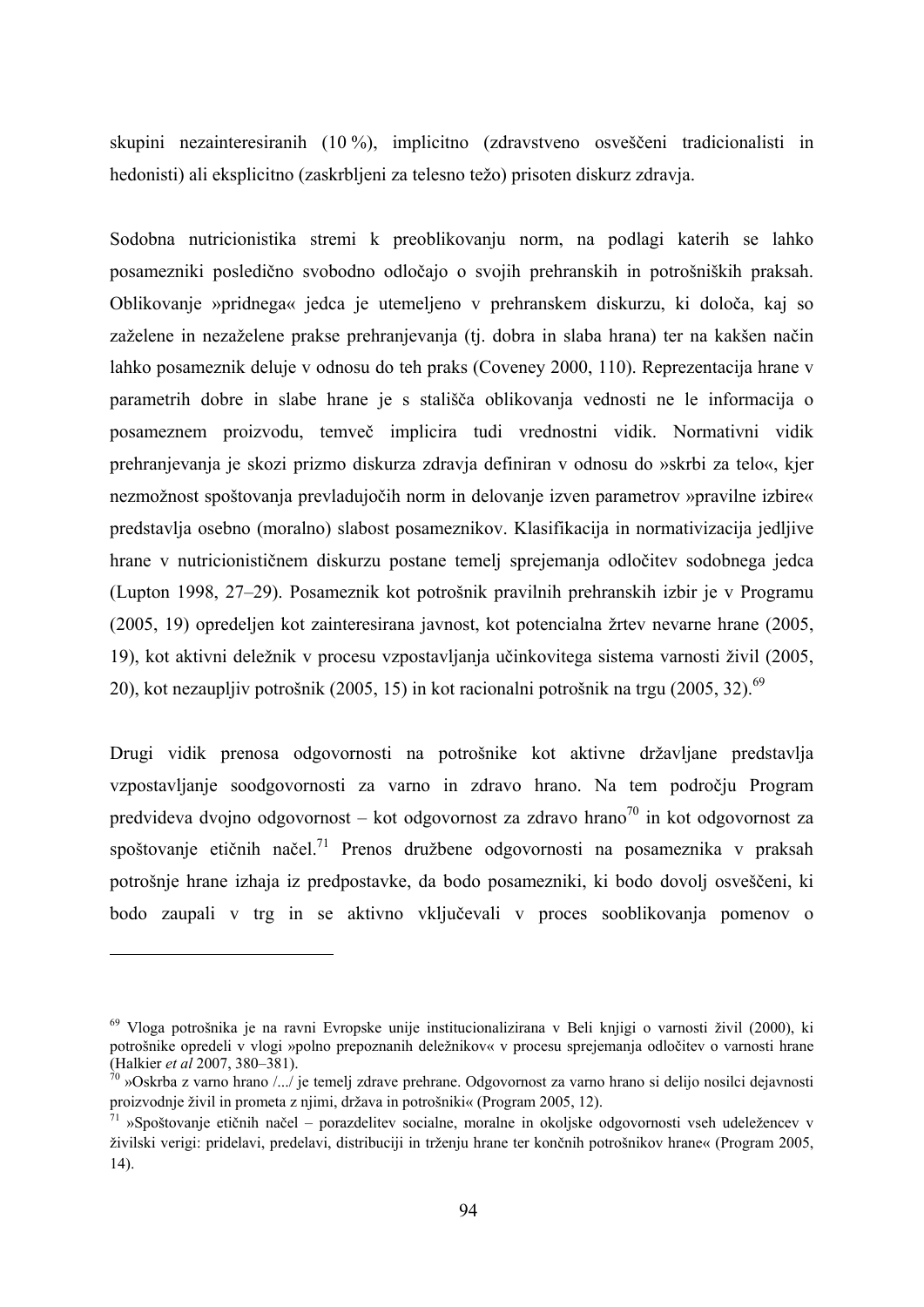skupini nezainteresiranih (10 %), implicitno (zdravstveno osveščeni tradicionalisti in hedonisti) ali eksplicitno (zaskrbljeni za telesno težo) prisoten diskurz zdravja.

Sodobna nutricionistika stremi k preoblikovanju norm, na podlagi katerih se lahko posamezniki posledično svobodno odločajo o svojih prehranskih in potrošniških praksah. Oblikovanje »pridnega« jedca je utemeljeno v prehranskem diskurzu, ki določa, kaj so zaželene in nezaželene prakse prehranjevanja (tj. dobra in slaba hrana) ter na kakšen način lahko posameznik deluje v odnosu do teh praks (Coveney 2000, 110). Reprezentacija hrane v parametrih dobre in slabe hrane je s stališča oblikovanja vednosti ne le informacija o posameznem proizvodu, temveč implicira tudi vrednostni vidik. Normativni vidik prehranjevanja je skozi prizmo diskurza zdravja definiran v odnosu do »skrbi za telo«, kjer nezmožnost spoštovanja prevladujočih norm in delovanje izven parametrov »pravilne izbire« predstavlja osebno (moralno) slabost posameznikov. Klasifikacija in normativizacija jedljive hrane v nutricionističnem diskurzu postane temelj sprejemanja odločitev sodobnega jedca (Lupton 1998, 27–29). Posameznik kot potrošnik pravilnih prehranskih izbir je v Programu (2005, 19) opredeljen kot zainteresirana javnost, kot potencialna žrtev nevarne hrane (2005, 19), kot aktivni deležnik v procesu vzpostavljanja učinkovitega sistema varnosti živil (2005, 20), kot nezaupljiv potrošnik (2005, 15) in kot racionalni potrošnik na trgu (2005, 32).[69]

Drugi vidik prenosa odgovornosti na potrošnike kot aktivne državljane predstavlja vzpostavljanje soodgovornosti za varno in zdravo hrano. Na tem področju Program predvideva dvojno odgovornost – kot odgovornost za zdravo hrano[70] in kot odgovornost za spoštovanje etičnih načel.[71] Prenos družbene odgovornosti na posameznika v praksah potrošnje hrane izhaja iz predpostavke, da bodo posamezniki, ki bodo dovolj osveščeni, ki bodo zaupali v trg in se aktivno vključevali v proces sooblikovanja pomenov o

---

[69] Vloga potrošnika je na ravni Evropske unije institucionalizirana v Beli knjigi o varnosti živil (2000), ki potrošnike opredeli v vlogi »polno prepoznanih deležnikov« v procesu sprejemanja odločitev o varnosti hrane (Halkier *et al* 2007, 380–381).

[70] »Oskrba z varno hrano /.../ je temelj zdrave prehrane. Odgovornost za varno hrano si delijo nosilci dejavnosti proizvodnje živil in prometa z njimi, država in potrošniki« (Program 2005, 12).

[71] »Spoštovanje etičnih načel – porazdelitev socialne, moralne in okoljske odgovornosti vseh udeležencev v živilski verigi: pridelavi, predelavi, distribuciji in trženju hrane ter končnih potrošnikov hrane« (Program 2005, 14).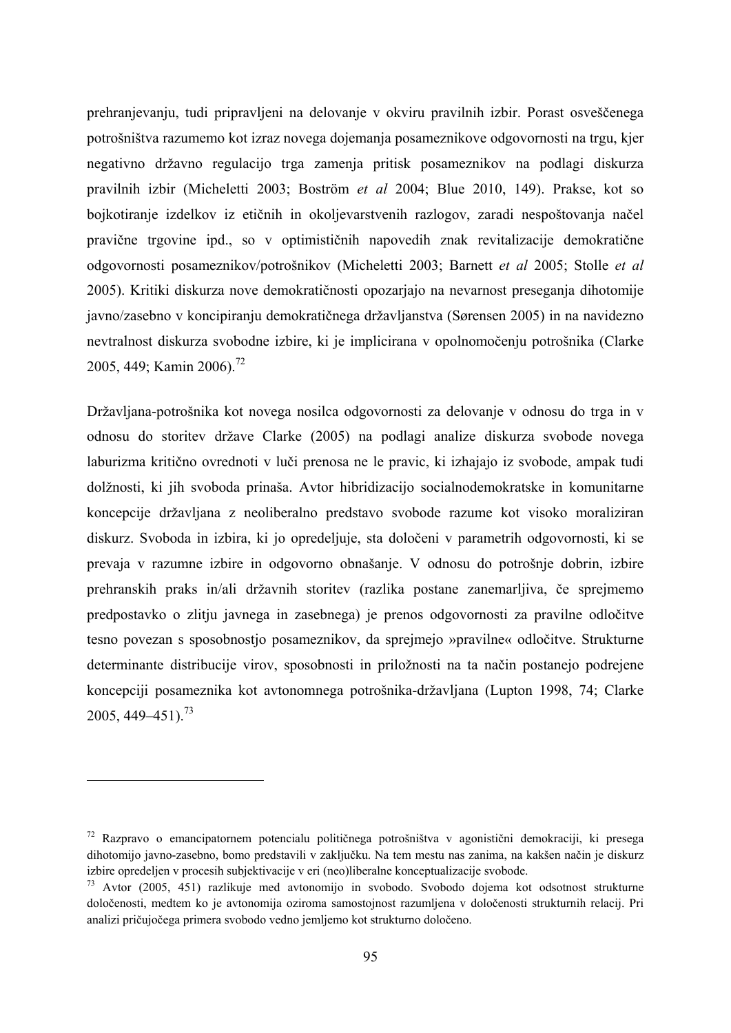prehranjevanju, tudi pripravljeni na delovanje v okviru pravilnih izbir. Porast osveščenega potrošništva razumemo kot izraz novega dojemanja posameznikove odgovornosti na trgu, kjer negativno državno regulacijo trga zamenja pritisk posameznikov na podlagi diskurza pravilnih izbir (Micheletti 2003; Boström *et al* 2004; Blue 2010, 149). Prakse, kot so bojkotiranje izdelkov iz etičnih in okoljevarstvenih razlogov, zaradi nespoštovanja načel pravične trgovine ipd., so v optimističnih napovedih znak revitalizacije demokratične odgovornosti posameznikov/potrošnikov (Micheletti 2003; Barnett *et al* 2005; Stolle *et al* 2005). Kritiki diskurza nove demokratičnosti opozarjajo na nevarnost preseganja dihotomije javno/zasebno v koncipiranju demokratičnega državljanstva (Sørensen 2005) in na navidezno nevtralnost diskurza svobodne izbire, ki je implicirana v opolnomočenju potrošnika (Clarke 2005, 449; Kamin 2006).[72]

Državljana-potrošnika kot novega nosilca odgovornosti za delovanje v odnosu do trga in v odnosu do storitev države Clarke (2005) na podlagi analize diskurza svobode novega laburizma kritično ovrednoti v luči prenosa ne le pravic, ki izhajajo iz svobode, ampak tudi dolžnosti, ki jih svoboda prinaša. Avtor hibridizacijo socialnodemokratske in komunitarne koncepcije državljana z neoliberalno predstavo svobode razume kot visoko moraliziran diskurz. Svoboda in izbira, ki jo opredeljuje, sta določeni v parametrih odgovornosti, ki se prevaja v razumne izbire in odgovorno obnašanje. V odnosu do potrošnje dobrin, izbire prehranskih praks in/ali državnih storitev (razlika postane zanemarljiva, če sprejmemo predpostavko o zlitju javnega in zasebnega) je prenos odgovornosti za pravilne odločitve tesno povezan s sposobnostjo posameznikov, da sprejmejo »pravilne« odločitve. Strukturne determinante distribucije virov, sposobnosti in priložnosti na ta način postanejo podrejene koncepciji posameznika kot avtonomnega potrošnika-državljana (Lupton 1998, 74; Clarke 2005, 449–451).[73]

---

[72] Razpravo o emancipatornem potencialu političnega potrošništva v agonistični demokraciji, ki presega dihotomijo javno-zasebno, bomo predstavili v zaključku. Na tem mestu nas zanima, na kakšen način je diskurz izbire opredeljen v procesih subjektivacije v eri (neo)liberalne konceptualizacije svobode.

[73] Avtor (2005, 451) razlikuje med avtonomijo in svobodo. Svobodo dojema kot odsotnost strukturne določenosti, medtem ko je avtonomija oziroma samostojnost razumljena v določenosti strukturnih relacij. Pri analizi pričujočega primera svobodo vedno jemljemo kot strukturno določeno.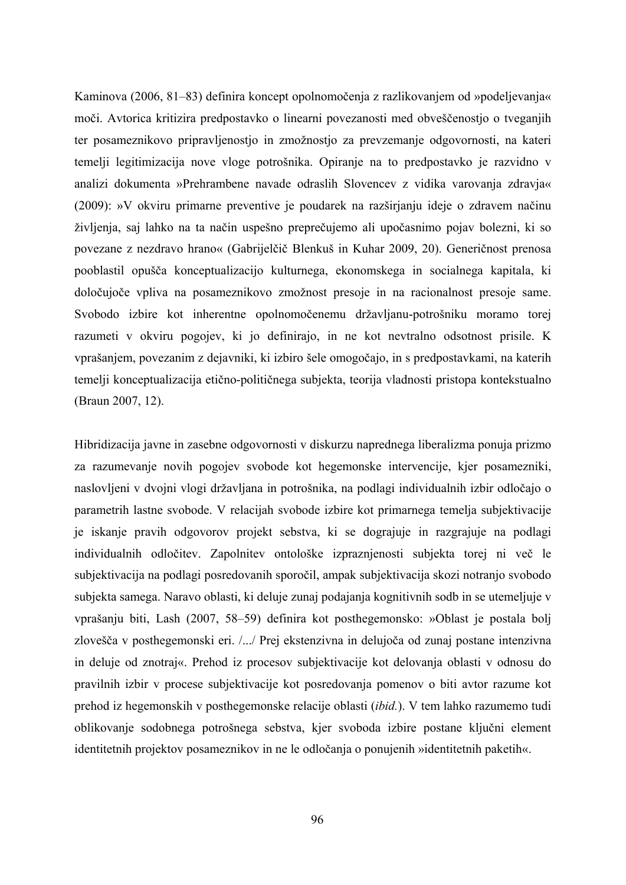Kaminova (2006, 81–83) definira koncept opolnomočenja z razlikovanjem od »podeljevanja« moči. Avtorica kritizira predpostavko o linearni povezanosti med obveščenostjo o tveganjih ter posameznikovo pripravljenostjo in zmožnostjo za prevzemanje odgovornosti, na kateri temelji legitimizacija nove vloge potrošnika. Opiranje na to predpostavko je razvidno v analizi dokumenta »Prehrambene navade odraslih Slovencev z vidika varovanja zdravja« (2009): »V okviru primarne preventive je poudarek na razširjanju ideje o zdravem načinu življenja, saj lahko na ta način uspešno preprečujemo ali upočasnimo pojav bolezni, ki so povezane z nezdravo hrano« (Gabrijelčič Blenkuš in Kuhar 2009, 20). Generičnost prenosa pooblastil opušča konceptualizacijo kulturnega, ekonomskega in socialnega kapitala, ki določujoče vpliva na posameznikovo zmožnost presoje in na racionalnost presoje same. Svobodo izbire kot inherentne opolnomočenemu državljanu-potrošniku moramo torej razumeti v okviru pogojev, ki jo definirajo, in ne kot nevtralno odsotnost prisile. K vprašanjem, povezanim z dejavniki, ki izbiro šele omogočajo, in s predpostavkami, na katerih temelji konceptualizacija etično-političnega subjekta, teorija vladnosti pristopa kontekstualno (Braun 2007, 12).

Hibridizacija javne in zasebne odgovornosti v diskurzu naprednega liberalizma ponuja prizmo za razumevanje novih pogojev svobode kot hegemonske intervencije, kjer posamezniki, naslovljeni v dvojni vlogi državljana in potrošnika, na podlagi individualnih izbir odločajo o parametrih lastne svobode. V relacijah svobode izbire kot primarnega temelja subjektivacije je iskanje pravih odgovorov projekt sebstva, ki se dograjuje in razgrajuje na podlagi individualnih odločitev. Zapolnitev ontološke izpraznjenosti subjekta torej ni več le subjektivacija na podlagi posredovanih sporočil, ampak subjektivacija skozi notranjo svobodo subjekta samega. Naravo oblasti, ki deluje zunaj podajanja kognitivnih sodb in se utemeljuje v vprašanju biti, Lash (2007, 58–59) definira kot posthegemonsko: »Oblast je postala bolj zlovešča v posthegemonski eri. /.../ Prej ekstenzivna in delujoča od zunaj postane intenzivna in deluje od znotraj«. Prehod iz procesov subjektivacije kot delovanja oblasti v odnosu do pravilnih izbir v procese subjektivacije kot posredovanja pomenov o biti avtor razume kot prehod iz hegemonskih v posthegemonske relacije oblasti (*ibid.*). V tem lahko razumemo tudi oblikovanje sodobnega potrošnega sebstva, kjer svoboda izbire postane ključni element identitetnih projektov posameznikov in ne le odločanja o ponujenih »identitetnih paketih«.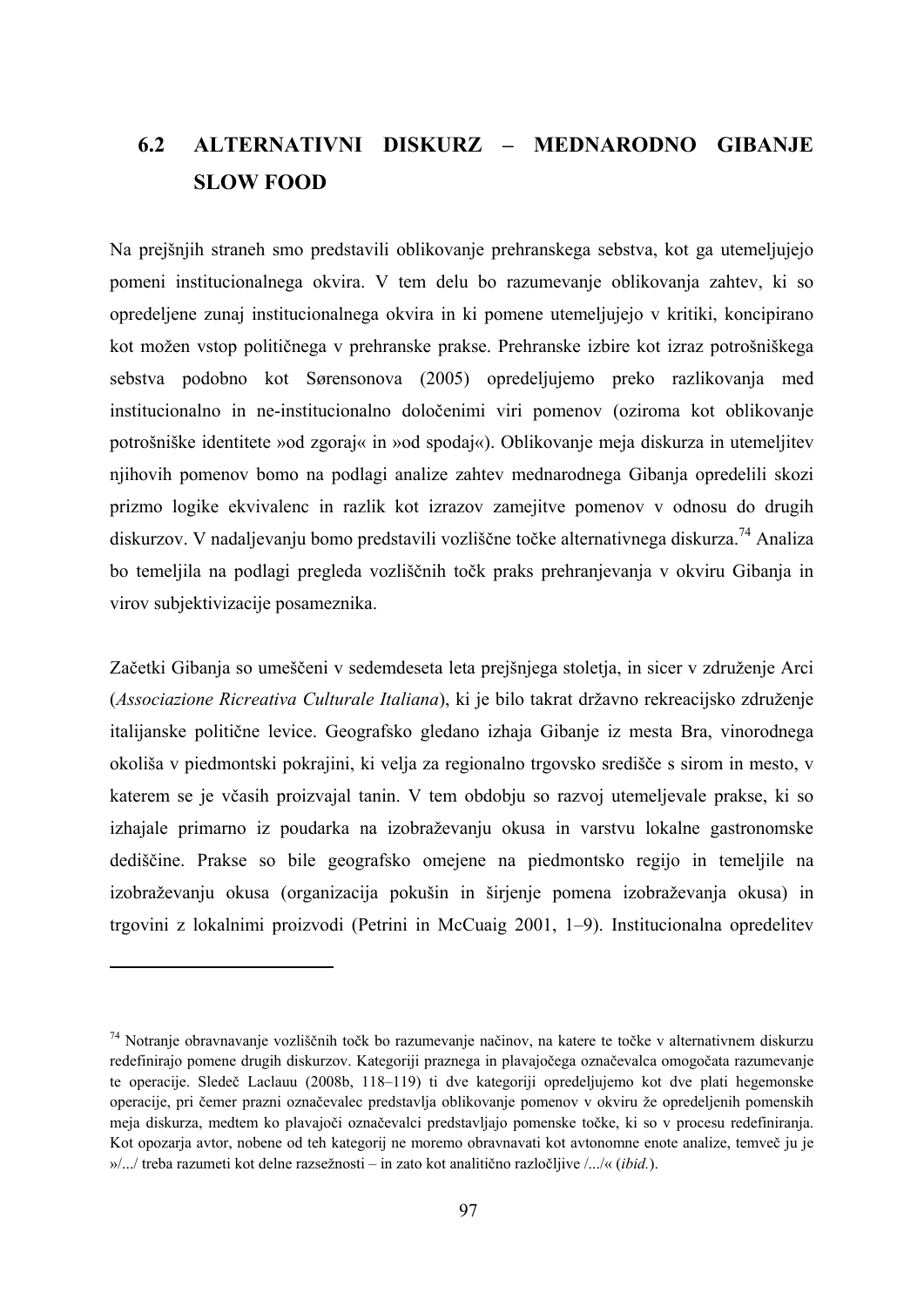## 6.2 ALTERNATIVNI DISKURZ – MEDNARODNO GIBANJE SLOW FOOD

Na prejšnjih straneh smo predstavili oblikovanje prehranskega sebstva, kot ga utemeljujejo pomeni institucionalnega okvira. V tem delu bo razumevanje oblikovanja zahtev, ki so opredeljene zunaj institucionalnega okvira in ki pomene utemeljujejo v kritiki, koncipirano kot možen vstop političnega v prehranske prakse. Prehranske izbire kot izraz potrošniškega sebstva podobno kot Sørensonova (2005) opredeljujemo preko razlikovanja med institucionalno in ne-institucionalno določenimi viri pomenov (oziroma kot oblikovanje potrošniške identitete »od zgoraj« in »od spodaj«). Oblikovanje meja diskurza in utemeljitev njihovih pomenov bomo na podlagi analize zahtev mednarodnega Gibanja opredelili skozi prizmo logike ekvivalenc in razlik kot izrazov zamejitve pomenov v odnosu do drugih diskurzov. V nadaljevanju bomo predstavili vozliščne točke alternativnega diskurza.[74] Analiza bo temeljila na podlagi pregleda vozliščnih točk praks prehranjevanja v okviru Gibanja in virov subjektivizacije posameznika.

Začetki Gibanja so umeščeni v sedemdeseta leta prejšnjega stoletja, in sicer v združenje Arci (*Associazione Ricreativa Culturale Italiana*), ki je bilo takrat državno rekreacijsko združenje italijanske politične levice. Geografsko gledano izhaja Gibanje iz mesta Bra, vinorodnega okoliša v piedmontski pokrajini, ki velja za regionalno trgovsko središče s sirom in mesto, v katerem se je včasih proizvajal tanin. V tem obdobju so razvoj utemeljevale prakse, ki so izhajale primarno iz poudarka na izobraževanju okusa in varstvu lokalne gastronomske dediščine. Prakse so bile geografsko omejene na piedmontsko regijo in temeljile na izobraževanju okusa (organizacija pokušin in širjenje pomena izobraževanja okusa) in trgovini z lokalnimi proizvodi (Petrini in McCuaig 2001, 1–9). Institucionalna opredelitev

---

[74] Notranje obravnavanje vozliščnih točk bo razumevanje načinov, na katere te točke v alternativnem diskurzu redefinirajo pomene drugih diskurzov. Kategoriji praznega in plavajočega označevalca omogočata razumevanje te operacije. Sledeč Laclauu (2008b, 118–119) ti dve kategoriji opredeljujemo kot dve plati hegemonske operacije, pri čemer prazni označevalec predstavlja oblikovanje pomenov v okviru že opredeljenih pomenskih meja diskurza, medtem ko plavajoči označevalci predstavljajo pomenske točke, ki so v procesu redefiniranja. Kot opozarja avtor, nobene od teh kategorij ne moremo obravnavati kot avtonomne enote analize, temveč ju je »/.../ treba razumeti kot delne razsežnosti – in zato kot analitično razločljive /.../« (*ibid.*).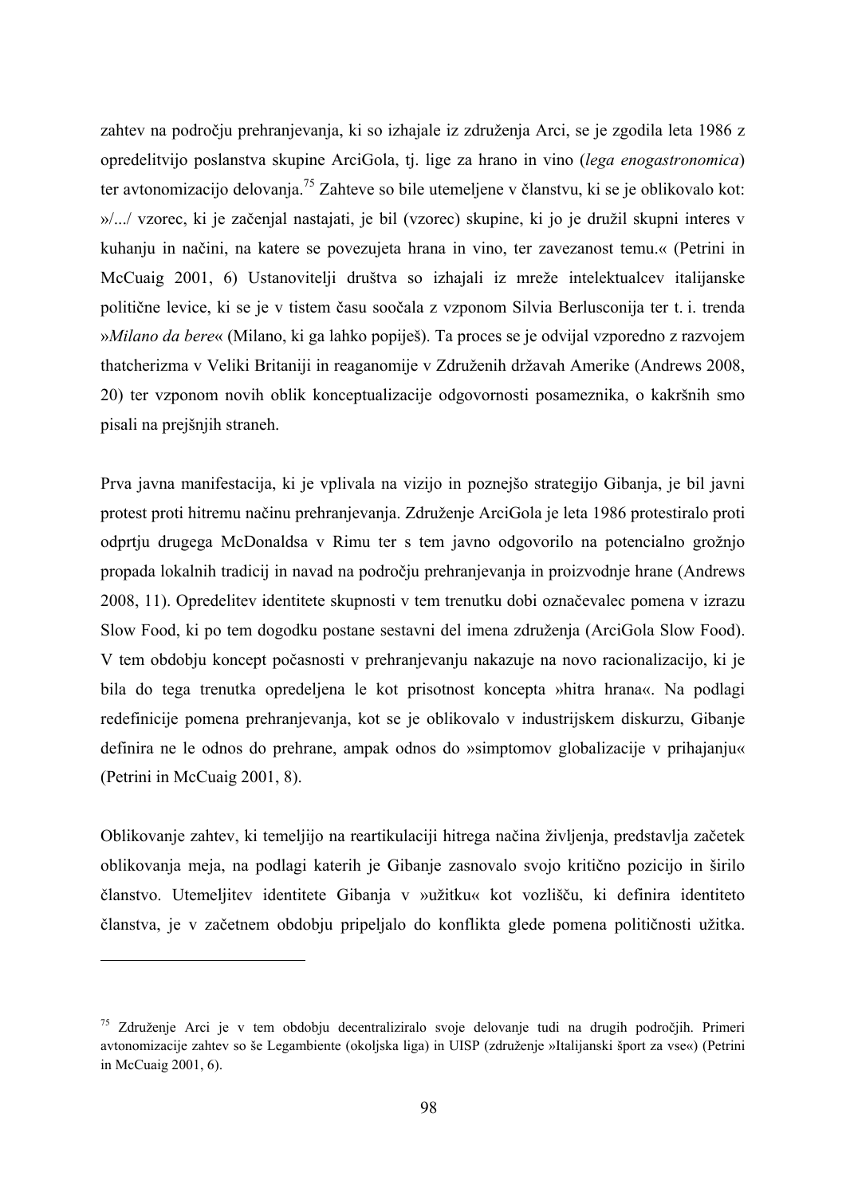zahtev na področju prehranjevanja, ki so izhajale iz združenja Arci, se je zgodila leta 1986 z opredelitvijo poslanstva skupine ArciGola, tj. lige za hrano in vino (*lega enogastronomica*) ter avtonomizacijo delovanja.[75] Zahteve so bile utemeljene v članstvu, ki se je oblikovalo kot: »/.../ vzorec, ki je začenjal nastajati, je bil (vzorec) skupine, ki jo je družil skupni interes v kuhanju in načini, na katere se povezujeta hrana in vino, ter zavezanost temu.« (Petrini in McCuaig 2001, 6) Ustanovitelji društva so izhajali iz mreže intelektualcev italijanske politične levice, ki se je v tistem času soočala z vzponom Silvia Berlusconija ter t. i. trenda »*Milano da bere*« (Milano, ki ga lahko popiješ). Ta proces se je odvijal vzporedno z razvojem thatcherizma v Veliki Britaniji in reaganomije v Združenih državah Amerike (Andrews 2008, 20) ter vzponom novih oblik konceptualizacije odgovornosti posameznika, o kakršnih smo pisali na prejšnjih straneh.

Prva javna manifestacija, ki je vplivala na vizijo in poznejšo strategijo Gibanja, je bil javni protest proti hitremu načinu prehranjevanja. Združenje ArciGola je leta 1986 protestiralo proti odprtju drugega McDonaldsa v Rimu ter s tem javno odgovorilo na potencialno grožnjo propada lokalnih tradicij in navad na področju prehranjevanja in proizvodnje hrane (Andrews 2008, 11). Opredelitev identitete skupnosti v tem trenutku dobi označevalec pomena v izrazu Slow Food, ki po tem dogodku postane sestavni del imena združenja (ArciGola Slow Food). V tem obdobju koncept počasnosti v prehranjevanju nakazuje na novo racionalizacijo, ki je bila do tega trenutka opredeljena le kot prisotnost koncepta »hitra hrana«. Na podlagi redefinicije pomena prehranjevanja, kot se je oblikovalo v industrijskem diskurzu, Gibanje definira ne le odnos do prehrane, ampak odnos do »simptomov globalizacije v prihajanju« (Petrini in McCuaig 2001, 8).

Oblikovanje zahtev, ki temeljijo na reartikulaciji hitrega načina življenja, predstavlja začetek oblikovanja meja, na podlagi katerih je Gibanje zasnovalo svojo kritično pozicijo in širilo članstvo. Utemeljitev identitete Gibanja v »užitku« kot vozlišču, ki definira identiteto članstva, je v začetnem obdobju pripeljalo do konflikta glede pomena političnosti užitka.

---

[75] Združenje Arci je v tem obdobju decentraliziralo svoje delovanje tudi na drugih področjih. Primeri avtonomizacije zahtev so še Legambiente (okoljska liga) in UISP (združenje »Italijanski šport za vse«) (Petrini in McCuaig 2001, 6).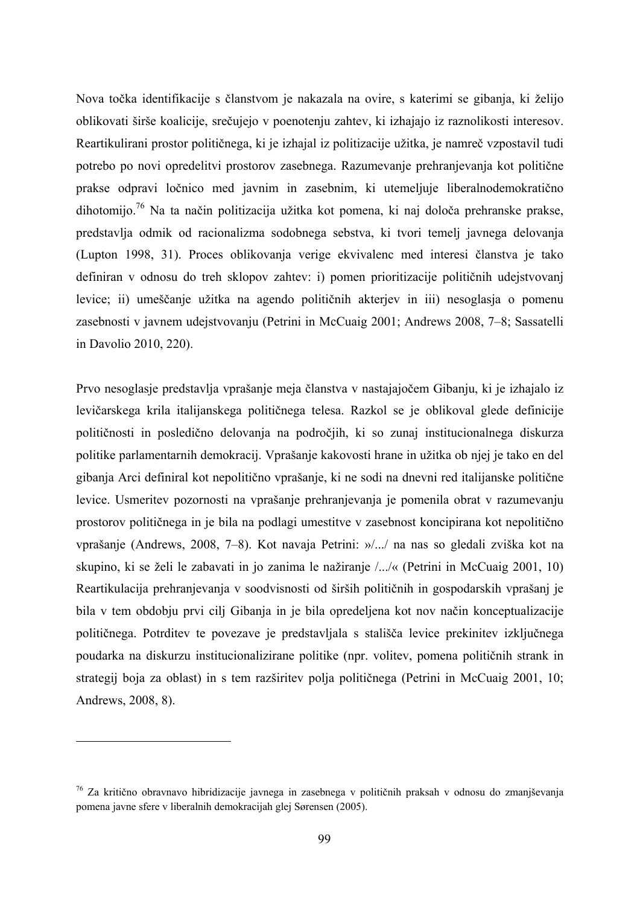Nova točka identifikacije s članstvom je nakazala na ovire, s katerimi se gibanja, ki želijo oblikovati širše koalicije, srečujejo v poenotenju zahtev, ki izhajajo iz raznolikosti interesov. Reartikulirani prostor političnega, ki je izhajal iz politizacije užitka, je namreč vzpostavil tudi potrebo po novi opredelitvi prostorov zasebnega. Razumevanje prehranjevanja kot politične prakse odpravi ločnico med javnim in zasebnim, ki utemeljuje liberalnodemokratično dihotomijo.[76] Na ta način politizacija užitka kot pomena, ki naj določa prehranske prakse, predstavlja odmik od racionalizma sodobnega sebstva, ki tvori temelj javnega delovanja (Lupton 1998, 31). Proces oblikovanja verige ekvivalenc med interesi članstva je tako definiran v odnosu do treh sklopov zahtev: i) pomen prioritizacije političnih udejstvovanj levice; ii) umeščanje užitka na agendo političnih akterjev in iii) nesoglasja o pomenu zasebnosti v javnem udejstvovanju (Petrini in McCuaig 2001; Andrews 2008, 7–8; Sassatelli in Davolio 2010, 220).

Prvo nesoglasje predstavlja vprašanje meja članstva v nastajajočem Gibanju, ki je izhajalo iz levičarskega krila italijanskega političnega telesa. Razkol se je oblikoval glede definicije političnosti in posledično delovanja na področjih, ki so zunaj institucionalnega diskurza politike parlamentarnih demokracij. Vprašanje kakovosti hrane in užitka ob njej je tako en del gibanja Arci definiral kot nepolitično vprašanje, ki ne sodi na dnevni red italijanske politične levice. Usmeritev pozornosti na vprašanje prehranjevanja je pomenila obrat v razumevanju prostorov političnega in je bila na podlagi umestitve v zasebnost koncipirana kot nepolitično vprašanje (Andrews, 2008, 7–8). Kot navaja Petrini: »/.../ na nas so gledali zviška kot na skupino, ki se želi le zabavati in jo zanima le nažiranje /.../« (Petrini in McCuaig 2001, 10) Reartikulacija prehranjevanja v soodvisnosti od širših političnih in gospodarskih vprašanj je bila v tem obdobju prvi cilj Gibanja in je bila opredeljena kot nov način konceptualizacije političnega. Potrditev te povezave je predstavljala s stališča levice prekinitev izključnega poudarka na diskurzu institucionalizirane politike (npr. volitev, pomena političnih strank in strategij boja za oblast) in s tem razširitev polja političnega (Petrini in McCuaig 2001, 10; Andrews, 2008, 8).

---

[76] Za kritično obravnavo hibridizacije javnega in zasebnega v političnih praksah v odnosu do zmanjševanja pomena javne sfere v liberalnih demokracijah glej Sørensen (2005).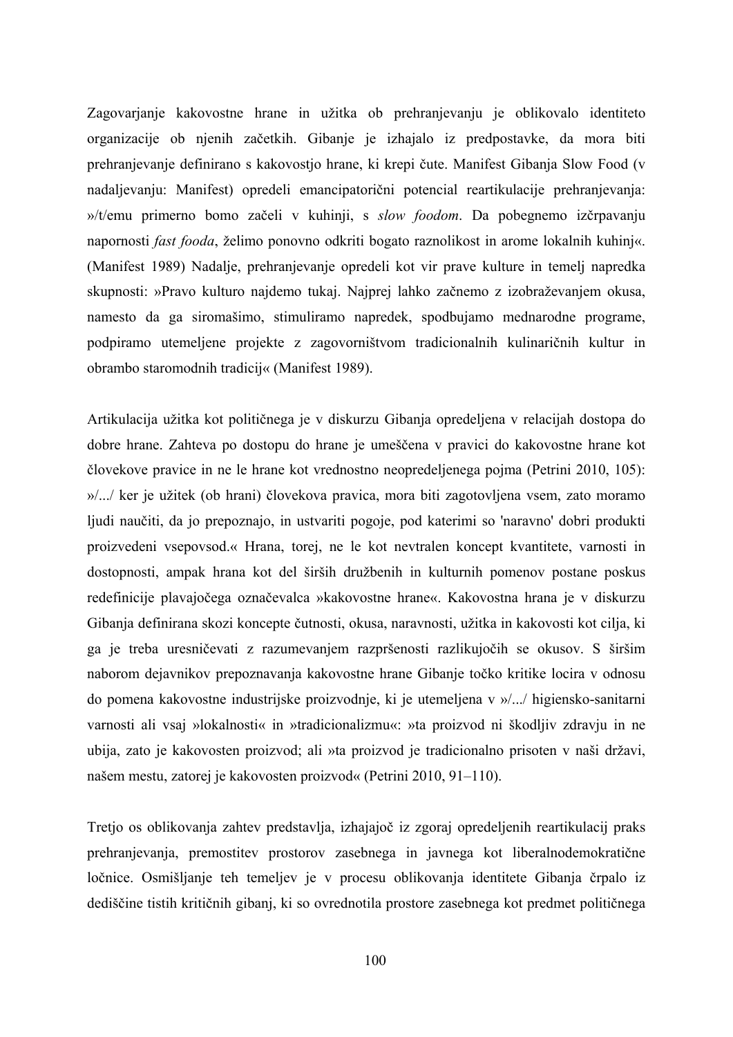Zagovarjanje kakovostne hrane in užitka ob prehranjevanju je oblikovalo identiteto organizacije ob njenih začetkih. Gibanje je izhajalo iz predpostavke, da mora biti prehranjevanje definirano s kakovostjo hrane, ki krepi čute. Manifest Gibanja Slow Food (v nadaljevanju: Manifest) opredeli emancipatorični potencial reartikulacije prehranjevanja: »/t/emu primerno bomo začeli v kuhinji, s *slow foodom*. Da pobegnemo izčrpavanju napornosti *fast fooda*, želimo ponovno odkriti bogato raznolikost in arome lokalnih kuhinj«. (Manifest 1989) Nadalje, prehranjevanje opredeli kot vir prave kulture in temelj napredka skupnosti: »Pravo kulturo najdemo tukaj. Najprej lahko začnemo z izobraževanjem okusa, namesto da ga siromašimo, stimuliramo napredek, spodbujamo mednarodne programe, podpiramo utemeljene projekte z zagovorništvom tradicionalnih kulinaričnih kultur in obrambo staromodnih tradicij« (Manifest 1989).

Artikulacija užitka kot političnega je v diskurzu Gibanja opredeljena v relacijah dostopa do dobre hrane. Zahteva po dostopu do hrane je umeščena v pravici do kakovostne hrane kot človekove pravice in ne le hrane kot vrednostno neopredeljenega pojma (Petrini 2010, 105): »/.../ ker je užitek (ob hrani) človekova pravica, mora biti zagotovljena vsem, zato moramo ljudi naučiti, da jo prepoznajo, in ustvariti pogoje, pod katerimi so 'naravno' dobri produkti proizvedeni vsepovsod.« Hrana, torej, ne le kot nevtralen koncept kvantitete, varnosti in dostopnosti, ampak hrana kot del širših družbenih in kulturnih pomenov postane poskus redefinicije plavajočega označevalca »kakovostne hrane«. Kakovostna hrana je v diskurzu Gibanja definirana skozi koncepte čutnosti, okusa, naravnosti, užitka in kakovosti kot cilja, ki ga je treba uresničevati z razumevanjem razpršenosti razlikujočih se okusov. S širšim naborom dejavnikov prepoznavanja kakovostne hrane Gibanje točko kritike locira v odnosu do pomena kakovostne industrijske proizvodnje, ki je utemeljena v »/.../ higiensko-sanitarni varnosti ali vsaj »lokalnosti« in »tradicionalizmu«: »ta proizvod ni škodljiv zdravju in ne ubija, zato je kakovosten proizvod; ali »ta proizvod je tradicionalno prisoten v naši državi, našem mestu, zatorej je kakovosten proizvod« (Petrini 2010, 91–110).

Tretjo os oblikovanja zahtev predstavlja, izhajajoč iz zgoraj opredeljenih reartikulacij praks prehranjevanja, premostitev prostorov zasebnega in javnega kot liberalnodemokratične ločnice. Osmišljanje teh temeljev je v procesu oblikovanja identitete Gibanja črpalo iz dediščine tistih kritičnih gibanj, ki so ovrednotila prostore zasebnega kot predmet političnega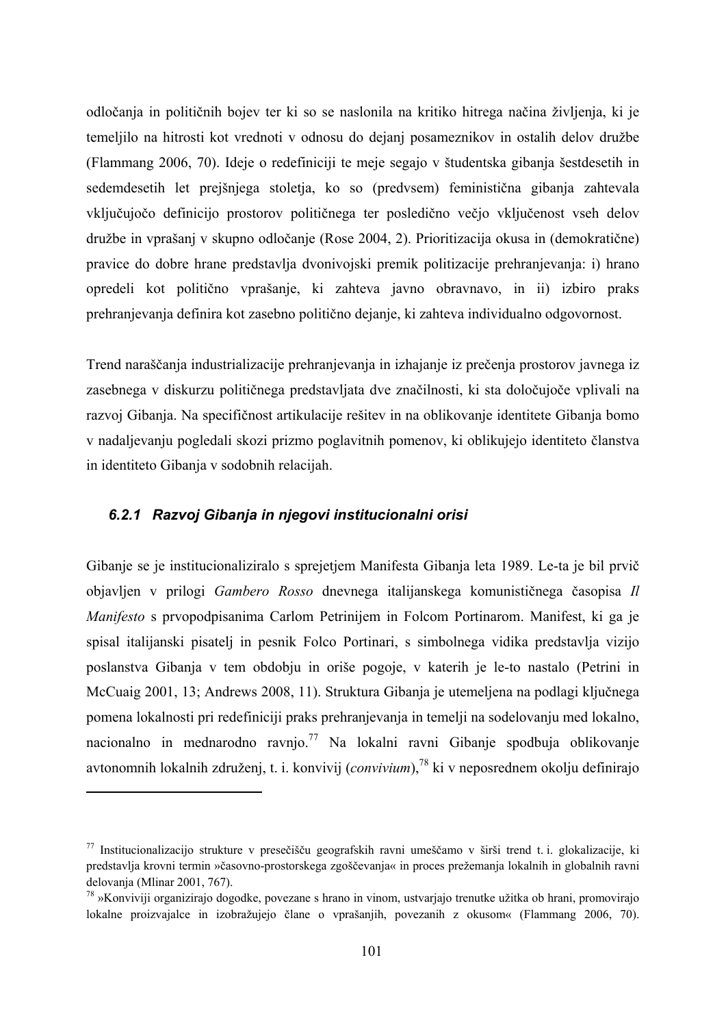odločanja in političnih bojev ter ki so se naslonila na kritiko hitrega načina življenja, ki je temeljilo na hitrosti kot vrednoti v odnosu do dejanj posameznikov in ostalih delov družbe (Flammang 2006, 70). Ideje o redefiniciji te meje segajo v študentska gibanja šestdesetih in sedemdesetih let prejšnjega stoletja, ko so (predvsem) feministična gibanja zahtevala vključujočo definicijo prostorov političnega ter posledično večjo vključenost vseh delov družbe in vprašanj v skupno odločanje (Rose 2004, 2). Prioritizacija okusa in (demokratične) pravice do dobre hrane predstavlja dvonivojski premik politizacije prehranjevanja: i) hrano opredeli kot politično vprašanje, ki zahteva javno obravnavo, in ii) izbiro praks prehranjevanja definira kot zasebno politično dejanje, ki zahteva individualno odgovornost.

Trend naraščanja industrializacije prehranjevanja in izhajanje iz prečenja prostorov javnega iz zasebnega v diskurzu političnega predstavljata dve značilnosti, ki sta določujoče vplivali na razvoj Gibanja. Na specifičnost artikulacije rešitev in na oblikovanje identitete Gibanja bomo v nadaljevanju pogledali skozi prizmo poglavitnih pomenov, ki oblikujejo identiteto članstva in identiteto Gibanja v sodobnih relacijah.

### *6.2.1 Razvoj Gibanja in njegovi institucionalni orisi*

Gibanje se je institucionaliziralo s sprejetjem Manifesta Gibanja leta 1989. Le-ta je bil prvič objavljen v prilogi *Gambero Rosso* dnevnega italijanskega komunističnega časopisa *Il Manifesto* s prvopodpisanima Carlom Petrinijem in Folcom Portinarom. Manifest, ki ga je spisal italijanski pisatelj in pesnik Folco Portinari, s simbolnega vidika predstavlja vizijo poslanstva Gibanja v tem obdobju in oriše pogoje, v katerih je le-to nastalo (Petrini in McCuaig 2001, 13; Andrews 2008, 11). Struktura Gibanja je utemeljena na podlagi ključnega pomena lokalnosti pri redefiniciji praks prehranjevanja in temelji na sodelovanju med lokalno, nacionalno in mednarodno ravnjo.[77] Na lokalni ravni Gibanje spodbuja oblikovanje avtonomnih lokalnih združenj, t. i. konvivij (*convivium*),[78] ki v neposrednem okolju definirajo

---

[77] Institucionalizacijo strukture v presečišču geografskih ravni umeščamo v širši trend t. i. glokalizacije, ki predstavlja krovni termin »časovno-prostorskega zgoščevanja« in proces prežemanja lokalnih in globalnih ravni delovanja (Mlinar 2001, 767).

[78] »Konviviji organizirajo dogodke, povezane s hrano in vinom, ustvarjajo trenutke užitka ob hrani, promovirajo lokalne proizvajalce in izobražujejo člane o vprašanjih, povezanih z okusom« (Flammang 2006, 70).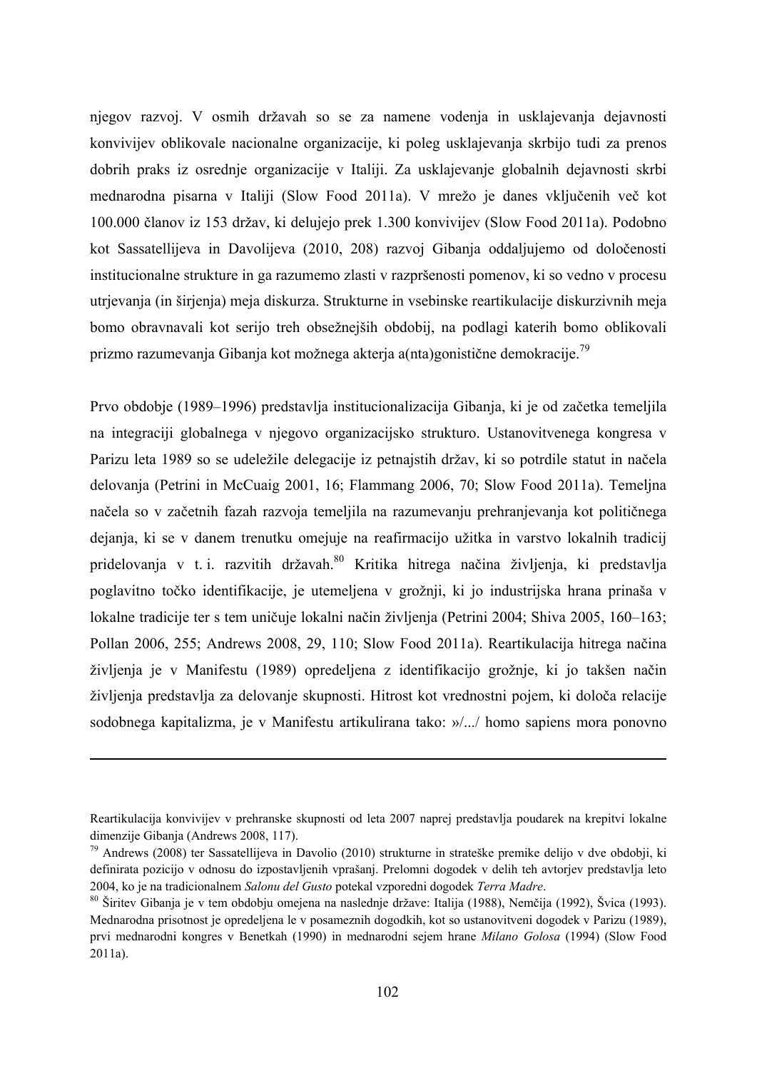njegov razvoj. V osmih državah so se za namene vodenja in usklajevanja dejavnosti konvivijev oblikovale nacionalne organizacije, ki poleg usklajevanja skrbijo tudi za prenos dobrih praks iz osrednje organizacije v Italiji. Za usklajevanje globalnih dejavnosti skrbi mednarodna pisarna v Italiji (Slow Food 2011a). V mrežo je danes vključenih več kot 100.000 članov iz 153 držav, ki delujejo prek 1.300 konvivijev (Slow Food 2011a). Podobno kot Sassatellijeva in Davolijeva (2010, 208) razvoj Gibanja oddaljujemo od določenosti institucionalne strukture in ga razumemo zlasti v razpršenosti pomenov, ki so vedno v procesu utrjevanja (in širjenja) meja diskurza. Strukturne in vsebinske reartikulacije diskurzivnih meja bomo obravnavali kot serijo treh obsežnejših obdobij, na podlagi katerih bomo oblikovali prizmo razumevanja Gibanja kot možnega akterja a(nta)gonistične demokracije.[79]

Prvo obdobje (1989–1996) predstavlja institucionalizacija Gibanja, ki je od začetka temeljila na integraciji globalnega v njegovo organizacijsko strukturo. Ustanovitvenega kongresa v Parizu leta 1989 so se udeležile delegacije iz petnajstih držav, ki so potrdile statut in načela delovanja (Petrini in McCuaig 2001, 16; Flammang 2006, 70; Slow Food 2011a). Temeljna načela so v začetnih fazah razvoja temeljila na razumevanju prehranjevanja kot političnega dejanja, ki se v danem trenutku omejuje na reafirmacijo užitka in varstvo lokalnih tradicij pridelovanja v t. i. razvitih državah.[80] Kritika hitrega načina življenja, ki predstavlja poglavitno točko identifikacije, je utemeljena v grožnji, ki jo industrijska hrana prinaša v lokalne tradicije ter s tem uničuje lokalni način življenja (Petrini 2004; Shiva 2005, 160–163; Pollan 2006, 255; Andrews 2008, 29, 110; Slow Food 2011a). Reartikulacija hitrega načina življenja je v Manifestu (1989) opredeljena z identifikacijo grožnje, ki jo takšen način življenja predstavlja za delovanje skupnosti. Hitrost kot vrednostni pojem, ki določa relacije sodobnega kapitalizma, je v Manifestu artikulirana tako: »/.../ homo sapiens mora ponovno

---

Reartikulacija konvivijev v prehranske skupnosti od leta 2007 naprej predstavlja poudarek na krepitvi lokalne dimenzije Gibanja (Andrews 2008, 117).

[79] Andrews (2008) ter Sassatellijeva in Davolio (2010) strukturne in strateške premike delijo v dve obdobji, ki definirata pozicijo v odnosu do izpostavljenih vprašanj. Prelomni dogodek v delih teh avtorjev predstavlja leto 2004, ko je na tradicionalnem *Salonu del Gusto* potekal vzporedni dogodek *Terra Madre*.

[80] Širitev Gibanja je v tem obdobju omejena na naslednje države: Italija (1988), Nemčija (1992), Švica (1993). Mednarodna prisotnost je opredeljena le v posameznih dogodkih, kot so ustanovitveni dogodek v Parizu (1989), prvi mednarodni kongres v Benetkah (1990) in mednarodni sejem hrane *Milano Golosa* (1994) (Slow Food 2011a).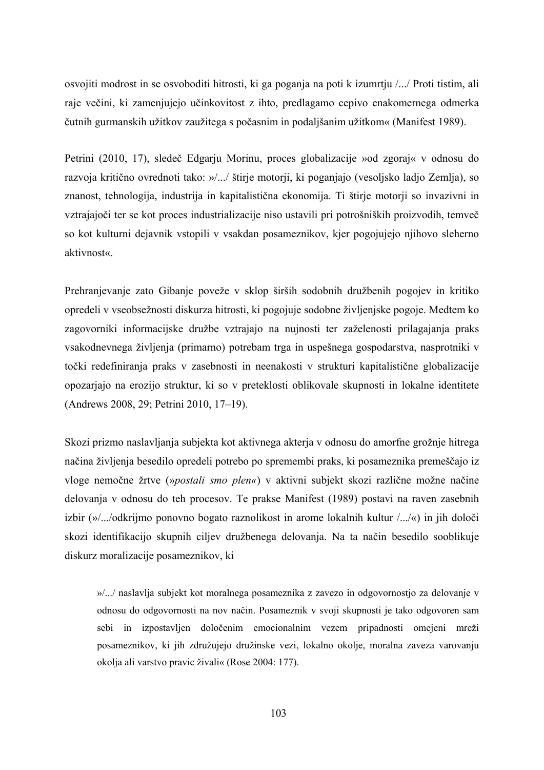osvojiti modrost in se osvoboditi hitrosti, ki ga poganja na poti k izumrtju /.../ Proti tistim, ali raje večini, ki zamenjujejo učinkovitost z ihto, predlagamo cepivo enakomernega odmerka čutnih gurmanskih užitkov zaužitega s počasnim in podaljšanim užitkom« (Manifest 1989).

Petrini (2010, 17), sledeč Edgarju Morinu, proces globalizacije »od zgoraj« v odnosu do razvoja kritično ovrednoti tako: »/.../ štirje motorji, ki poganjajo (vesoljsko ladjo Zemlja), so znanost, tehnologija, industrija in kapitalistična ekonomija. Ti štirje motorji so invazivni in vztrajajoči ter se kot proces industrializacije niso ustavili pri potrošniških proizvodih, temveč so kot kulturni dejavnik vstopili v vsakdan posameznikov, kjer pogojujejo njihovo sleherno aktivnost«.

Prehranjevanje zato Gibanje poveže v sklop širših sodobnih družbenih pogojev in kritiko opredeli v vseobsežnosti diskurza hitrosti, ki pogojuje sodobne življenjske pogoje. Medtem ko zagovorniki informacijske družbe vztrajajo na nujnosti ter zaželenosti prilagajanja praks vsakodnevnega življenja (primarno) potrebam trga in uspešnega gospodarstva, nasprotniki v točki redefiniranja praks v zasebnosti in neenakosti v strukturi kapitalistične globalizacije opozarjajo na erozijo struktur, ki so v preteklosti oblikovale skupnosti in lokalne identitete (Andrews 2008, 29; Petrini 2010, 17–19).

Skozi prizmo naslavljanja subjekta kot aktivnega akterja v odnosu do amorfne grožnje hitrega načina življenja besedilo opredeli potrebo po spremembi praks, ki posameznika premeščajo iz vloge nemočne žrtve (»*postali smo plen«*) v aktivni subjekt skozi različne možne načine delovanja v odnosu do teh procesov. Te prakse Manifest (1989) postavi na raven zasebnih izbir (»/.../odkrijmo ponovno bogato raznolikost in arome lokalnih kultur /.../«) in jih določi skozi identifikacijo skupnih ciljev družbenega delovanja. Na ta način besedilo sooblikuje diskurz moralizacije posameznikov, ki

> »/.../ naslavlja subjekt kot moralnega posameznika z zavezo in odgovornostjo za delovanje v odnosu do odgovornosti na nov način. Posameznik v svoji skupnosti je tako odgovoren sam sebi in izpostavljen določenim emocionalnim vezem pripadnosti omejeni mreži posameznikov, ki jih združujejo družinske vezi, lokalno okolje, moralna zaveza varovanju okolja ali varstvo pravic živali« (Rose 2004: 177).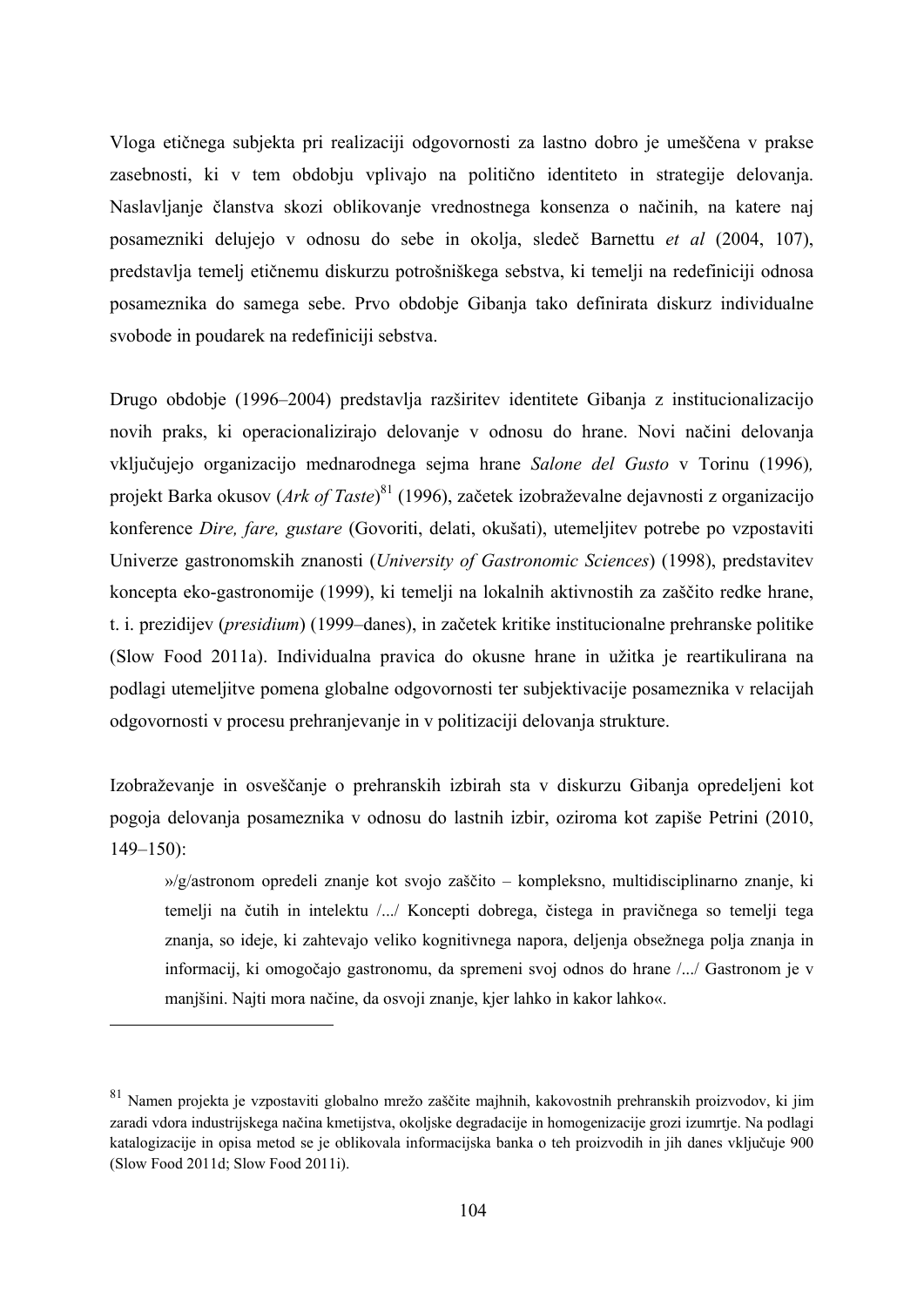Vloga etičnega subjekta pri realizaciji odgovornosti za lastno dobro je umeščena v prakse zasebnosti, ki v tem obdobju vplivajo na politično identiteto in strategije delovanja. Naslavljanje članstva skozi oblikovanje vrednostnega konsenza o načinih, na katere naj posamezniki delujejo v odnosu do sebe in okolja, sledeč Barnettu *et al* (2004, 107), predstavlja temelj etičnemu diskurzu potrošniškega sebstva, ki temelji na redefiniciji odnosa posameznika do samega sebe. Prvo obdobje Gibanja tako definirata diskurz individualne svobode in poudarek na redefiniciji sebstva.

Drugo obdobje (1996–2004) predstavlja razširitev identitete Gibanja z institucionalizacijo novih praks, ki operacionalizirajo delovanje v odnosu do hrane. Novi načini delovanja vključujejo organizacijo mednarodnega sejma hrane *Salone del Gusto* v Torinu (1996), projekt Barka okusov (*Ark of Taste*)[81] (1996), začetek izobraževalne dejavnosti z organizacijo konference *Dire, fare, gustare* (Govoriti, delati, okušati), utemeljitev potrebe po vzpostaviti Univerze gastronomskih znanosti (*University of Gastronomic Sciences*) (1998), predstavitev koncepta eko-gastronomije (1999), ki temelji na lokalnih aktivnostih za zaščito redke hrane, t. i. prezidijev (*presidium*) (1999–danes), in začetek kritike institucionalne prehranske politike (Slow Food 2011a). Individualna pravica do okusne hrane in užitka je reartikulirana na podlagi utemeljitve pomena globalne odgovornosti ter subjektivacije posameznika v relacijah odgovornosti v procesu prehranjevanje in v politizaciji delovanja strukture.

Izobraževanje in osveščanje o prehranskih izbirah sta v diskurzu Gibanja opredeljeni kot pogoja delovanja posameznika v odnosu do lastnih izbir, oziroma kot zapiše Petrini (2010, 149–150):

> »/g/astronom opredeli znanje kot svojo zaščito – kompleksno, multidisciplinarno znanje, ki temelji na čutih in intelektu /.../ Koncepti dobrega, čistega in pravičnega so temelji tega znanja, so ideje, ki zahtevajo veliko kognitivnega napora, deljenja obsežnega polja znanja in informacij, ki omogočajo gastronomu, da spremeni svoj odnos do hrane /.../ Gastronom je v manjšini. Najti mora načine, da osvoji znanje, kjer lahko in kakor lahko«.

---

[81] Namen projekta je vzpostaviti globalno mrežo zaščite majhnih, kakovostnih prehranskih proizvodov, ki jim zaradi vdora industrijskega načina kmetijstva, okoljske degradacije in homogenizacije grozi izumrtje. Na podlagi katalogizacije in opisa metod se je oblikovala informacijska banka o teh proizvodih in jih danes vključuje 900 (Slow Food 2011d; Slow Food 2011i).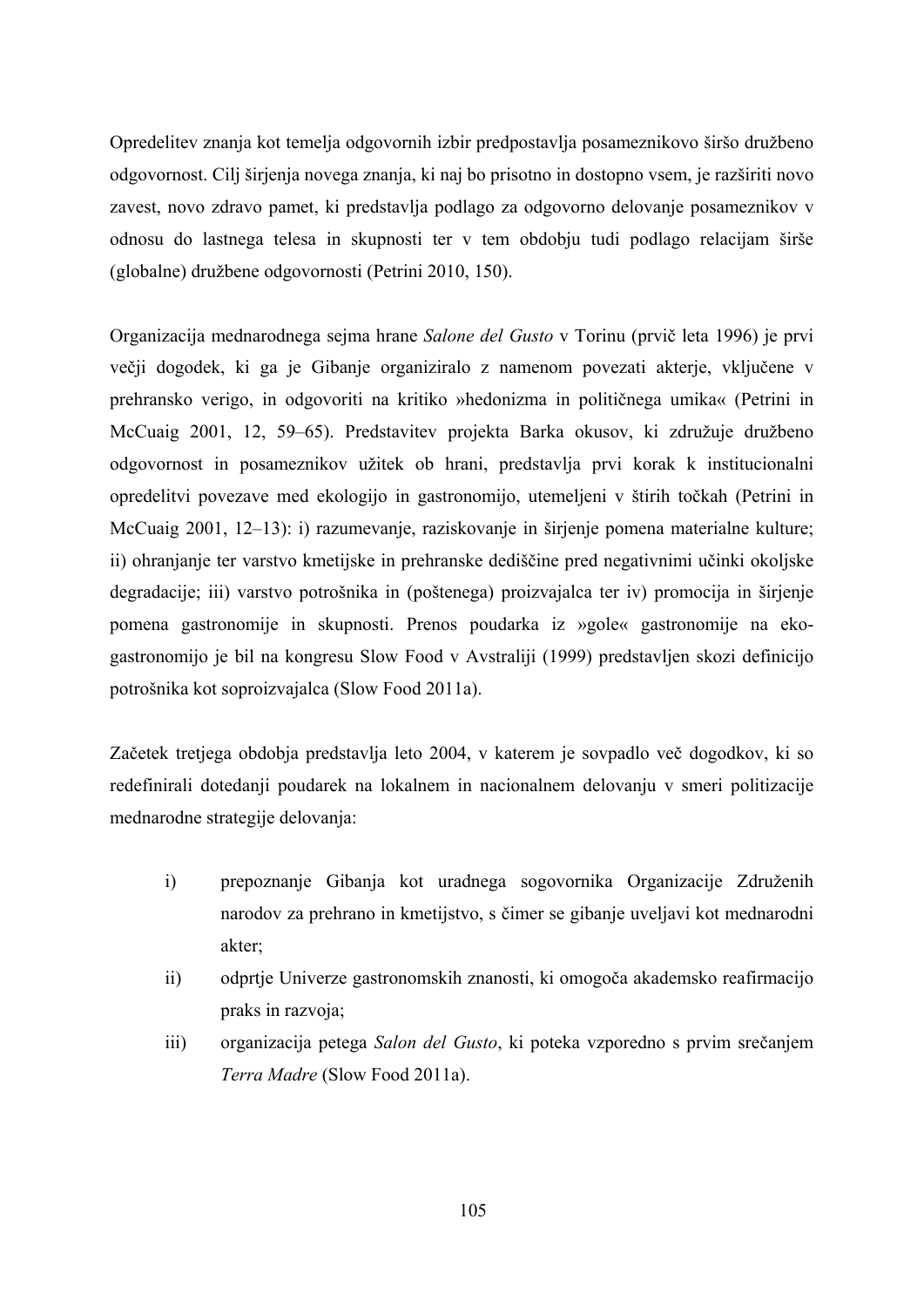Opredelitev znanja kot temelja odgovornih izbir predpostavlja posameznikovo širšo družbeno odgovornost. Cilj širjenja novega znanja, ki naj bo prisotno in dostopno vsem, je razširiti novo zavest, novo zdravo pamet, ki predstavlja podlago za odgovorno delovanje posameznikov v odnosu do lastnega telesa in skupnosti ter v tem obdobju tudi podlago relacijam širše (globalne) družbene odgovornosti (Petrini 2010, 150).

Organizacija mednarodnega sejma hrane *Salone del Gusto* v Torinu (prvič leta 1996) je prvi večji dogodek, ki ga je Gibanje organiziralo z namenom povezati akterje, vključene v prehransko verigo, in odgovoriti na kritiko »hedonizma in političnega umika« (Petrini in McCuaig 2001, 12, 59–65). Predstavitev projekta Barka okusov, ki združuje družbeno odgovornost in posameznikov užitek ob hrani, predstavlja prvi korak k institucionalni opredelitvi povezave med ekologijo in gastronomijo, utemeljeni v štirih točkah (Petrini in McCuaig 2001, 12–13): i) razumevanje, raziskovanje in širjenje pomena materialne kulture; ii) ohranjanje ter varstvo kmetijske in prehranske dediščine pred negativnimi učinki okoljske degradacije; iii) varstvo potrošnika in (poštenega) proizvajalca ter iv) promocija in širjenje pomena gastronomije in skupnosti. Prenos poudarka iz »gole« gastronomije na eko-gastronomijo je bil na kongresu Slow Food v Avstraliji (1999) predstavljen skozi definicijo potrošnika kot soproizvajalca (Slow Food 2011a).

Začetek tretjega obdobja predstavlja leto 2004, v katerem je sovpadlo več dogodkov, ki so redefinirali dotedanji poudarek na lokalnem in nacionalnem delovanju v smeri politizacije mednarodne strategije delovanja:

i) prepoznanje Gibanja kot uradnega sogovornika Organizacije Združenih narodov za prehrano in kmetijstvo, s čimer se gibanje uveljavi kot mednarodni akter;
ii) odprtje Univerze gastronomskih znanosti, ki omogoča akademsko reafirmacijo praks in razvoja;
iii) organizacija petega *Salon del Gusto*, ki poteka vzporedno s prvim srečanjem *Terra Madre* (Slow Food 2011a).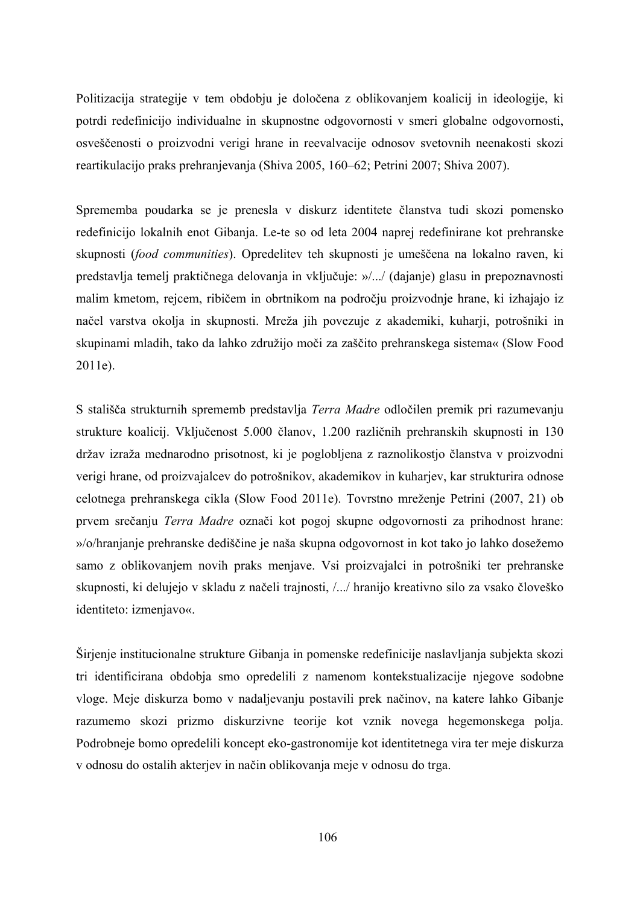Politizacija strategije v tem obdobju je določena z oblikovanjem koalicij in ideologije, ki potrdi redefinicijo individualne in skupnostne odgovornosti v smeri globalne odgovornosti, osveščenosti o proizvodni verigi hrane in reevalvacije odnosov svetovnih neenakosti skozi reartikulacijo praks prehranjevanja (Shiva 2005, 160–62; Petrini 2007; Shiva 2007).

Sprememba poudarka se je prenesla v diskurz identitete članstva tudi skozi pomensko redefinicijo lokalnih enot Gibanja. Le-te so od leta 2004 naprej redefinirane kot prehranske skupnosti (*food communities*). Opredelitev teh skupnosti je umeščena na lokalno raven, ki predstavlja temelj praktičnega delovanja in vključuje: »/.../ (dajanje) glasu in prepoznavnosti malim kmetom, rejcem, ribičem in obrtnikom na področju proizvodnje hrane, ki izhajajo iz načel varstva okolja in skupnosti. Mreža jih povezuje z akademiki, kuharji, potrošniki in skupinami mladih, tako da lahko združijo moči za zaščito prehranskega sistema« (Slow Food 2011e).

S stališča strukturnih sprememb predstavlja *Terra Madre* odločilen premik pri razumevanju strukture koalicij. Vključenost 5.000 članov, 1.200 različnih prehranskih skupnosti in 130 držav izraža mednarodno prisotnost, ki je poglobljena z raznolikostjo članstva v proizvodni verigi hrane, od proizvajalcev do potrošnikov, akademikov in kuharjev, kar strukturira odnose celotnega prehranskega cikla (Slow Food 2011e). Tovrstno mreženje Petrini (2007, 21) ob prvem srečanju *Terra Madre* označi kot pogoj skupne odgovornosti za prihodnost hrane: »/o/hranjanje prehranske dediščine je naša skupna odgovornost in kot tako jo lahko dosežemo samo z oblikovanjem novih praks menjave. Vsi proizvajalci in potrošniki ter prehranske skupnosti, ki delujejo v skladu z načeli trajnosti, /.../ hranijo kreativno silo za vsako človeško identiteto: izmenjavo«.

Širjenje institucionalne strukture Gibanja in pomenske redefinicije naslavljanja subjekta skozi tri identificirana obdobja smo opredelili z namenom kontekstualizacije njegove sodobne vloge. Meje diskurza bomo v nadaljevanju postavili prek načinov, na katere lahko Gibanje razumemo skozi prizmo diskurzivne teorije kot vznik novega hegemonskega polja. Podrobneje bomo opredelili koncept eko-gastronomije kot identitetnega vira ter meje diskurza v odnosu do ostalih akterjev in način oblikovanja meje v odnosu do trga.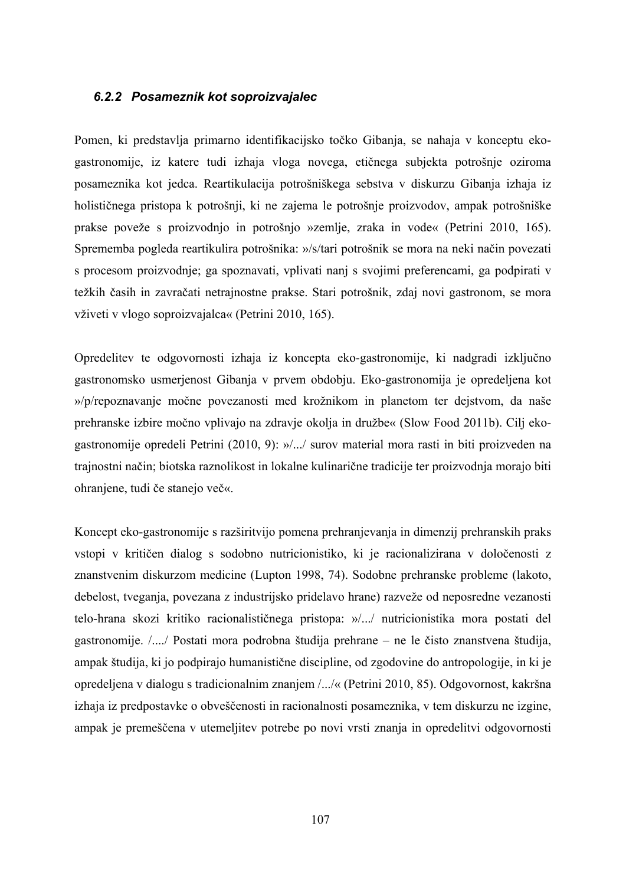### *6.2.2 Posameznik kot soproizvajalec*

Pomen, ki predstavlja primarno identifikacijsko točko Gibanja, se nahaja v konceptu eko-gastronomije, iz katere tudi izhaja vloga novega, etičnega subjekta potrošnje oziroma posameznika kot jedca. Reartikulacija potrošniškega sebstva v diskurzu Gibanja izhaja iz holističnega pristopa k potrošnji, ki ne zajema le potrošnje proizvodov, ampak potrošniške prakse poveže s proizvodnjo in potrošnjo »zemlje, zraka in vode« (Petrini 2010, 165). Sprememba pogleda reartikulira potrošnika: »/s/tari potrošnik se mora na neki način povezati s procesom proizvodnje; ga spoznavati, vplivati nanj s svojimi preferencami, ga podpirati v težkih časih in zavračati netrajnostne prakse. Stari potrošnik, zdaj novi gastronom, se mora vživeti v vlogo soproizvajalca« (Petrini 2010, 165).

Opredelitev te odgovornosti izhaja iz koncepta eko-gastronomije, ki nadgradi izključno gastronomsko usmerjenost Gibanja v prvem obdobju. Eko-gastronomija je opredeljena kot »/p/repoznavanje močne povezanosti med krožnikom in planetom ter dejstvom, da naše prehranske izbire močno vplivajo na zdravje okolja in družbe« (Slow Food 2011b). Cilj eko-gastronomije opredeli Petrini (2010, 9): »/.../ surov material mora rasti in biti proizveden na trajnostni način; biotska raznolikost in lokalne kulinarične tradicije ter proizvodnja morajo biti ohranjene, tudi če stanejo več«.

Koncept eko-gastronomije s razširitvijo pomena prehranjevanja in dimenzij prehranskih praks vstopi v kritičen dialog s sodobno nutricionistiko, ki je racionalizirana v določenosti z znanstvenim diskurzom medicine (Lupton 1998, 74). Sodobne prehranske probleme (lakoto, debelost, tveganja, povezana z industrijsko pridelavo hrane) razveže od neposredne vezanosti telo-hrana skozi kritiko racionalističnega pristopa: »/.../ nutricionistika mora postati del gastronomije. /..../ Postati mora podrobna študija prehrane – ne le čisto znanstvena študija, ampak študija, ki jo podpirajo humanistične discipline, od zgodovine do antropologije, in ki je opredeljena v dialogu s tradicionalnim znanjem /.../« (Petrini 2010, 85). Odgovornost, kakršna izhaja iz predpostavke o obveščenosti in racionalnosti posameznika, v tem diskurzu ne izgine, ampak je premeščena v utemeljitev potrebe po novi vrsti znanja in opredelitvi odgovornosti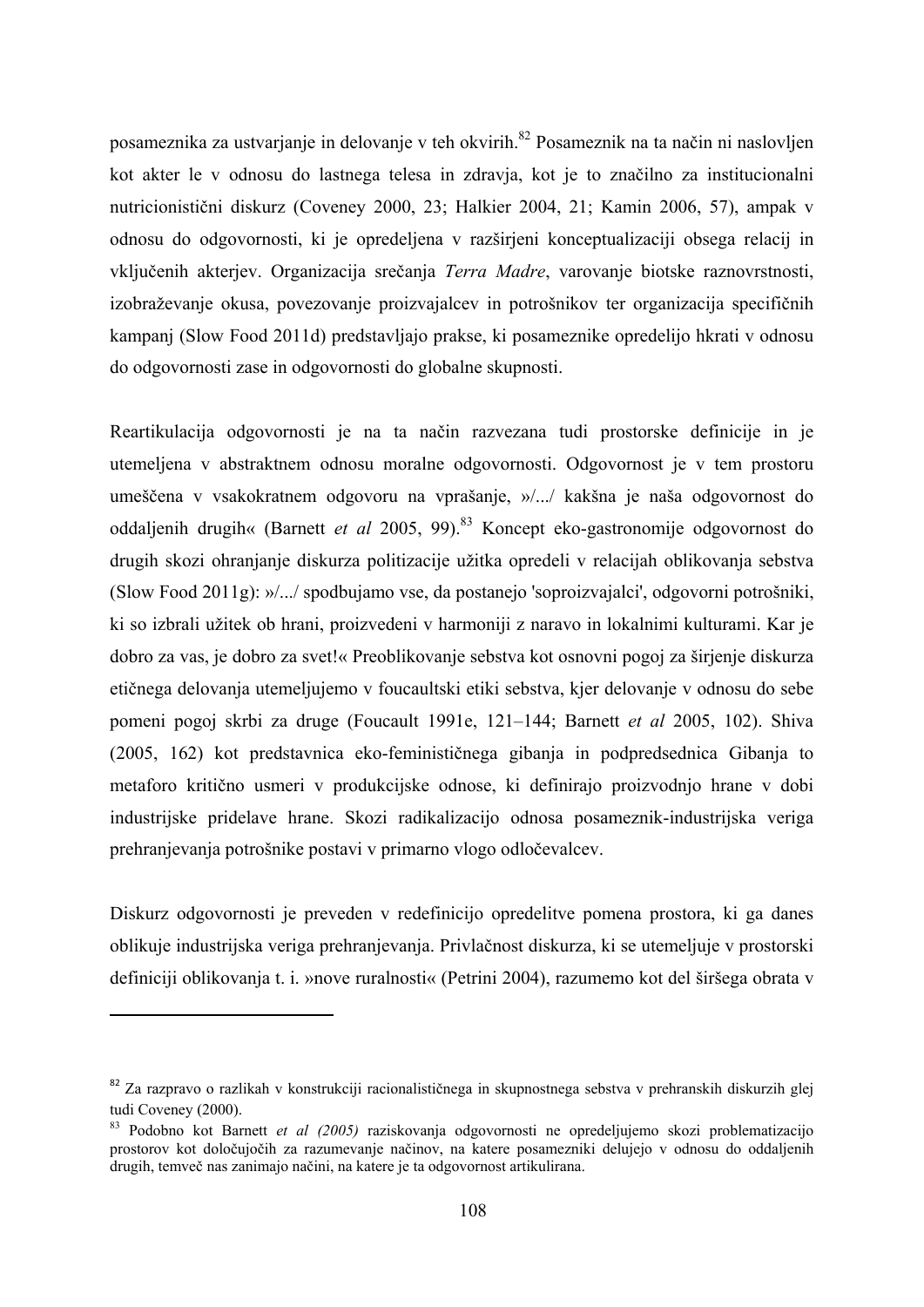posameznika za ustvarjanje in delovanje v teh okvirih.[82] Posameznik na ta način ni naslovljen kot akter le v odnosu do lastnega telesa in zdravja, kot je to značilno za institucionalni nutricionistični diskurz (Coveney 2000, 23; Halkier 2004, 21; Kamin 2006, 57), ampak v odnosu do odgovornosti, ki je opredeljena v razširjeni konceptualizaciji obsega relacij in vključenih akterjev. Organizacija srečanja *Terra Madre*, varovanje biotske raznovrstnosti, izobraževanje okusa, povezovanje proizvajalcev in potrošnikov ter organizacija specifičnih kampanj (Slow Food 2011d) predstavljajo prakse, ki posameznike opredelijo hkrati v odnosu do odgovornosti zase in odgovornosti do globalne skupnosti.

Reartikulacija odgovornosti je na ta način razvezana tudi prostorske definicije in je utemeljena v abstraktnem odnosu moralne odgovornosti. Odgovornost je v tem prostoru umeščena v vsakokratnem odgovoru na vprašanje, »/.../ kakšna je naša odgovornost do oddaljenih drugih« (Barnett *et al* 2005, 99).[83] Koncept eko-gastronomije odgovornost do drugih skozi ohranjanje diskurza politizacije užitka opredeli v relacijah oblikovanja sebstva (Slow Food 2011g): »/.../ spodbujamo vse, da postanejo 'soproizvajalci', odgovorni potrošniki, ki so izbrali užitek ob hrani, proizvedeni v harmoniji z naravo in lokalnimi kulturami. Kar je dobro za vas, je dobro za svet!« Preoblikovanje sebstva kot osnovni pogoj za širjenje diskurza etičnega delovanja utemeljujemo v foucaultski etiki sebstva, kjer delovanje v odnosu do sebe pomeni pogoj skrbi za druge (Foucault 1991e, 121–144; Barnett *et al* 2005, 102). Shiva (2005, 162) kot predstavnica eko-feminističnega gibanja in podpredsednica Gibanja to metaforo kritično usmeri v produkcijske odnose, ki definirajo proizvodnjo hrane v dobi industrijske pridelave hrane. Skozi radikalizacijo odnosa posameznik-industrijska veriga prehranjevanja potrošnike postavi v primarno vlogo odločevalcev.

Diskurz odgovornosti je preveden v redefinicijo opredelitve pomena prostora, ki ga danes oblikuje industrijska veriga prehranjevanja. Privlačnost diskurza, ki se utemeljuje v prostorski definiciji oblikovanja t. i. »nove ruralnosti« (Petrini 2004), razumemo kot del širšega obrata v

---

[82] Za razpravo o razlikah v konstrukciji racionalističnega in skupnostnega sebstva v prehranskih diskurzih glej tudi Coveney (2000).

[83] Podobno kot Barnett *et al (2005)* raziskovanja odgovornosti ne opredeljujemo skozi problematizacijo prostorov kot določujočih za razumevanje načinov, na katere posamezniki delujejo v odnosu do oddaljenih drugih, temveč nas zanimajo načini, na katere je ta odgovornost artikulirana.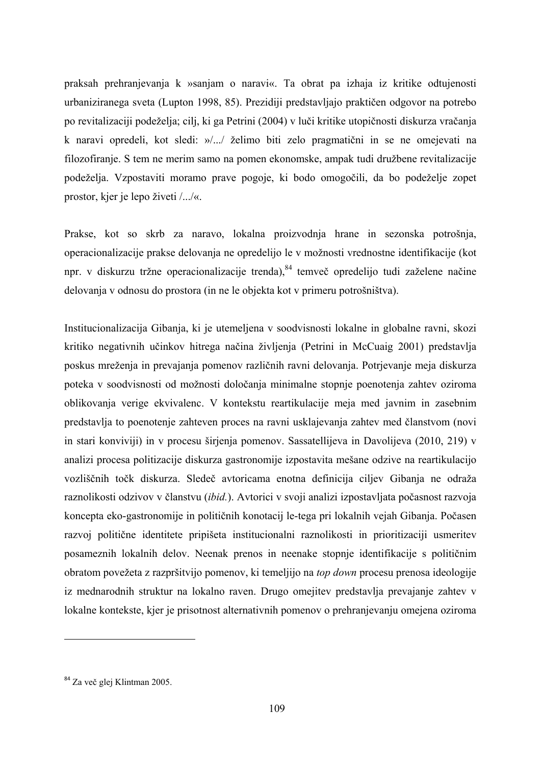praksah prehranjevanja k »sanjam o naravi«. Ta obrat pa izhaja iz kritike odtujenosti urbaniziranega sveta (Lupton 1998, 85). Prezidiji predstavljajo praktičen odgovor na potrebo po revitalizaciji podeželja; cilj, ki ga Petrini (2004) v luči kritike utopičnosti diskurza vračanja k naravi opredeli, kot sledi: »/.../ želimo biti zelo pragmatični in se ne omejevati na filozofiranje. S tem ne merim samo na pomen ekonomske, ampak tudi družbene revitalizacije podeželja. Vzpostaviti moramo prave pogoje, ki bodo omogočili, da bo podeželje zopet prostor, kjer je lepo živeti /.../«.

Prakse, kot so skrb za naravo, lokalna proizvodnja hrane in sezonska potrošnja, operacionalizacije prakse delovanja ne opredelijo le v možnosti vrednostne identifikacije (kot npr. v diskurzu tržne operacionalizacije trenda),[84] temveč opredelijo tudi zaželene načine delovanja v odnosu do prostora (in ne le objekta kot v primeru potrošništva).

Institucionalizacija Gibanja, ki je utemeljena v soodvisnosti lokalne in globalne ravni, skozi kritiko negativnih učinkov hitrega načina življenja (Petrini in McCuaig 2001) predstavlja poskus mreženja in prevajanja pomenov različnih ravni delovanja. Potrjevanje meja diskurza poteka v soodvisnosti od možnosti določanja minimalne stopnje poenotenja zahtev oziroma oblikovanja verige ekvivalenc. V kontekstu reartikulacije meja med javnim in zasebnim predstavlja to poenotenje zahteven proces na ravni usklajevanja zahtev med članstvom (novi in stari konviviji) in v procesu širjenja pomenov. Sassatellijeva in Davolijeva (2010, 219) v analizi procesa politizacije diskurza gastronomije izpostavita mešane odzive na reartikulacijo vozliščnih točk diskurza. Sledeč avtoricama enotna definicija ciljev Gibanja ne odraža raznolikosti odzivov v članstvu (*ibid.*). Avtorici v svoji analizi izpostavljata počasnost razvoja koncepta eko-gastronomije in političnih konotacij le-tega pri lokalnih vejah Gibanja. Počasen razvoj politične identitete pripišeta institucionalni raznolikosti in prioritizaciji usmeritev posameznih lokalnih delov. Neenak prenos in neenake stopnje identifikacije s političnim obratom povežeta z razpršitvijo pomenov, ki temeljijo na *top down* procesu prenosa ideologije iz mednarodnih struktur na lokalno raven. Drugo omejitev predstavlja prevajanje zahtev v lokalne kontekste, kjer je prisotnost alternativnih pomenov o prehranjevanju omejena oziroma

---

[84] Za več glej Klintman 2005.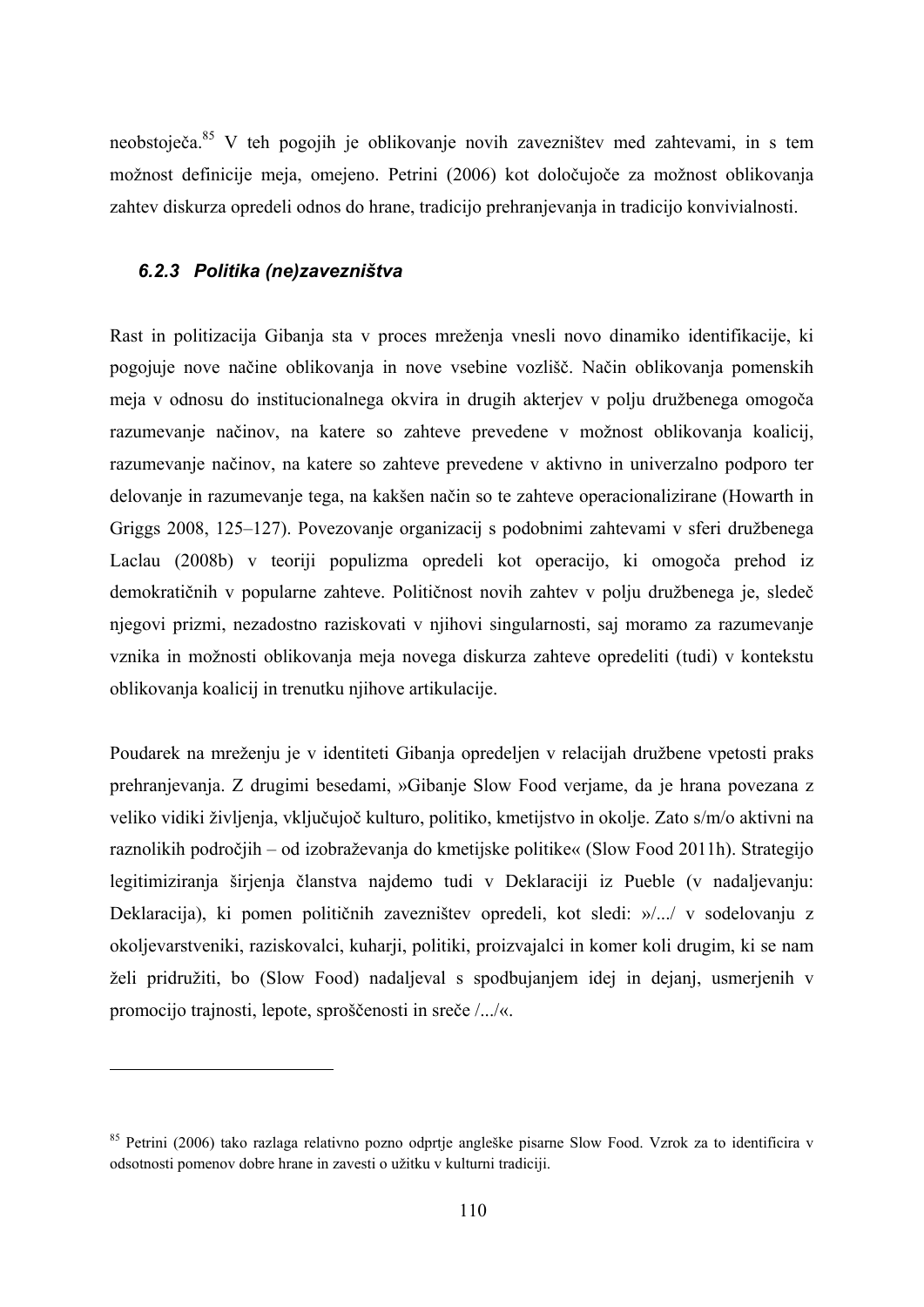neobstoječa.[85] V teh pogojih je oblikovanje novih zavezništev med zahtevami, in s tem možnost definicije meja, omejeno. Petrini (2006) kot določujoče za možnost oblikovanja zahtev diskurza opredeli odnos do hrane, tradicijo prehranjevanja in tradicijo konvivialnosti.

### *6.2.3 Politika (ne)zavezništva*

Rast in politizacija Gibanja sta v proces mreženja vnesli novo dinamiko identifikacije, ki pogojuje nove načine oblikovanja in nove vsebine vozlišč. Način oblikovanja pomenskih meja v odnosu do institucionalnega okvira in drugih akterjev v polju družbenega omogoča razumevanje načinov, na katere so zahteve prevedene v možnost oblikovanja koalicij, razumevanje načinov, na katere so zahteve prevedene v aktivno in univerzalno podporo ter delovanje in razumevanje tega, na kakšen način so te zahteve operacionalizirane (Howarth in Griggs 2008, 125–127). Povezovanje organizacij s podobnimi zahtevami v sferi družbenega Laclau (2008b) v teoriji populizma opredeli kot operacijo, ki omogoča prehod iz demokratičnih v popularne zahteve. Političnost novih zahtev v polju družbenega je, sledeč njegovi prizmi, nezadostno raziskovati v njihovi singularnosti, saj moramo za razumevanje vznika in možnosti oblikovanja meja novega diskurza zahteve opredeliti (tudi) v kontekstu oblikovanja koalicij in trenutku njihove artikulacije.

Poudarek na mreženju je v identiteti Gibanja opredeljen v relacijah družbene vpetosti praks prehranjevanja. Z drugimi besedami, »Gibanje Slow Food verjame, da je hrana povezana z veliko vidiki življenja, vključujoč kulturo, politiko, kmetijstvo in okolje. Zato s/m/o aktivni na raznolikih področjih – od izobraževanja do kmetijske politike« (Slow Food 2011h). Strategijo legitimiziranja širjenja članstva najdemo tudi v Deklaraciji iz Pueble (v nadaljevanju: Deklaracija), ki pomen političnih zavezništev opredeli, kot sledi: »/.../ v sodelovanju z okoljevarstveniki, raziskovalci, kuharji, politiki, proizvajalci in komer koli drugim, ki se nam želi pridružiti, bo (Slow Food) nadaljeval s spodbujanjem idej in dejanj, usmerjenih v promocijo trajnosti, lepote, sproščenosti in sreče /.../«.

---

[85] Petrini (2006) tako razlaga relativno pozno odprtje angleške pisarne Slow Food. Vzrok za to identificira v odsotnosti pomenov dobre hrane in zavesti o užitku v kulturni tradiciji.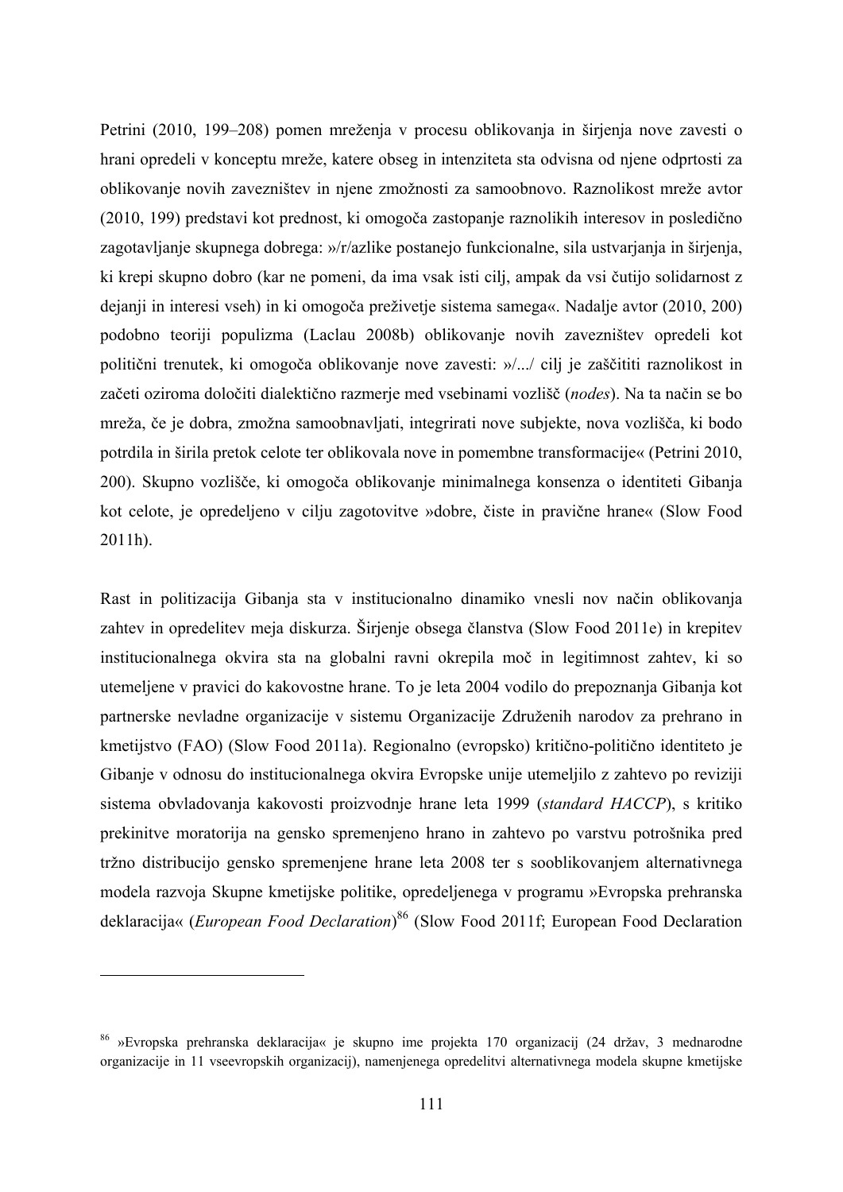Petrini (2010, 199–208) pomen mreženja v procesu oblikovanja in širjenja nove zavesti o hrani opredeli v konceptu mreže, katere obseg in intenziteta sta odvisna od njene odprtosti za oblikovanje novih zavezništev in njene zmožnosti za samoobnovo. Raznolikost mreže avtor (2010, 199) predstavi kot prednost, ki omogoča zastopanje raznolikih interesov in posledično zagotavljanje skupnega dobrega: »/r/azlike postanejo funkcionalne, sila ustvarjanja in širjenja, ki krepi skupno dobro (kar ne pomeni, da ima vsak isti cilj, ampak da vsi čutijo solidarnost z dejanji in interesi vseh) in ki omogoča preživetje sistema samega«. Nadalje avtor (2010, 200) podobno teoriji populizma (Laclau 2008b) oblikovanje novih zavezništev opredeli kot politični trenutek, ki omogoča oblikovanje nove zavesti: »/.../ cilj je zaščititi raznolikost in začeti oziroma določiti dialektično razmerje med vsebinami vozlišč (*nodes*). Na ta način se bo mreža, če je dobra, zmožna samoobnavljati, integrirati nove subjekte, nova vozlišča, ki bodo potrdila in širila pretok celote ter oblikovala nove in pomembne transformacije« (Petrini 2010, 200). Skupno vozlišče, ki omogoča oblikovanje minimalnega konsenza o identiteti Gibanja kot celote, je opredeljeno v cilju zagotovitve »dobre, čiste in pravične hrane« (Slow Food 2011h).

Rast in politizacija Gibanja sta v institucionalno dinamiko vnesli nov način oblikovanja zahtev in opredelitev meja diskurza. Širjenje obsega članstva (Slow Food 2011e) in krepitev institucionalnega okvira sta na globalni ravni okrepila moč in legitimnost zahtev, ki so utemeljene v pravici do kakovostne hrane. To je leta 2004 vodilo do prepoznanja Gibanja kot partnerske nevladne organizacije v sistemu Organizacije Združenih narodov za prehrano in kmetijstvo (FAO) (Slow Food 2011a). Regionalno (evropsko) kritično-politično identiteto je Gibanje v odnosu do institucionalnega okvira Evropske unije utemeljilo z zahtevo po reviziji sistema obvladovanja kakovosti proizvodnje hrane leta 1999 (*standard HACCP*), s kritiko prekinitve moratorija na gensko spremenjeno hrano in zahtevo po varstvu potrošnika pred tržno distribucijo gensko spremenjene hrane leta 2008 ter s sooblikovanjem alternativnega modela razvoja Skupne kmetijske politike, opredeljenega v programu »Evropska prehranska deklaracija« (*European Food Declaration*)[86] (Slow Food 2011f; European Food Declaration

---

[86] »Evropska prehranska deklaracija« je skupno ime projekta 170 organizacij (24 držav, 3 mednarodne organizacije in 11 vseevropskih organizacij), namenjenega opredelitvi alternativnega modela skupne kmetijske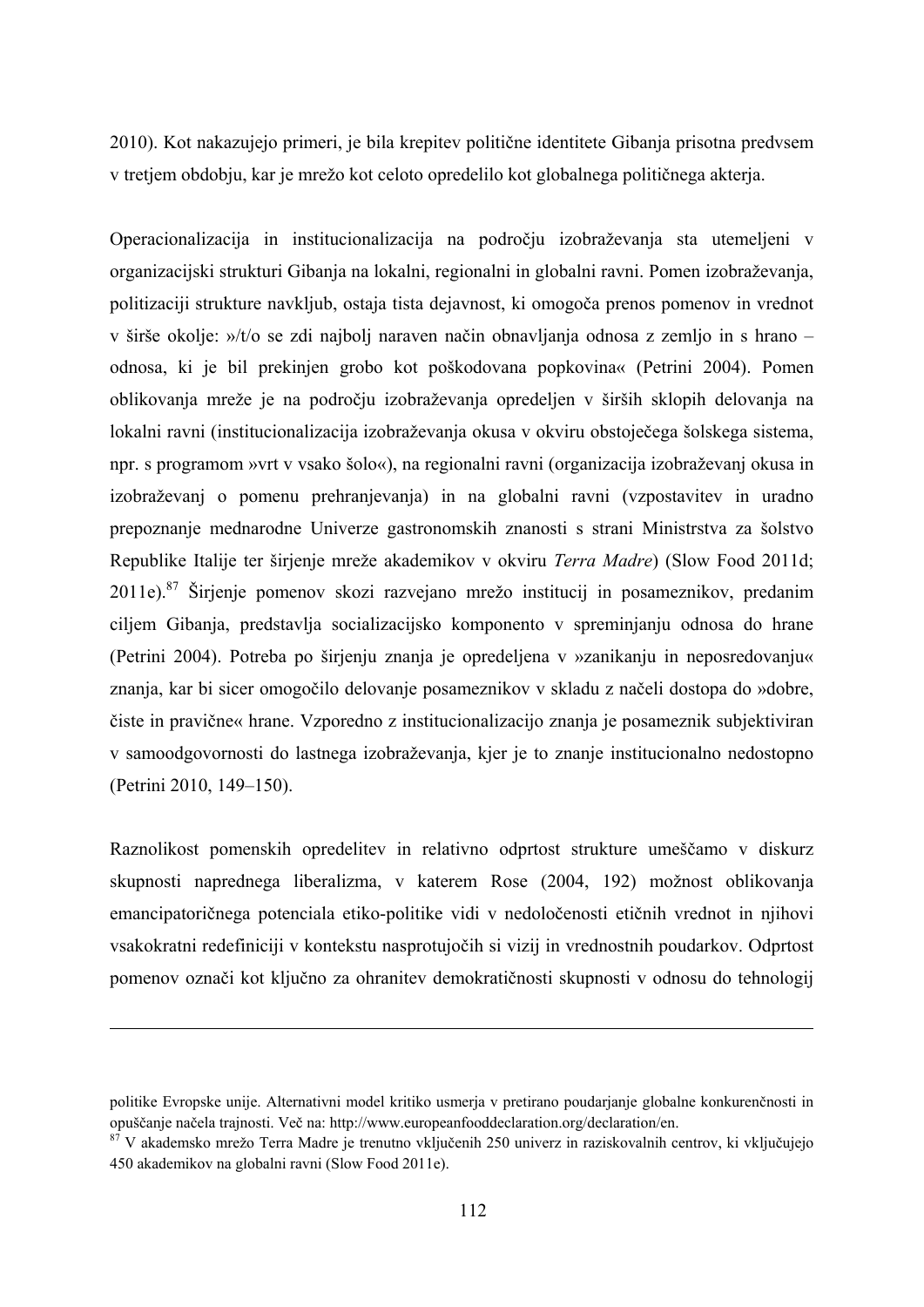2010). Kot nakazujejo primeri, je bila krepitev politične identitete Gibanja prisotna predvsem v tretjem obdobju, kar je mrežo kot celoto opredelilo kot globalnega političnega akterja.

Operacionalizacija in institucionalizacija na področju izobraževanja sta utemeljeni v organizacijski strukturi Gibanja na lokalni, regionalni in globalni ravni. Pomen izobraževanja, politizaciji strukture navkljub, ostaja tista dejavnost, ki omogoča prenos pomenov in vrednot v širše okolje: »/t/o se zdi najbolj naraven način obnavljanja odnosa z zemljo in s hrano – odnosa, ki je bil prekinjen grobo kot poškodovana popkovina« (Petrini 2004). Pomen oblikovanja mreže je na področju izobraževanja opredeljen v širših sklopih delovanja na lokalni ravni (institucionalizacija izobraževanja okusa v okviru obstoječega šolskega sistema, npr. s programom »vrt v vsako šolo«), na regionalni ravni (organizacija izobraževanj okusa in izobraževanj o pomenu prehranjevanja) in na globalni ravni (vzpostavitev in uradno prepoznanje mednarodne Univerze gastronomskih znanosti s strani Ministrstva za šolstvo Republike Italije ter širjenje mreže akademikov v okviru *Terra Madre*) (Slow Food 2011d; 2011e).[87] Širjenje pomenov skozi razvejano mrežo institucij in posameznikov, predanim ciljem Gibanja, predstavlja socializacijsko komponento v spreminjanju odnosa do hrane (Petrini 2004). Potreba po širjenju znanja je opredeljena v »zanikanju in neposredovanju« znanja, kar bi sicer omogočilo delovanje posameznikov v skladu z načeli dostopa do »dobre, čiste in pravične« hrane. Vzporedno z institucionalizacijo znanja je posameznik subjektiviran v samoodgovornosti do lastnega izobraževanja, kjer je to znanje institucionalno nedostopno (Petrini 2010, 149–150).

Raznolikost pomenskih opredelitev in relativno odprtost strukture umeščamo v diskurz skupnosti naprednega liberalizma, v katerem Rose (2004, 192) možnost oblikovanja emancipatoričnega potenciala etiko-politike vidi v nedoločenosti etičnih vrednot in njihovi vsakokratni redefiniciji v kontekstu nasprotujočih si vizij in vrednostnih poudarkov. Odprtost pomenov označi kot ključno za ohranitev demokratičnosti skupnosti v odnosu do tehnologij

---

politike Evropske unije. Alternativni model kritiko usmerja v pretirano poudarjanje globalne konkurenčnosti in opuščanje načela trajnosti. Več na: http://www.europeanfooddeclaration.org/declaration/en.

[87] V akademsko mrežo Terra Madre je trenutno vključenih 250 univerz in raziskovalnih centrov, ki vključujejo 450 akademikov na globalni ravni (Slow Food 2011e).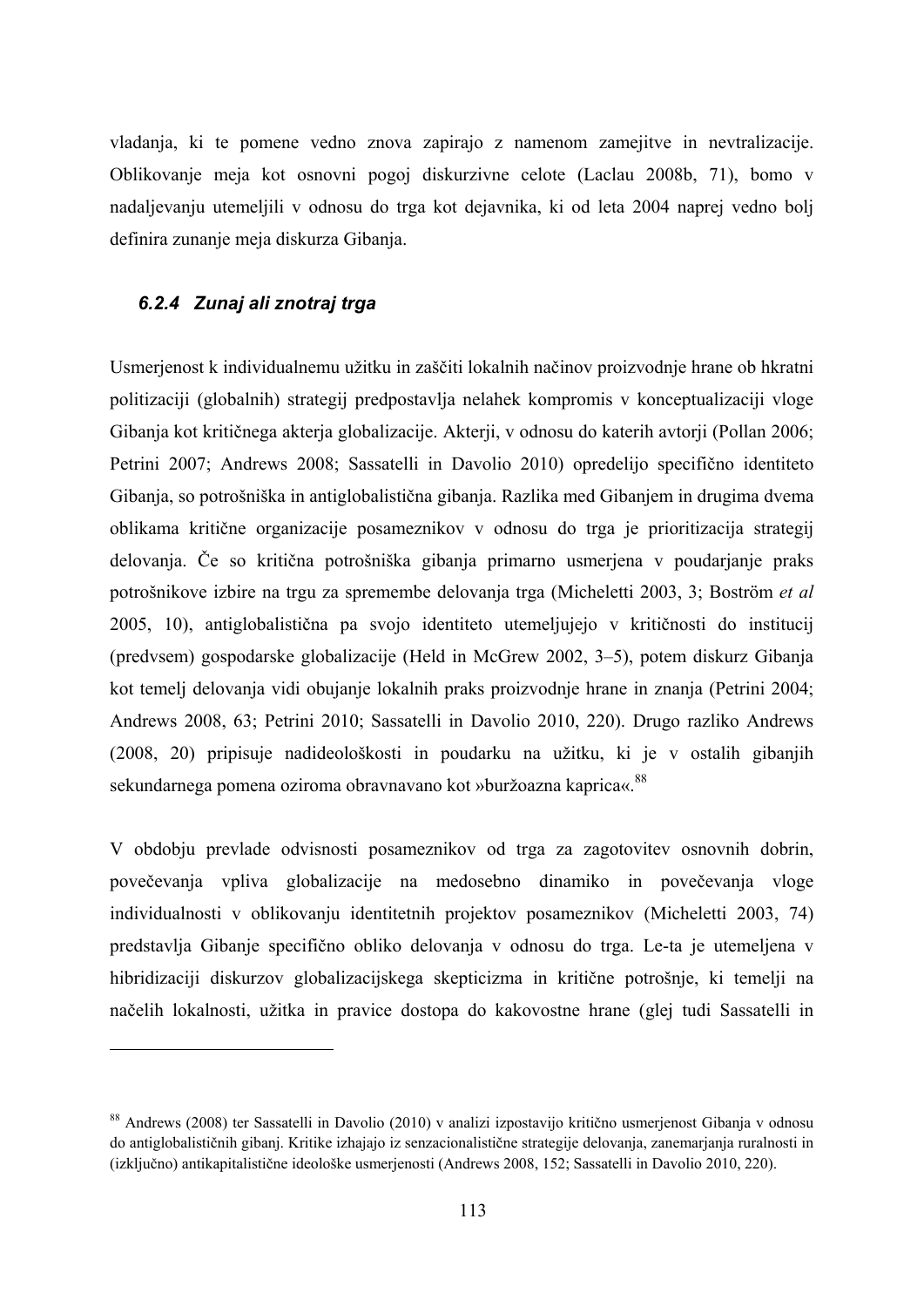vladanja, ki te pomene vedno znova zapirajo z namenom zamejitve in nevtralizacije. Oblikovanje meja kot osnovni pogoj diskurzivne celote (Laclau 2008b, 71), bomo v nadaljevanju utemeljili v odnosu do trga kot dejavnika, ki od leta 2004 naprej vedno bolj definira zunanje meja diskurza Gibanja.

### 6.2.4 Zunaj ali znotraj trga

Usmerjenost k individualnemu užitku in zaščiti lokalnih načinov proizvodnje hrane ob hkratni politizaciji (globalnih) strategij predpostavlja nelahek kompromis v konceptualizaciji vloge Gibanja kot kritičnega akterja globalizacije. Akterji, v odnosu do katerih avtorji (Pollan 2006; Petrini 2007; Andrews 2008; Sassatelli in Davolio 2010) opredelijo specifično identiteto Gibanja, so potrošniška in antiglobalistična gibanja. Razlika med Gibanjem in drugima dvema oblikama kritične organizacije posameznikov v odnosu do trga je prioritizacija strategij delovanja. Če so kritična potrošniška gibanja primarno usmerjena v poudarjanje praks potrošnikove izbire na trgu za spremembe delovanja trga (Micheletti 2003, 3; Boström *et al* 2005, 10), antiglobalistična pa svojo identiteto utemeljujejo v kritičnosti do institucij (predvsem) gospodarske globalizacije (Held in McGrew 2002, 3–5), potem diskurz Gibanja kot temelj delovanja vidi obujanje lokalnih praks proizvodnje hrane in znanja (Petrini 2004; Andrews 2008, 63; Petrini 2010; Sassatelli in Davolio 2010, 220). Drugo razliko Andrews (2008, 20) pripisuje nadideološkosti in poudarku na užitku, ki je v ostalih gibanjih sekundarnega pomena oziroma obravnavano kot »buržoazna kaprica«.[88]

V obdobju prevlade odvisnosti posameznikov od trga za zagotovitev osnovnih dobrin, povečevanja vpliva globalizacije na medosebno dinamiko in povečevanja vloge individualnosti v oblikovanju identitetnih projektov posameznikov (Micheletti 2003, 74) predstavlja Gibanje specifično obliko delovanja v odnosu do trga. Le-ta je utemeljena v hibridizaciji diskurzov globalizacijskega skepticizma in kritične potrošnje, ki temelji na načelih lokalnosti, užitka in pravice dostopa do kakovostne hrane (glej tudi Sassatelli in

---

[88] Andrews (2008) ter Sassatelli in Davolio (2010) v analizi izpostavijo kritično usmerjenost Gibanja v odnosu do antiglobalističnih gibanj. Kritike izhajajo iz senzacionalistične strategije delovanja, zanemarjanja ruralnosti in (izključno) antikapitalistične ideološke usmerjenosti (Andrews 2008, 152; Sassatelli in Davolio 2010, 220).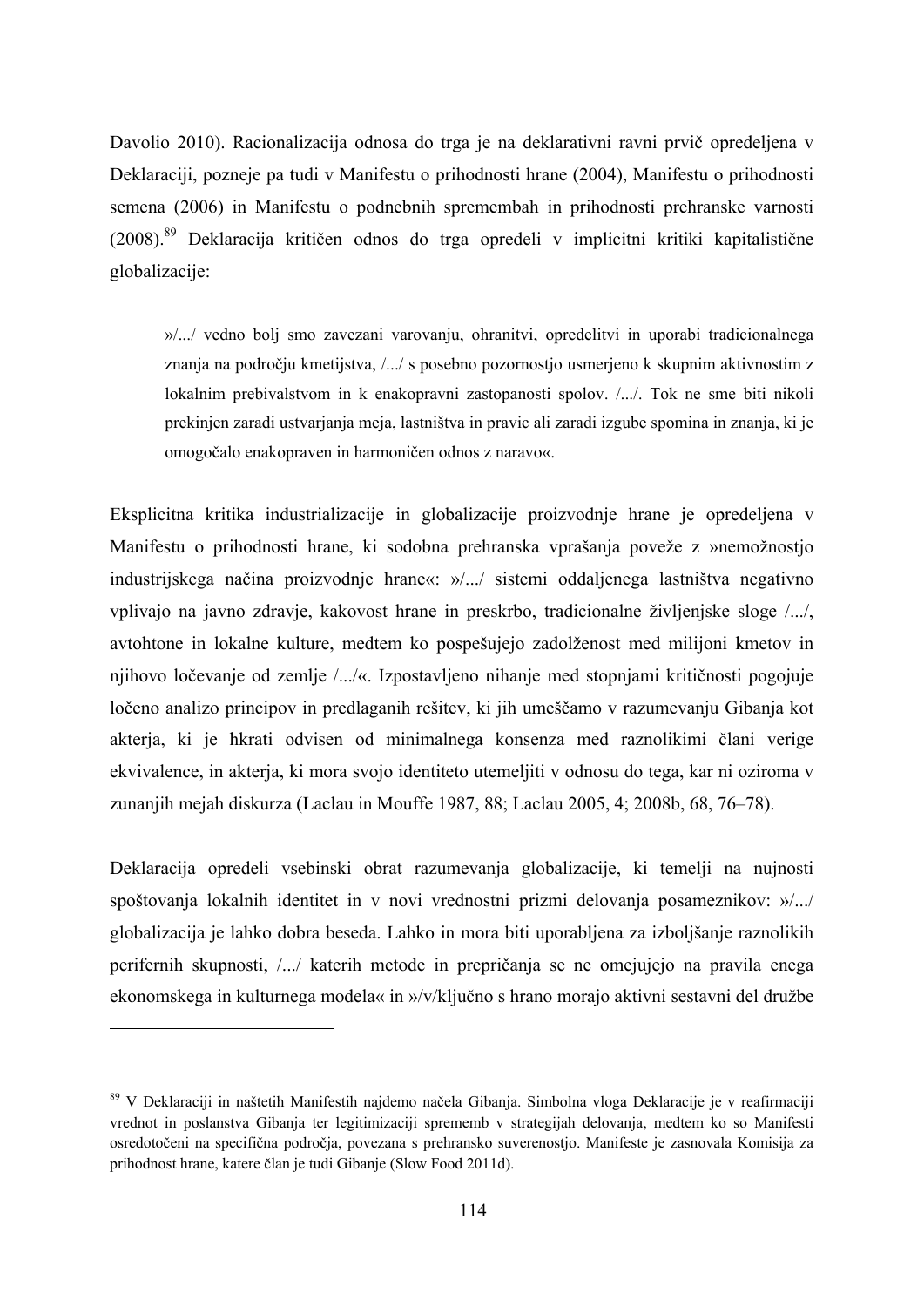Davolio 2010). Racionalizacija odnosa do trga je na deklarativni ravni prvič opredeljena v Deklaraciji, pozneje pa tudi v Manifestu o prihodnosti hrane (2004), Manifestu o prihodnosti semena (2006) in Manifestu o podnebnih spremembah in prihodnosti prehranske varnosti (2008).[89] Deklaracija kritičen odnos do trga opredeli v implicitni kritiki kapitalistične globalizacije:

> »/.../ vedno bolj smo zavezani varovanju, ohranitvi, opredelitvi in uporabi tradicionalnega znanja na področju kmetijstva, /.../ s posebno pozornostjo usmerjeno k skupnim aktivnostim z lokalnim prebivalstvom in k enakopravni zastopanosti spolov. /.../. Tok ne sme biti nikoli prekinjen zaradi ustvarjanja meja, lastništva in pravic ali zaradi izgube spomina in znanja, ki je omogočalo enakopraven in harmoničen odnos z naravo«.

Eksplicitna kritika industrializacije in globalizacije proizvodnje hrane je opredeljena v Manifestu o prihodnosti hrane, ki sodobna prehranska vprašanja poveže z »nemožnostjo industrijskega načina proizvodnje hrane«: »/.../ sistemi oddaljenega lastništva negativno vplivajo na javno zdravje, kakovost hrane in preskrbo, tradicionalne življenjske sloge /.../, avtohtone in lokalne kulture, medtem ko pospešujejo zadolženost med milijoni kmetov in njihovo ločevanje od zemlje /.../«. Izpostavljeno nihanje med stopnjami kritičnosti pogojuje ločeno analizo principov in predlaganih rešitev, ki jih umeščamo v razumevanju Gibanja kot akterja, ki je hkrati odvisen od minimalnega konsenza med raznolikimi člani verige ekvivalence, in akterja, ki mora svojo identiteto utemeljiti v odnosu do tega, kar ni oziroma v zunanjih mejah diskurza (Laclau in Mouffe 1987, 88; Laclau 2005, 4; 2008b, 68, 76–78).

Deklaracija opredeli vsebinski obrat razumevanja globalizacije, ki temelji na nujnosti spoštovanja lokalnih identitet in v novi vrednostni prizmi delovanja posameznikov: »/.../ globalizacija je lahko dobra beseda. Lahko in mora biti uporabljena za izboljšanje raznolikih perifernih skupnosti, /.../ katerih metode in prepričanja se ne omejujejo na pravila enega ekonomskega in kulturnega modela« in »/v/ključno s hrano morajo aktivni sestavni del družbe

---

[89] V Deklaraciji in naštetih Manifestih najdemo načela Gibanja. Simbolna vloga Deklaracije je v reafirmaciji vrednot in poslanstva Gibanja ter legitimizaciji sprememb v strategijah delovanja, medtem ko so Manifesti osredotočeni na specifična področja, povezana s prehransko suverenostjo. Manifeste je zasnovala Komisija za prihodnost hrane, katere član je tudi Gibanje (Slow Food 2011d).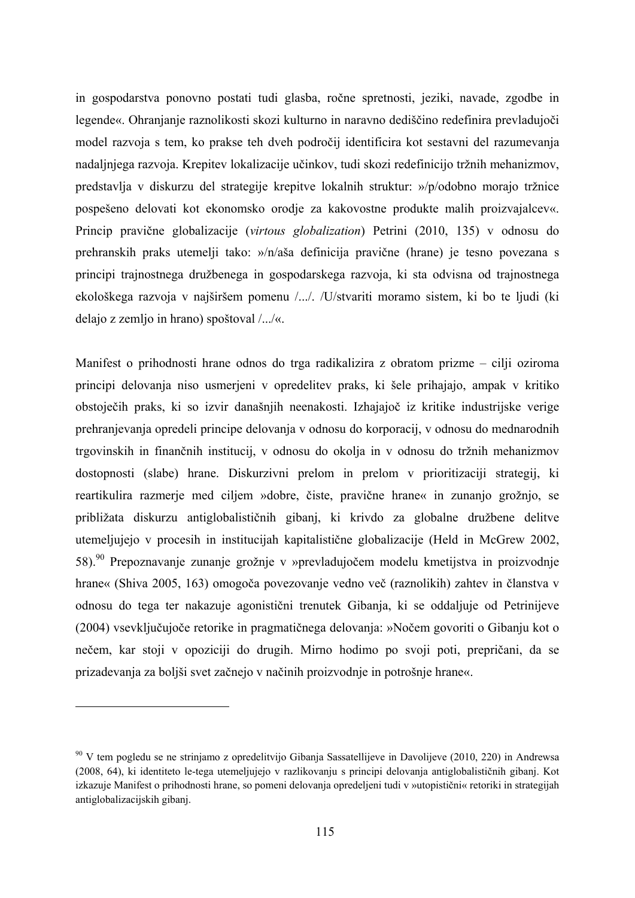in gospodarstva ponovno postati tudi glasba, ročne spretnosti, jeziki, navade, zgodbe in legende«. Ohranjanje raznolikosti skozi kulturno in naravno dediščino redefinira prevladujoči model razvoja s tem, ko prakse teh dveh področij identificira kot sestavni del razumevanja nadaljnjega razvoja. Krepitev lokalizacije učinkov, tudi skozi redefinicijo tržnih mehanizmov, predstavlja v diskurzu del strategije krepitve lokalnih struktur: »/p/odobno morajo tržnice pospešeno delovati kot ekonomsko orodje za kakovostne produkte malih proizvajalcev«. Princip pravične globalizacije (*virtous globalization*) Petrini (2010, 135) v odnosu do prehranskih praks utemelji tako: »/n/aša definicija pravične (hrane) je tesno povezana s principi trajnostnega družbenega in gospodarskega razvoja, ki sta odvisna od trajnostnega ekološkega razvoja v najširšem pomenu /.../. /U/stvariti moramo sistem, ki bo te ljudi (ki delajo z zemljo in hrano) spoštoval /.../«.

Manifest o prihodnosti hrane odnos do trga radikalizira z obratom prizme – cilji oziroma principi delovanja niso usmerjeni v opredelitev praks, ki šele prihajajo, ampak v kritiko obstoječih praks, ki so izvir današnjih neenakosti. Izhajajoč iz kritike industrijske verige prehranjevanja opredeli principe delovanja v odnosu do korporacij, v odnosu do mednarodnih trgovinskih in finančnih institucij, v odnosu do okolja in v odnosu do tržnih mehanizmov dostopnosti (slabe) hrane. Diskurzivni prelom in prelom v prioritizaciji strategij, ki reartikulira razmerje med ciljem »dobre, čiste, pravične hrane« in zunanjo grožnjo, se približata diskurzu antiglobalističnih gibanj, ki krivdo za globalne družbene delitve utemeljujejo v procesih in institucijah kapitalistične globalizacije (Held in McGrew 2002, 58).[90] Prepoznavanje zunanje grožnje v »prevladujočem modelu kmetijstva in proizvodnje hrane« (Shiva 2005, 163) omogoča povezovanje vedno več (raznolikih) zahtev in članstva v odnosu do tega ter nakazuje agonistični trenutek Gibanja, ki se oddaljuje od Petrinijeve (2004) vsevključujoče retorike in pragmatičnega delovanja: »Nočem govoriti o Gibanju kot o nečem, kar stoji v opoziciji do drugih. Mirno hodimo po svoji poti, prepričani, da se prizadevanja za boljši svet začnejo v načinih proizvodnje in potrošnje hrane«.

---

[90] V tem pogledu se ne strinjamo z opredelitvijo Gibanja Sassatellijeve in Davolijeve (2010, 220) in Andrewsa (2008, 64), ki identiteto le-tega utemeljujejo v razlikovanju s principi delovanja antiglobalističnih gibanj. Kot izkazuje Manifest o prihodnosti hrane, so pomeni delovanja opredeljeni tudi v »utopistični« retoriki in strategijah antiglobalizacijskih gibanj.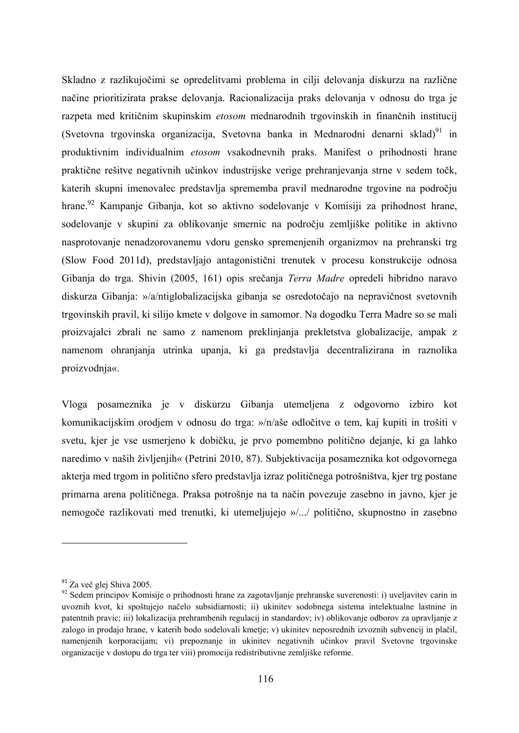Skladno z razlikujočimi se opredelitvami problema in cilji delovanja diskurza na različne načine prioritizirata prakse delovanja. Racionalizacija praks delovanja v odnosu do trga je razpeta med kritičnim skupinskim *etosom* mednarodnih trgovinskih in finančnih institucij (Svetovna trgovinska organizacija, Svetovna banka in Mednarodni denarni sklad)[91] in produktivnim individualnim *etosom* vsakodnevnih praks. Manifest o prihodnosti hrane praktične rešitve negativnih učinkov industrijske verige prehranjevanja strne v sedem točk, katerih skupni imenovalec predstavlja sprememba pravil mednarodne trgovine na področju hrane.[92] Kampanje Gibanja, kot so aktivno sodelovanje v Komisiji za prihodnost hrane, sodelovanje v skupini za oblikovanje smernic na področju zemljiške politike in aktivno nasprotovanje nenadzorovanemu vdoru gensko spremenjenih organizmov na prehranski trg (Slow Food 2011d), predstavljajo antagonistični trenutek v procesu konstrukcije odnosa Gibanja do trga. Shivin (2005, 161) opis srečanja *Terra Madre* opredeli hibridno naravo diskurza Gibanja: »/a/ntiglobalizacijska gibanja se osredotočajo na nepravičnost svetovnih trgovinskih pravil, ki silijo kmete v dolgove in samomor. Na dogodku Terra Madre so se mali proizvajalci zbrali ne samo z namenom preklinjanja prekletstva globalizacije, ampak z namenom ohranjanja utrinka upanja, ki ga predstavlja decentralizirana in raznolika proizvodnja«.

Vloga posameznika je v diskurzu Gibanja utemeljena z odgovorno izbiro kot komunikacijskim orodjem v odnosu do trga: »/n/aše odločitve o tem, kaj kupiti in trošiti v svetu, kjer je vse usmerjeno k dobičku, je prvo pomembno politično dejanje, ki ga lahko naredimo v naših življenjih« (Petrini 2010, 87). Subjektivacija posameznika kot odgovornega akterja med trgom in politično sfero predstavlja izraz političnega potrošništva, kjer trg postane primarna arena političnega. Praksa potrošnje na ta način povezuje zasebno in javno, kjer je nemogoče razlikovati med trenutki, ki utemeljujejo »/.../ politično, skupnostno in zasebno

---

[91] Za več glej Shiva 2005.

[92] Sedem principov Komisije o prihodnosti hrane za zagotavljanje prehranske suverenosti: i) uveljavitev carin in uvoznih kvot, ki spoštujejo načelo subsidiarnosti; ii) ukinitev sodobnega sistema intelektualne lastnine in patentnih pravic; iii) lokalizacija prehrambenih regulacij in standardov; iv) oblikovanje odborov za upravljanje z zalogo in prodajo hrane, v katerih bodo sodelovali kmetje; v) ukinitev neposrednih izvoznih subvencij in plačil, namenjenih korporacijam; vi) prepoznanje in ukinitev negativnih učinkov pravil Svetovne trgovinske organizacije v dostopu do trga ter viii) promocija redistributivne zemljiške reforme.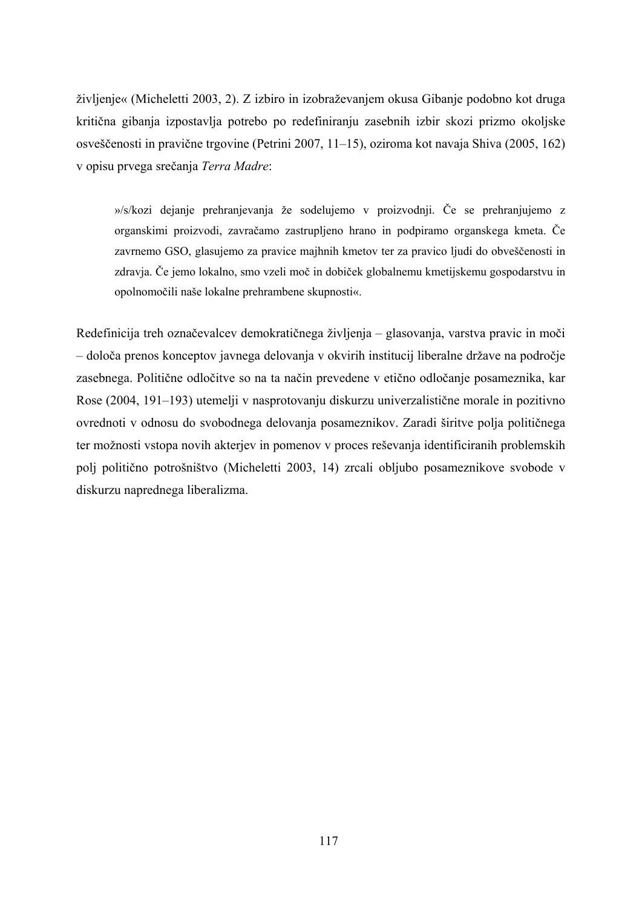življenje« (Micheletti 2003, 2). Z izbiro in izobraževanjem okusa Gibanje podobno kot druga kritična gibanja izpostavlja potrebo po redefiniranju zasebnih izbir skozi prizmo okoljske osveščenosti in pravične trgovine (Petrini 2007, 11–15), oziroma kot navaja Shiva (2005, 162) v opisu prvega srečanja *Terra Madre*:

> »/s/kozi dejanje prehranjevanja že sodelujemo v proizvodnji. Če se prehranjujemo z organskimi proizvodi, zavračamo zastrupljeno hrano in podpiramo organskega kmeta. Če zavrnemo GSO, glasujemo za pravice majhnih kmetov ter za pravico ljudi do obveščenosti in zdravja. Če jemo lokalno, smo vzeli moč in dobiček globalnemu kmetijskemu gospodarstvu in opolnomočili naše lokalne prehrambene skupnosti«.

Redefinicija treh označevalcev demokratičnega življenja – glasovanja, varstva pravic in moči – določa prenos konceptov javnega delovanja v okvirih institucij liberalne države na področje zasebnega. Politične odločitve so na ta način prevedene v etično odločanje posameznika, kar Rose (2004, 191–193) utemelji v nasprotovanju diskurzu univerzalistične morale in pozitivno ovrednoti v odnosu do svobodnega delovanja posameznikov. Zaradi širitve polja političnega ter možnosti vstopa novih akterjev in pomenov v proces reševanja identificiranih problemskih polj politično potrošništvo (Micheletti 2003, 14) zrcali obljubo posameznikove svobode v diskurzu naprednega liberalizma.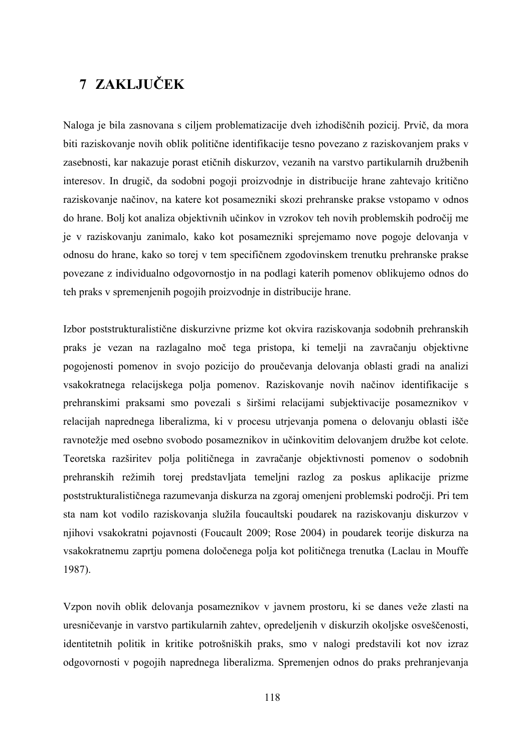# 7 ZAKLJUČEK

Naloga je bila zasnovana s ciljem problematizacije dveh izhodiščnih pozicij. Prvič, da mora biti raziskovanje novih oblik politične identifikacije tesno povezano z raziskovanjem praks v zasebnosti, kar nakazuje porast etičnih diskurzov, vezanih na varstvo partikularnih družbenih interesov. In drugič, da sodobni pogoji proizvodnje in distribucije hrane zahtevajo kritično raziskovanje načinov, na katere kot posamezniki skozi prehranske prakse vstopamo v odnos do hrane. Bolj kot analiza objektivnih učinkov in vzrokov teh novih problemskih področij me je v raziskovanju zanimalo, kako kot posamezniki sprejemamo nove pogoje delovanja v odnosu do hrane, kako so torej v tem specifičnem zgodovinskem trenutku prehranske prakse povezane z individualno odgovornostjo in na podlagi katerih pomenov oblikujemo odnos do teh praks v spremenjenih pogojih proizvodnje in distribucije hrane.

Izbor poststrukturalistične diskurzivne prizme kot okvira raziskovanja sodobnih prehranskih praks je vezan na razlagalno moč tega pristopa, ki temelji na zavračanju objektivne pogojenosti pomenov in svojo pozicijo do proučevanja delovanja oblasti gradi na analizi vsakokratnega relacijskega polja pomenov. Raziskovanje novih načinov identifikacije s prehranskimi praksami smo povezali s širšimi relacijami subjektivacije posameznikov v relacijah naprednega liberalizma, ki v procesu utrjevanja pomena o delovanju oblasti išče ravnotežje med osebno svobodo posameznikov in učinkovitim delovanjem družbe kot celote. Teoretska razširitev polja političnega in zavračanje objektivnosti pomenov o sodobnih prehranskih režimih torej predstavljata temeljni razlog za poskus aplikacije prizme poststrukturalističnega razumevanja diskurza na zgoraj omenjeni problemski področji. Pri tem sta nam kot vodilo raziskovanja služila foucaultski poudarek na raziskovanju diskurzov v njihovi vsakokratni pojavnosti (Foucault 2009; Rose 2004) in poudarek teorije diskurza na vsakokratnemu zaprtju pomena določenega polja kot političnega trenutka (Laclau in Mouffe 1987).

Vzpon novih oblik delovanja posameznikov v javnem prostoru, ki se danes veže zlasti na uresničevanje in varstvo partikularnih zahtev, opredeljenih v diskurzih okoljske osveščenosti, identitetnih politik in kritike potrošniških praks, smo v nalogi predstavili kot nov izraz odgovornosti v pogojih naprednega liberalizma. Spremenjen odnos do praks prehranjevanja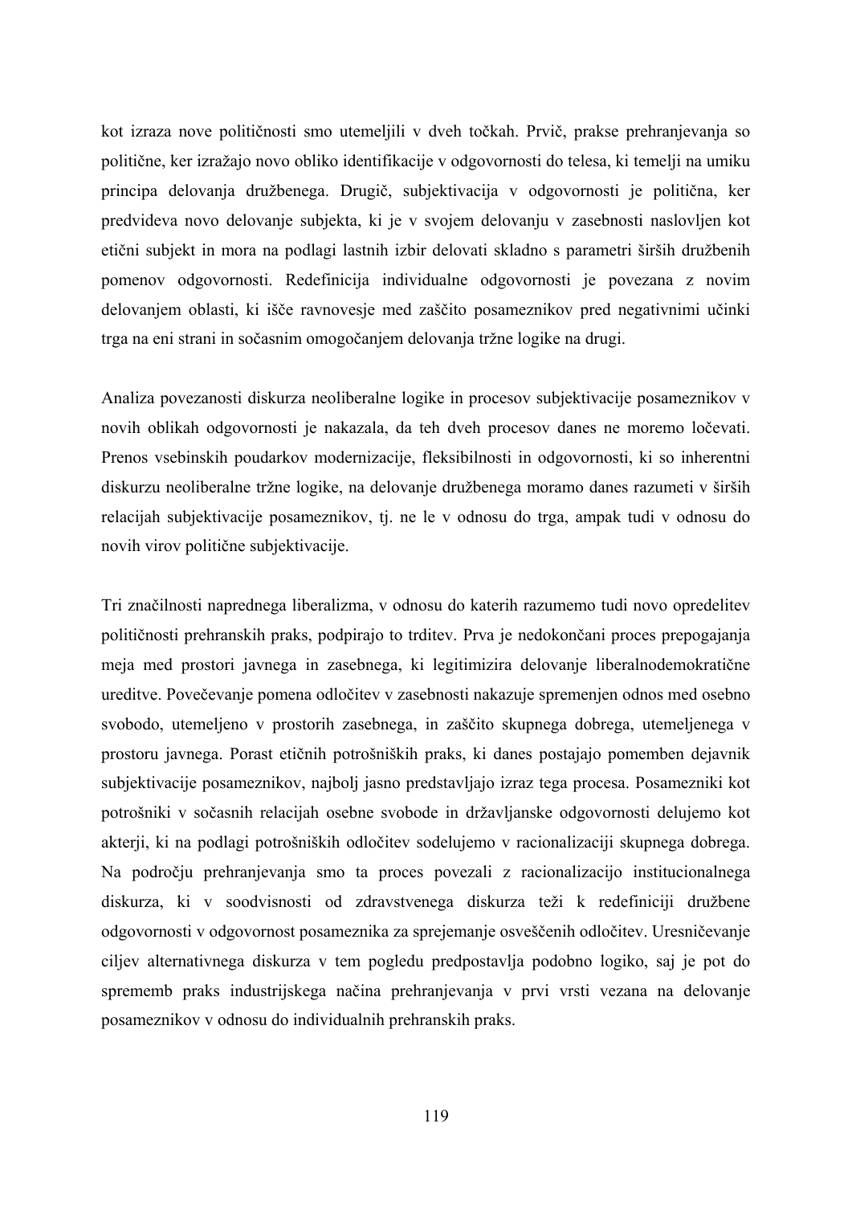kot izraza nove političnosti smo utemeljili v dveh točkah. Prvič, prakse prehranjevanja so politične, ker izražajo novo obliko identifikacije v odgovornosti do telesa, ki temelji na umiku principa delovanja družbenega. Drugič, subjektivacija v odgovornosti je politična, ker predvideva novo delovanje subjekta, ki je v svojem delovanju v zasebnosti naslovljen kot etični subjekt in mora na podlagi lastnih izbir delovati skladno s parametri širših družbenih pomenov odgovornosti. Redefinicija individualne odgovornosti je povezana z novim delovanjem oblasti, ki išče ravnovesje med zaščito posameznikov pred negativnimi učinki trga na eni strani in sočasnim omogočanjem delovanja tržne logike na drugi.

Analiza povezanosti diskurza neoliberalne logike in procesov subjektivacije posameznikov v novih oblikah odgovornosti je nakazala, da teh dveh procesov danes ne moremo ločevati. Prenos vsebinskih poudarkov modernizacije, fleksibilnosti in odgovornosti, ki so inherentni diskurzu neoliberalne tržne logike, na delovanje družbenega moramo danes razumeti v širših relacijah subjektivacije posameznikov, tj. ne le v odnosu do trga, ampak tudi v odnosu do novih virov politične subjektivacije.

Tri značilnosti naprednega liberalizma, v odnosu do katerih razumemo tudi novo opredelitev političnosti prehranskih praks, podpirajo to trditev. Prva je nedokončani proces prepogajanja meja med prostori javnega in zasebnega, ki legitimizira delovanje liberalnodemokratične ureditve. Povečevanje pomena odločitev v zasebnosti nakazuje spremenjen odnos med osebno svobodo, utemeljeno v prostorih zasebnega, in zaščito skupnega dobrega, utemeljenega v prostoru javnega. Porast etičnih potrošniških praks, ki danes postajajo pomemben dejavnik subjektivacije posameznikov, najbolj jasno predstavljajo izraz tega procesa. Posamezniki kot potrošniki v sočasnih relacijah osebne svobode in državljanske odgovornosti delujemo kot akterji, ki na podlagi potrošniških odločitev sodelujemo v racionalizaciji skupnega dobrega. Na področju prehranjevanja smo ta proces povezali z racionalizacijo institucionalnega diskurza, ki v soodvisnosti od zdravstvenega diskurza teži k redefiniciji družbene odgovornosti v odgovornost posameznika za sprejemanje osveščenih odločitev. Uresničevanje ciljev alternativnega diskurza v tem pogledu predpostavlja podobno logiko, saj je pot do sprememb praks industrijskega načina prehranjevanja v prvi vrsti vezana na delovanje posameznikov v odnosu do individualnih prehranskih praks.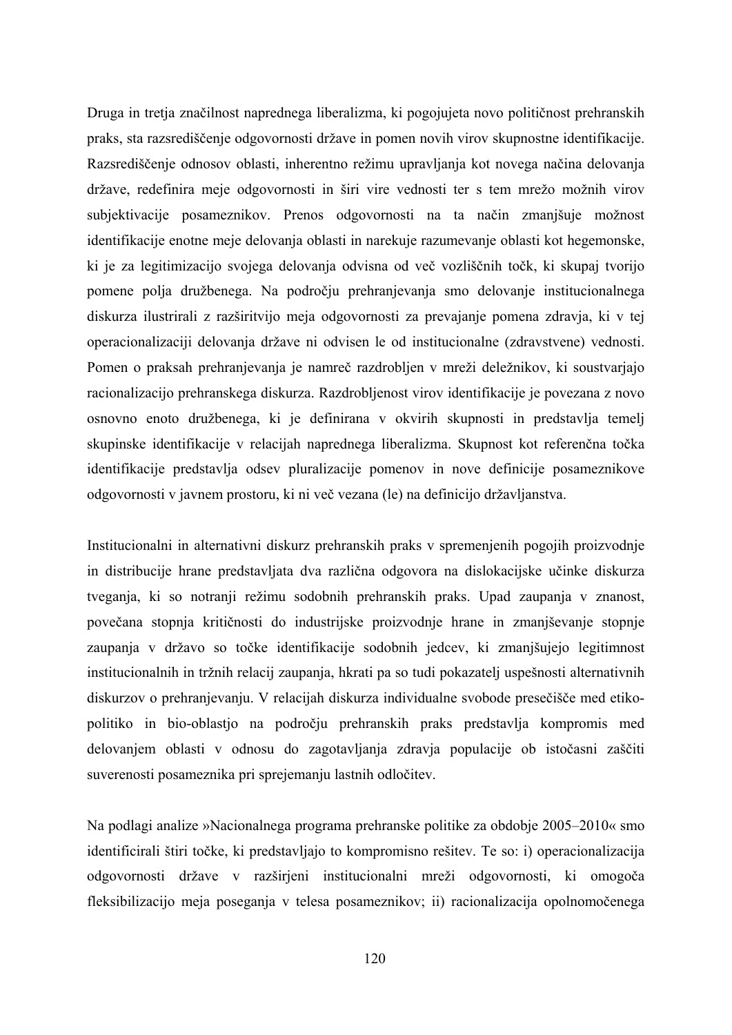Druga in tretja značilnost naprednega liberalizma, ki pogojujeta novo političnost prehranskih praks, sta razsrediščenje odgovornosti države in pomen novih virov skupnostne identifikacije. Razsrediščenje odnosov oblasti, inherentno režimu upravljanja kot novega načina delovanja države, redefinira meje odgovornosti in širi vire vednosti ter s tem mrežo možnih virov subjektivacije posameznikov. Prenos odgovornosti na ta način zmanjšuje možnost identifikacije enotne meje delovanja oblasti in narekuje razumevanje oblasti kot hegemonske, ki je za legitimizacijo svojega delovanja odvisna od več vozliščnih točk, ki skupaj tvorijo pomene polja družbenega. Na področju prehranjevanja smo delovanje institucionalnega diskurza ilustrirali z razširitvijo meja odgovornosti za prevajanje pomena zdravja, ki v tej operacionalizaciji delovanja države ni odvisen le od institucionalne (zdravstvene) vednosti. Pomen o praksah prehranjevanja je namreč razdrobljen v mreži deležnikov, ki soustvarjajo racionalizacijo prehranskega diskurza. Razdrobljenost virov identifikacije je povezana z novo osnovno enoto družbenega, ki je definirana v okvirih skupnosti in predstavlja temelj skupinske identifikacije v relacijah naprednega liberalizma. Skupnost kot referenčna točka identifikacije predstavlja odsev pluralizacije pomenov in nove definicije posameznikove odgovornosti v javnem prostoru, ki ni več vezana (le) na definicijo državljanstva.

Institucionalni in alternativni diskurz prehranskih praks v spremenjenih pogojih proizvodnje in distribucije hrane predstavljata dva različna odgovora na dislokacijske učinke diskurza tveganja, ki so notranji režimu sodobnih prehranskih praks. Upad zaupanja v znanost, povečana stopnja kritičnosti do industrijske proizvodnje hrane in zmanjševanje stopnje zaupanja v državo so točke identifikacije sodobnih jedcev, ki zmanjšujejo legitimnost institucionalnih in tržnih relacij zaupanja, hkrati pa so tudi pokazatelj uspešnosti alternativnih diskurzov o prehranjevanju. V relacijah diskurza individualne svobode presečišče med etiko-politiko in bio-oblastjo na področju prehranskih praks predstavlja kompromis med delovanjem oblasti v odnosu do zagotavljanja zdravja populacije ob istočasni zaščiti suverenosti posameznika pri sprejemanju lastnih odločitev.

Na podlagi analize »Nacionalnega programa prehranske politike za obdobje 2005–2010« smo identificirali štiri točke, ki predstavljajo to kompromisno rešitev. Te so: i) operacionalizacija odgovornosti države v razširjeni institucionalni mreži odgovornosti, ki omogoča fleksibilizacijo meja poseganja v telesa posameznikov; ii) racionalizacija opolnomočenega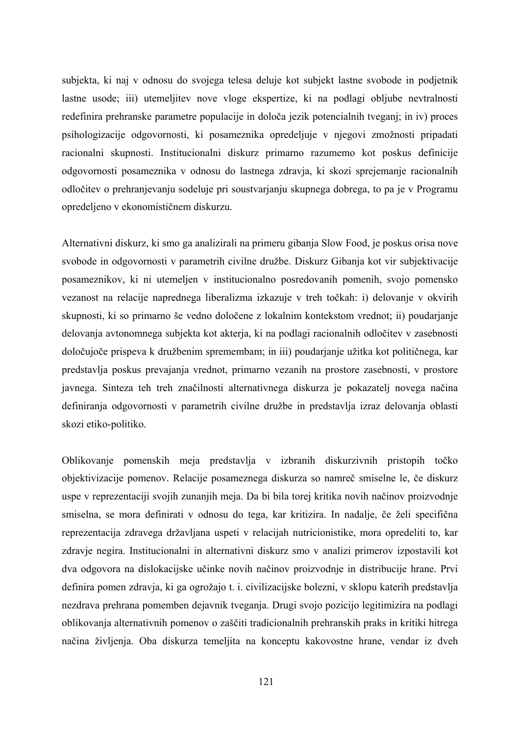subjekta, ki naj v odnosu do svojega telesa deluje kot subjekt lastne svobode in podjetnik lastne usode; iii) utemeljitev nove vloge ekspertize, ki na podlagi obljube nevtralnosti redefinira prehranske parametre populacije in določa jezik potencialnih tveganj; in iv) proces psihologizacije odgovornosti, ki posameznika opredeljuje v njegovi zmožnosti pripadati racionalni skupnosti. Institucionalni diskurz primarno razumemo kot poskus definicije odgovornosti posameznika v odnosu do lastnega zdravja, ki skozi sprejemanje racionalnih odločitev o prehranjevanju sodeluje pri soustvarjanju skupnega dobrega, to pa je v Programu opredeljeno v ekonomističnem diskurzu.

Alternativni diskurz, ki smo ga analizirali na primeru gibanja Slow Food, je poskus orisa nove svobode in odgovornosti v parametrih civilne družbe. Diskurz Gibanja kot vir subjektivacije posameznikov, ki ni utemeljen v institucionalno posredovanih pomenih, svojo pomensko vezanost na relacije naprednega liberalizma izkazuje v treh točkah: i) delovanje v okvirih skupnosti, ki so primarno še vedno določene z lokalnim kontekstom vrednot; ii) poudarjanje delovanja avtonomnega subjekta kot akterja, ki na podlagi racionalnih odločitev v zasebnosti določujoče prispeva k družbenim spremembam; in iii) poudarjanje užitka kot političnega, kar predstavlja poskus prevajanja vrednot, primarno vezanih na prostore zasebnosti, v prostore javnega. Sinteza teh treh značilnosti alternativnega diskurza je pokazatelj novega načina definiranja odgovornosti v parametrih civilne družbe in predstavlja izraz delovanja oblasti skozi etiko-politiko.

Oblikovanje pomenskih meja predstavlja v izbranih diskurzivnih pristopih točko objektivizacije pomenov. Relacije posameznega diskurza so namreč smiselne le, če diskurz uspe v reprezentaciji svojih zunanjih meja. Da bi bila torej kritika novih načinov proizvodnje smiselna, se mora definirati v odnosu do tega, kar kritizira. In nadalje, če želi specifična reprezentacija zdravega državljana uspeti v relacijah nutricionistike, mora opredeliti to, kar zdravje negira. Institucionalni in alternativni diskurz smo v analizi primerov izpostavili kot dva odgovora na dislokacijske učinke novih načinov proizvodnje in distribucije hrane. Prvi definira pomen zdravja, ki ga ogrožajo t. i. civilizacijske bolezni, v sklopu katerih predstavlja nezdrava prehrana pomemben dejavnik tveganja. Drugi svojo pozicijo legitimizira na podlagi oblikovanja alternativnih pomenov o zaščiti tradicionalnih prehranskih praks in kritiki hitrega načina življenja. Oba diskurza temeljita na konceptu kakovostne hrane, vendar iz dveh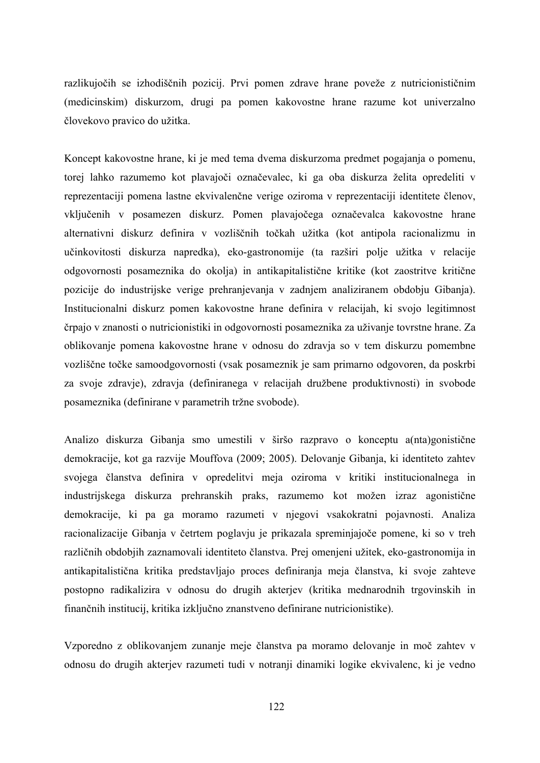razlikujočih se izhodiščnih pozicij. Prvi pomen zdrave hrane poveže z nutricionističnim (medicinskim) diskurzom, drugi pa pomen kakovostne hrane razume kot univerzalno človekovo pravico do užitka.

Koncept kakovostne hrane, ki je med tema dvema diskurzoma predmet pogajanja o pomenu, torej lahko razumemo kot plavajoči označevalec, ki ga oba diskurza želita opredeliti v reprezentaciji pomena lastne ekvivalenčne verige oziroma v reprezentaciji identitete članov, vključenih v posamezen diskurz. Pomen plavajočega označevalca kakovostne hrane alternativni diskurz definira v vozliščnih točkah užitka (kot antipola racionalizmu in učinkovitosti diskurza napredka), eko-gastronomije (ta razširi polje užitka v relacije odgovornosti posameznika do okolja) in antikapitalistične kritike (kot zaostritve kritične pozicije do industrijske verige prehranjevanja v zadnjem analiziranem obdobju Gibanja). Institucionalni diskurz pomen kakovostne hrane definira v relacijah, ki svojo legitimnost črpajo v znanosti o nutricionistiki in odgovornosti posameznika za uživanje tovrstne hrane. Za oblikovanje pomena kakovostne hrane v odnosu do zdravja so v tem diskurzu pomembne vozliščne točke samoodgovornosti (vsak posameznik je sam primarno odgovoren, da poskrbi za svoje zdravje), zdravja (definiranega v relacijah družbene produktivnosti) in svobode posameznika (definirane v parametrih tržne svobode).

Analizo diskurza Gibanja smo umestili v širšo razpravo o konceptu a(nta)gonistične demokracije, kot ga razvije Mouffova (2009; 2005). Delovanje Gibanja, ki identiteto zahtev svojega članstva definira v opredelitvi meja oziroma v kritiki institucionalnega in industrijskega diskurza prehranskih praks, razumemo kot možen izraz agonistične demokracije, ki pa ga moramo razumeti v njegovi vsakokratni pojavnosti. Analiza racionalizacije Gibanja v četrtem poglavju je prikazala spreminjajoče pomene, ki so v treh različnih obdobjih zaznamovali identiteto članstva. Prej omenjeni užitek, eko-gastronomija in antikapitalistična kritika predstavljajo proces definiranja meja članstva, ki svoje zahteve postopno radikalizira v odnosu do drugih akterjev (kritika mednarodnih trgovinskih in finančnih institucij, kritika izključno znanstveno definirane nutricionistike).

Vzporedno z oblikovanjem zunanje meje članstva pa moramo delovanje in moč zahtev v odnosu do drugih akterjev razumeti tudi v notranji dinamiki logike ekvivalenc, ki je vedno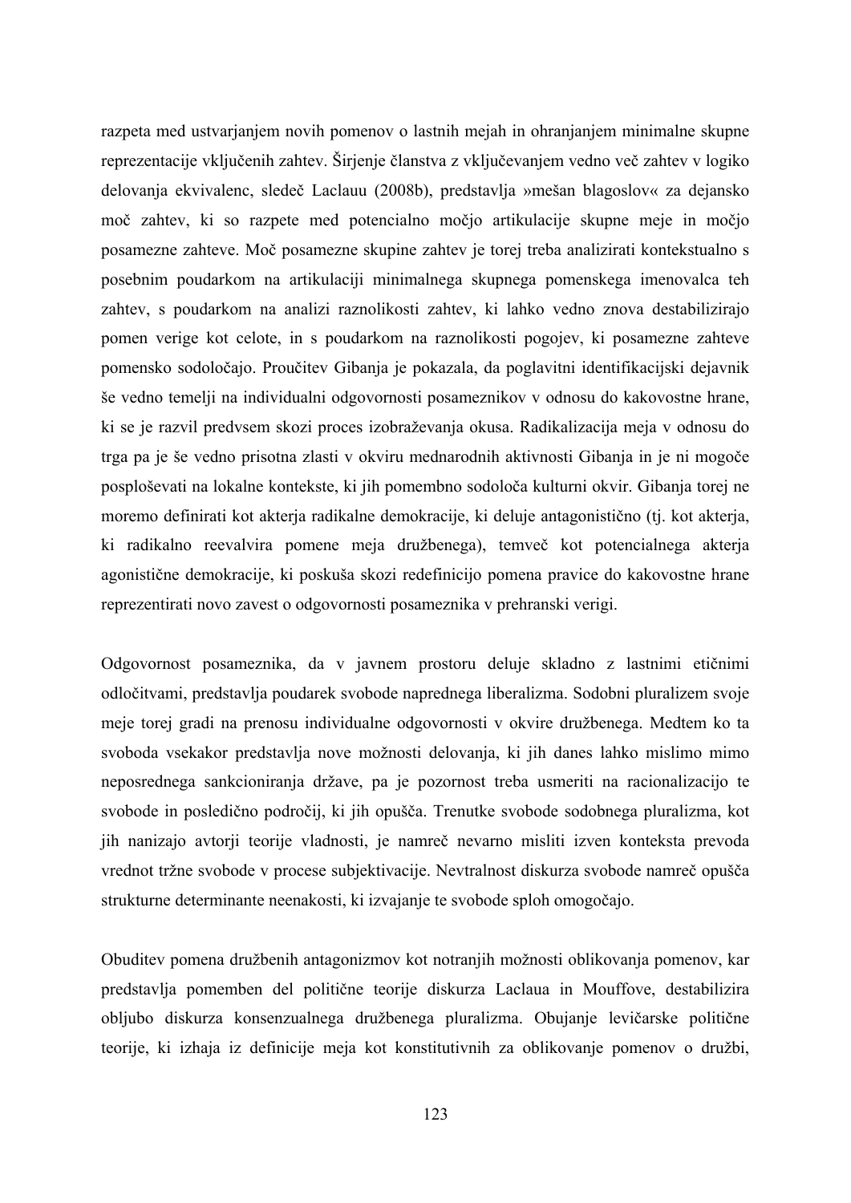razpeta med ustvarjanjem novih pomenov o lastnih mejah in ohranjanjem minimalne skupne reprezentacije vključenih zahtev. Širjenje članstva z vključevanjem vedno več zahtev v logiko delovanja ekvivalenc, sledeč Laclauu (2008b), predstavlja »mešan blagoslov« za dejansko moč zahtev, ki so razpete med potencialno močjo artikulacije skupne meje in močjo posamezne zahteve. Moč posamezne skupine zahtev je torej treba analizirati kontekstualno s posebnim poudarkom na artikulaciji minimalnega skupnega pomenskega imenovalca teh zahtev, s poudarkom na analizi raznolikosti zahtev, ki lahko vedno znova destabilizirajo pomen verige kot celote, in s poudarkom na raznolikosti pogojev, ki posamezne zahteve pomensko sodoločajo. Proučitev Gibanja je pokazala, da poglavitni identifikacijski dejavnik še vedno temelji na individualni odgovornosti posameznikov v odnosu do kakovostne hrane, ki se je razvil predvsem skozi proces izobraževanja okusa. Radikalizacija meja v odnosu do trga pa je še vedno prisotna zlasti v okviru mednarodnih aktivnosti Gibanja in je ni mogoče posploševati na lokalne kontekste, ki jih pomembno sodoloča kulturni okvir. Gibanja torej ne moremo definirati kot akterja radikalne demokracije, ki deluje antagonistično (tj. kot akterja, ki radikalno reevalvira pomene meja družbenega), temveč kot potencialnega akterja agonistične demokracije, ki poskuša skozi redefinicijo pomena pravice do kakovostne hrane reprezentirati novo zavest o odgovornosti posameznika v prehranski verigi.

Odgovornost posameznika, da v javnem prostoru deluje skladno z lastnimi etičnimi odločitvami, predstavlja poudarek svobode naprednega liberalizma. Sodobni pluralizem svoje meje torej gradi na prenosu individualne odgovornosti v okvire družbenega. Medtem ko ta svoboda vsekakor predstavlja nove možnosti delovanja, ki jih danes lahko mislimo mimo neposrednega sankcioniranja države, pa je pozornost treba usmeriti na racionalizacijo te svobode in posledično področij, ki jih opušča. Trenutke svobode sodobnega pluralizma, kot jih nanizajo avtorji teorije vladnosti, je namreč nevarno misliti izven konteksta prevoda vrednot tržne svobode v procese subjektivacije. Nevtralnost diskurza svobode namreč opušča strukturne determinante neenakosti, ki izvajanje te svobode sploh omogočajo.

Obuditev pomena družbenih antagonizmov kot notranjih možnosti oblikovanja pomenov, kar predstavlja pomemben del politične teorije diskurza Laclaua in Mouffove, destabilizira obljubo diskurza konsenzualnega družbenega pluralizma. Obujanje levičarske politične teorije, ki izhaja iz definicije meja kot konstitutivnih za oblikovanje pomenov o družbi,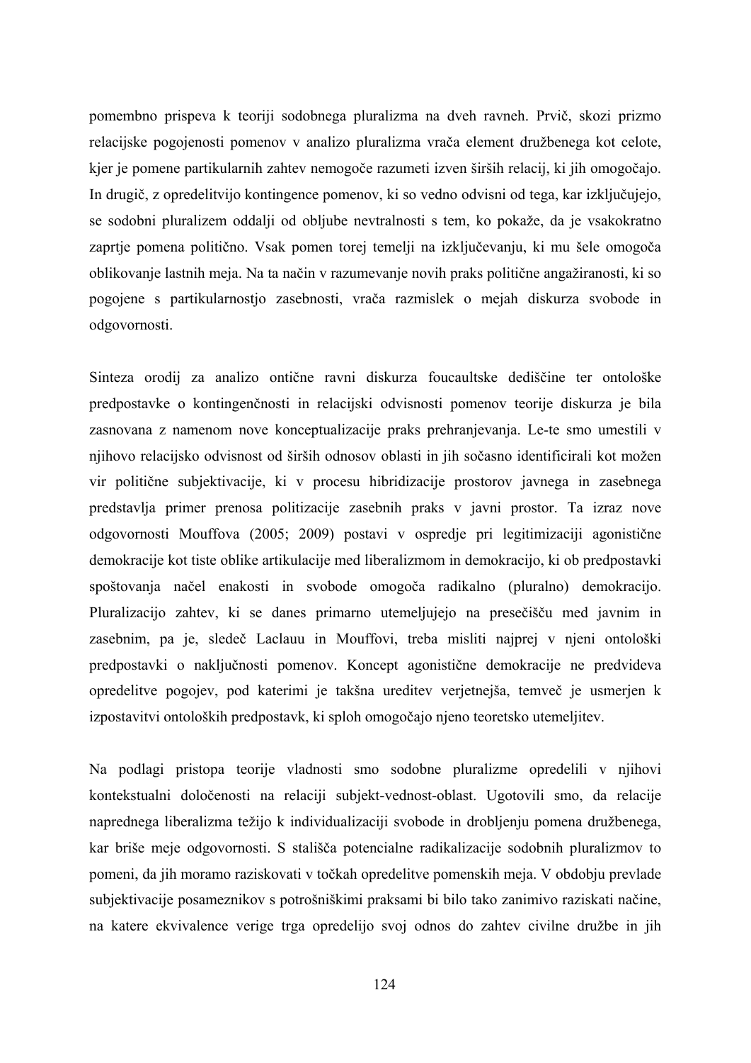pomembno prispeva k teoriji sodobnega pluralizma na dveh ravneh. Prvič, skozi prizmo relacijske pogojenosti pomenov v analizo pluralizma vrača element družbenega kot celote, kjer je pomene partikularnih zahtev nemogoče razumeti izven širših relacij, ki jih omogočajo. In drugič, z opredelitvijo kontingence pomenov, ki so vedno odvisni od tega, kar izključujejo, se sodobni pluralizem oddalji od obljube nevtralnosti s tem, ko pokaže, da je vsakokratno zaprtje pomena politično. Vsak pomen torej temelji na izključevanju, ki mu šele omogoča oblikovanje lastnih meja. Na ta način v razumevanje novih praks politične angažiranosti, ki so pogojene s partikularnostjo zasebnosti, vrača razmislek o mejah diskurza svobode in odgovornosti.

Sinteza orodij za analizo ontične ravni diskurza foucaultske dediščine ter ontološke predpostavke o kontingenčnosti in relacijski odvisnosti pomenov teorije diskurza je bila zasnovana z namenom nove konceptualizacije praks prehranjevanja. Le-te smo umestili v njihovo relacijsko odvisnost od širših odnosov oblasti in jih sočasno identificirali kot možen vir politične subjektivacije, ki v procesu hibridizacije prostorov javnega in zasebnega predstavlja primer prenosa politizacije zasebnih praks v javni prostor. Ta izraz nove odgovornosti Mouffova (2005; 2009) postavi v ospredje pri legitimizaciji agonistične demokracije kot tiste oblike artikulacije med liberalizmom in demokracijo, ki ob predpostavki spoštovanja načel enakosti in svobode omogoča radikalno (pluralno) demokracijo. Pluralizacijo zahtev, ki se danes primarno utemeljujejo na presečišču med javnim in zasebnim, pa je, sledeč Laclauu in Mouffovi, treba misliti najprej v njeni ontološki predpostavki o naključnosti pomenov. Koncept agonistične demokracije ne predvideva opredelitve pogojev, pod katerimi je takšna ureditev verjetnejša, temveč je usmerjen k izpostavitvi ontoloških predpostavk, ki sploh omogočajo njeno teoretsko utemeljitev.

Na podlagi pristopa teorije vladnosti smo sodobne pluralizme opredelili v njihovi kontekstualni določenosti na relaciji subjekt-vednost-oblast. Ugotovili smo, da relacije naprednega liberalizma težijo k individualizaciji svobode in drobljenju pomena družbenega, kar briše meje odgovornosti. S stališča potencialne radikalizacije sodobnih pluralizmov to pomeni, da jih moramo raziskovati v točkah opredelitve pomenskih meja. V obdobju prevlade subjektivacije posameznikov s potrošniškimi praksami bi bilo tako zanimivo raziskati načine, na katere ekvivalence verige trga opredelijo svoj odnos do zahtev civilne družbe in jih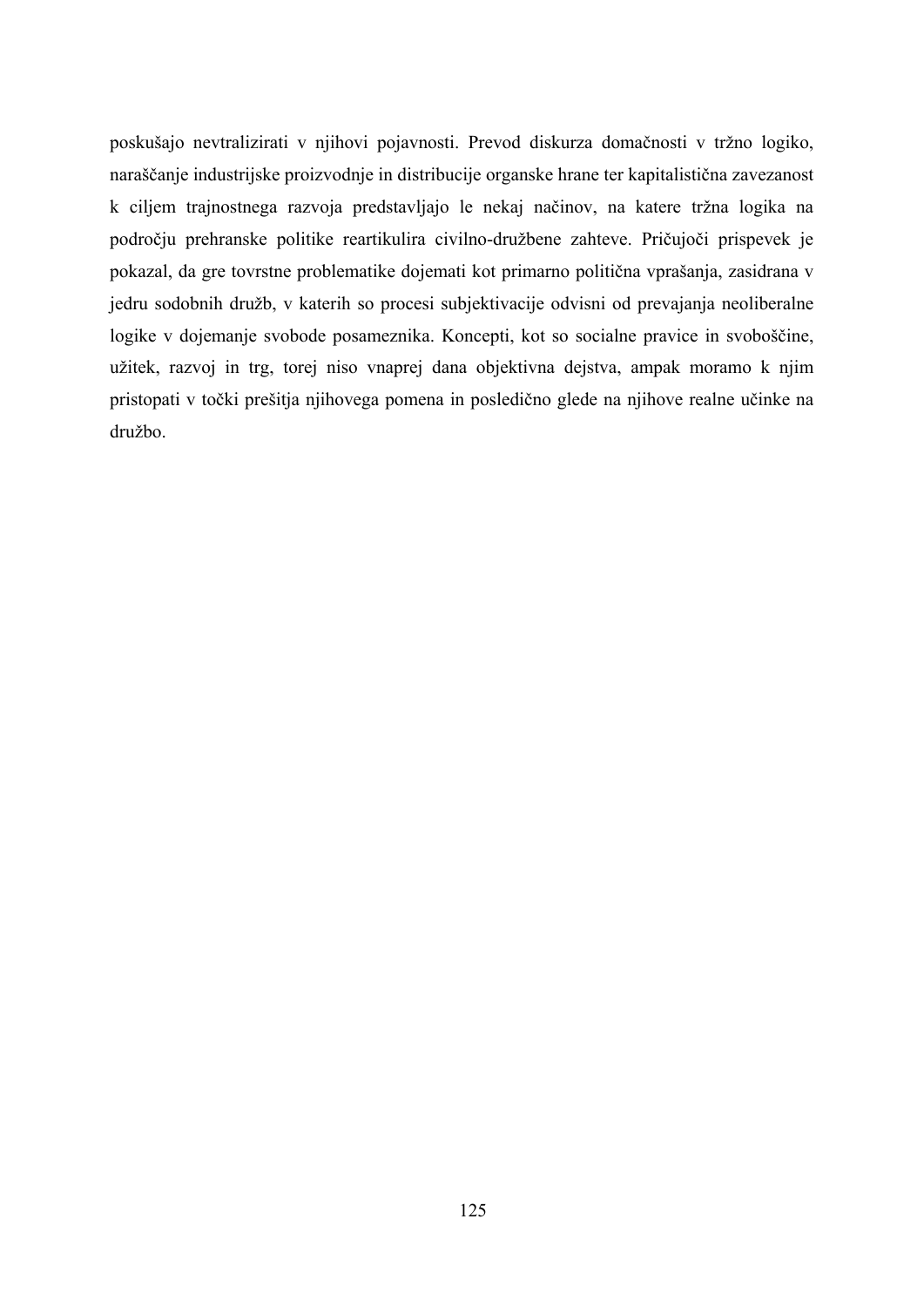poskušajo nevtralizirati v njihovi pojavnosti. Prevod diskurza domačnosti v tržno logiko, naraščanje industrijske proizvodnje in distribucije organske hrane ter kapitalistična zavezanost k ciljem trajnostnega razvoja predstavljajo le nekaj načinov, na katere tržna logika na področju prehranske politike reartikulira civilno-družbene zahteve. Pričujoči prispevek je pokazal, da gre tovrstne problematike dojemati kot primarno politična vprašanja, zasidrana v jedru sodobnih družb, v katerih so procesi subjektivacije odvisni od prevajanja neoliberalne logike v dojemanje svobode posameznika. Koncepti, kot so socialne pravice in svoboščine, užitek, razvoj in trg, torej niso vnaprej dana objektivna dejstva, ampak moramo k njim pristopati v točki prešitja njihovega pomena in posledično glede na njihove realne učinke na družbo.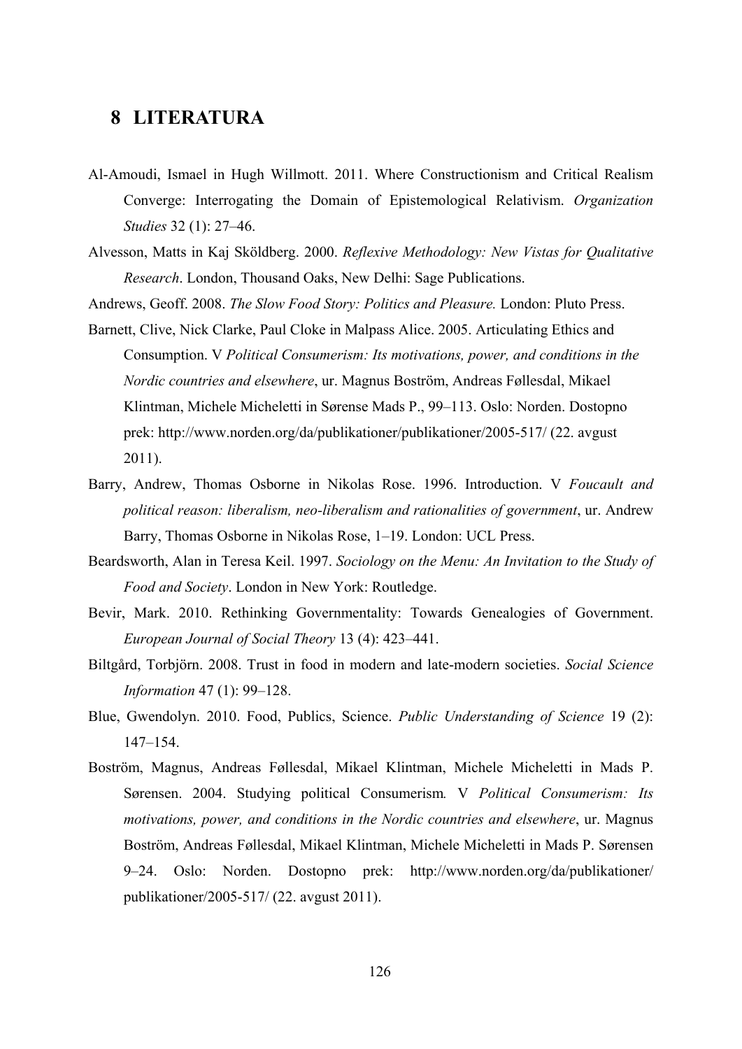# 8 LITERATURA

Al-Amoudi, Ismael in Hugh Willmott. 2011. Where Constructionism and Critical Realism Converge: Interrogating the Domain of Epistemological Relativism. *Organization Studies* 32 (1): 27–46.

Alvesson, Matts in Kaj Sköldberg. 2000. *Reflexive Methodology: New Vistas for Qualitative Research*. London, Thousand Oaks, New Delhi: Sage Publications.

Andrews, Geoff. 2008. *The Slow Food Story: Politics and Pleasure.* London: Pluto Press.

Barnett, Clive, Nick Clarke, Paul Cloke in Malpass Alice. 2005. Articulating Ethics and Consumption. V *Political Consumerism: Its motivations, power, and conditions in the Nordic countries and elsewhere*, ur. Magnus Boström, Andreas Føllesdal, Mikael Klintman, Michele Micheletti in Sørense Mads P., 99–113. Oslo: Norden. Dostopno prek: http://www.norden.org/da/publikationer/publikationer/2005-517/ (22. avgust 2011).

Barry, Andrew, Thomas Osborne in Nikolas Rose. 1996. Introduction. V *Foucault and political reason: liberalism, neo-liberalism and rationalities of government*, ur. Andrew Barry, Thomas Osborne in Nikolas Rose, 1–19. London: UCL Press.

Beardsworth, Alan in Teresa Keil. 1997. *Sociology on the Menu: An Invitation to the Study of Food and Society*. London in New York: Routledge.

Bevir, Mark. 2010. Rethinking Governmentality: Towards Genealogies of Government. *European Journal of Social Theory* 13 (4): 423–441.

Biltgård, Torbjörn. 2008. Trust in food in modern and late-modern societies. *Social Science Information* 47 (1): 99–128.

Blue, Gwendolyn. 2010. Food, Publics, Science. *Public Understanding of Science* 19 (2): 147–154.

Boström, Magnus, Andreas Føllesdal, Mikael Klintman, Michele Micheletti in Mads P. Sørensen. 2004. Studying political Consumerism*.* V *Political Consumerism: Its motivations, power, and conditions in the Nordic countries and elsewhere*, ur. Magnus Boström, Andreas Føllesdal, Mikael Klintman, Michele Micheletti in Mads P. Sørensen 9–24. Oslo: Norden. Dostopno prek: http://www.norden.org/da/publikationer/publikationer/2005-517/ (22. avgust 2011).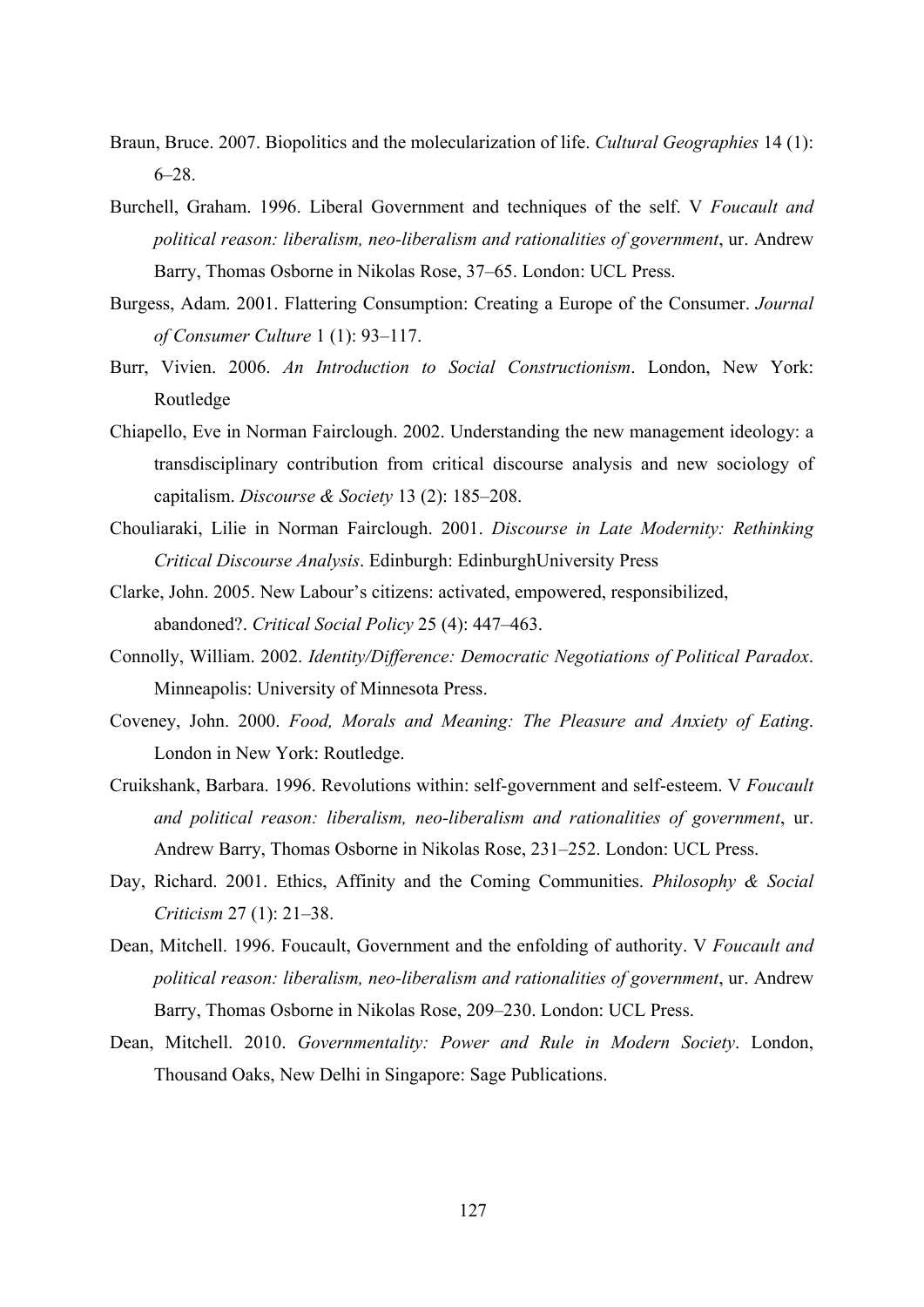Braun, Bruce. 2007. Biopolitics and the molecularization of life. *Cultural Geographies* 14 (1): 6–28.

Burchell, Graham. 1996. Liberal Government and techniques of the self. V *Foucault and political reason: liberalism, neo-liberalism and rationalities of government*, ur. Andrew Barry, Thomas Osborne in Nikolas Rose, 37–65. London: UCL Press.

Burgess, Adam. 2001. Flattering Consumption: Creating a Europe of the Consumer. *Journal of Consumer Culture* 1 (1): 93–117.

Burr, Vivien. 2006. *An Introduction to Social Constructionism*. London, New York: Routledge

Chiapello, Eve in Norman Fairclough. 2002. Understanding the new management ideology: a transdisciplinary contribution from critical discourse analysis and new sociology of capitalism. *Discourse & Society* 13 (2): 185–208.

Chouliaraki, Lilie in Norman Fairclough. 2001. *Discourse in Late Modernity: Rethinking Critical Discourse Analysis*. Edinburgh: EdinburghUniversity Press

Clarke, John. 2005. New Labour's citizens: activated, empowered, responsibilized, abandoned?. *Critical Social Policy* 25 (4): 447–463.

Connolly, William. 2002. *Identity/Difference: Democratic Negotiations of Political Paradox*. Minneapolis: University of Minnesota Press.

Coveney, John. 2000. *Food, Morals and Meaning: The Pleasure and Anxiety of Eating*. London in New York: Routledge.

Cruikshank, Barbara. 1996. Revolutions within: self-government and self-esteem. V *Foucault and political reason: liberalism, neo-liberalism and rationalities of government*, ur. Andrew Barry, Thomas Osborne in Nikolas Rose, 231–252. London: UCL Press.

Day, Richard. 2001. Ethics, Affinity and the Coming Communities. *Philosophy & Social Criticism* 27 (1): 21–38.

Dean, Mitchell. 1996. Foucault, Government and the enfolding of authority. V *Foucault and political reason: liberalism, neo-liberalism and rationalities of government*, ur. Andrew Barry, Thomas Osborne in Nikolas Rose, 209–230. London: UCL Press.

Dean, Mitchell. 2010. *Governmentality: Power and Rule in Modern Society*. London, Thousand Oaks, New Delhi in Singapore: Sage Publications.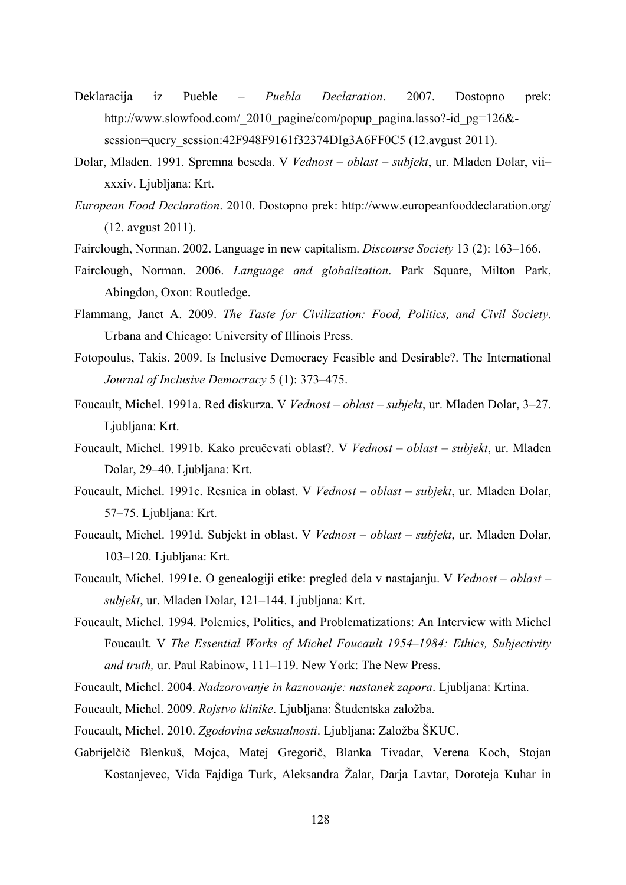Deklaracija iz Pueble – *Puebla Declaration*. 2007. Dostopno prek: http://www.slowfood.com/_2010_pagine/com/popup_pagina.lasso?-id_pg=126&-session=query_session:42F948F9161f32374DIg3A6FF0C5 (12.avgust 2011).

Dolar, Mladen. 1991. Spremna beseda. V *Vednost – oblast – subjekt*, ur. Mladen Dolar, vii–xxxiv. Ljubljana: Krt.

*European Food Declaration*. 2010. Dostopno prek: http://www.europeanfooddeclaration.org/ (12. avgust 2011).

Fairclough, Norman. 2002. Language in new capitalism. *Discourse Society* 13 (2): 163–166.

Fairclough, Norman. 2006. *Language and globalization*. Park Square, Milton Park, Abingdon, Oxon: Routledge.

Flammang, Janet A. 2009. *The Taste for Civilization: Food, Politics, and Civil Society*. Urbana and Chicago: University of Illinois Press.

Fotopoulus, Takis. 2009. Is Inclusive Democracy Feasible and Desirable?. The International *Journal of Inclusive Democracy* 5 (1): 373–475.

Foucault, Michel. 1991a. Red diskurza. V *Vednost – oblast – subjekt*, ur. Mladen Dolar, 3–27. Ljubljana: Krt.

Foucault, Michel. 1991b. Kako preučevati oblast?. V *Vednost – oblast – subjekt*, ur. Mladen Dolar, 29–40. Ljubljana: Krt.

Foucault, Michel. 1991c. Resnica in oblast. V *Vednost – oblast – subjekt*, ur. Mladen Dolar, 57–75. Ljubljana: Krt.

Foucault, Michel. 1991d. Subjekt in oblast. V *Vednost – oblast – subjekt*, ur. Mladen Dolar, 103–120. Ljubljana: Krt.

Foucault, Michel. 1991e. O genealogiji etike: pregled dela v nastajanju. V *Vednost – oblast – subjekt*, ur. Mladen Dolar, 121–144. Ljubljana: Krt.

Foucault, Michel. 1994. Polemics, Politics, and Problematizations: An Interview with Michel Foucault. V *The Essential Works of Michel Foucault 1954–1984: Ethics, Subjectivity and truth,* ur. Paul Rabinow, 111–119. New York: The New Press.

Foucault, Michel. 2004. *Nadzorovanje in kaznovanje: nastanek zapora*. Ljubljana: Krtina.

Foucault, Michel. 2009. *Rojstvo klinike*. Ljubljana: Študentska založba.

Foucault, Michel. 2010. *Zgodovina seksualnosti*. Ljubljana: Založba ŠKUC.

Gabrijelčič Blenkuš, Mojca, Matej Gregorič, Blanka Tivadar, Verena Koch, Stojan Kostanjevec, Vida Fajdiga Turk, Aleksandra Žalar, Darja Lavtar, Doroteja Kuhar in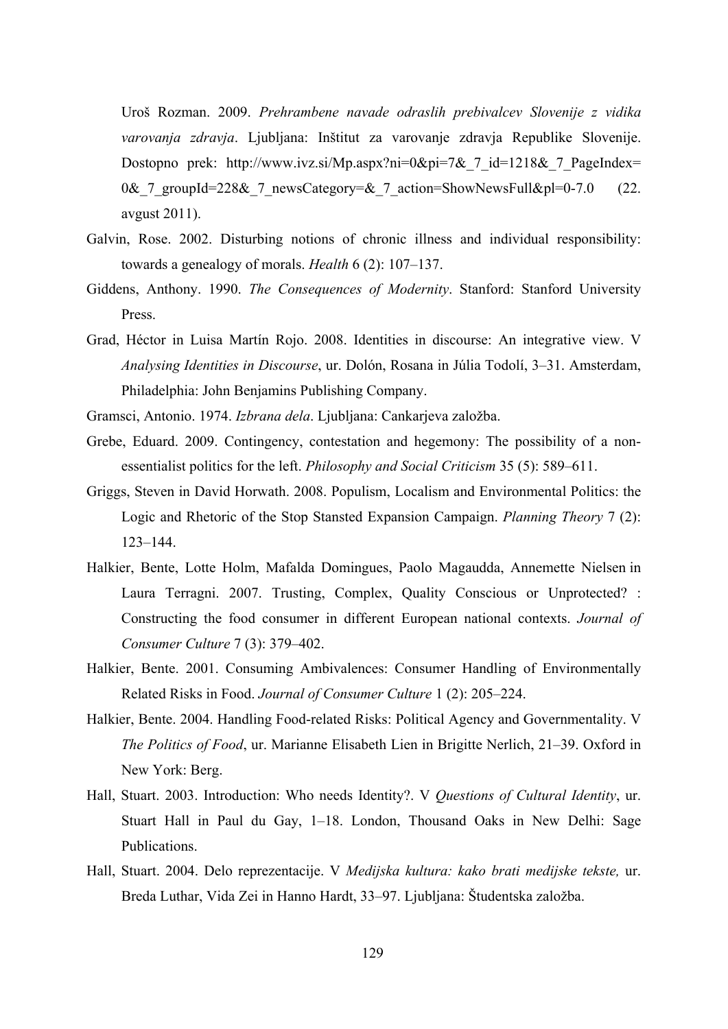Uroš Rozman. 2009. *Prehrambene navade odraslih prebivalcev Slovenije z vidika varovanja zdravja*. Ljubljana: Inštitut za varovanje zdravja Republike Slovenije. Dostopno prek: http://www.ivz.si/Mp.aspx?ni=0&pi=7&_7_id=1218&_7_PageIndex=0&_7_groupId=228&_7_newsCategory=&_7_action=ShowNewsFull&pl=0-7.0 (22. avgust 2011).

Galvin, Rose. 2002. Disturbing notions of chronic illness and individual responsibility: towards a genealogy of morals. *Health* 6 (2): 107–137.

Giddens, Anthony. 1990. *The Consequences of Modernity*. Stanford: Stanford University Press.

Grad, Héctor in Luisa Martín Rojo. 2008. Identities in discourse: An integrative view. V *Analysing Identities in Discourse*, ur. Dolón, Rosana in Júlia Todolí, 3–31. Amsterdam, Philadelphia: John Benjamins Publishing Company.

Gramsci, Antonio. 1974. *Izbrana dela*. Ljubljana: Cankarjeva založba.

Grebe, Eduard. 2009. Contingency, contestation and hegemony: The possibility of a non-essentialist politics for the left. *Philosophy and Social Criticism* 35 (5): 589–611.

Griggs, Steven in David Horwath. 2008. Populism, Localism and Environmental Politics: the Logic and Rhetoric of the Stop Stansted Expansion Campaign. *Planning Theory* 7 (2): 123–144.

Halkier, Bente, Lotte Holm, Mafalda Domingues, Paolo Magaudda, Annemette Nielsen in Laura Terragni. 2007. Trusting, Complex, Quality Conscious or Unprotected? : Constructing the food consumer in different European national contexts. *Journal of Consumer Culture* 7 (3): 379–402.

Halkier, Bente. 2001. Consuming Ambivalences: Consumer Handling of Environmentally Related Risks in Food. *Journal of Consumer Culture* 1 (2): 205–224.

Halkier, Bente. 2004. Handling Food-related Risks: Political Agency and Governmentality. V *The Politics of Food*, ur. Marianne Elisabeth Lien in Brigitte Nerlich, 21–39. Oxford in New York: Berg.

Hall, Stuart. 2003. Introduction: Who needs Identity?. V *Questions of Cultural Identity*, ur. Stuart Hall in Paul du Gay, 1–18. London, Thousand Oaks in New Delhi: Sage Publications.

Hall, Stuart. 2004. Delo reprezentacije. V *Medijska kultura: kako brati medijske tekste,* ur. Breda Luthar, Vida Zei in Hanno Hardt, 33–97. Ljubljana: Študentska založba.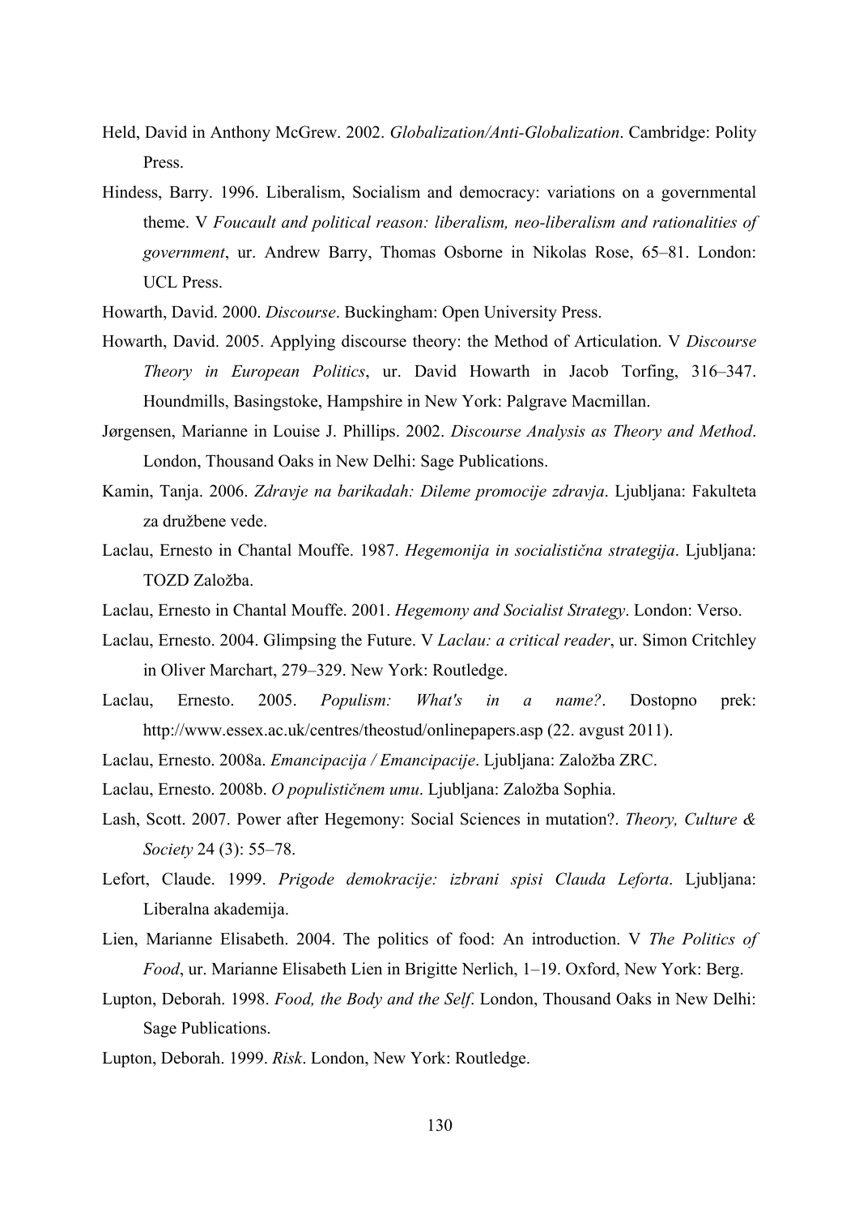Held, David in Anthony McGrew. 2002. *Globalization/Anti-Globalization*. Cambridge: Polity Press.

Hindess, Barry. 1996. Liberalism, Socialism and democracy: variations on a governmental theme. V *Foucault and political reason: liberalism, neo-liberalism and rationalities of government*, ur. Andrew Barry, Thomas Osborne in Nikolas Rose, 65–81. London: UCL Press.

Howarth, David. 2000. *Discourse*. Buckingham: Open University Press.

Howarth, David. 2005. Applying discourse theory: the Method of Articulation. V *Discourse Theory in European Politics*, ur. David Howarth in Jacob Torfing, 316–347. Houndmills, Basingstoke, Hampshire in New York: Palgrave Macmillan.

Jørgensen, Marianne in Louise J. Phillips. 2002. *Discourse Analysis as Theory and Method*. London, Thousand Oaks in New Delhi: Sage Publications.

Kamin, Tanja. 2006. *Zdravje na barikadah: Dileme promocije zdravja*. Ljubljana: Fakulteta za družbene vede.

Laclau, Ernesto in Chantal Mouffe. 1987. *Hegemonija in socialistična strategija*. Ljubljana: TOZD Založba.

Laclau, Ernesto in Chantal Mouffe. 2001. *Hegemony and Socialist Strategy*. London: Verso.

Laclau, Ernesto. 2004. Glimpsing the Future. V *Laclau: a critical reader*, ur. Simon Critchley in Oliver Marchart, 279–329. New York: Routledge.

Laclau, Ernesto. 2005. *Populism: What's in a name?*. Dostopno prek: http://www.essex.ac.uk/centres/theostud/onlinepapers.asp (22. avgust 2011).

Laclau, Ernesto. 2008a. *Emancipacija / Emancipacije*. Ljubljana: Založba ZRC.

Laclau, Ernesto. 2008b. *O populističnem umu*. Ljubljana: Založba Sophia.

Lash, Scott. 2007. Power after Hegemony: Social Sciences in mutation?. *Theory, Culture & Society* 24 (3): 55–78.

Lefort, Claude. 1999. *Prigode demokracije: izbrani spisi Clauda Leforta*. Ljubljana: Liberalna akademija.

Lien, Marianne Elisabeth. 2004. The politics of food: An introduction. V *The Politics of Food*, ur. Marianne Elisabeth Lien in Brigitte Nerlich, 1–19. Oxford, New York: Berg.

Lupton, Deborah. 1998. *Food, the Body and the Self*. London, Thousand Oaks in New Delhi: Sage Publications.

Lupton, Deborah. 1999. *Risk*. London, New York: Routledge.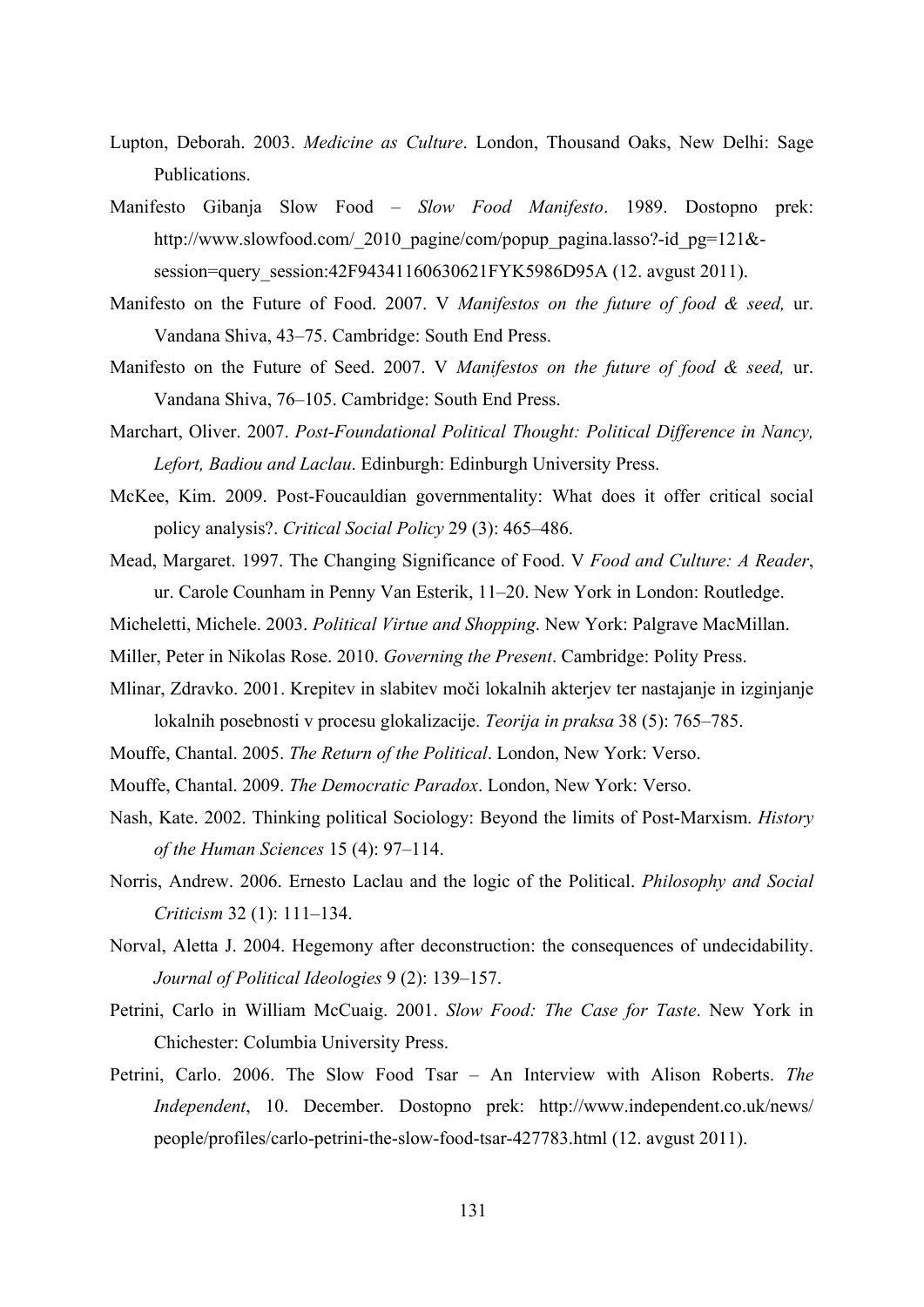Lupton, Deborah. 2003. *Medicine as Culture*. London, Thousand Oaks, New Delhi: Sage Publications.

Manifesto Gibanja Slow Food – *Slow Food Manifesto*. 1989. Dostopno prek: http://www.slowfood.com/_2010_pagine/com/popup_pagina.lasso?-id_pg=121&-session=query_session:42F94341160630621FYK5986D95A (12. avgust 2011).

Manifesto on the Future of Food. 2007. V *Manifestos on the future of food & seed,* ur. Vandana Shiva, 43–75. Cambridge: South End Press.

Manifesto on the Future of Seed. 2007. V *Manifestos on the future of food & seed,* ur. Vandana Shiva, 76–105. Cambridge: South End Press.

Marchart, Oliver. 2007. *Post-Foundational Political Thought: Political Difference in Nancy, Lefort, Badiou and Laclau*. Edinburgh: Edinburgh University Press.

McKee, Kim. 2009. Post-Foucauldian governmentality: What does it offer critical social policy analysis?. *Critical Social Policy* 29 (3): 465–486.

Mead, Margaret. 1997. The Changing Significance of Food. V *Food and Culture: A Reader*, ur. Carole Counham in Penny Van Esterik, 11–20. New York in London: Routledge.

Micheletti, Michele. 2003. *Political Virtue and Shopping*. New York: Palgrave MacMillan.

Miller, Peter in Nikolas Rose. 2010. *Governing the Present*. Cambridge: Polity Press.

Mlinar, Zdravko. 2001. Krepitev in slabitev moči lokalnih akterjev ter nastajanje in izginjanje lokalnih posebnosti v procesu glokalizacije. *Teorija in praksa* 38 (5): 765–785.

Mouffe, Chantal. 2005. *The Return of the Political*. London, New York: Verso.

Mouffe, Chantal. 2009. *The Democratic Paradox*. London, New York: Verso.

Nash, Kate. 2002. Thinking political Sociology: Beyond the limits of Post-Marxism. *History of the Human Sciences* 15 (4): 97–114.

Norris, Andrew. 2006. Ernesto Laclau and the logic of the Political. *Philosophy and Social Criticism* 32 (1): 111–134.

Norval, Aletta J. 2004. Hegemony after deconstruction: the consequences of undecidability. *Journal of Political Ideologies* 9 (2): 139–157.

Petrini, Carlo in William McCuaig. 2001. *Slow Food: The Case for Taste*. New York in Chichester: Columbia University Press.

Petrini, Carlo. 2006. The Slow Food Tsar – An Interview with Alison Roberts. *The Independent*, 10. December. Dostopno prek: http://www.independent.co.uk/news/people/profiles/carlo-petrini-the-slow-food-tsar-427783.html (12. avgust 2011).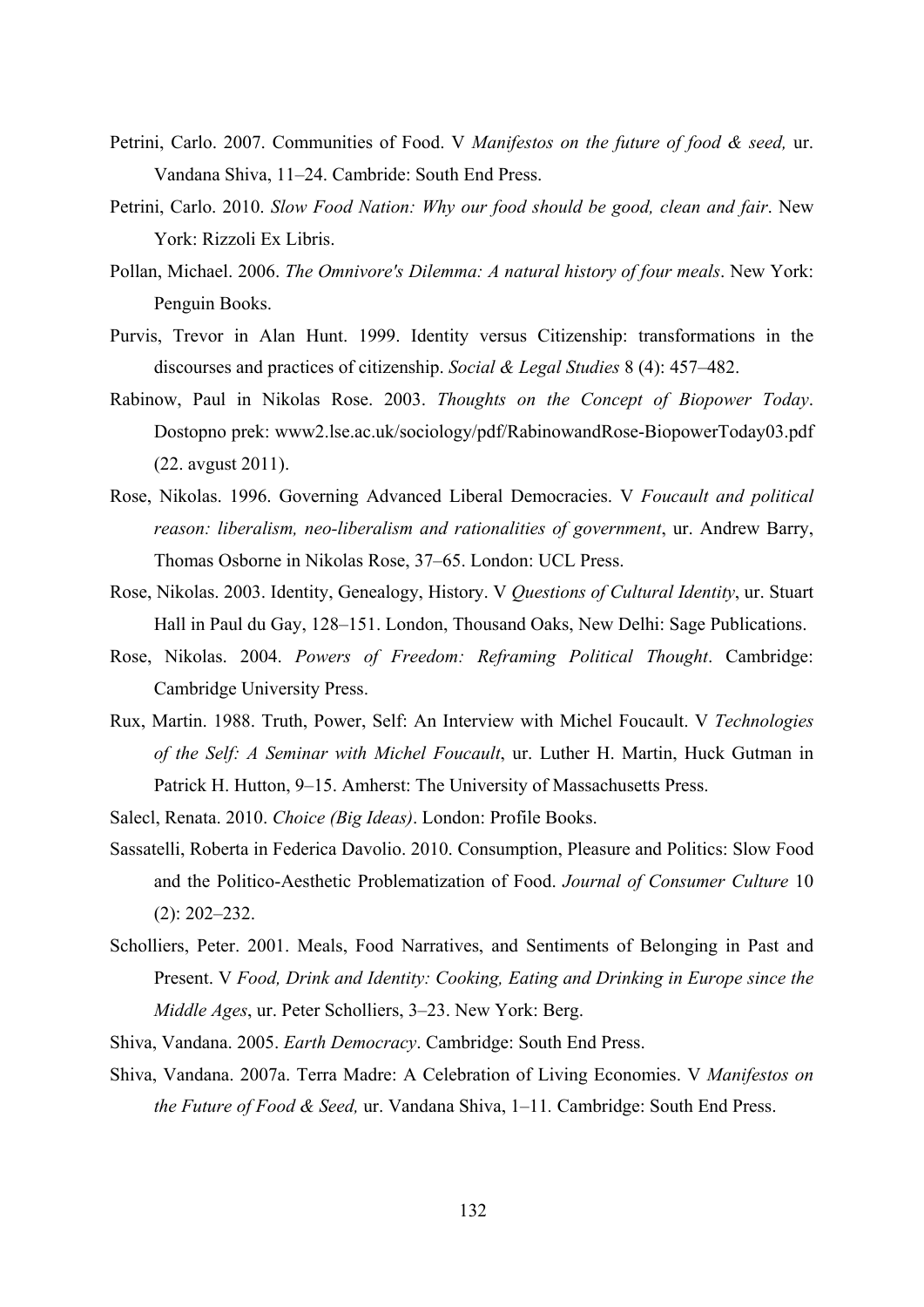Petrini, Carlo. 2007. Communities of Food. V *Manifestos on the future of food & seed,* ur. Vandana Shiva, 11–24. Cambride: South End Press.

Petrini, Carlo. 2010. *Slow Food Nation: Why our food should be good, clean and fair*. New York: Rizzoli Ex Libris.

Pollan, Michael. 2006. *The Omnivore's Dilemma: A natural history of four meals*. New York: Penguin Books.

Purvis, Trevor in Alan Hunt. 1999. Identity versus Citizenship: transformations in the discourses and practices of citizenship. *Social & Legal Studies* 8 (4): 457–482.

Rabinow, Paul in Nikolas Rose. 2003. *Thoughts on the Concept of Biopower Today*. Dostopno prek: www2.lse.ac.uk/sociology/pdf/RabinowandRose-BiopowerToday03.pdf (22. avgust 2011).

Rose, Nikolas. 1996. Governing Advanced Liberal Democracies. V *Foucault and political reason: liberalism, neo-liberalism and rationalities of government*, ur. Andrew Barry, Thomas Osborne in Nikolas Rose, 37–65. London: UCL Press.

Rose, Nikolas. 2003. Identity, Genealogy, History. V *Questions of Cultural Identity*, ur. Stuart Hall in Paul du Gay, 128–151. London, Thousand Oaks, New Delhi: Sage Publications.

Rose, Nikolas. 2004. *Powers of Freedom: Reframing Political Thought*. Cambridge: Cambridge University Press.

Rux, Martin. 1988. Truth, Power, Self: An Interview with Michel Foucault. V *Technologies of the Self: A Seminar with Michel Foucault*, ur. Luther H. Martin, Huck Gutman in Patrick H. Hutton, 9–15. Amherst: The University of Massachusetts Press.

Salecl, Renata. 2010. *Choice (Big Ideas)*. London: Profile Books.

Sassatelli, Roberta in Federica Davolio. 2010. Consumption, Pleasure and Politics: Slow Food and the Politico-Aesthetic Problematization of Food. *Journal of Consumer Culture* 10 (2): 202–232.

Scholliers, Peter. 2001. Meals, Food Narratives, and Sentiments of Belonging in Past and Present. V *Food, Drink and Identity: Cooking, Eating and Drinking in Europe since the Middle Ages*, ur. Peter Scholliers, 3–23. New York: Berg.

Shiva, Vandana. 2005. *Earth Democracy*. Cambridge: South End Press.

Shiva, Vandana. 2007a. Terra Madre: A Celebration of Living Economies. V *Manifestos on the Future of Food & Seed,* ur. Vandana Shiva, 1–11. Cambridge: South End Press.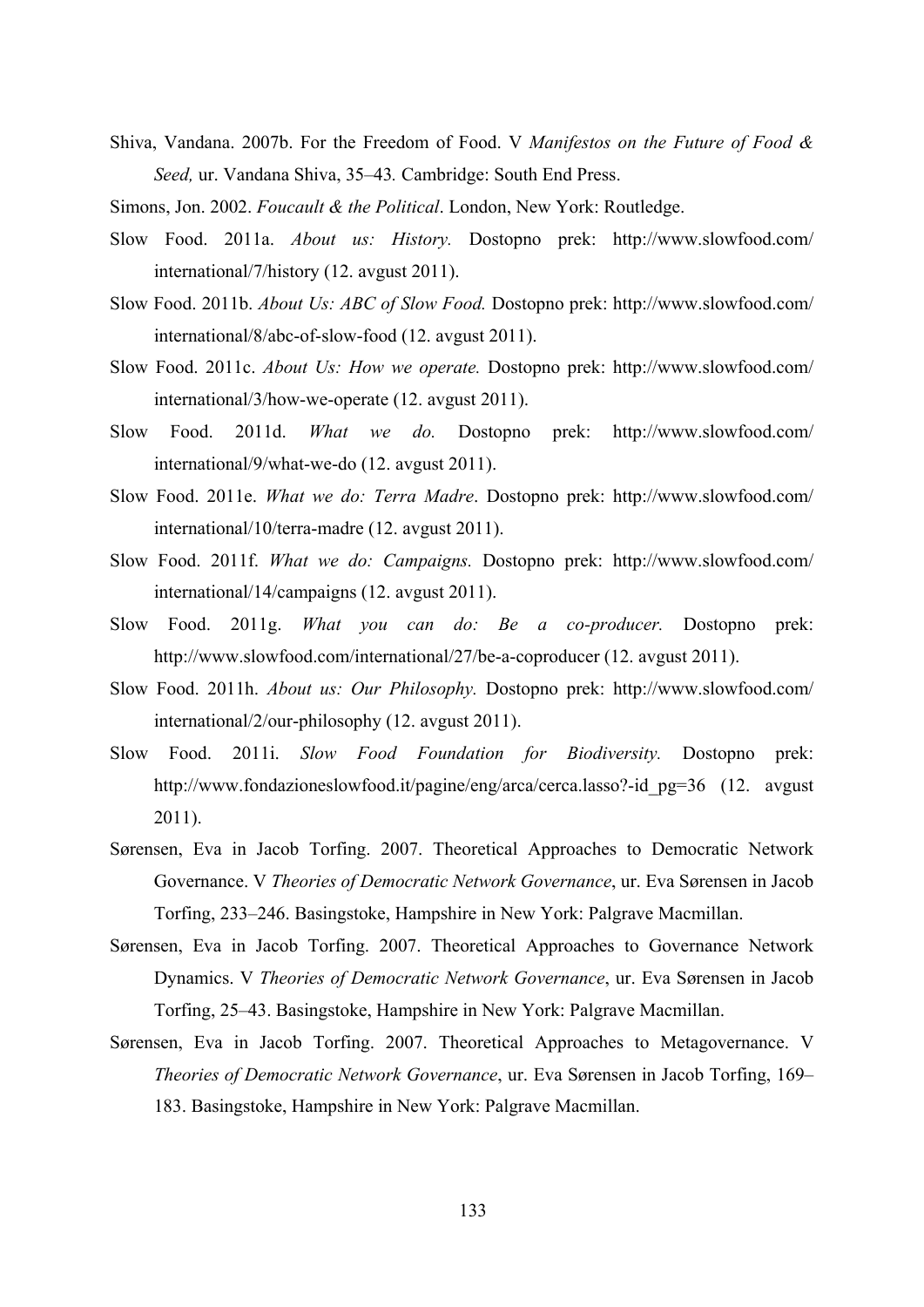Shiva, Vandana. 2007b. For the Freedom of Food. V *Manifestos on the Future of Food & Seed,* ur. Vandana Shiva, 35–43*.* Cambridge: South End Press.

Simons, Jon. 2002. *Foucault & the Political*. London, New York: Routledge.

Slow Food. 2011a. *About us: History.* Dostopno prek: http://www.slowfood.com/international/7/history (12. avgust 2011).

Slow Food. 2011b. *About Us: ABC of Slow Food.* Dostopno prek: http://www.slowfood.com/international/8/abc-of-slow-food (12. avgust 2011).

Slow Food. 2011c. *About Us: How we operate.* Dostopno prek: http://www.slowfood.com/international/3/how-we-operate (12. avgust 2011).

Slow Food. 2011d. *What we do.* Dostopno prek: http://www.slowfood.com/international/9/what-we-do (12. avgust 2011).

Slow Food. 2011e. *What we do: Terra Madre*. Dostopno prek: http://www.slowfood.com/international/10/terra-madre (12. avgust 2011).

Slow Food. 2011f. *What we do: Campaigns.* Dostopno prek: http://www.slowfood.com/international/14/campaigns (12. avgust 2011).

Slow Food. 2011g. *What you can do: Be a co-producer.* Dostopno prek: http://www.slowfood.com/international/27/be-a-coproducer (12. avgust 2011).

Slow Food. 2011h. *About us: Our Philosophy.* Dostopno prek: http://www.slowfood.com/international/2/our-philosophy (12. avgust 2011).

Slow Food. 2011i. *Slow Food Foundation for Biodiversity.* Dostopno prek: http://www.fondazioneslowfood.it/pagine/eng/arca/cerca.lasso?-id_pg=36 (12. avgust 2011).

Sørensen, Eva in Jacob Torfing. 2007. Theoretical Approaches to Democratic Network Governance. V *Theories of Democratic Network Governance*, ur. Eva Sørensen in Jacob Torfing, 233–246. Basingstoke, Hampshire in New York: Palgrave Macmillan.

Sørensen, Eva in Jacob Torfing. 2007. Theoretical Approaches to Governance Network Dynamics. V *Theories of Democratic Network Governance*, ur. Eva Sørensen in Jacob Torfing, 25–43. Basingstoke, Hampshire in New York: Palgrave Macmillan.

Sørensen, Eva in Jacob Torfing. 2007. Theoretical Approaches to Metagovernance. V *Theories of Democratic Network Governance*, ur. Eva Sørensen in Jacob Torfing, 169–183. Basingstoke, Hampshire in New York: Palgrave Macmillan.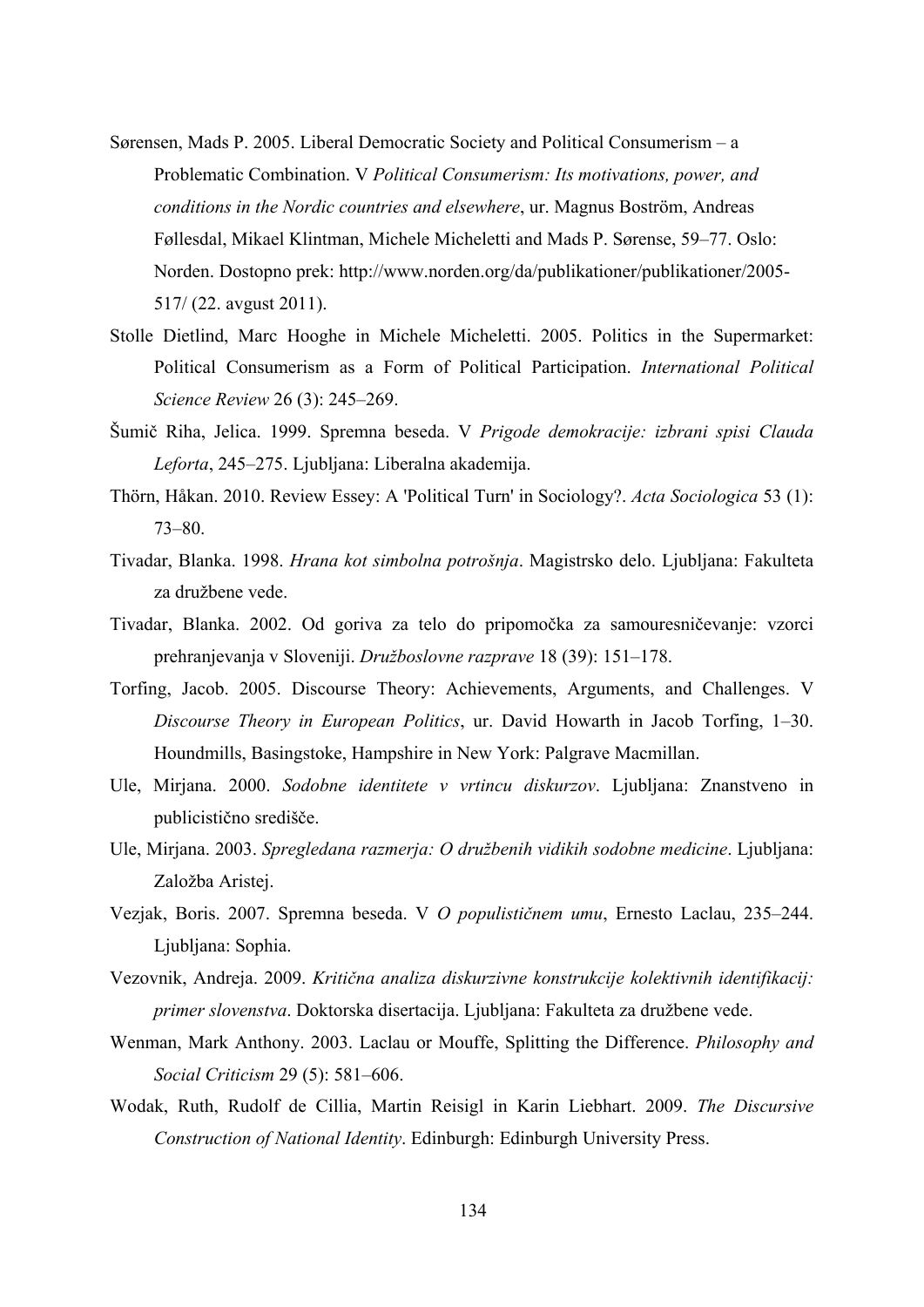Sørensen, Mads P. 2005. Liberal Democratic Society and Political Consumerism – a Problematic Combination. V *Political Consumerism: Its motivations, power, and conditions in the Nordic countries and elsewhere*, ur. Magnus Boström, Andreas Føllesdal, Mikael Klintman, Michele Micheletti and Mads P. Sørense, 59–77. Oslo: Norden. Dostopno prek: http://www.norden.org/da/publikationer/publikationer/2005-517/ (22. avgust 2011).

Stolle Dietlind, Marc Hooghe in Michele Micheletti. 2005. Politics in the Supermarket: Political Consumerism as a Form of Political Participation. *International Political Science Review* 26 (3): 245–269.

Šumič Riha, Jelica. 1999. Spremna beseda. V *Prigode demokracije: izbrani spisi Clauda Leforta*, 245–275. Ljubljana: Liberalna akademija.

Thörn, Håkan. 2010. Review Essey: A 'Political Turn' in Sociology?. *Acta Sociologica* 53 (1): 73–80.

Tivadar, Blanka. 1998. *Hrana kot simbolna potrošnja*. Magistrsko delo. Ljubljana: Fakulteta za družbene vede.

Tivadar, Blanka. 2002. Od goriva za telo do pripomočka za samouresničevanje: vzorci prehranjevanja v Sloveniji. *Družboslovne razprave* 18 (39): 151–178.

Torfing, Jacob. 2005. Discourse Theory: Achievements, Arguments, and Challenges. V *Discourse Theory in European Politics*, ur. David Howarth in Jacob Torfing, 1–30. Houndmills, Basingstoke, Hampshire in New York: Palgrave Macmillan.

Ule, Mirjana. 2000. *Sodobne identitete v vrtincu diskurzov*. Ljubljana: Znanstveno in publicistično središče.

Ule, Mirjana. 2003. *Spregledana razmerja: O družbenih vidikih sodobne medicine*. Ljubljana: Založba Aristej.

Vezjak, Boris. 2007. Spremna beseda. V *O populističnem umu*, Ernesto Laclau, 235–244. Ljubljana: Sophia.

Vezovnik, Andreja. 2009. *Kritična analiza diskurzivne konstrukcije kolektivnih identifikacij: primer slovenstva*. Doktorska disertacija. Ljubljana: Fakulteta za družbene vede.

Wenman, Mark Anthony. 2003. Laclau or Mouffe, Splitting the Difference. *Philosophy and Social Criticism* 29 (5): 581–606.

Wodak, Ruth, Rudolf de Cillia, Martin Reisigl in Karin Liebhart. 2009. *The Discursive Construction of National Identity*. Edinburgh: Edinburgh University Press.